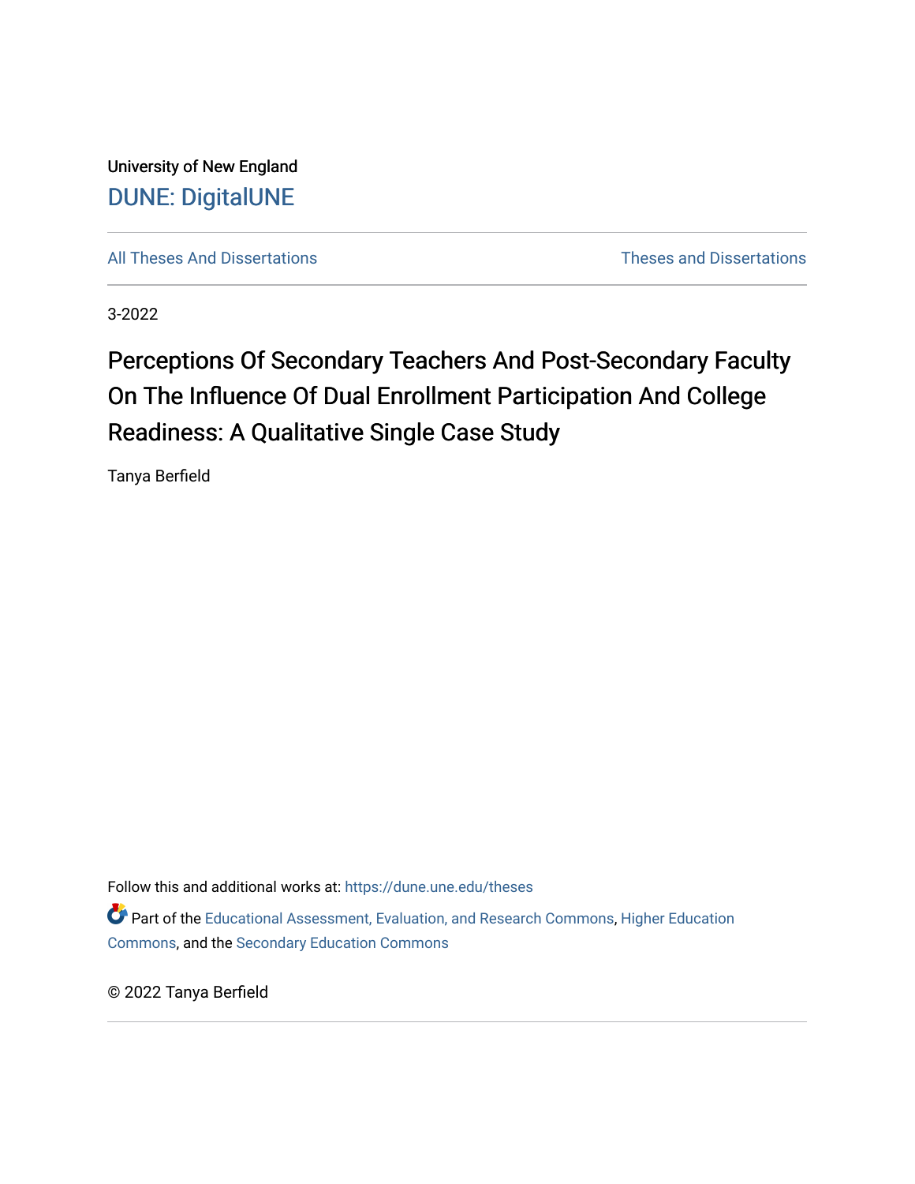University of New England

DUNE: DigitalUNE

All Theses And Dissertations

Theses and Dissertations

3-2022

# Perceptions Of Secondary Teachers And Post-Secondary Faculty On The Influence Of Dual Enrollment Participation And College Readiness: A Qualitative Single Case Study

Tanya Berfield

Follow this and additional works at: https://dune.une.edu/theses

Part of the Educational Assessment, Evaluation, and Research Commons, Higher Education Commons, and the Secondary Education Commons

© 2022 Tanya Berfield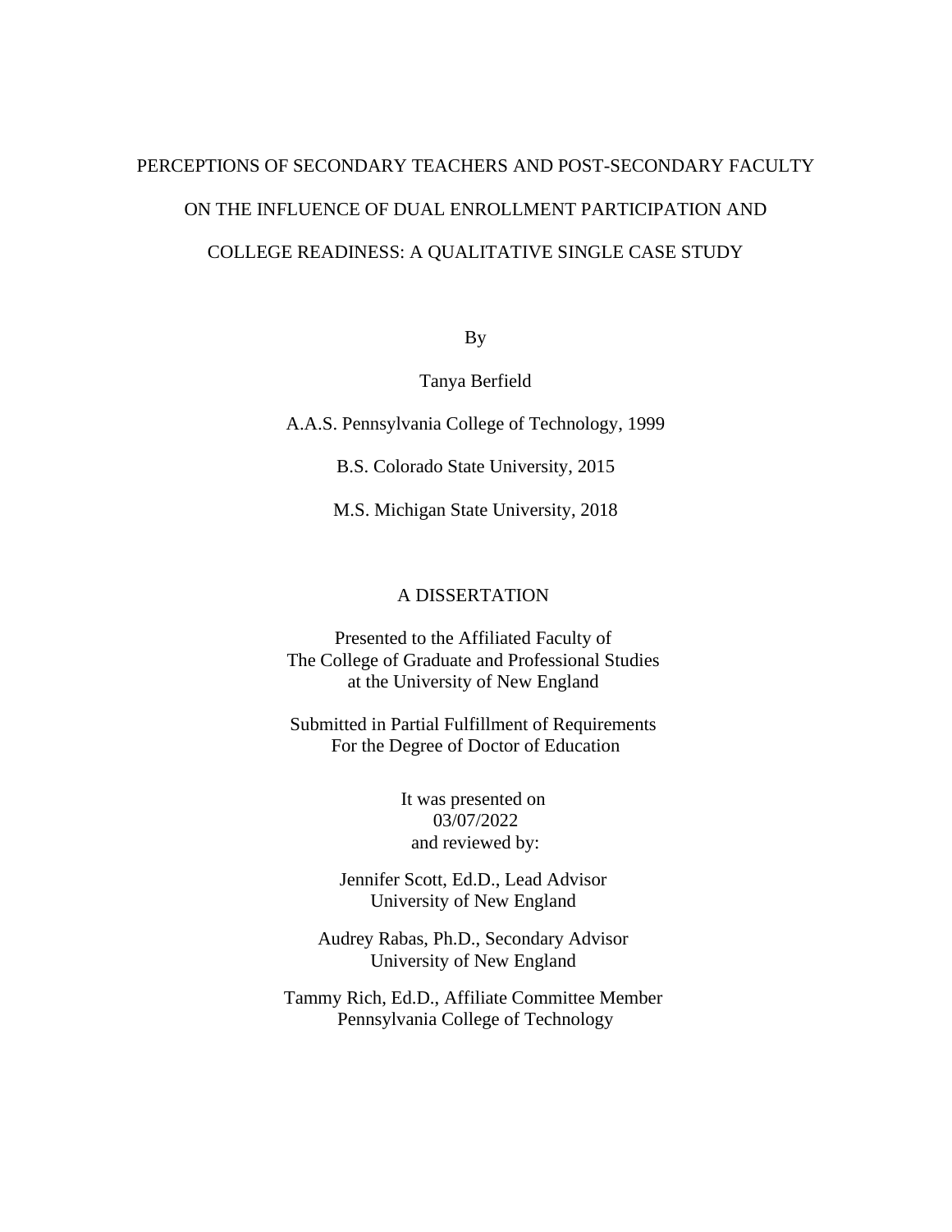# PERCEPTIONS OF SECONDARY TEACHERS AND POST-SECONDARY FACULTY ON THE INFLUENCE OF DUAL ENROLLMENT PARTICIPATION AND COLLEGE READINESS: A QUALITATIVE SINGLE CASE STUDY

By

Tanya Berfield

A.A.S. Pennsylvania College of Technology, 1999

B.S. Colorado State University, 2015

M.S. Michigan State University, 2018

A DISSERTATION

Presented to the Affiliated Faculty of
The College of Graduate and Professional Studies
at the University of New England

Submitted in Partial Fulfillment of Requirements
For the Degree of Doctor of Education

It was presented on
03/07/2022
and reviewed by:

Jennifer Scott, Ed.D., Lead Advisor
University of New England

Audrey Rabas, Ph.D., Secondary Advisor
University of New England

Tammy Rich, Ed.D., Affiliate Committee Member
Pennsylvania College of Technology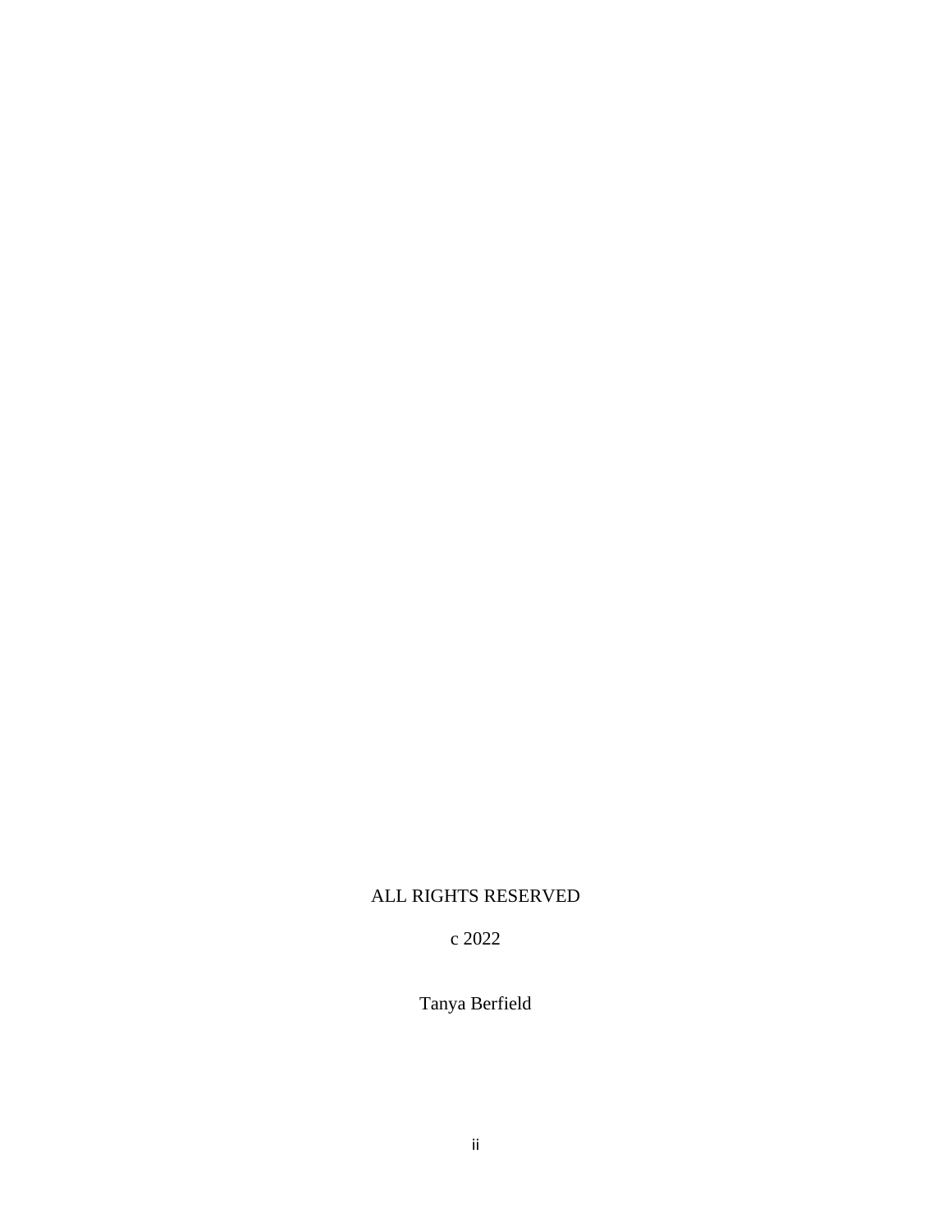ALL RIGHTS RESERVED

c 2022

Tanya Berfield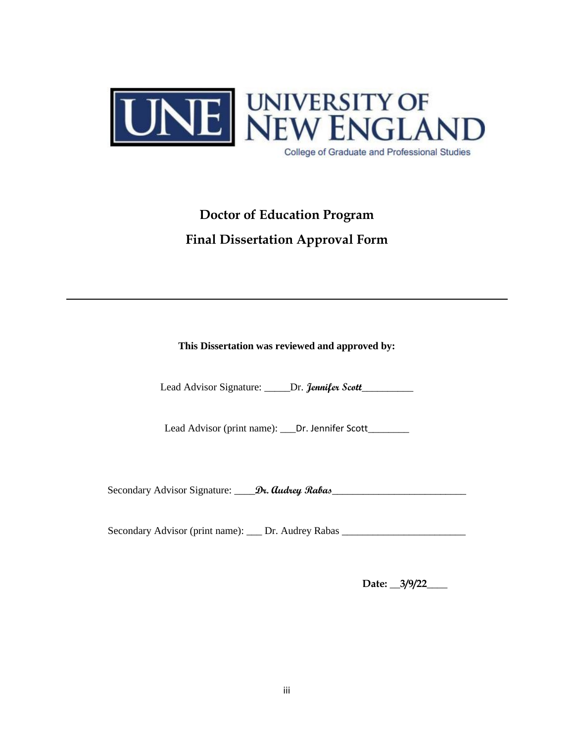UNIVERSITY OF NEW ENGLAND

College of Graduate and Professional Studies

# Doctor of Education Program

# Final Dissertation Approval Form

---

**This Dissertation was reviewed and approved by:**

Lead Advisor Signature: _____Dr. *Jennifer Scott*__________

Lead Advisor (print name): ___Dr. Jennifer Scott________

Secondary Advisor Signature: ____*Dr. Audrey Rabas*__________________________

Secondary Advisor (print name): ___ Dr. Audrey Rabas ________________________

**Date: __3/9/22____**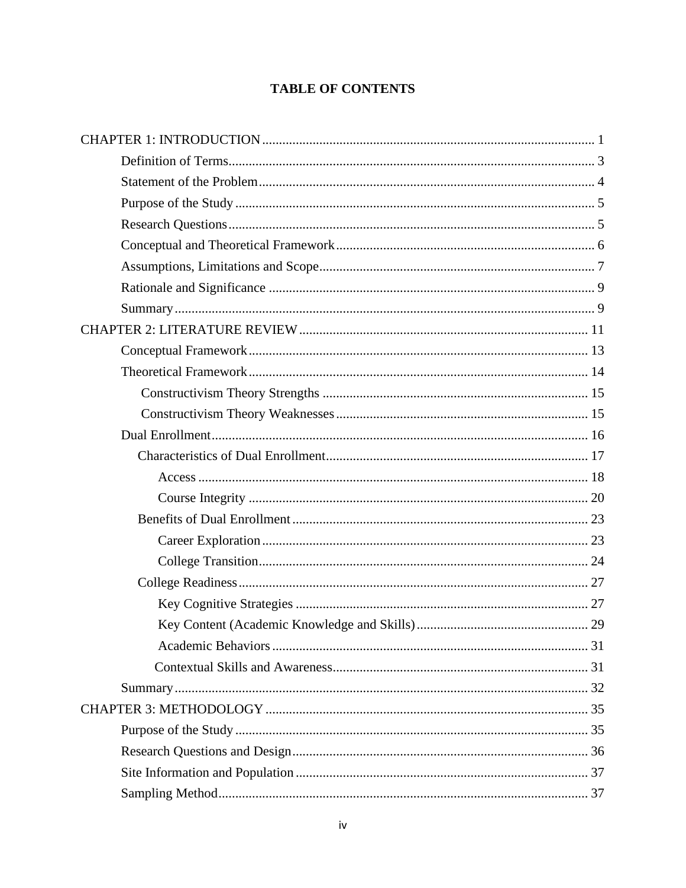# TABLE OF CONTENTS

CHAPTER 1: INTRODUCTION ........................................................................................ 1

- Definition of Terms........................................................................................ 3
- Statement of the Problem................................................................................ 4
- Purpose of the Study ...................................................................................... 5
- Research Questions ........................................................................................ 5
- Conceptual and Theoretical Framework ......................................................... 6
- Assumptions, Limitations and Scope ............................................................. 7
- Rationale and Significance ............................................................................ 9
- Summary ........................................................................................................ 9

CHAPTER 2: LITERATURE REVIEW ..................................................................... 11

- Conceptual Framework .................................................................................. 13
- Theoretical Framework .................................................................................. 14
  - Constructivism Theory Strengths ........................................................... 15
  - Constructivism Theory Weaknesses ....................................................... 15
- Dual Enrollment ............................................................................................. 16
  - Characteristics of Dual Enrollment ......................................................... 17
    - Access ................................................................................................ 18
    - Course Integrity ................................................................................. 20
  - Benefits of Dual Enrollment .................................................................... 23
    - Career Exploration ............................................................................. 23
    - College Transition .............................................................................. 24
  - College Readiness .................................................................................... 27
    - Key Cognitive Strategies ..................................................................... 27
    - Key Content (Academic Knowledge and Skills) .................................. 29
    - Academic Behaviors ........................................................................... 31
    - Contextual Skills and Awareness ......................................................... 31
- Summary ........................................................................................................ 32

CHAPTER 3: METHODOLOGY ................................................................................ 35

- Purpose of the Study ...................................................................................... 35
- Research Questions and Design ..................................................................... 36
- Site Information and Population .................................................................... 37
- Sampling Method ........................................................................................... 37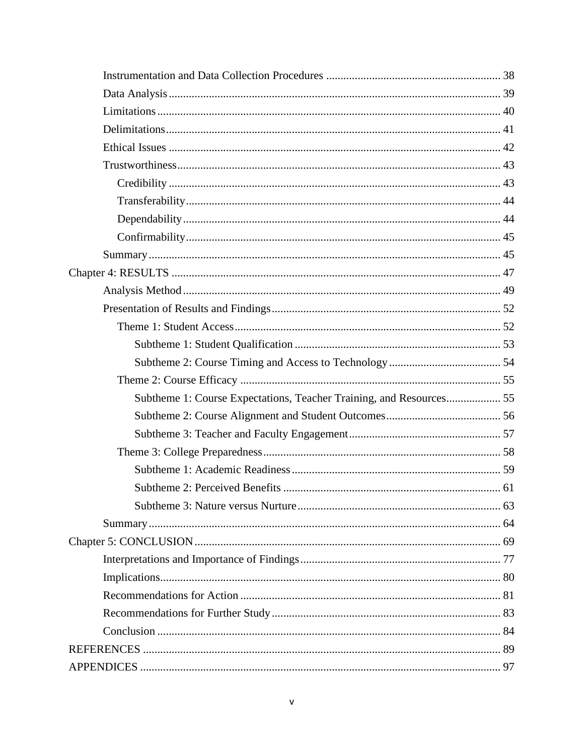Instrumentation and Data Collection Procedures ............................................................ 38
Data Analysis .................................................................................................................. 39
Limitations ...................................................................................................................... 40
Delimitations ................................................................................................................... 41
Ethical Issues .................................................................................................................. 42
Trustworthiness ............................................................................................................... 43
Credibility .................................................................................................................... 43
Transferability ............................................................................................................. 44
Dependability ............................................................................................................... 44
Confirmability ............................................................................................................. 45
Summary ......................................................................................................................... 45
Chapter 4: RESULTS .......................................................................................................... 47
Analysis Method ............................................................................................................. 49
Presentation of Results and Findings ............................................................................... 52
Theme 1: Student Access ............................................................................................. 52
Subtheme 1: Student Qualification ......................................................................... 53
Subtheme 2: Course Timing and Access to Technology ......................................... 54
Theme 2: Course Efficacy ............................................................................................ 55
Subtheme 1: Course Expectations, Teacher Training, and Resources .................... 55
Subtheme 2: Course Alignment and Student Outcomes .......................................... 56
Subtheme 3: Teacher and Faculty Engagement ....................................................... 57
Theme 3: College Preparedness ................................................................................... 58
Subtheme 1: Academic Readiness .......................................................................... 59
Subtheme 2: Perceived Benefits ............................................................................. 61
Subtheme 3: Nature versus Nurture ........................................................................ 63
Summary ......................................................................................................................... 64
Chapter 5: CONCLUSION .................................................................................................. 69
Interpretations and Importance of Findings ...................................................................... 77
Implications ..................................................................................................................... 80
Recommendations for Action .......................................................................................... 81
Recommendations for Further Study ............................................................................... 83
Conclusion ...................................................................................................................... 84
REFERENCES ..................................................................................................................... 89
APPENDICES ..................................................................................................................... 97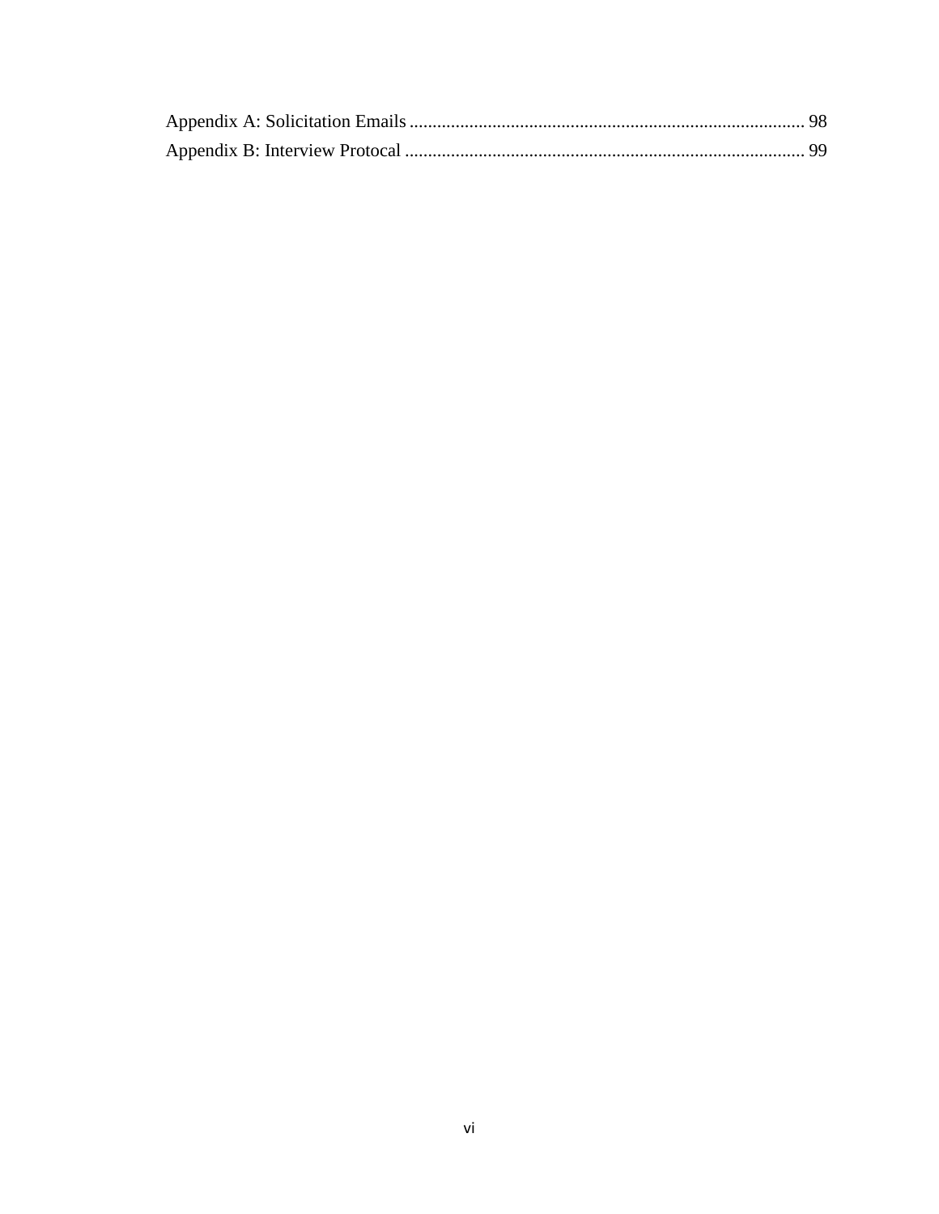Appendix A: Solicitation Emails ..................................................................................... 98

Appendix B: Interview Protocal ...................................................................................... 99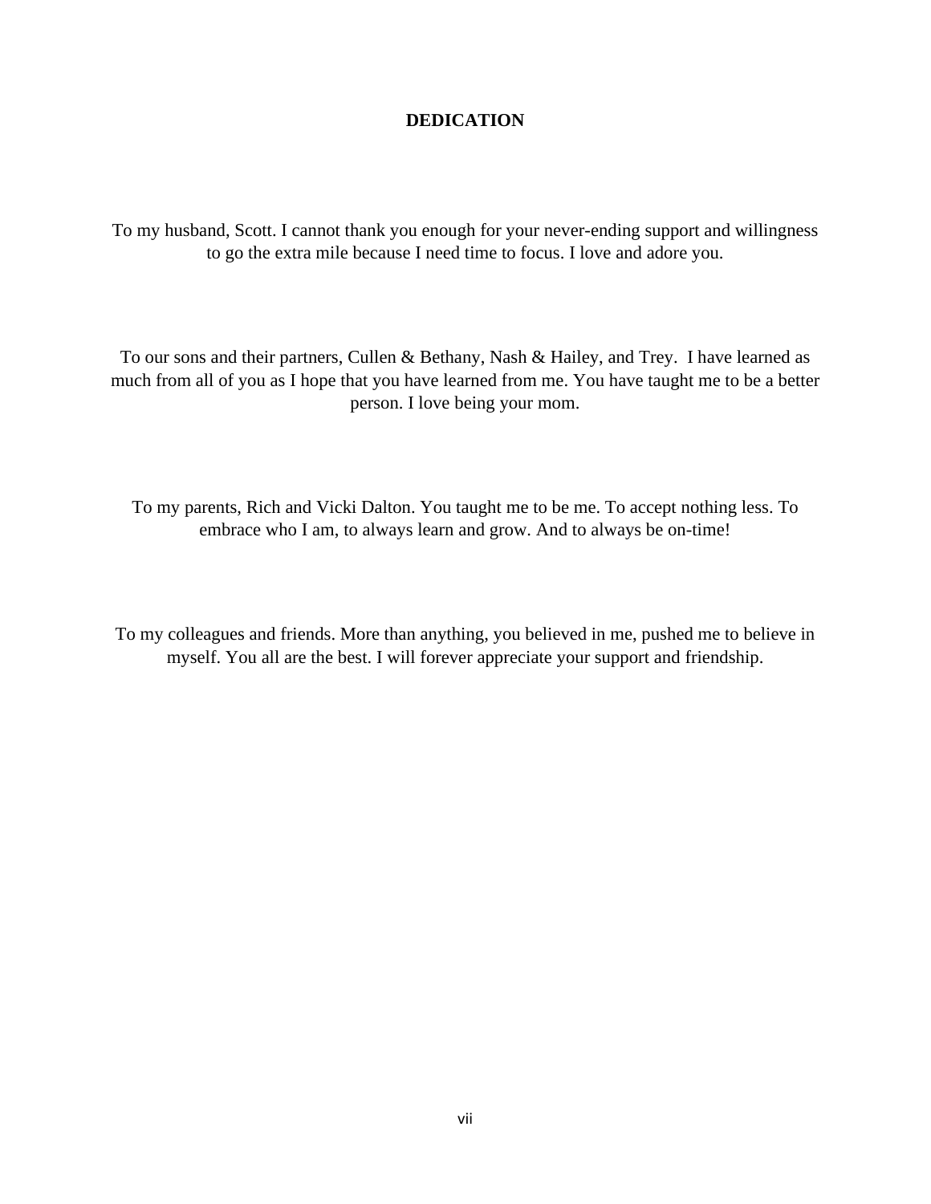# DEDICATION

To my husband, Scott. I cannot thank you enough for your never-ending support and willingness to go the extra mile because I need time to focus. I love and adore you.

To our sons and their partners, Cullen & Bethany, Nash & Hailey, and Trey.  I have learned as much from all of you as I hope that you have learned from me. You have taught me to be a better person. I love being your mom.

To my parents, Rich and Vicki Dalton. You taught me to be me. To accept nothing less. To embrace who I am, to always learn and grow. And to always be on-time!

To my colleagues and friends. More than anything, you believed in me, pushed me to believe in myself. You all are the best. I will forever appreciate your support and friendship.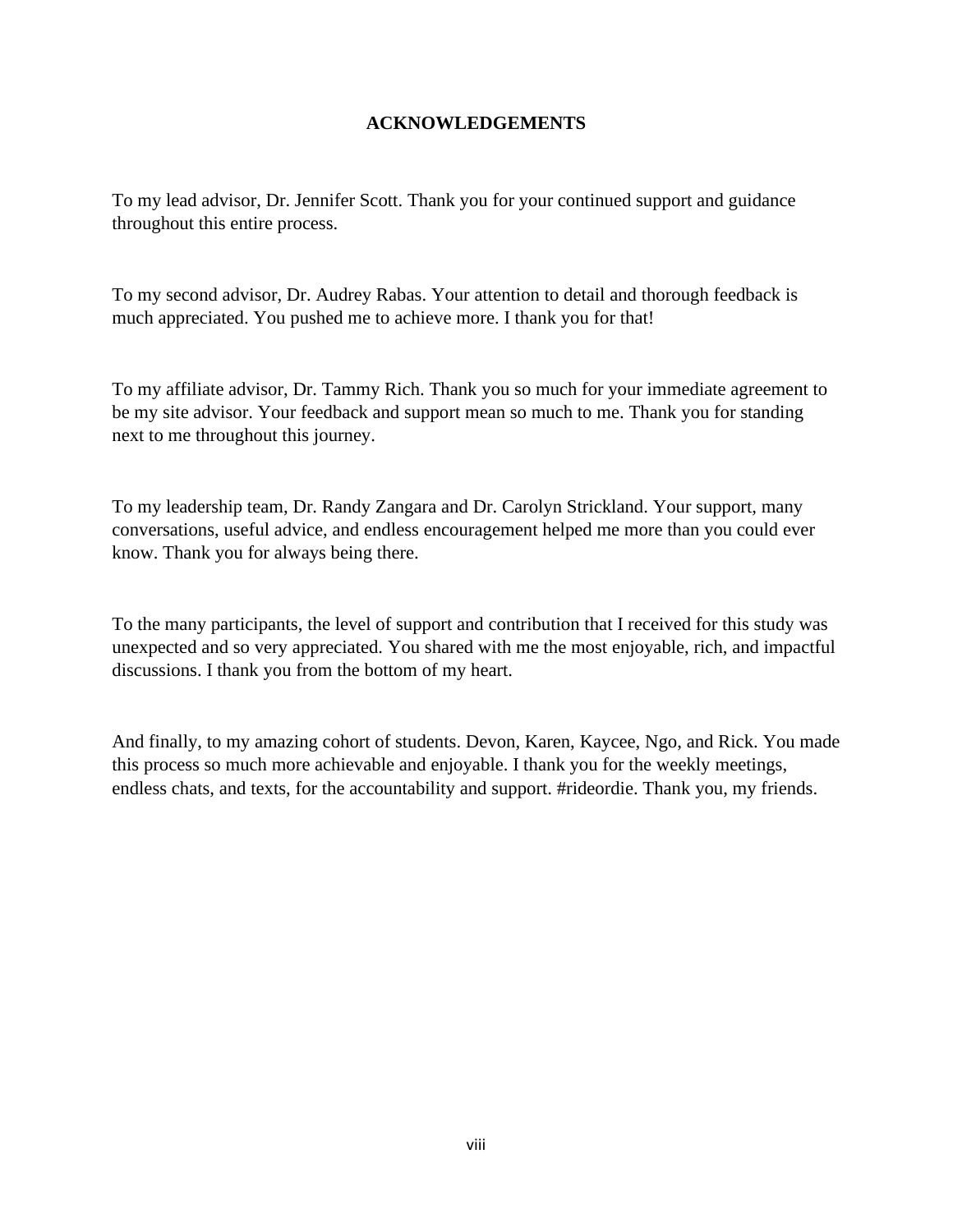# ACKNOWLEDGEMENTS

To my lead advisor, Dr. Jennifer Scott. Thank you for your continued support and guidance throughout this entire process.

To my second advisor, Dr. Audrey Rabas. Your attention to detail and thorough feedback is much appreciated. You pushed me to achieve more. I thank you for that!

To my affiliate advisor, Dr. Tammy Rich. Thank you so much for your immediate agreement to be my site advisor. Your feedback and support mean so much to me. Thank you for standing next to me throughout this journey.

To my leadership team, Dr. Randy Zangara and Dr. Carolyn Strickland. Your support, many conversations, useful advice, and endless encouragement helped me more than you could ever know. Thank you for always being there.

To the many participants, the level of support and contribution that I received for this study was unexpected and so very appreciated. You shared with me the most enjoyable, rich, and impactful discussions. I thank you from the bottom of my heart.

And finally, to my amazing cohort of students. Devon, Karen, Kaycee, Ngo, and Rick. You made this process so much more achievable and enjoyable. I thank you for the weekly meetings, endless chats, and texts, for the accountability and support. #rideordie. Thank you, my friends.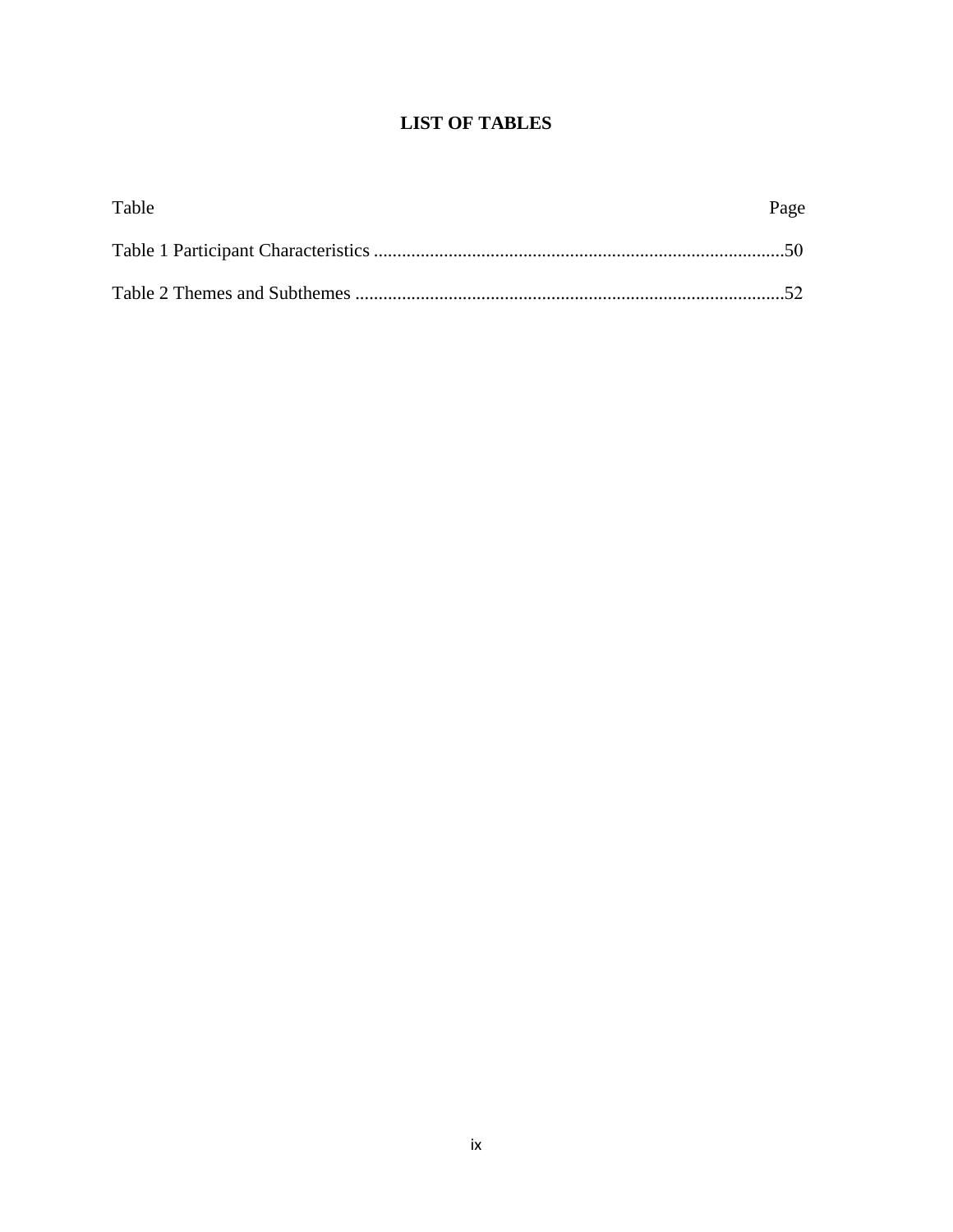# LIST OF TABLES

Table Page

Table 1 Participant Characteristics ........................................................................................50

Table 2 Themes and Subthemes ............................................................................................52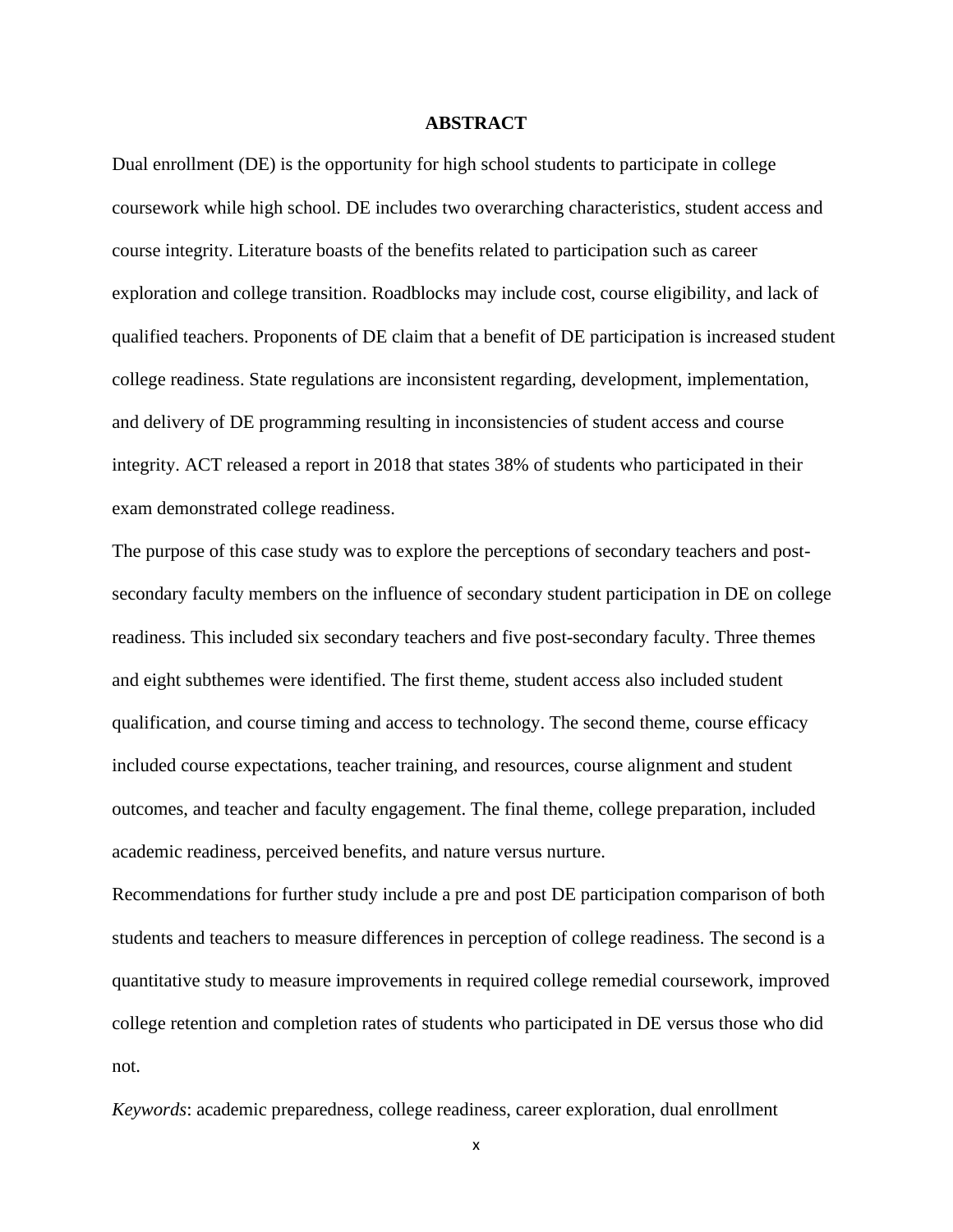# ABSTRACT

Dual enrollment (DE) is the opportunity for high school students to participate in college coursework while high school. DE includes two overarching characteristics, student access and course integrity. Literature boasts of the benefits related to participation such as career exploration and college transition. Roadblocks may include cost, course eligibility, and lack of qualified teachers. Proponents of DE claim that a benefit of DE participation is increased student college readiness. State regulations are inconsistent regarding, development, implementation, and delivery of DE programming resulting in inconsistencies of student access and course integrity. ACT released a report in 2018 that states 38% of students who participated in their exam demonstrated college readiness.

The purpose of this case study was to explore the perceptions of secondary teachers and post-secondary faculty members on the influence of secondary student participation in DE on college readiness. This included six secondary teachers and five post-secondary faculty. Three themes and eight subthemes were identified. The first theme, student access also included student qualification, and course timing and access to technology. The second theme, course efficacy included course expectations, teacher training, and resources, course alignment and student outcomes, and teacher and faculty engagement. The final theme, college preparation, included academic readiness, perceived benefits, and nature versus nurture.

Recommendations for further study include a pre and post DE participation comparison of both students and teachers to measure differences in perception of college readiness. The second is a quantitative study to measure improvements in required college remedial coursework, improved college retention and completion rates of students who participated in DE versus those who did not.

*Keywords*: academic preparedness, college readiness, career exploration, dual enrollment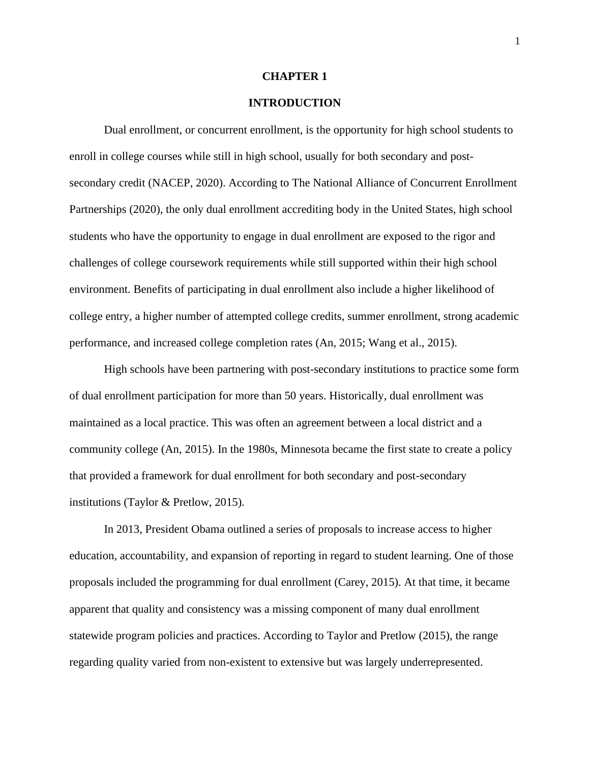# CHAPTER 1

# INTRODUCTION

Dual enrollment, or concurrent enrollment, is the opportunity for high school students to enroll in college courses while still in high school, usually for both secondary and post-secondary credit (NACEP, 2020). According to The National Alliance of Concurrent Enrollment Partnerships (2020), the only dual enrollment accrediting body in the United States, high school students who have the opportunity to engage in dual enrollment are exposed to the rigor and challenges of college coursework requirements while still supported within their high school environment. Benefits of participating in dual enrollment also include a higher likelihood of college entry, a higher number of attempted college credits, summer enrollment, strong academic performance, and increased college completion rates (An, 2015; Wang et al., 2015).

High schools have been partnering with post-secondary institutions to practice some form of dual enrollment participation for more than 50 years. Historically, dual enrollment was maintained as a local practice. This was often an agreement between a local district and a community college (An, 2015). In the 1980s, Minnesota became the first state to create a policy that provided a framework for dual enrollment for both secondary and post-secondary institutions (Taylor & Pretlow, 2015).

In 2013, President Obama outlined a series of proposals to increase access to higher education, accountability, and expansion of reporting in regard to student learning. One of those proposals included the programming for dual enrollment (Carey, 2015). At that time, it became apparent that quality and consistency was a missing component of many dual enrollment statewide program policies and practices. According to Taylor and Pretlow (2015), the range regarding quality varied from non-existent to extensive but was largely underrepresented.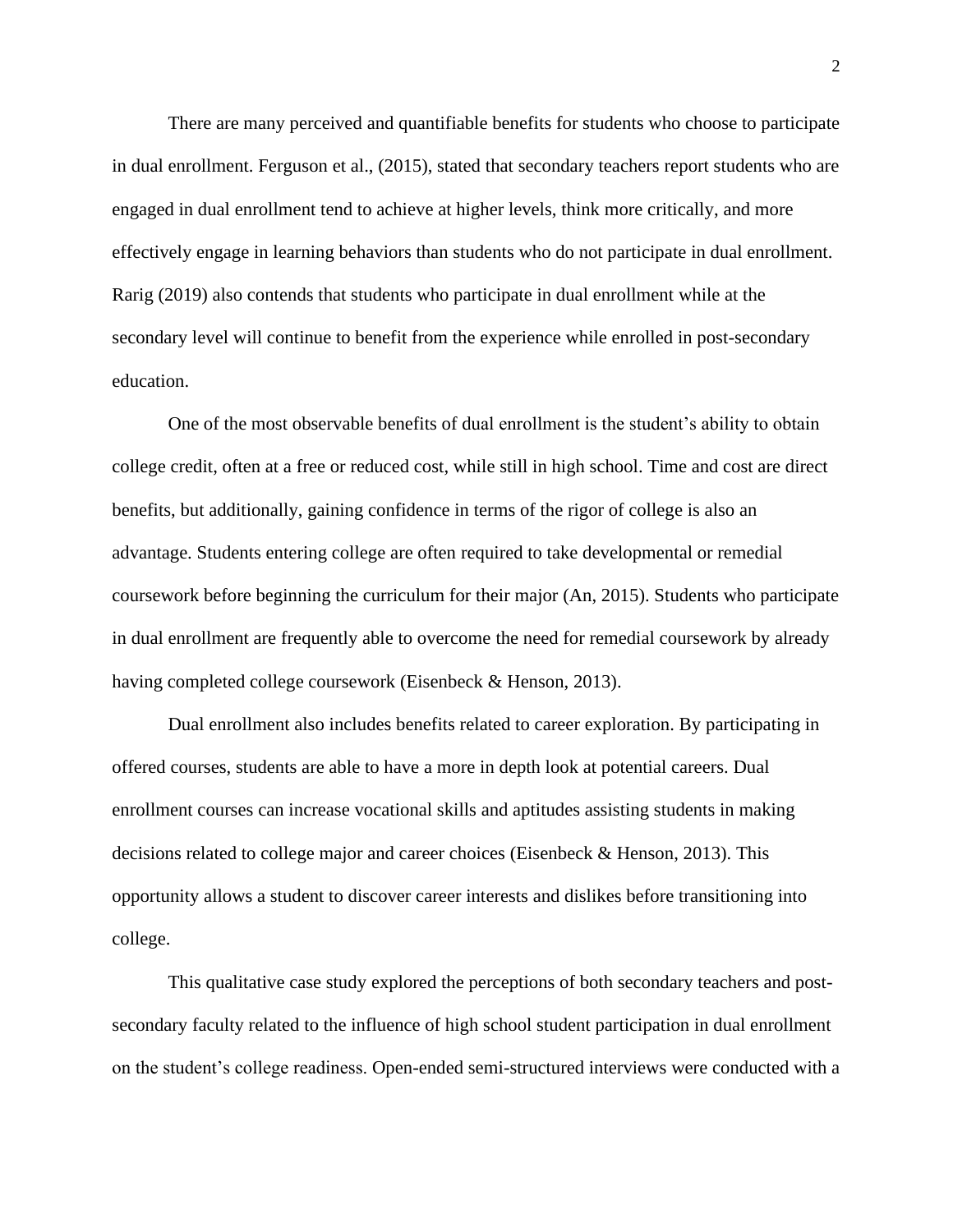There are many perceived and quantifiable benefits for students who choose to participate in dual enrollment. Ferguson et al., (2015), stated that secondary teachers report students who are engaged in dual enrollment tend to achieve at higher levels, think more critically, and more effectively engage in learning behaviors than students who do not participate in dual enrollment. Rarig (2019) also contends that students who participate in dual enrollment while at the secondary level will continue to benefit from the experience while enrolled in post-secondary education.

One of the most observable benefits of dual enrollment is the student's ability to obtain college credit, often at a free or reduced cost, while still in high school. Time and cost are direct benefits, but additionally, gaining confidence in terms of the rigor of college is also an advantage. Students entering college are often required to take developmental or remedial coursework before beginning the curriculum for their major (An, 2015). Students who participate in dual enrollment are frequently able to overcome the need for remedial coursework by already having completed college coursework (Eisenbeck & Henson, 2013).

Dual enrollment also includes benefits related to career exploration. By participating in offered courses, students are able to have a more in depth look at potential careers. Dual enrollment courses can increase vocational skills and aptitudes assisting students in making decisions related to college major and career choices (Eisenbeck & Henson, 2013). This opportunity allows a student to discover career interests and dislikes before transitioning into college.

This qualitative case study explored the perceptions of both secondary teachers and post-secondary faculty related to the influence of high school student participation in dual enrollment on the student's college readiness. Open-ended semi-structured interviews were conducted with a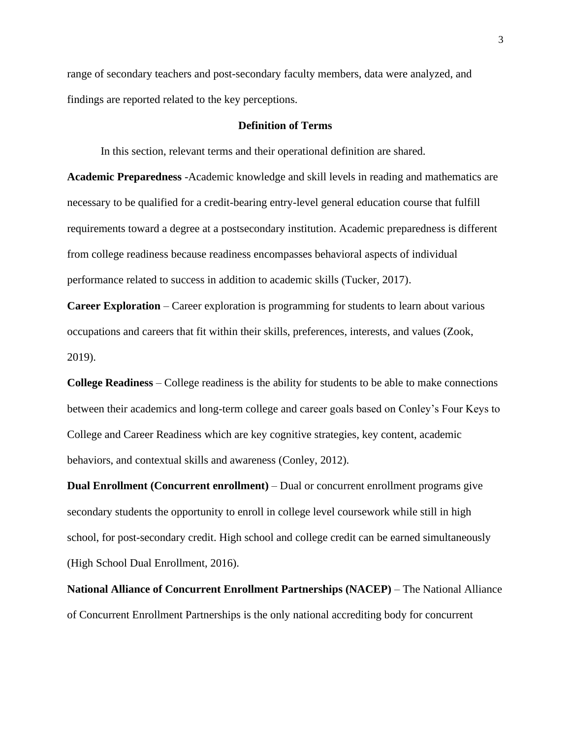range of secondary teachers and post-secondary faculty members, data were analyzed, and findings are reported related to the key perceptions.

## Definition of Terms

In this section, relevant terms and their operational definition are shared.

**Academic Preparedness** -Academic knowledge and skill levels in reading and mathematics are necessary to be qualified for a credit-bearing entry-level general education course that fulfill requirements toward a degree at a postsecondary institution. Academic preparedness is different from college readiness because readiness encompasses behavioral aspects of individual performance related to success in addition to academic skills (Tucker, 2017).

**Career Exploration** – Career exploration is programming for students to learn about various occupations and careers that fit within their skills, preferences, interests, and values (Zook, 2019).

**College Readiness** – College readiness is the ability for students to be able to make connections between their academics and long-term college and career goals based on Conley's Four Keys to College and Career Readiness which are key cognitive strategies, key content, academic behaviors, and contextual skills and awareness (Conley, 2012).

**Dual Enrollment (Concurrent enrollment)** – Dual or concurrent enrollment programs give secondary students the opportunity to enroll in college level coursework while still in high school, for post-secondary credit. High school and college credit can be earned simultaneously (High School Dual Enrollment, 2016).

**National Alliance of Concurrent Enrollment Partnerships (NACEP)** – The National Alliance of Concurrent Enrollment Partnerships is the only national accrediting body for concurrent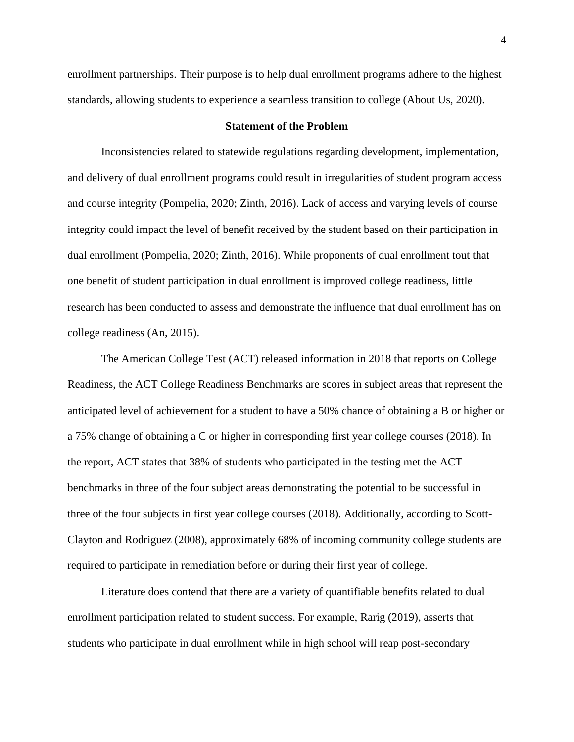enrollment partnerships. Their purpose is to help dual enrollment programs adhere to the highest standards, allowing students to experience a seamless transition to college (About Us, 2020).

## Statement of the Problem

Inconsistencies related to statewide regulations regarding development, implementation, and delivery of dual enrollment programs could result in irregularities of student program access and course integrity (Pompelia, 2020; Zinth, 2016). Lack of access and varying levels of course integrity could impact the level of benefit received by the student based on their participation in dual enrollment (Pompelia, 2020; Zinth, 2016). While proponents of dual enrollment tout that one benefit of student participation in dual enrollment is improved college readiness, little research has been conducted to assess and demonstrate the influence that dual enrollment has on college readiness (An, 2015).

The American College Test (ACT) released information in 2018 that reports on College Readiness, the ACT College Readiness Benchmarks are scores in subject areas that represent the anticipated level of achievement for a student to have a 50% chance of obtaining a B or higher or a 75% change of obtaining a C or higher in corresponding first year college courses (2018). In the report, ACT states that 38% of students who participated in the testing met the ACT benchmarks in three of the four subject areas demonstrating the potential to be successful in three of the four subjects in first year college courses (2018). Additionally, according to Scott-Clayton and Rodriguez (2008), approximately 68% of incoming community college students are required to participate in remediation before or during their first year of college.

Literature does contend that there are a variety of quantifiable benefits related to dual enrollment participation related to student success. For example, Rarig (2019), asserts that students who participate in dual enrollment while in high school will reap post-secondary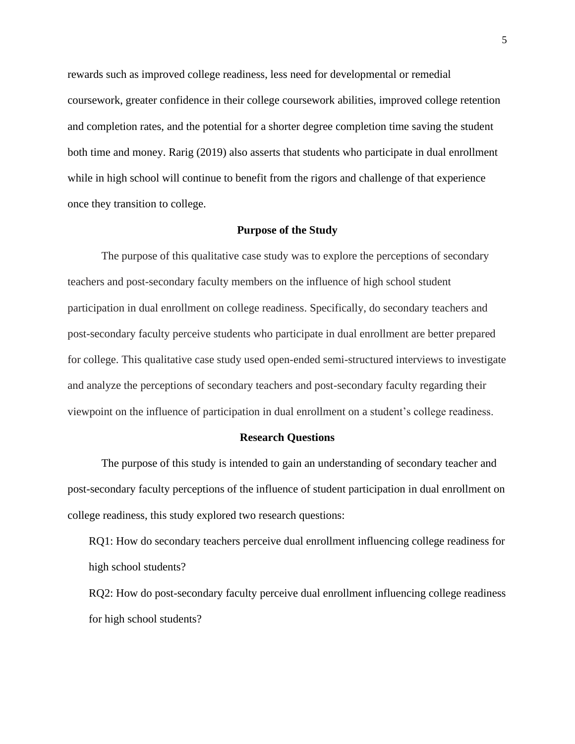rewards such as improved college readiness, less need for developmental or remedial coursework, greater confidence in their college coursework abilities, improved college retention and completion rates, and the potential for a shorter degree completion time saving the student both time and money. Rarig (2019) also asserts that students who participate in dual enrollment while in high school will continue to benefit from the rigors and challenge of that experience once they transition to college.

## Purpose of the Study

The purpose of this qualitative case study was to explore the perceptions of secondary teachers and post-secondary faculty members on the influence of high school student participation in dual enrollment on college readiness. Specifically, do secondary teachers and post-secondary faculty perceive students who participate in dual enrollment are better prepared for college. This qualitative case study used open-ended semi-structured interviews to investigate and analyze the perceptions of secondary teachers and post-secondary faculty regarding their viewpoint on the influence of participation in dual enrollment on a student's college readiness.

## Research Questions

The purpose of this study is intended to gain an understanding of secondary teacher and post-secondary faculty perceptions of the influence of student participation in dual enrollment on college readiness, this study explored two research questions:

RQ1: How do secondary teachers perceive dual enrollment influencing college readiness for high school students?

RQ2: How do post-secondary faculty perceive dual enrollment influencing college readiness for high school students?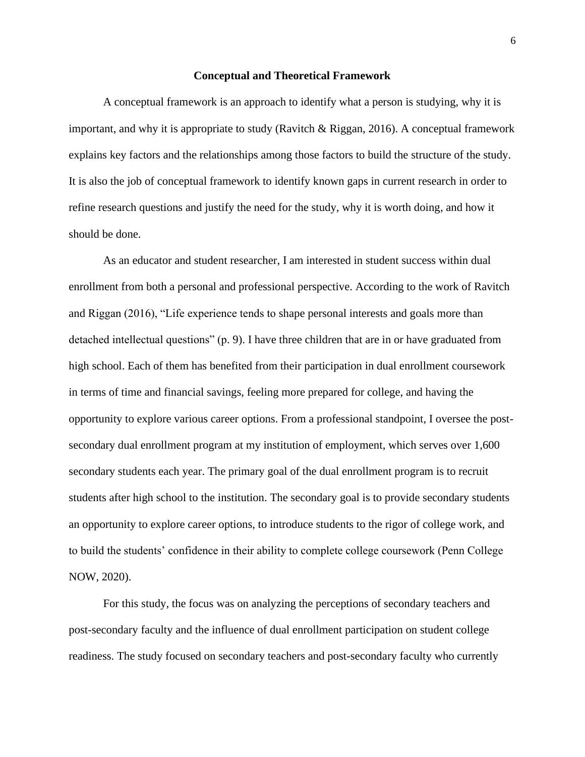## Conceptual and Theoretical Framework

A conceptual framework is an approach to identify what a person is studying, why it is important, and why it is appropriate to study (Ravitch & Riggan, 2016). A conceptual framework explains key factors and the relationships among those factors to build the structure of the study. It is also the job of conceptual framework to identify known gaps in current research in order to refine research questions and justify the need for the study, why it is worth doing, and how it should be done.

As an educator and student researcher, I am interested in student success within dual enrollment from both a personal and professional perspective. According to the work of Ravitch and Riggan (2016), "Life experience tends to shape personal interests and goals more than detached intellectual questions" (p. 9). I have three children that are in or have graduated from high school. Each of them has benefited from their participation in dual enrollment coursework in terms of time and financial savings, feeling more prepared for college, and having the opportunity to explore various career options. From a professional standpoint, I oversee the post-secondary dual enrollment program at my institution of employment, which serves over 1,600 secondary students each year. The primary goal of the dual enrollment program is to recruit students after high school to the institution. The secondary goal is to provide secondary students an opportunity to explore career options, to introduce students to the rigor of college work, and to build the students' confidence in their ability to complete college coursework (Penn College NOW, 2020).

For this study, the focus was on analyzing the perceptions of secondary teachers and post-secondary faculty and the influence of dual enrollment participation on student college readiness. The study focused on secondary teachers and post-secondary faculty who currently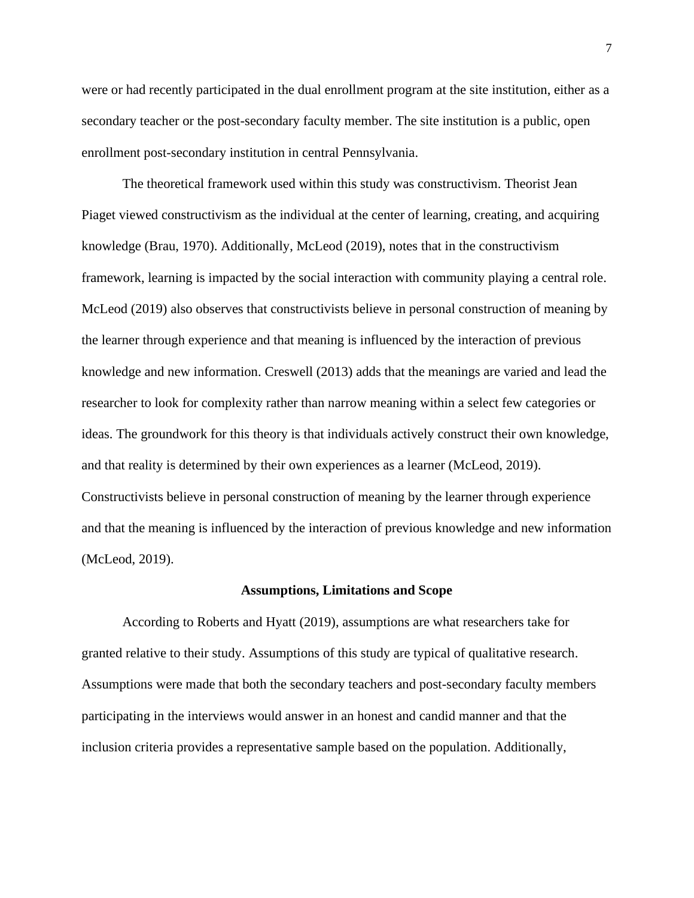were or had recently participated in the dual enrollment program at the site institution, either as a secondary teacher or the post-secondary faculty member. The site institution is a public, open enrollment post-secondary institution in central Pennsylvania.

The theoretical framework used within this study was constructivism. Theorist Jean Piaget viewed constructivism as the individual at the center of learning, creating, and acquiring knowledge (Brau, 1970). Additionally, McLeod (2019), notes that in the constructivism framework, learning is impacted by the social interaction with community playing a central role. McLeod (2019) also observes that constructivists believe in personal construction of meaning by the learner through experience and that meaning is influenced by the interaction of previous knowledge and new information. Creswell (2013) adds that the meanings are varied and lead the researcher to look for complexity rather than narrow meaning within a select few categories or ideas. The groundwork for this theory is that individuals actively construct their own knowledge, and that reality is determined by their own experiences as a learner (McLeod, 2019). Constructivists believe in personal construction of meaning by the learner through experience and that the meaning is influenced by the interaction of previous knowledge and new information (McLeod, 2019).

## Assumptions, Limitations and Scope

According to Roberts and Hyatt (2019), assumptions are what researchers take for granted relative to their study. Assumptions of this study are typical of qualitative research. Assumptions were made that both the secondary teachers and post-secondary faculty members participating in the interviews would answer in an honest and candid manner and that the inclusion criteria provides a representative sample based on the population. Additionally,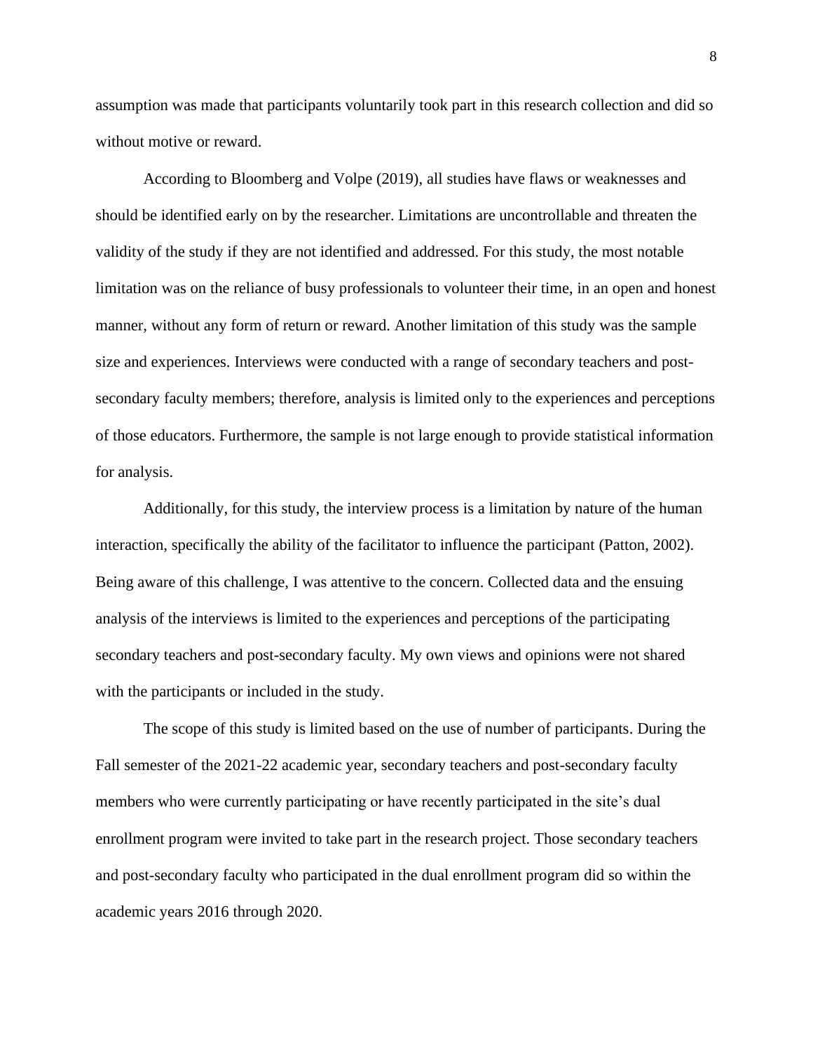assumption was made that participants voluntarily took part in this research collection and did so without motive or reward.

According to Bloomberg and Volpe (2019), all studies have flaws or weaknesses and should be identified early on by the researcher. Limitations are uncontrollable and threaten the validity of the study if they are not identified and addressed. For this study, the most notable limitation was on the reliance of busy professionals to volunteer their time, in an open and honest manner, without any form of return or reward. Another limitation of this study was the sample size and experiences. Interviews were conducted with a range of secondary teachers and post-secondary faculty members; therefore, analysis is limited only to the experiences and perceptions of those educators. Furthermore, the sample is not large enough to provide statistical information for analysis.

Additionally, for this study, the interview process is a limitation by nature of the human interaction, specifically the ability of the facilitator to influence the participant (Patton, 2002). Being aware of this challenge, I was attentive to the concern. Collected data and the ensuing analysis of the interviews is limited to the experiences and perceptions of the participating secondary teachers and post-secondary faculty. My own views and opinions were not shared with the participants or included in the study.

The scope of this study is limited based on the use of number of participants. During the Fall semester of the 2021-22 academic year, secondary teachers and post-secondary faculty members who were currently participating or have recently participated in the site's dual enrollment program were invited to take part in the research project. Those secondary teachers and post-secondary faculty who participated in the dual enrollment program did so within the academic years 2016 through 2020.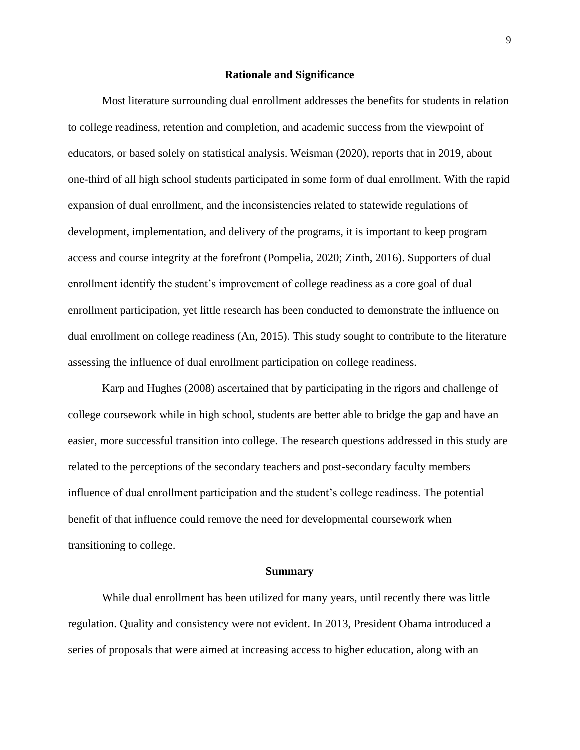## Rationale and Significance

Most literature surrounding dual enrollment addresses the benefits for students in relation to college readiness, retention and completion, and academic success from the viewpoint of educators, or based solely on statistical analysis. Weisman (2020), reports that in 2019, about one-third of all high school students participated in some form of dual enrollment. With the rapid expansion of dual enrollment, and the inconsistencies related to statewide regulations of development, implementation, and delivery of the programs, it is important to keep program access and course integrity at the forefront (Pompelia, 2020; Zinth, 2016). Supporters of dual enrollment identify the student's improvement of college readiness as a core goal of dual enrollment participation, yet little research has been conducted to demonstrate the influence on dual enrollment on college readiness (An, 2015). This study sought to contribute to the literature assessing the influence of dual enrollment participation on college readiness.

Karp and Hughes (2008) ascertained that by participating in the rigors and challenge of college coursework while in high school, students are better able to bridge the gap and have an easier, more successful transition into college. The research questions addressed in this study are related to the perceptions of the secondary teachers and post-secondary faculty members influence of dual enrollment participation and the student's college readiness. The potential benefit of that influence could remove the need for developmental coursework when transitioning to college.

## Summary

While dual enrollment has been utilized for many years, until recently there was little regulation. Quality and consistency were not evident. In 2013, President Obama introduced a series of proposals that were aimed at increasing access to higher education, along with an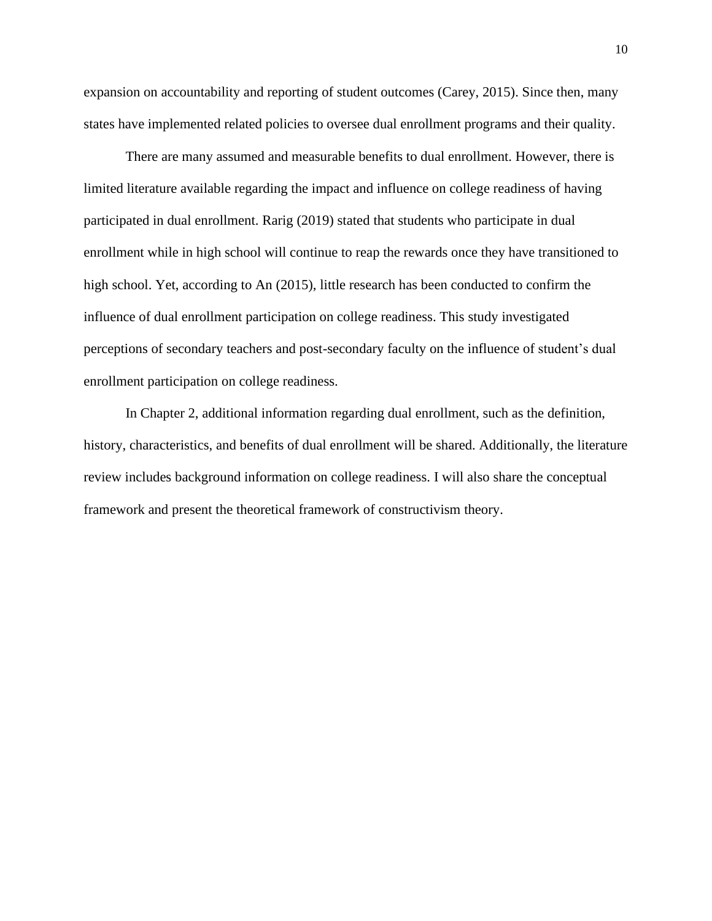expansion on accountability and reporting of student outcomes (Carey, 2015). Since then, many states have implemented related policies to oversee dual enrollment programs and their quality.

There are many assumed and measurable benefits to dual enrollment. However, there is limited literature available regarding the impact and influence on college readiness of having participated in dual enrollment. Rarig (2019) stated that students who participate in dual enrollment while in high school will continue to reap the rewards once they have transitioned to high school. Yet, according to An (2015), little research has been conducted to confirm the influence of dual enrollment participation on college readiness. This study investigated perceptions of secondary teachers and post-secondary faculty on the influence of student's dual enrollment participation on college readiness.

In Chapter 2, additional information regarding dual enrollment, such as the definition, history, characteristics, and benefits of dual enrollment will be shared. Additionally, the literature review includes background information on college readiness. I will also share the conceptual framework and present the theoretical framework of constructivism theory.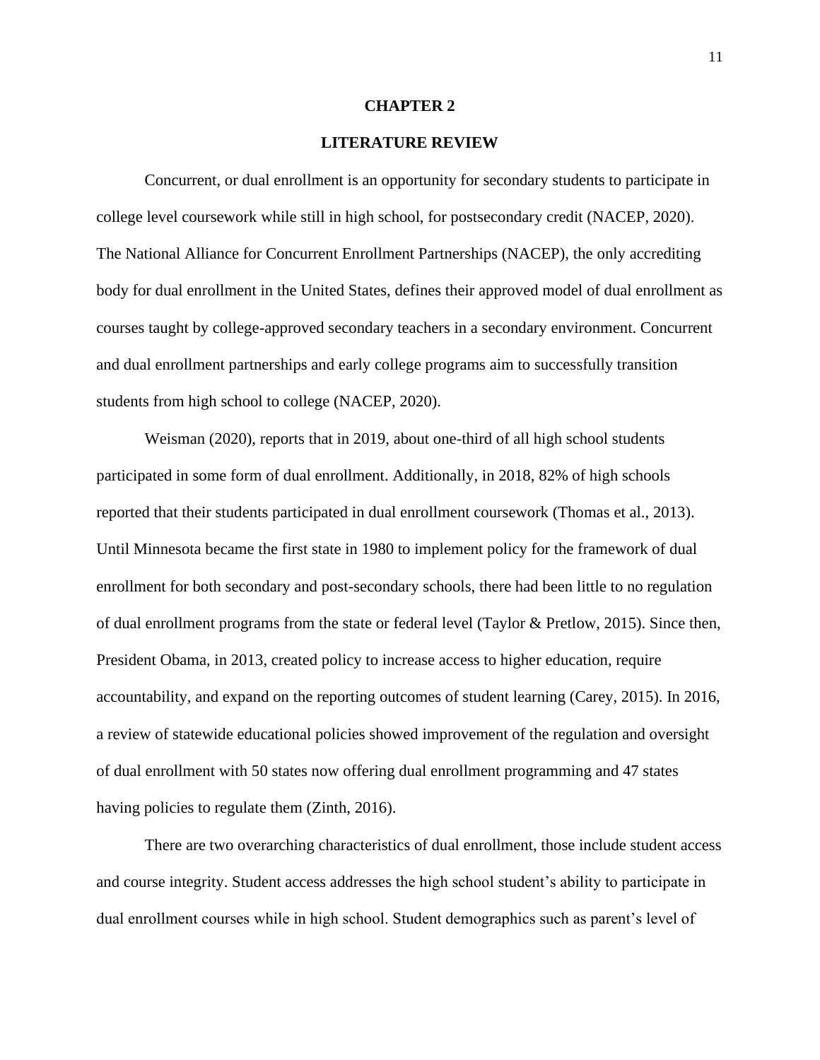# CHAPTER 2

## LITERATURE REVIEW

Concurrent, or dual enrollment is an opportunity for secondary students to participate in college level coursework while still in high school, for postsecondary credit (NACEP, 2020). The National Alliance for Concurrent Enrollment Partnerships (NACEP), the only accrediting body for dual enrollment in the United States, defines their approved model of dual enrollment as courses taught by college-approved secondary teachers in a secondary environment. Concurrent and dual enrollment partnerships and early college programs aim to successfully transition students from high school to college (NACEP, 2020).

Weisman (2020), reports that in 2019, about one-third of all high school students participated in some form of dual enrollment. Additionally, in 2018, 82% of high schools reported that their students participated in dual enrollment coursework (Thomas et al., 2013). Until Minnesota became the first state in 1980 to implement policy for the framework of dual enrollment for both secondary and post-secondary schools, there had been little to no regulation of dual enrollment programs from the state or federal level (Taylor & Pretlow, 2015). Since then, President Obama, in 2013, created policy to increase access to higher education, require accountability, and expand on the reporting outcomes of student learning (Carey, 2015). In 2016, a review of statewide educational policies showed improvement of the regulation and oversight of dual enrollment with 50 states now offering dual enrollment programming and 47 states having policies to regulate them (Zinth, 2016).

There are two overarching characteristics of dual enrollment, those include student access and course integrity. Student access addresses the high school student's ability to participate in dual enrollment courses while in high school. Student demographics such as parent's level of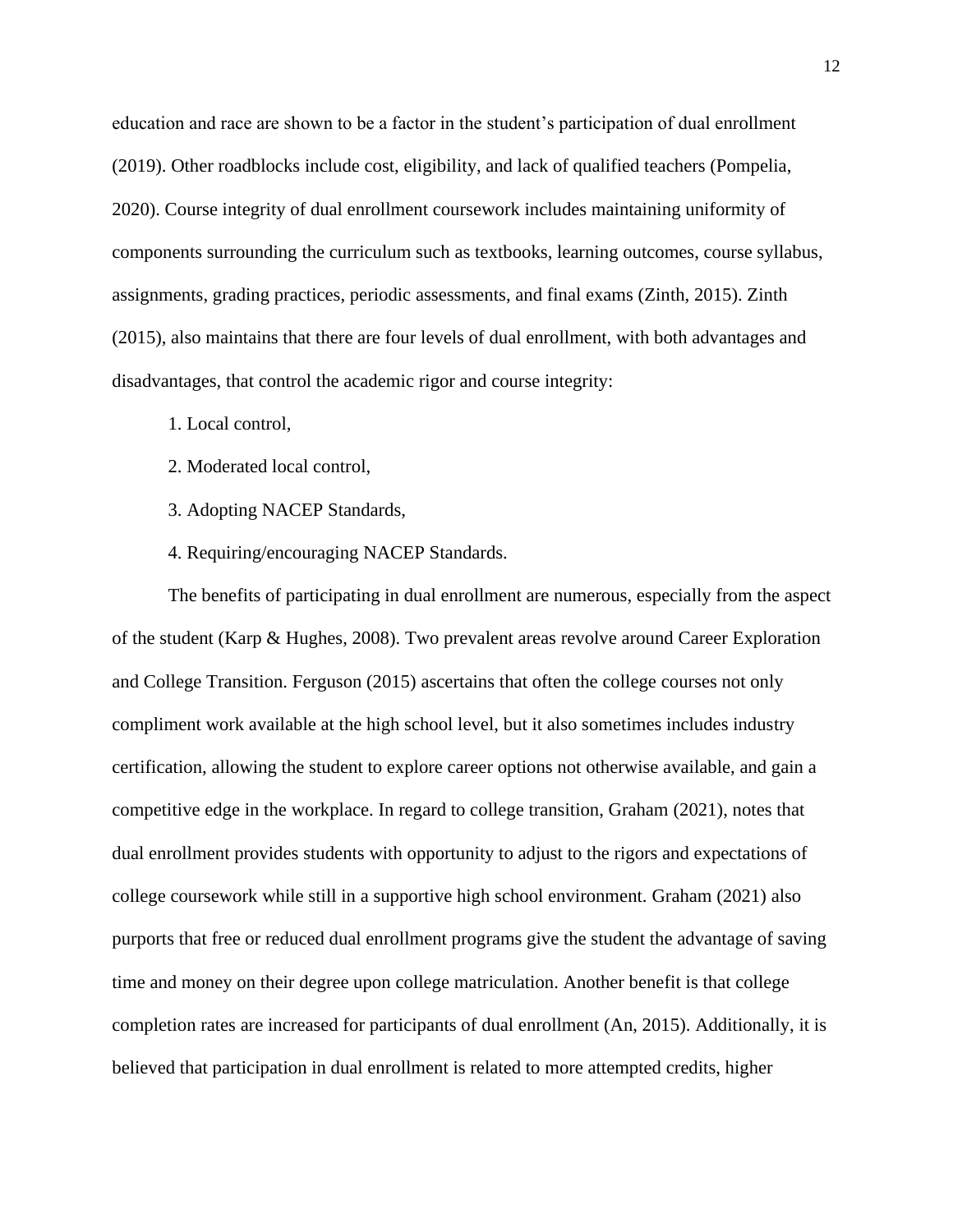education and race are shown to be a factor in the student's participation of dual enrollment (2019). Other roadblocks include cost, eligibility, and lack of qualified teachers (Pompelia, 2020). Course integrity of dual enrollment coursework includes maintaining uniformity of components surrounding the curriculum such as textbooks, learning outcomes, course syllabus, assignments, grading practices, periodic assessments, and final exams (Zinth, 2015). Zinth (2015), also maintains that there are four levels of dual enrollment, with both advantages and disadvantages, that control the academic rigor and course integrity:

1. Local control,
2. Moderated local control,
3. Adopting NACEP Standards,
4. Requiring/encouraging NACEP Standards.

The benefits of participating in dual enrollment are numerous, especially from the aspect of the student (Karp & Hughes, 2008). Two prevalent areas revolve around Career Exploration and College Transition. Ferguson (2015) ascertains that often the college courses not only compliment work available at the high school level, but it also sometimes includes industry certification, allowing the student to explore career options not otherwise available, and gain a competitive edge in the workplace. In regard to college transition, Graham (2021), notes that dual enrollment provides students with opportunity to adjust to the rigors and expectations of college coursework while still in a supportive high school environment. Graham (2021) also purports that free or reduced dual enrollment programs give the student the advantage of saving time and money on their degree upon college matriculation. Another benefit is that college completion rates are increased for participants of dual enrollment (An, 2015). Additionally, it is believed that participation in dual enrollment is related to more attempted credits, higher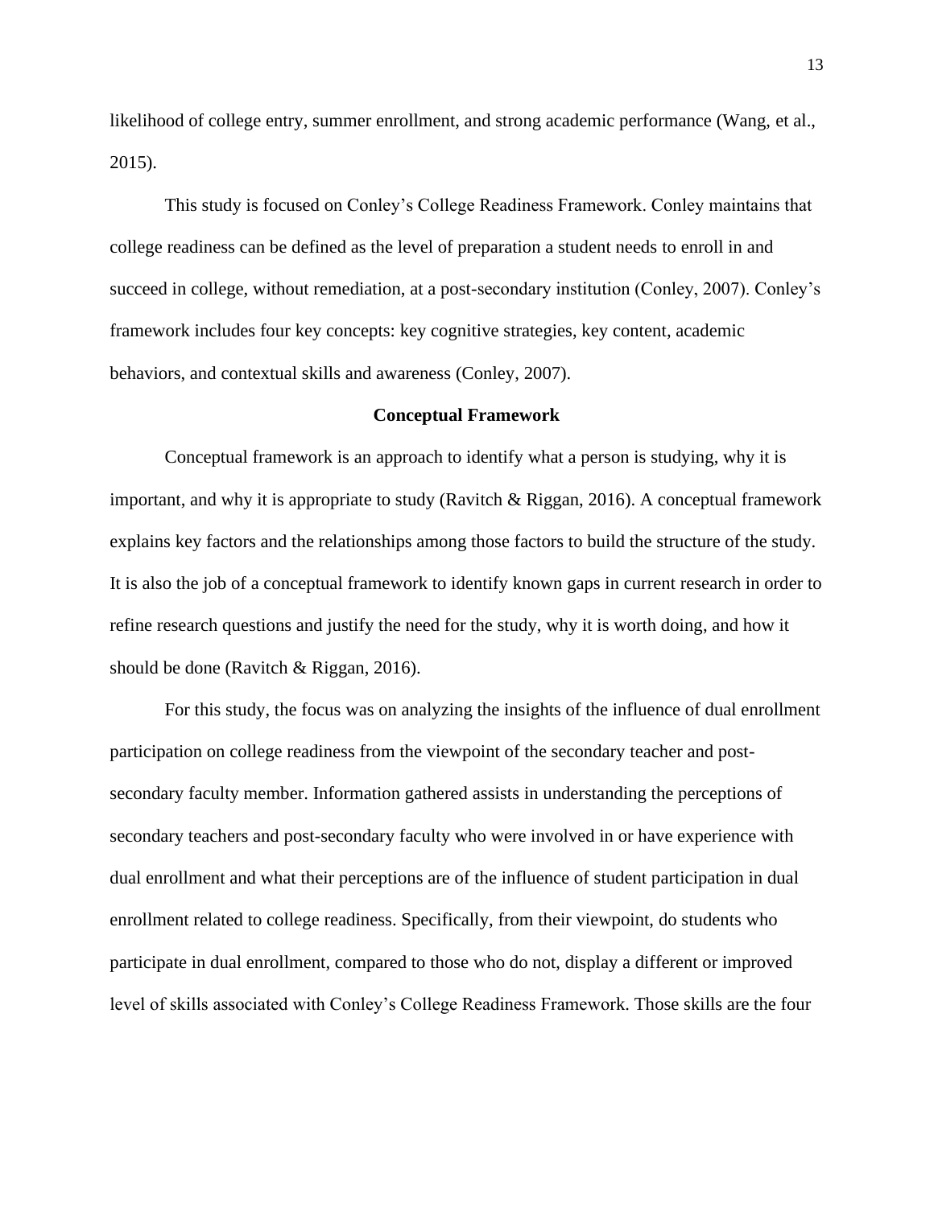likelihood of college entry, summer enrollment, and strong academic performance (Wang, et al., 2015).

This study is focused on Conley's College Readiness Framework. Conley maintains that college readiness can be defined as the level of preparation a student needs to enroll in and succeed in college, without remediation, at a post-secondary institution (Conley, 2007). Conley's framework includes four key concepts: key cognitive strategies, key content, academic behaviors, and contextual skills and awareness (Conley, 2007).

## Conceptual Framework

Conceptual framework is an approach to identify what a person is studying, why it is important, and why it is appropriate to study (Ravitch & Riggan, 2016). A conceptual framework explains key factors and the relationships among those factors to build the structure of the study. It is also the job of a conceptual framework to identify known gaps in current research in order to refine research questions and justify the need for the study, why it is worth doing, and how it should be done (Ravitch & Riggan, 2016).

For this study, the focus was on analyzing the insights of the influence of dual enrollment participation on college readiness from the viewpoint of the secondary teacher and post-secondary faculty member. Information gathered assists in understanding the perceptions of secondary teachers and post-secondary faculty who were involved in or have experience with dual enrollment and what their perceptions are of the influence of student participation in dual enrollment related to college readiness. Specifically, from their viewpoint, do students who participate in dual enrollment, compared to those who do not, display a different or improved level of skills associated with Conley's College Readiness Framework. Those skills are the four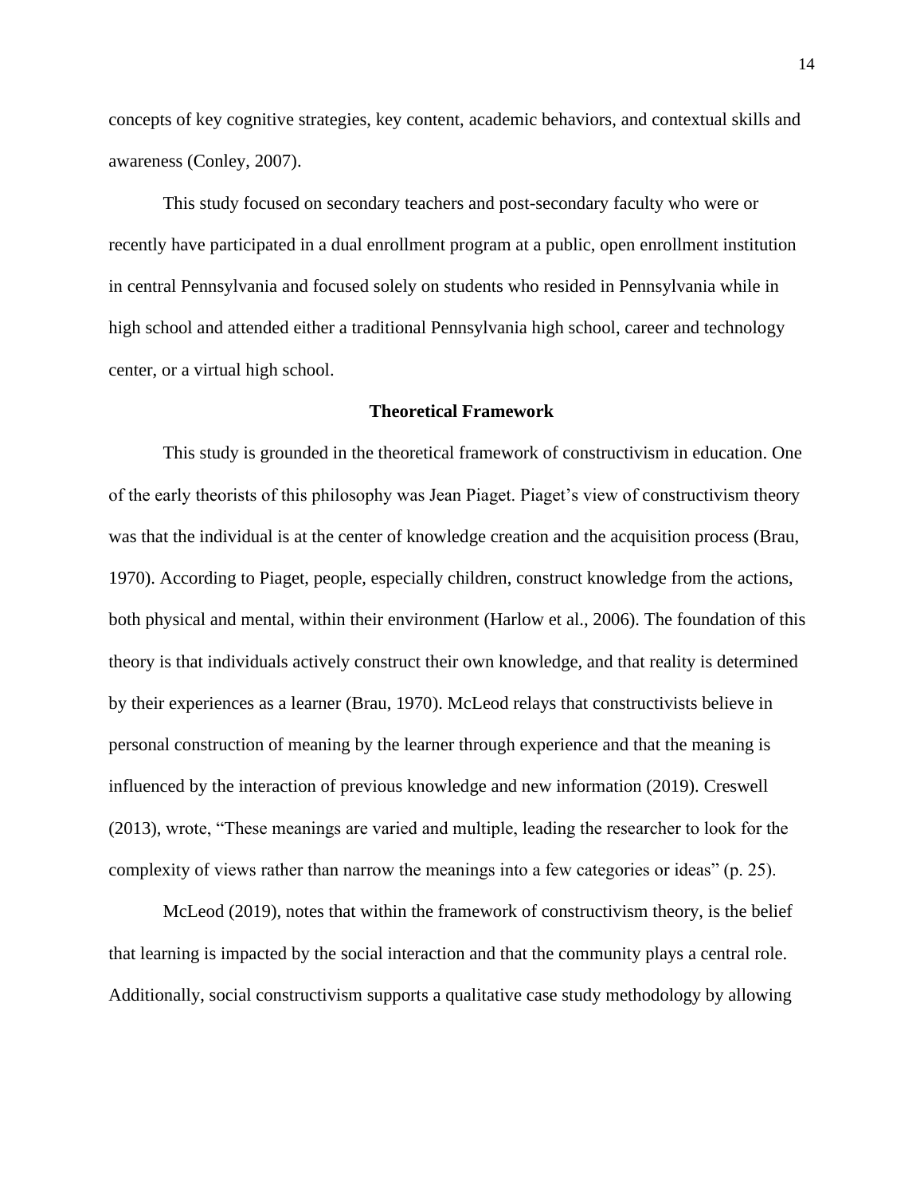concepts of key cognitive strategies, key content, academic behaviors, and contextual skills and awareness (Conley, 2007).

This study focused on secondary teachers and post-secondary faculty who were or recently have participated in a dual enrollment program at a public, open enrollment institution in central Pennsylvania and focused solely on students who resided in Pennsylvania while in high school and attended either a traditional Pennsylvania high school, career and technology center, or a virtual high school.

## Theoretical Framework

This study is grounded in the theoretical framework of constructivism in education. One of the early theorists of this philosophy was Jean Piaget. Piaget's view of constructivism theory was that the individual is at the center of knowledge creation and the acquisition process (Brau, 1970). According to Piaget, people, especially children, construct knowledge from the actions, both physical and mental, within their environment (Harlow et al., 2006). The foundation of this theory is that individuals actively construct their own knowledge, and that reality is determined by their experiences as a learner (Brau, 1970). McLeod relays that constructivists believe in personal construction of meaning by the learner through experience and that the meaning is influenced by the interaction of previous knowledge and new information (2019). Creswell (2013), wrote, "These meanings are varied and multiple, leading the researcher to look for the complexity of views rather than narrow the meanings into a few categories or ideas" (p. 25).

McLeod (2019), notes that within the framework of constructivism theory, is the belief that learning is impacted by the social interaction and that the community plays a central role. Additionally, social constructivism supports a qualitative case study methodology by allowing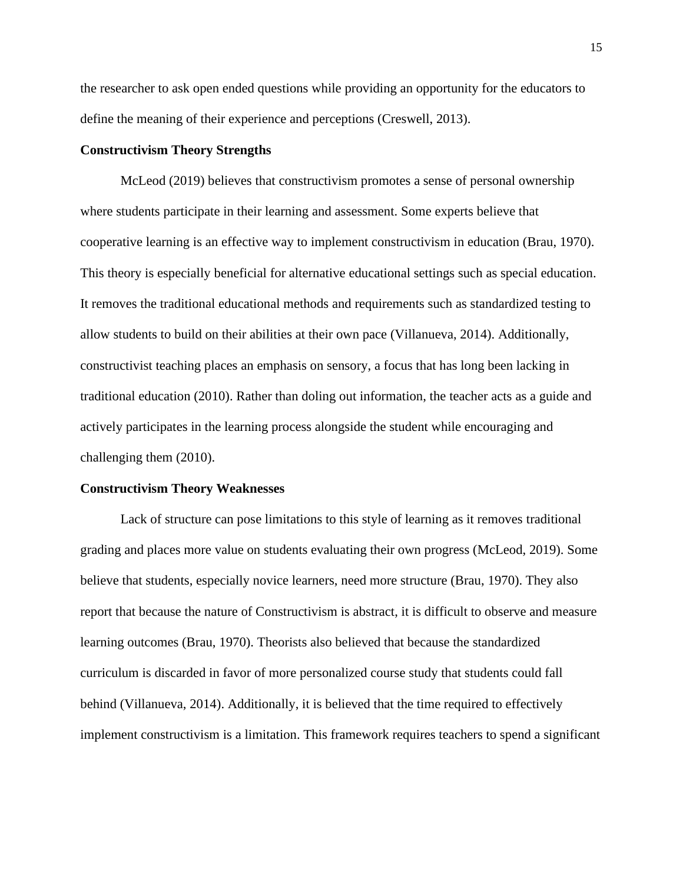the researcher to ask open ended questions while providing an opportunity for the educators to define the meaning of their experience and perceptions (Creswell, 2013).

**Constructivism Theory Strengths**

McLeod (2019) believes that constructivism promotes a sense of personal ownership where students participate in their learning and assessment. Some experts believe that cooperative learning is an effective way to implement constructivism in education (Brau, 1970). This theory is especially beneficial for alternative educational settings such as special education. It removes the traditional educational methods and requirements such as standardized testing to allow students to build on their abilities at their own pace (Villanueva, 2014). Additionally, constructivist teaching places an emphasis on sensory, a focus that has long been lacking in traditional education (2010). Rather than doling out information, the teacher acts as a guide and actively participates in the learning process alongside the student while encouraging and challenging them (2010).

**Constructivism Theory Weaknesses**

Lack of structure can pose limitations to this style of learning as it removes traditional grading and places more value on students evaluating their own progress (McLeod, 2019). Some believe that students, especially novice learners, need more structure (Brau, 1970). They also report that because the nature of Constructivism is abstract, it is difficult to observe and measure learning outcomes (Brau, 1970). Theorists also believed that because the standardized curriculum is discarded in favor of more personalized course study that students could fall behind (Villanueva, 2014). Additionally, it is believed that the time required to effectively implement constructivism is a limitation. This framework requires teachers to spend a significant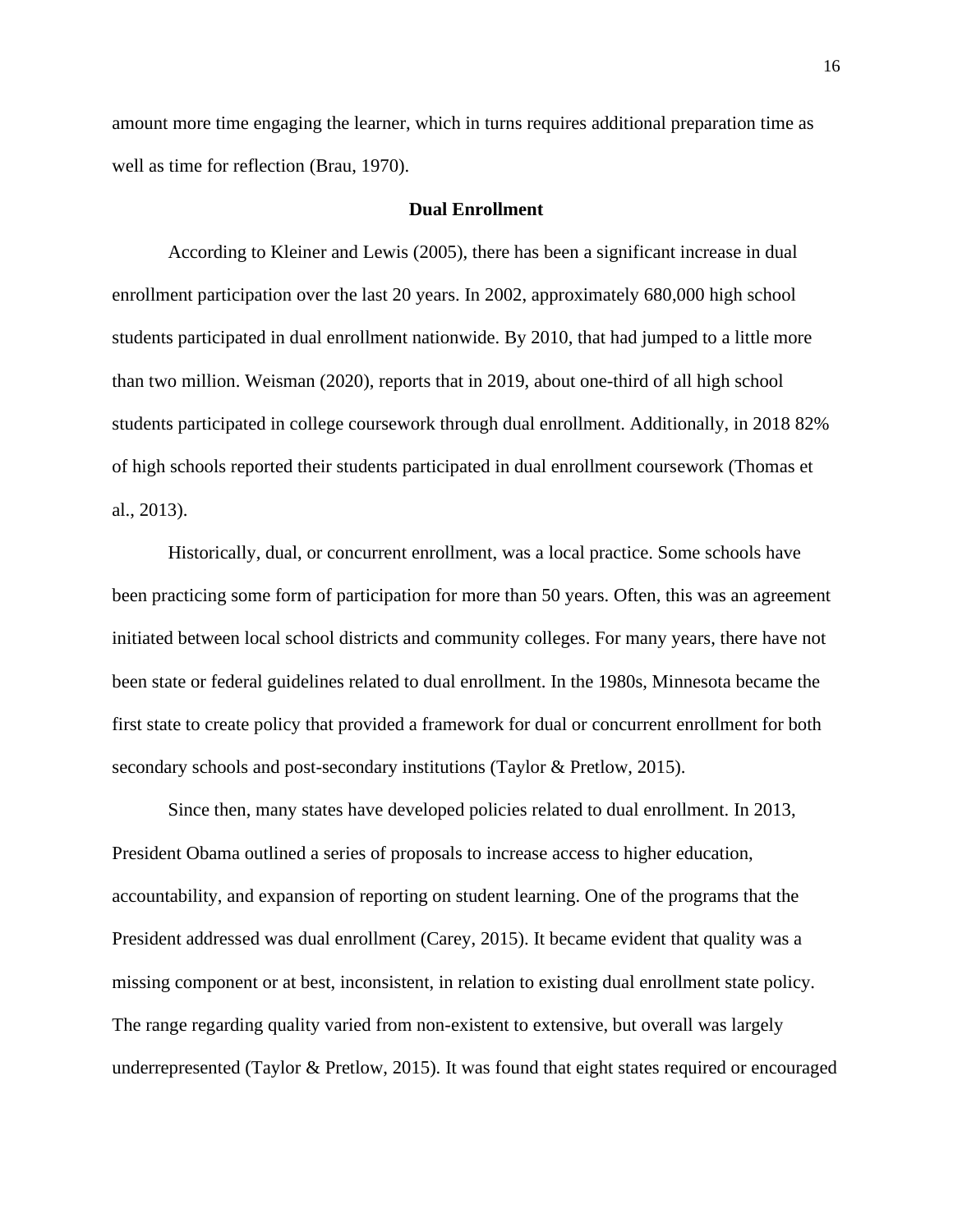amount more time engaging the learner, which in turns requires additional preparation time as well as time for reflection (Brau, 1970).

## Dual Enrollment

According to Kleiner and Lewis (2005), there has been a significant increase in dual enrollment participation over the last 20 years. In 2002, approximately 680,000 high school students participated in dual enrollment nationwide. By 2010, that had jumped to a little more than two million. Weisman (2020), reports that in 2019, about one-third of all high school students participated in college coursework through dual enrollment. Additionally, in 2018 82% of high schools reported their students participated in dual enrollment coursework (Thomas et al., 2013).

Historically, dual, or concurrent enrollment, was a local practice. Some schools have been practicing some form of participation for more than 50 years. Often, this was an agreement initiated between local school districts and community colleges. For many years, there have not been state or federal guidelines related to dual enrollment. In the 1980s, Minnesota became the first state to create policy that provided a framework for dual or concurrent enrollment for both secondary schools and post-secondary institutions (Taylor & Pretlow, 2015).

Since then, many states have developed policies related to dual enrollment. In 2013, President Obama outlined a series of proposals to increase access to higher education, accountability, and expansion of reporting on student learning. One of the programs that the President addressed was dual enrollment (Carey, 2015). It became evident that quality was a missing component or at best, inconsistent, in relation to existing dual enrollment state policy. The range regarding quality varied from non-existent to extensive, but overall was largely underrepresented (Taylor & Pretlow, 2015). It was found that eight states required or encouraged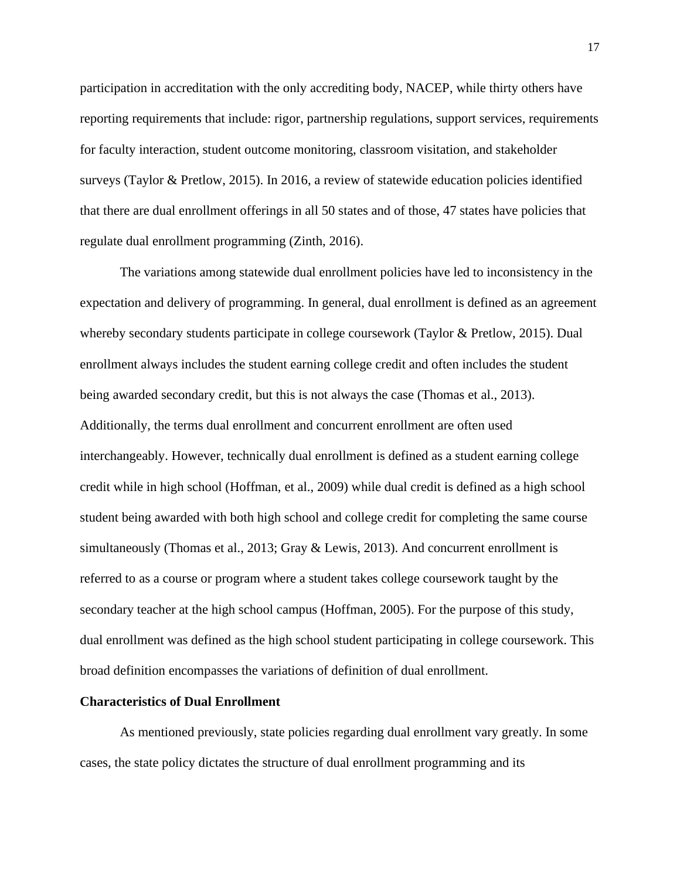participation in accreditation with the only accrediting body, NACEP, while thirty others have reporting requirements that include: rigor, partnership regulations, support services, requirements for faculty interaction, student outcome monitoring, classroom visitation, and stakeholder surveys (Taylor & Pretlow, 2015). In 2016, a review of statewide education policies identified that there are dual enrollment offerings in all 50 states and of those, 47 states have policies that regulate dual enrollment programming (Zinth, 2016).

The variations among statewide dual enrollment policies have led to inconsistency in the expectation and delivery of programming. In general, dual enrollment is defined as an agreement whereby secondary students participate in college coursework (Taylor & Pretlow, 2015). Dual enrollment always includes the student earning college credit and often includes the student being awarded secondary credit, but this is not always the case (Thomas et al., 2013). Additionally, the terms dual enrollment and concurrent enrollment are often used interchangeably. However, technically dual enrollment is defined as a student earning college credit while in high school (Hoffman, et al., 2009) while dual credit is defined as a high school student being awarded with both high school and college credit for completing the same course simultaneously (Thomas et al., 2013; Gray & Lewis, 2013). And concurrent enrollment is referred to as a course or program where a student takes college coursework taught by the secondary teacher at the high school campus (Hoffman, 2005). For the purpose of this study, dual enrollment was defined as the high school student participating in college coursework. This broad definition encompasses the variations of definition of dual enrollment.

## Characteristics of Dual Enrollment

As mentioned previously, state policies regarding dual enrollment vary greatly. In some cases, the state policy dictates the structure of dual enrollment programming and its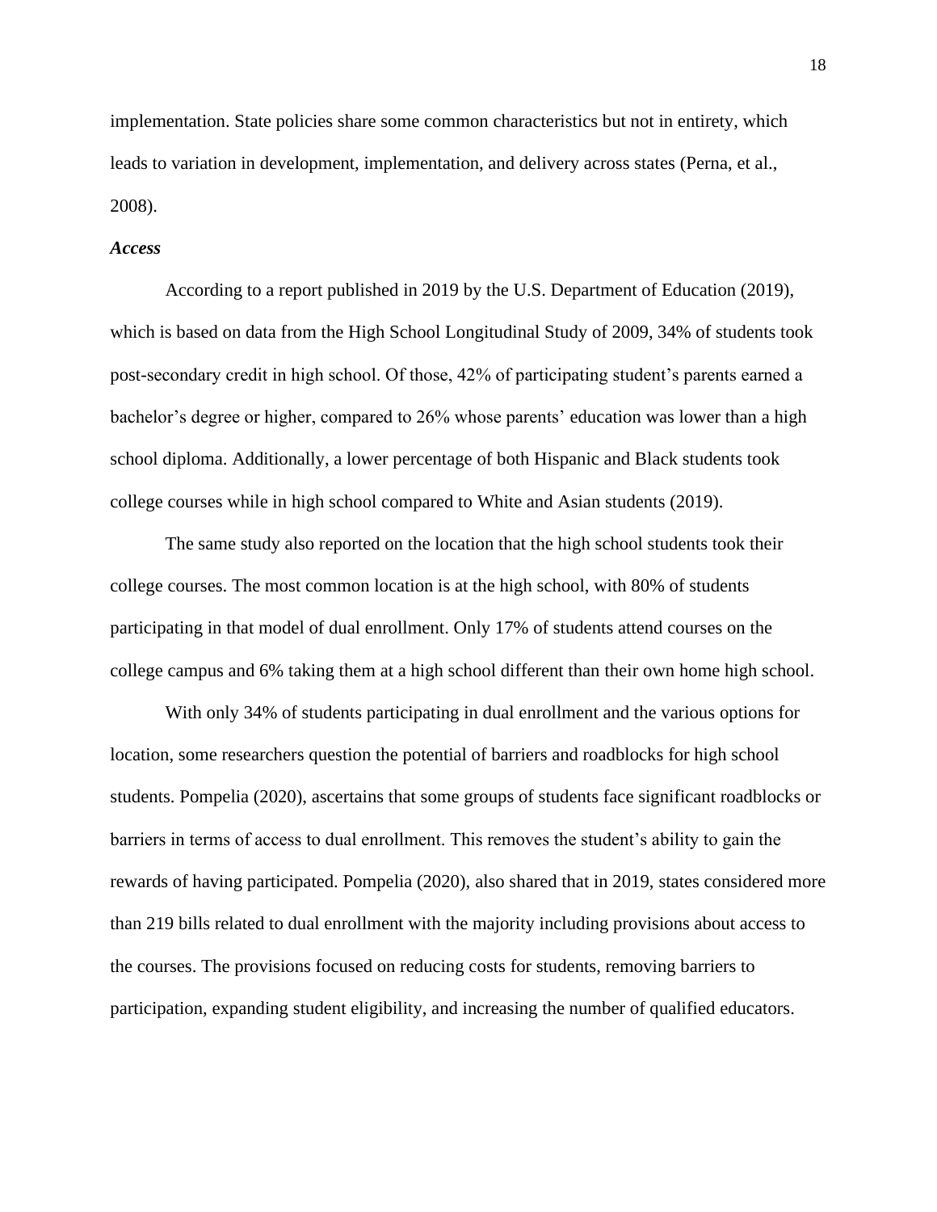implementation. State policies share some common characteristics but not in entirety, which leads to variation in development, implementation, and delivery across states (Perna, et al., 2008).

### *Access*

According to a report published in 2019 by the U.S. Department of Education (2019), which is based on data from the High School Longitudinal Study of 2009, 34% of students took post-secondary credit in high school. Of those, 42% of participating student's parents earned a bachelor's degree or higher, compared to 26% whose parents' education was lower than a high school diploma. Additionally, a lower percentage of both Hispanic and Black students took college courses while in high school compared to White and Asian students (2019).

The same study also reported on the location that the high school students took their college courses. The most common location is at the high school, with 80% of students participating in that model of dual enrollment. Only 17% of students attend courses on the college campus and 6% taking them at a high school different than their own home high school.

With only 34% of students participating in dual enrollment and the various options for location, some researchers question the potential of barriers and roadblocks for high school students. Pompelia (2020), ascertains that some groups of students face significant roadblocks or barriers in terms of access to dual enrollment. This removes the student's ability to gain the rewards of having participated. Pompelia (2020), also shared that in 2019, states considered more than 219 bills related to dual enrollment with the majority including provisions about access to the courses. The provisions focused on reducing costs for students, removing barriers to participation, expanding student eligibility, and increasing the number of qualified educators.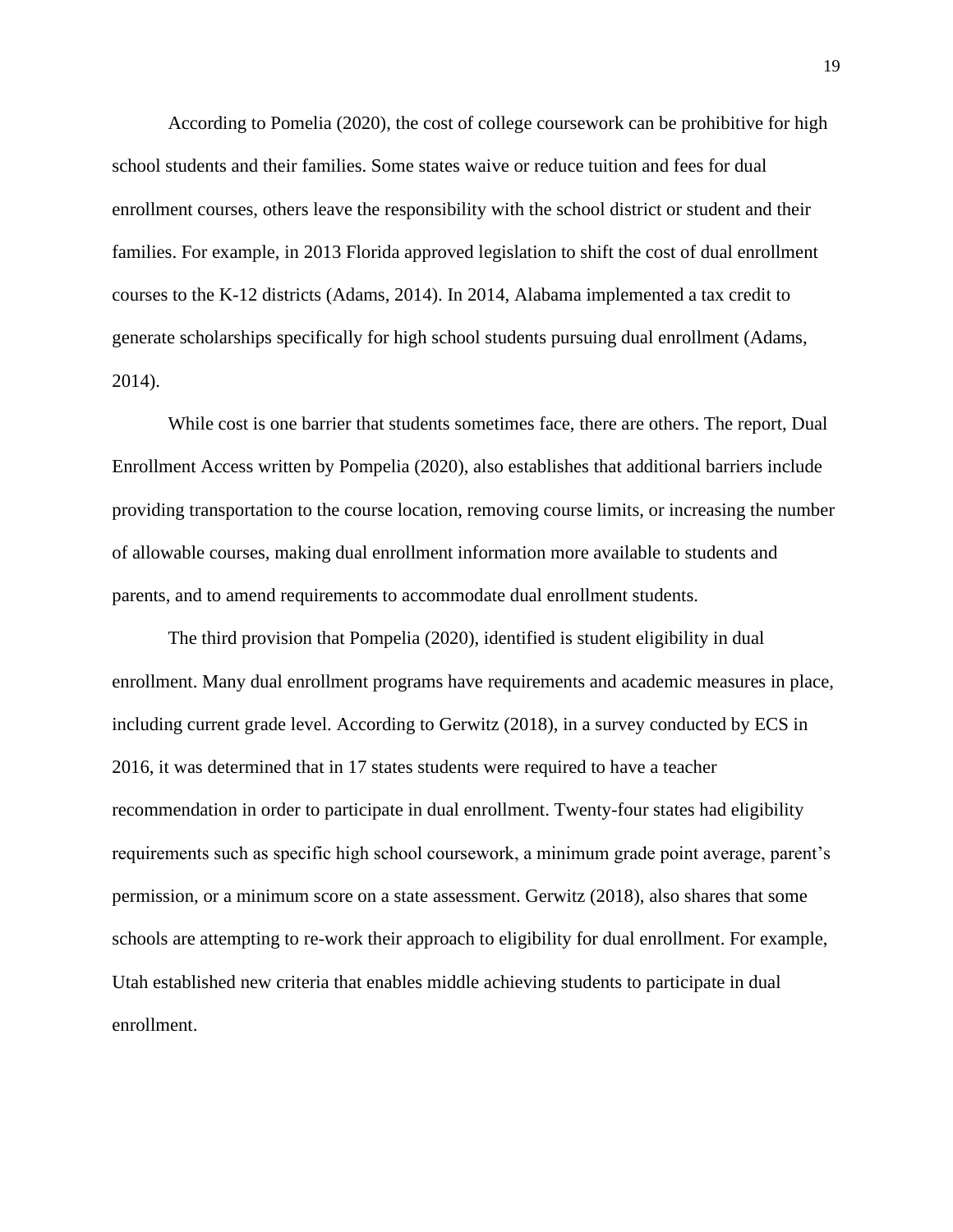According to Pomelia (2020), the cost of college coursework can be prohibitive for high school students and their families. Some states waive or reduce tuition and fees for dual enrollment courses, others leave the responsibility with the school district or student and their families. For example, in 2013 Florida approved legislation to shift the cost of dual enrollment courses to the K-12 districts (Adams, 2014). In 2014, Alabama implemented a tax credit to generate scholarships specifically for high school students pursuing dual enrollment (Adams, 2014).

While cost is one barrier that students sometimes face, there are others. The report, Dual Enrollment Access written by Pompelia (2020), also establishes that additional barriers include providing transportation to the course location, removing course limits, or increasing the number of allowable courses, making dual enrollment information more available to students and parents, and to amend requirements to accommodate dual enrollment students.

The third provision that Pompelia (2020), identified is student eligibility in dual enrollment. Many dual enrollment programs have requirements and academic measures in place, including current grade level. According to Gerwitz (2018), in a survey conducted by ECS in 2016, it was determined that in 17 states students were required to have a teacher recommendation in order to participate in dual enrollment. Twenty-four states had eligibility requirements such as specific high school coursework, a minimum grade point average, parent's permission, or a minimum score on a state assessment. Gerwitz (2018), also shares that some schools are attempting to re-work their approach to eligibility for dual enrollment. For example, Utah established new criteria that enables middle achieving students to participate in dual enrollment.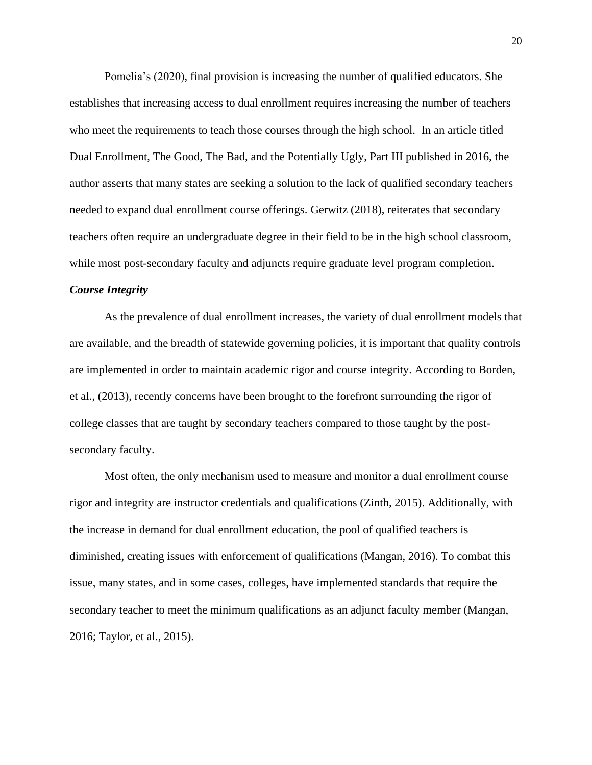Pomelia's (2020), final provision is increasing the number of qualified educators. She establishes that increasing access to dual enrollment requires increasing the number of teachers who meet the requirements to teach those courses through the high school. In an article titled Dual Enrollment, The Good, The Bad, and the Potentially Ugly, Part III published in 2016, the author asserts that many states are seeking a solution to the lack of qualified secondary teachers needed to expand dual enrollment course offerings. Gerwitz (2018), reiterates that secondary teachers often require an undergraduate degree in their field to be in the high school classroom, while most post-secondary faculty and adjuncts require graduate level program completion.

### ***Course Integrity***

As the prevalence of dual enrollment increases, the variety of dual enrollment models that are available, and the breadth of statewide governing policies, it is important that quality controls are implemented in order to maintain academic rigor and course integrity. According to Borden, et al., (2013), recently concerns have been brought to the forefront surrounding the rigor of college classes that are taught by secondary teachers compared to those taught by the post-secondary faculty.

Most often, the only mechanism used to measure and monitor a dual enrollment course rigor and integrity are instructor credentials and qualifications (Zinth, 2015). Additionally, with the increase in demand for dual enrollment education, the pool of qualified teachers is diminished, creating issues with enforcement of qualifications (Mangan, 2016). To combat this issue, many states, and in some cases, colleges, have implemented standards that require the secondary teacher to meet the minimum qualifications as an adjunct faculty member (Mangan, 2016; Taylor, et al., 2015).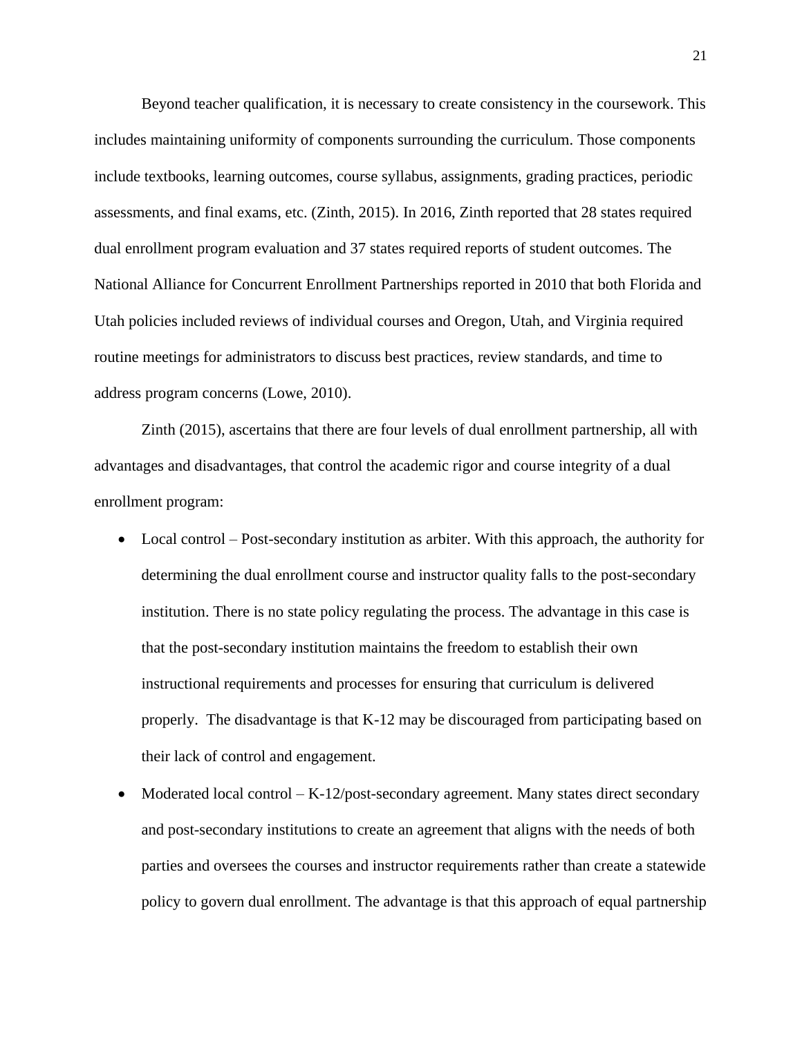Beyond teacher qualification, it is necessary to create consistency in the coursework. This includes maintaining uniformity of components surrounding the curriculum. Those components include textbooks, learning outcomes, course syllabus, assignments, grading practices, periodic assessments, and final exams, etc. (Zinth, 2015). In 2016, Zinth reported that 28 states required dual enrollment program evaluation and 37 states required reports of student outcomes. The National Alliance for Concurrent Enrollment Partnerships reported in 2010 that both Florida and Utah policies included reviews of individual courses and Oregon, Utah, and Virginia required routine meetings for administrators to discuss best practices, review standards, and time to address program concerns (Lowe, 2010).

Zinth (2015), ascertains that there are four levels of dual enrollment partnership, all with advantages and disadvantages, that control the academic rigor and course integrity of a dual enrollment program:

- Local control – Post-secondary institution as arbiter. With this approach, the authority for determining the dual enrollment course and instructor quality falls to the post-secondary institution. There is no state policy regulating the process. The advantage in this case is that the post-secondary institution maintains the freedom to establish their own instructional requirements and processes for ensuring that curriculum is delivered properly. The disadvantage is that K-12 may be discouraged from participating based on their lack of control and engagement.
- Moderated local control – K-12/post-secondary agreement. Many states direct secondary and post-secondary institutions to create an agreement that aligns with the needs of both parties and oversees the courses and instructor requirements rather than create a statewide policy to govern dual enrollment. The advantage is that this approach of equal partnership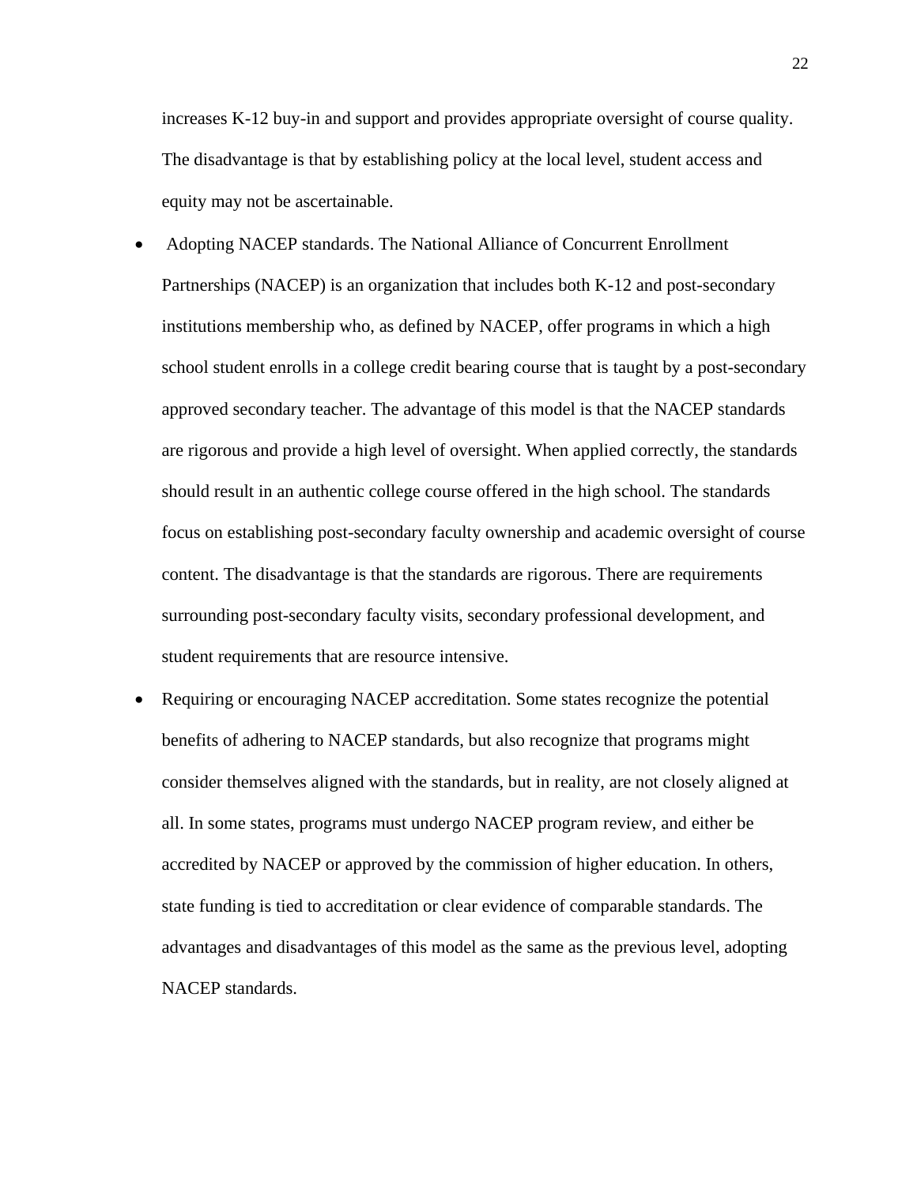increases K-12 buy-in and support and provides appropriate oversight of course quality. The disadvantage is that by establishing policy at the local level, student access and equity may not be ascertainable.

- Adopting NACEP standards. The National Alliance of Concurrent Enrollment Partnerships (NACEP) is an organization that includes both K-12 and post-secondary institutions membership who, as defined by NACEP, offer programs in which a high school student enrolls in a college credit bearing course that is taught by a post-secondary approved secondary teacher. The advantage of this model is that the NACEP standards are rigorous and provide a high level of oversight. When applied correctly, the standards should result in an authentic college course offered in the high school. The standards focus on establishing post-secondary faculty ownership and academic oversight of course content. The disadvantage is that the standards are rigorous. There are requirements surrounding post-secondary faculty visits, secondary professional development, and student requirements that are resource intensive.
- Requiring or encouraging NACEP accreditation. Some states recognize the potential benefits of adhering to NACEP standards, but also recognize that programs might consider themselves aligned with the standards, but in reality, are not closely aligned at all. In some states, programs must undergo NACEP program review, and either be accredited by NACEP or approved by the commission of higher education. In others, state funding is tied to accreditation or clear evidence of comparable standards. The advantages and disadvantages of this model as the same as the previous level, adopting NACEP standards.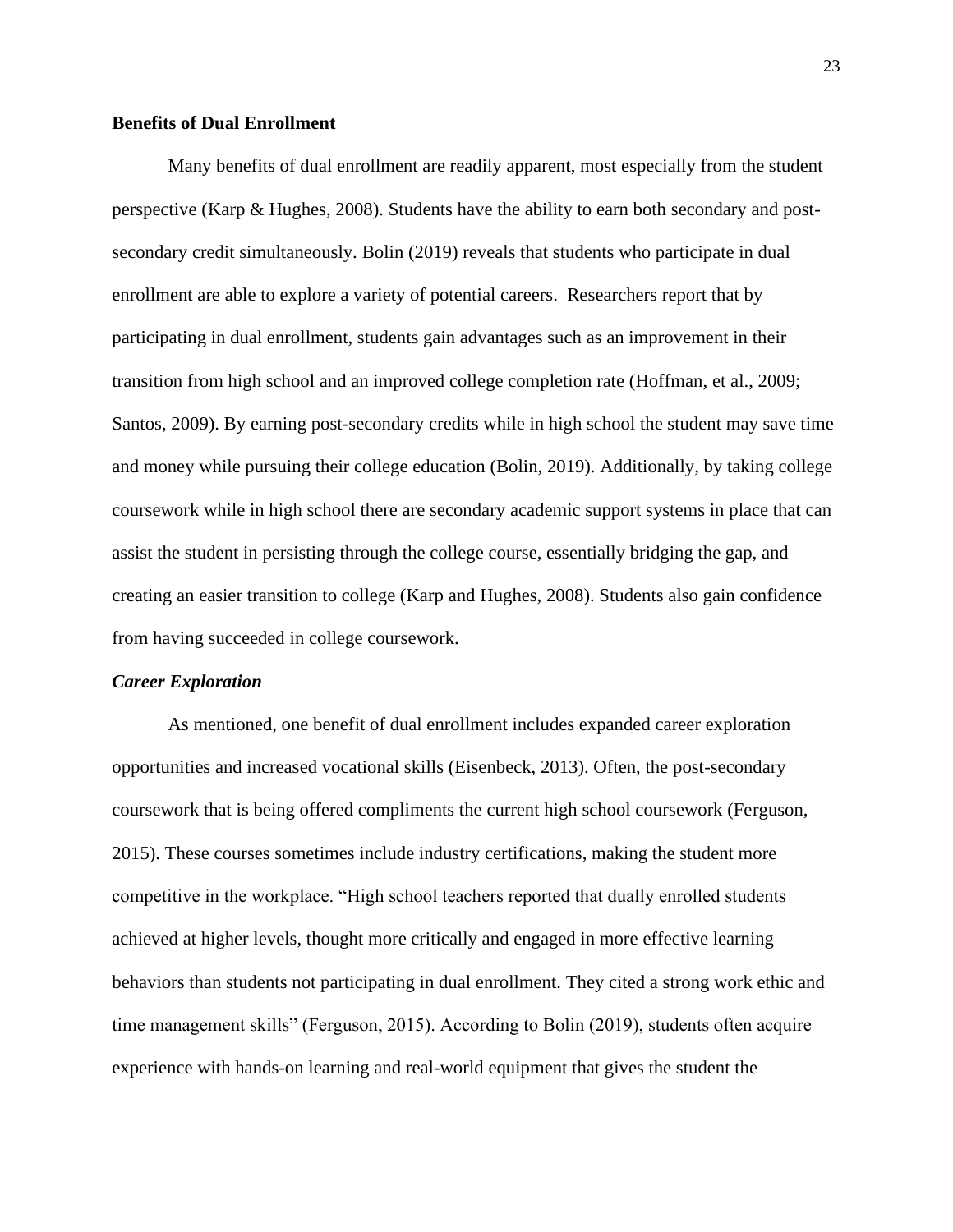## Benefits of Dual Enrollment

Many benefits of dual enrollment are readily apparent, most especially from the student perspective (Karp & Hughes, 2008). Students have the ability to earn both secondary and post-secondary credit simultaneously. Bolin (2019) reveals that students who participate in dual enrollment are able to explore a variety of potential careers. Researchers report that by participating in dual enrollment, students gain advantages such as an improvement in their transition from high school and an improved college completion rate (Hoffman, et al., 2009; Santos, 2009). By earning post-secondary credits while in high school the student may save time and money while pursuing their college education (Bolin, 2019). Additionally, by taking college coursework while in high school there are secondary academic support systems in place that can assist the student in persisting through the college course, essentially bridging the gap, and creating an easier transition to college (Karp and Hughes, 2008). Students also gain confidence from having succeeded in college coursework.

### *Career Exploration*

As mentioned, one benefit of dual enrollment includes expanded career exploration opportunities and increased vocational skills (Eisenbeck, 2013). Often, the post-secondary coursework that is being offered compliments the current high school coursework (Ferguson, 2015). These courses sometimes include industry certifications, making the student more competitive in the workplace. "High school teachers reported that dually enrolled students achieved at higher levels, thought more critically and engaged in more effective learning behaviors than students not participating in dual enrollment. They cited a strong work ethic and time management skills" (Ferguson, 2015). According to Bolin (2019), students often acquire experience with hands-on learning and real-world equipment that gives the student the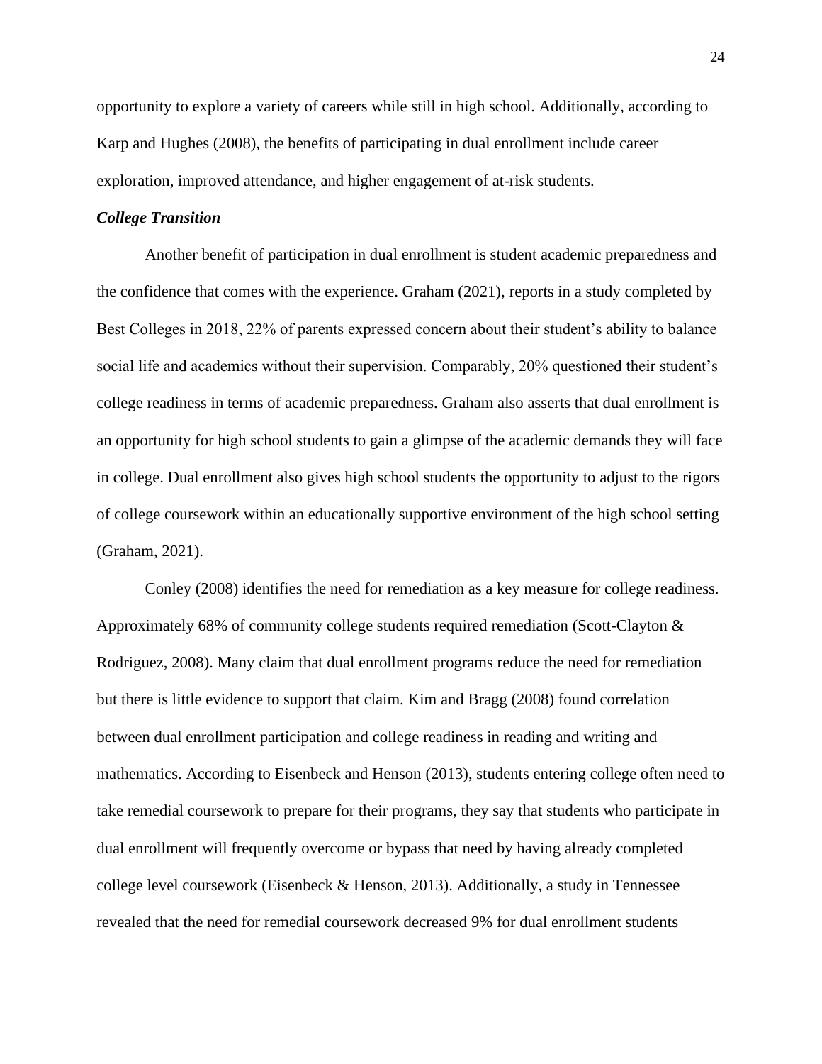opportunity to explore a variety of careers while still in high school. Additionally, according to Karp and Hughes (2008), the benefits of participating in dual enrollment include career exploration, improved attendance, and higher engagement of at-risk students.

### *College Transition*

Another benefit of participation in dual enrollment is student academic preparedness and the confidence that comes with the experience. Graham (2021), reports in a study completed by Best Colleges in 2018, 22% of parents expressed concern about their student's ability to balance social life and academics without their supervision. Comparably, 20% questioned their student's college readiness in terms of academic preparedness. Graham also asserts that dual enrollment is an opportunity for high school students to gain a glimpse of the academic demands they will face in college. Dual enrollment also gives high school students the opportunity to adjust to the rigors of college coursework within an educationally supportive environment of the high school setting (Graham, 2021).

Conley (2008) identifies the need for remediation as a key measure for college readiness. Approximately 68% of community college students required remediation (Scott-Clayton & Rodriguez, 2008). Many claim that dual enrollment programs reduce the need for remediation but there is little evidence to support that claim. Kim and Bragg (2008) found correlation between dual enrollment participation and college readiness in reading and writing and mathematics. According to Eisenbeck and Henson (2013), students entering college often need to take remedial coursework to prepare for their programs, they say that students who participate in dual enrollment will frequently overcome or bypass that need by having already completed college level coursework (Eisenbeck & Henson, 2013). Additionally, a study in Tennessee revealed that the need for remedial coursework decreased 9% for dual enrollment students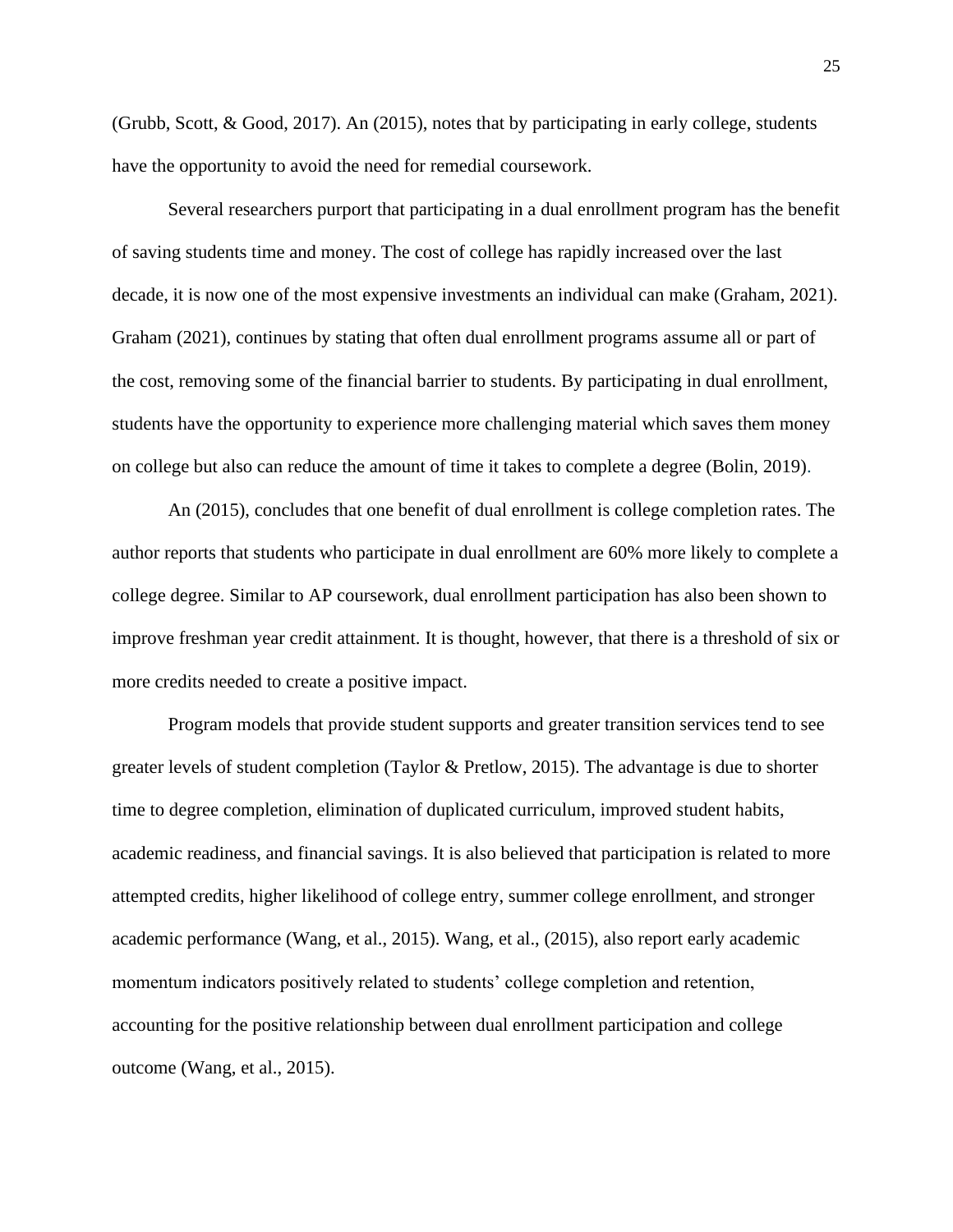(Grubb, Scott, & Good, 2017). An (2015), notes that by participating in early college, students have the opportunity to avoid the need for remedial coursework.

Several researchers purport that participating in a dual enrollment program has the benefit of saving students time and money. The cost of college has rapidly increased over the last decade, it is now one of the most expensive investments an individual can make (Graham, 2021). Graham (2021), continues by stating that often dual enrollment programs assume all or part of the cost, removing some of the financial barrier to students. By participating in dual enrollment, students have the opportunity to experience more challenging material which saves them money on college but also can reduce the amount of time it takes to complete a degree (Bolin, 2019).

An (2015), concludes that one benefit of dual enrollment is college completion rates. The author reports that students who participate in dual enrollment are 60% more likely to complete a college degree. Similar to AP coursework, dual enrollment participation has also been shown to improve freshman year credit attainment. It is thought, however, that there is a threshold of six or more credits needed to create a positive impact.

Program models that provide student supports and greater transition services tend to see greater levels of student completion (Taylor & Pretlow, 2015). The advantage is due to shorter time to degree completion, elimination of duplicated curriculum, improved student habits, academic readiness, and financial savings. It is also believed that participation is related to more attempted credits, higher likelihood of college entry, summer college enrollment, and stronger academic performance (Wang, et al., 2015). Wang, et al., (2015), also report early academic momentum indicators positively related to students' college completion and retention, accounting for the positive relationship between dual enrollment participation and college outcome (Wang, et al., 2015).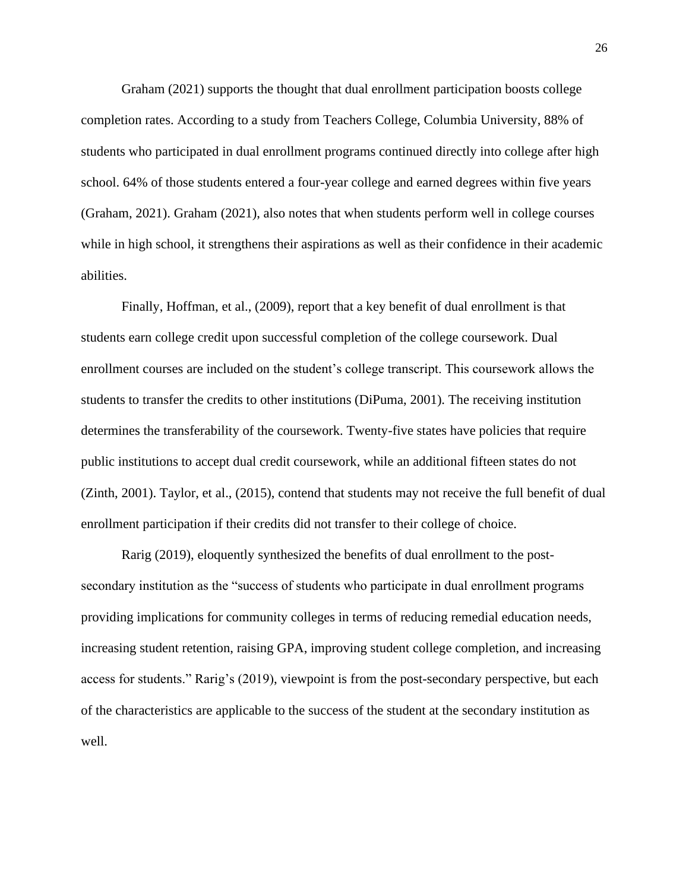Graham (2021) supports the thought that dual enrollment participation boosts college completion rates. According to a study from Teachers College, Columbia University, 88% of students who participated in dual enrollment programs continued directly into college after high school. 64% of those students entered a four-year college and earned degrees within five years (Graham, 2021). Graham (2021), also notes that when students perform well in college courses while in high school, it strengthens their aspirations as well as their confidence in their academic abilities.

Finally, Hoffman, et al., (2009), report that a key benefit of dual enrollment is that students earn college credit upon successful completion of the college coursework. Dual enrollment courses are included on the student's college transcript. This coursework allows the students to transfer the credits to other institutions (DiPuma, 2001). The receiving institution determines the transferability of the coursework. Twenty-five states have policies that require public institutions to accept dual credit coursework, while an additional fifteen states do not (Zinth, 2001). Taylor, et al., (2015), contend that students may not receive the full benefit of dual enrollment participation if their credits did not transfer to their college of choice.

Rarig (2019), eloquently synthesized the benefits of dual enrollment to the post-secondary institution as the "success of students who participate in dual enrollment programs providing implications for community colleges in terms of reducing remedial education needs, increasing student retention, raising GPA, improving student college completion, and increasing access for students." Rarig's (2019), viewpoint is from the post-secondary perspective, but each of the characteristics are applicable to the success of the student at the secondary institution as well.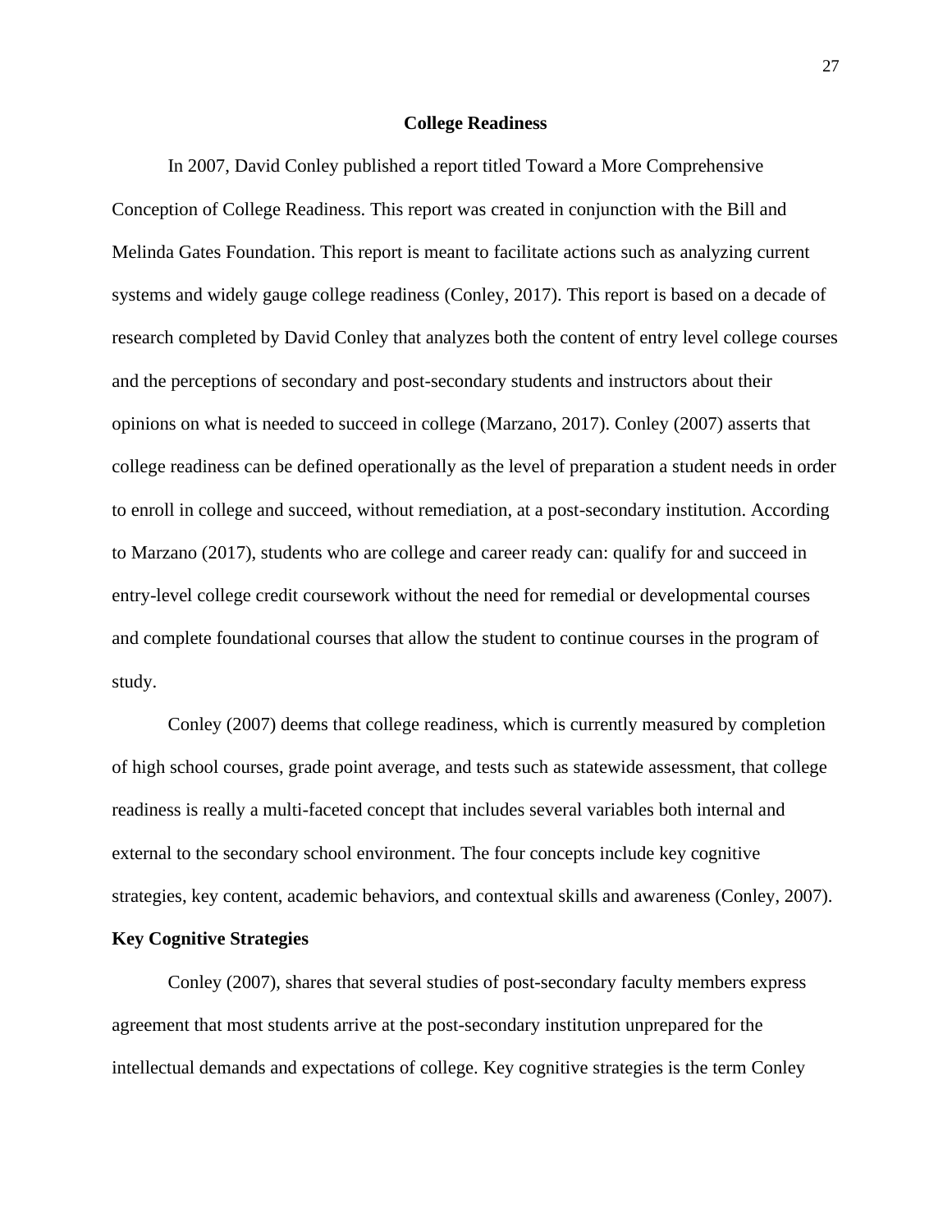## College Readiness

In 2007, David Conley published a report titled Toward a More Comprehensive Conception of College Readiness. This report was created in conjunction with the Bill and Melinda Gates Foundation. This report is meant to facilitate actions such as analyzing current systems and widely gauge college readiness (Conley, 2017). This report is based on a decade of research completed by David Conley that analyzes both the content of entry level college courses and the perceptions of secondary and post-secondary students and instructors about their opinions on what is needed to succeed in college (Marzano, 2017). Conley (2007) asserts that college readiness can be defined operationally as the level of preparation a student needs in order to enroll in college and succeed, without remediation, at a post-secondary institution. According to Marzano (2017), students who are college and career ready can: qualify for and succeed in entry-level college credit coursework without the need for remedial or developmental courses and complete foundational courses that allow the student to continue courses in the program of study.

Conley (2007) deems that college readiness, which is currently measured by completion of high school courses, grade point average, and tests such as statewide assessment, that college readiness is really a multi-faceted concept that includes several variables both internal and external to the secondary school environment. The four concepts include key cognitive strategies, key content, academic behaviors, and contextual skills and awareness (Conley, 2007).

### Key Cognitive Strategies

Conley (2007), shares that several studies of post-secondary faculty members express agreement that most students arrive at the post-secondary institution unprepared for the intellectual demands and expectations of college. Key cognitive strategies is the term Conley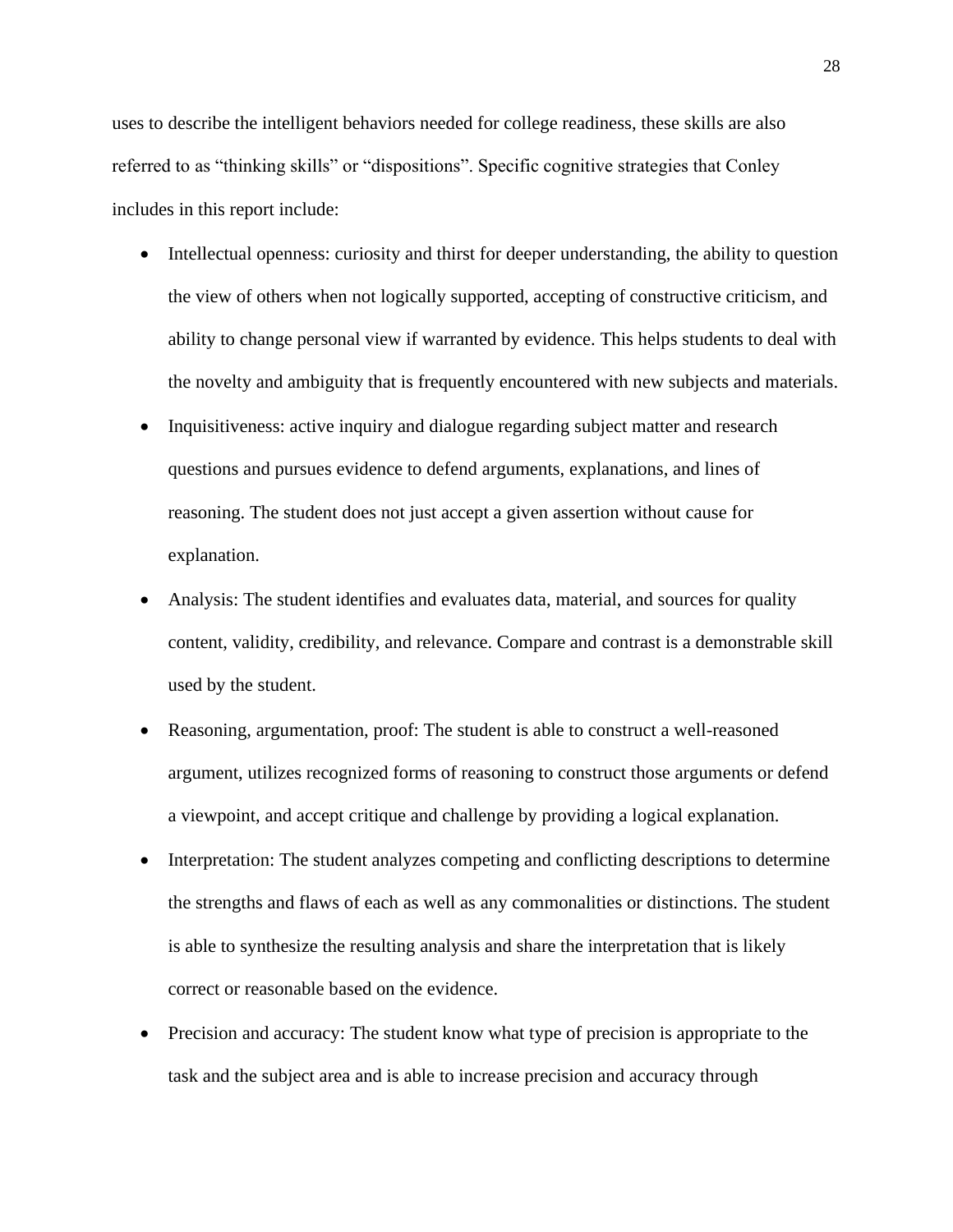uses to describe the intelligent behaviors needed for college readiness, these skills are also referred to as "thinking skills" or "dispositions". Specific cognitive strategies that Conley includes in this report include:

- Intellectual openness: curiosity and thirst for deeper understanding, the ability to question the view of others when not logically supported, accepting of constructive criticism, and ability to change personal view if warranted by evidence. This helps students to deal with the novelty and ambiguity that is frequently encountered with new subjects and materials.
- Inquisitiveness: active inquiry and dialogue regarding subject matter and research questions and pursues evidence to defend arguments, explanations, and lines of reasoning. The student does not just accept a given assertion without cause for explanation.
- Analysis: The student identifies and evaluates data, material, and sources for quality content, validity, credibility, and relevance. Compare and contrast is a demonstrable skill used by the student.
- Reasoning, argumentation, proof: The student is able to construct a well-reasoned argument, utilizes recognized forms of reasoning to construct those arguments or defend a viewpoint, and accept critique and challenge by providing a logical explanation.
- Interpretation: The student analyzes competing and conflicting descriptions to determine the strengths and flaws of each as well as any commonalities or distinctions. The student is able to synthesize the resulting analysis and share the interpretation that is likely correct or reasonable based on the evidence.
- Precision and accuracy: The student know what type of precision is appropriate to the task and the subject area and is able to increase precision and accuracy through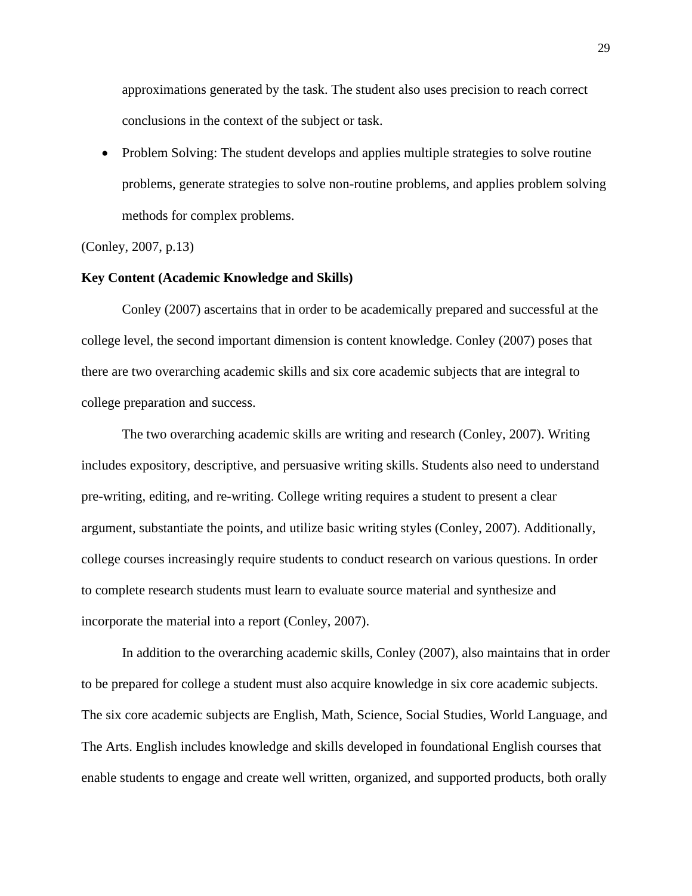approximations generated by the task. The student also uses precision to reach correct conclusions in the context of the subject or task.

- Problem Solving: The student develops and applies multiple strategies to solve routine problems, generate strategies to solve non-routine problems, and applies problem solving methods for complex problems.

(Conley, 2007, p.13)

**Key Content (Academic Knowledge and Skills)**

Conley (2007) ascertains that in order to be academically prepared and successful at the college level, the second important dimension is content knowledge. Conley (2007) poses that there are two overarching academic skills and six core academic subjects that are integral to college preparation and success.

The two overarching academic skills are writing and research (Conley, 2007). Writing includes expository, descriptive, and persuasive writing skills. Students also need to understand pre-writing, editing, and re-writing. College writing requires a student to present a clear argument, substantiate the points, and utilize basic writing styles (Conley, 2007). Additionally, college courses increasingly require students to conduct research on various questions. In order to complete research students must learn to evaluate source material and synthesize and incorporate the material into a report (Conley, 2007).

In addition to the overarching academic skills, Conley (2007), also maintains that in order to be prepared for college a student must also acquire knowledge in six core academic subjects. The six core academic subjects are English, Math, Science, Social Studies, World Language, and The Arts. English includes knowledge and skills developed in foundational English courses that enable students to engage and create well written, organized, and supported products, both orally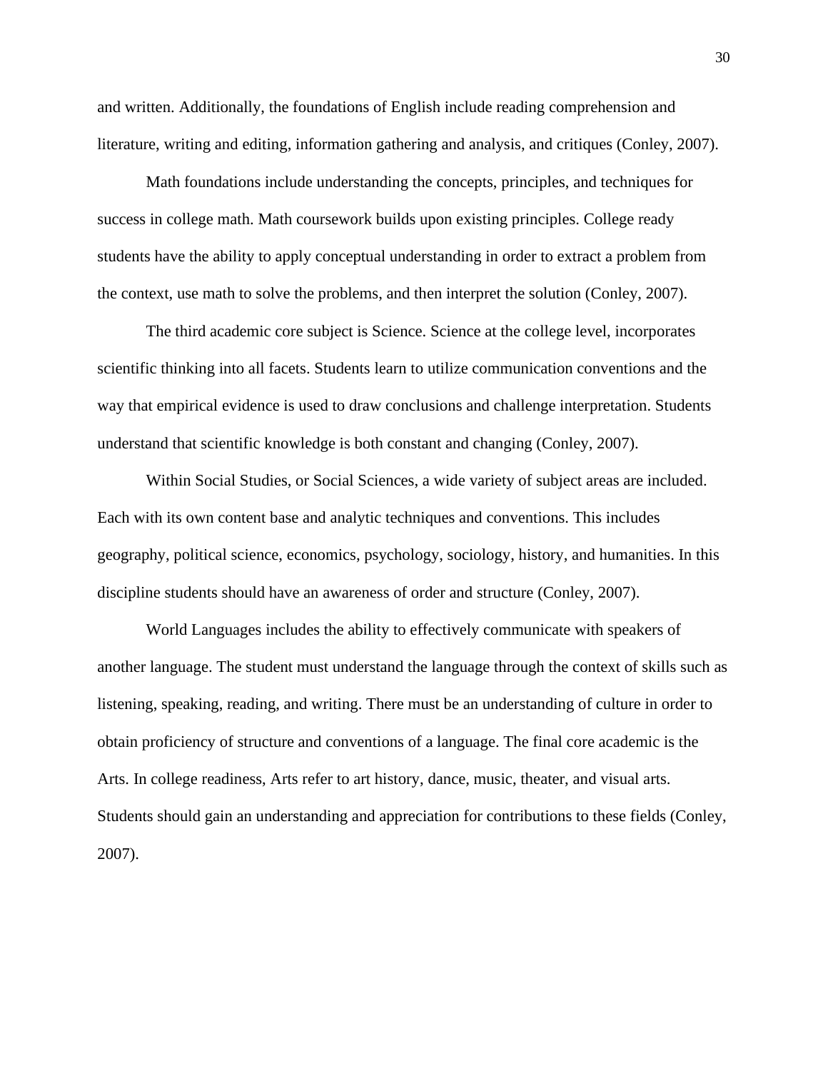and written. Additionally, the foundations of English include reading comprehension and literature, writing and editing, information gathering and analysis, and critiques (Conley, 2007).

Math foundations include understanding the concepts, principles, and techniques for success in college math. Math coursework builds upon existing principles. College ready students have the ability to apply conceptual understanding in order to extract a problem from the context, use math to solve the problems, and then interpret the solution (Conley, 2007).

The third academic core subject is Science. Science at the college level, incorporates scientific thinking into all facets. Students learn to utilize communication conventions and the way that empirical evidence is used to draw conclusions and challenge interpretation. Students understand that scientific knowledge is both constant and changing (Conley, 2007).

Within Social Studies, or Social Sciences, a wide variety of subject areas are included. Each with its own content base and analytic techniques and conventions. This includes geography, political science, economics, psychology, sociology, history, and humanities. In this discipline students should have an awareness of order and structure (Conley, 2007).

World Languages includes the ability to effectively communicate with speakers of another language. The student must understand the language through the context of skills such as listening, speaking, reading, and writing. There must be an understanding of culture in order to obtain proficiency of structure and conventions of a language. The final core academic is the Arts. In college readiness, Arts refer to art history, dance, music, theater, and visual arts. Students should gain an understanding and appreciation for contributions to these fields (Conley, 2007).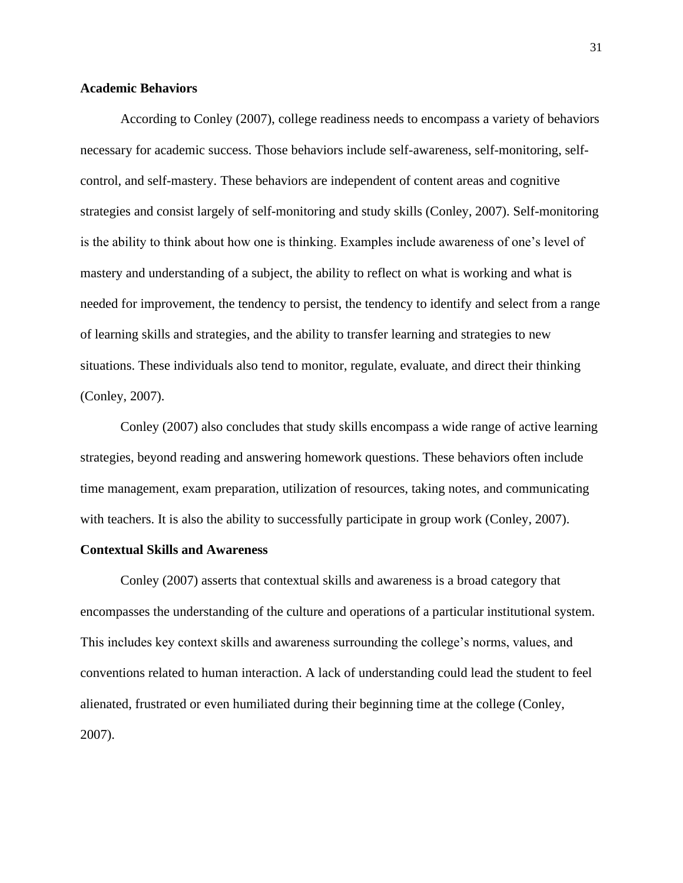### Academic Behaviors

According to Conley (2007), college readiness needs to encompass a variety of behaviors necessary for academic success. Those behaviors include self-awareness, self-monitoring, self-control, and self-mastery. These behaviors are independent of content areas and cognitive strategies and consist largely of self-monitoring and study skills (Conley, 2007). Self-monitoring is the ability to think about how one is thinking. Examples include awareness of one's level of mastery and understanding of a subject, the ability to reflect on what is working and what is needed for improvement, the tendency to persist, the tendency to identify and select from a range of learning skills and strategies, and the ability to transfer learning and strategies to new situations. These individuals also tend to monitor, regulate, evaluate, and direct their thinking (Conley, 2007).

Conley (2007) also concludes that study skills encompass a wide range of active learning strategies, beyond reading and answering homework questions. These behaviors often include time management, exam preparation, utilization of resources, taking notes, and communicating with teachers. It is also the ability to successfully participate in group work (Conley, 2007).

### Contextual Skills and Awareness

Conley (2007) asserts that contextual skills and awareness is a broad category that encompasses the understanding of the culture and operations of a particular institutional system. This includes key context skills and awareness surrounding the college's norms, values, and conventions related to human interaction. A lack of understanding could lead the student to feel alienated, frustrated or even humiliated during their beginning time at the college (Conley, 2007).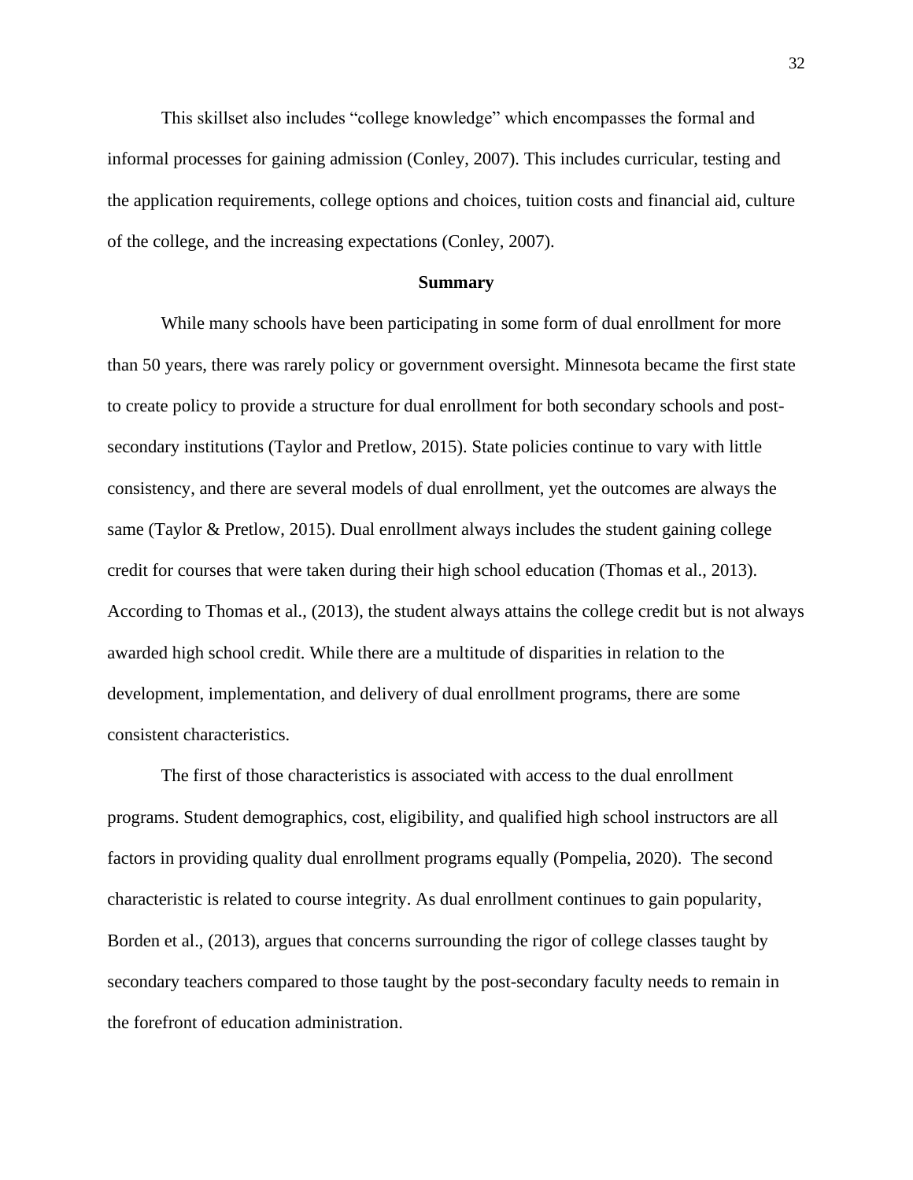This skillset also includes "college knowledge" which encompasses the formal and informal processes for gaining admission (Conley, 2007). This includes curricular, testing and the application requirements, college options and choices, tuition costs and financial aid, culture of the college, and the increasing expectations (Conley, 2007).

## Summary

While many schools have been participating in some form of dual enrollment for more than 50 years, there was rarely policy or government oversight. Minnesota became the first state to create policy to provide a structure for dual enrollment for both secondary schools and post-secondary institutions (Taylor and Pretlow, 2015). State policies continue to vary with little consistency, and there are several models of dual enrollment, yet the outcomes are always the same (Taylor & Pretlow, 2015). Dual enrollment always includes the student gaining college credit for courses that were taken during their high school education (Thomas et al., 2013). According to Thomas et al., (2013), the student always attains the college credit but is not always awarded high school credit. While there are a multitude of disparities in relation to the development, implementation, and delivery of dual enrollment programs, there are some consistent characteristics.

The first of those characteristics is associated with access to the dual enrollment programs. Student demographics, cost, eligibility, and qualified high school instructors are all factors in providing quality dual enrollment programs equally (Pompelia, 2020). The second characteristic is related to course integrity. As dual enrollment continues to gain popularity, Borden et al., (2013), argues that concerns surrounding the rigor of college classes taught by secondary teachers compared to those taught by the post-secondary faculty needs to remain in the forefront of education administration.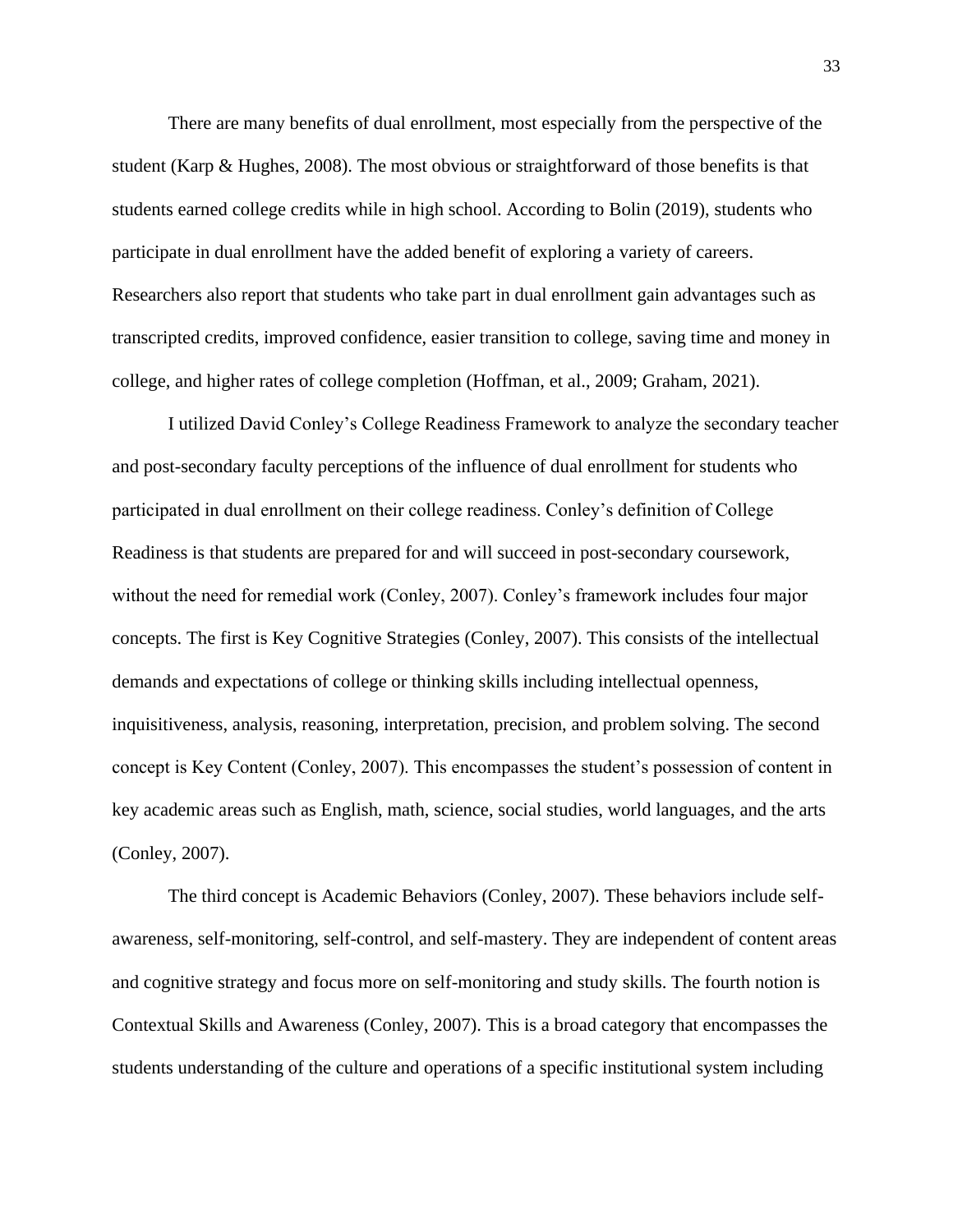There are many benefits of dual enrollment, most especially from the perspective of the student (Karp & Hughes, 2008). The most obvious or straightforward of those benefits is that students earned college credits while in high school. According to Bolin (2019), students who participate in dual enrollment have the added benefit of exploring a variety of careers. Researchers also report that students who take part in dual enrollment gain advantages such as transcripted credits, improved confidence, easier transition to college, saving time and money in college, and higher rates of college completion (Hoffman, et al., 2009; Graham, 2021).

I utilized David Conley's College Readiness Framework to analyze the secondary teacher and post-secondary faculty perceptions of the influence of dual enrollment for students who participated in dual enrollment on their college readiness. Conley's definition of College Readiness is that students are prepared for and will succeed in post-secondary coursework, without the need for remedial work (Conley, 2007). Conley's framework includes four major concepts. The first is Key Cognitive Strategies (Conley, 2007). This consists of the intellectual demands and expectations of college or thinking skills including intellectual openness, inquisitiveness, analysis, reasoning, interpretation, precision, and problem solving. The second concept is Key Content (Conley, 2007). This encompasses the student's possession of content in key academic areas such as English, math, science, social studies, world languages, and the arts (Conley, 2007).

The third concept is Academic Behaviors (Conley, 2007). These behaviors include self-awareness, self-monitoring, self-control, and self-mastery. They are independent of content areas and cognitive strategy and focus more on self-monitoring and study skills. The fourth notion is Contextual Skills and Awareness (Conley, 2007). This is a broad category that encompasses the students understanding of the culture and operations of a specific institutional system including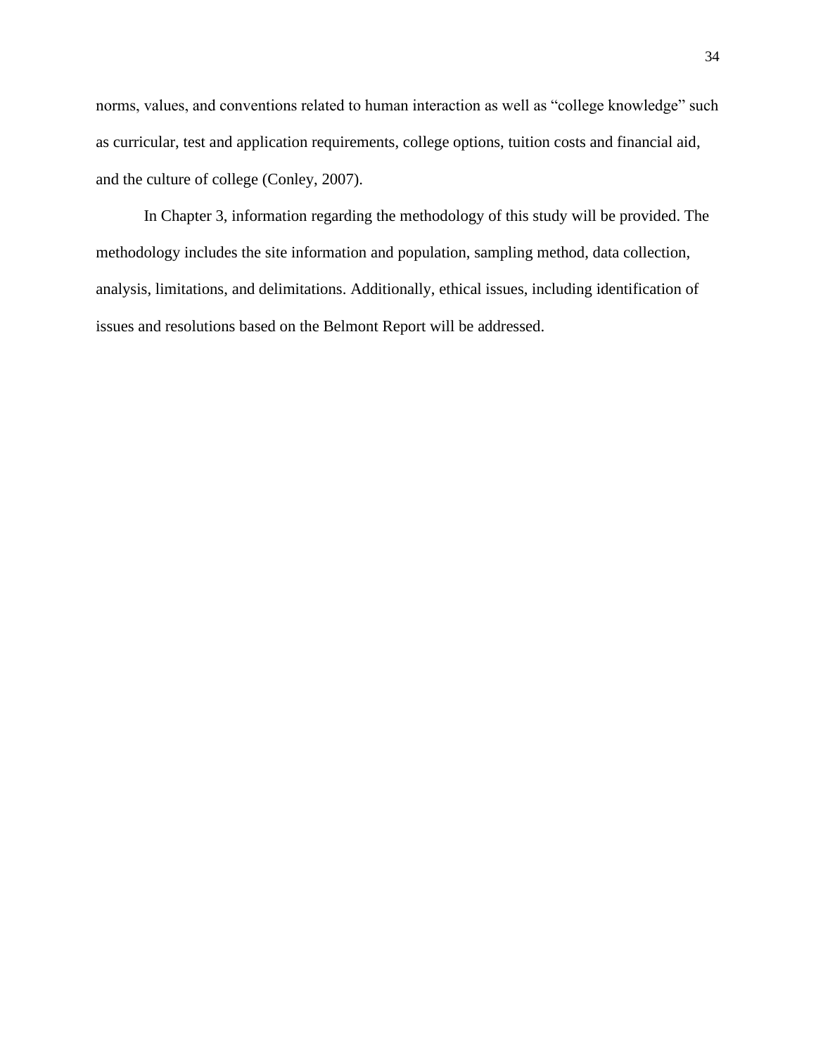norms, values, and conventions related to human interaction as well as “college knowledge” such as curricular, test and application requirements, college options, tuition costs and financial aid, and the culture of college (Conley, 2007).

In Chapter 3, information regarding the methodology of this study will be provided. The methodology includes the site information and population, sampling method, data collection, analysis, limitations, and delimitations. Additionally, ethical issues, including identification of issues and resolutions based on the Belmont Report will be addressed.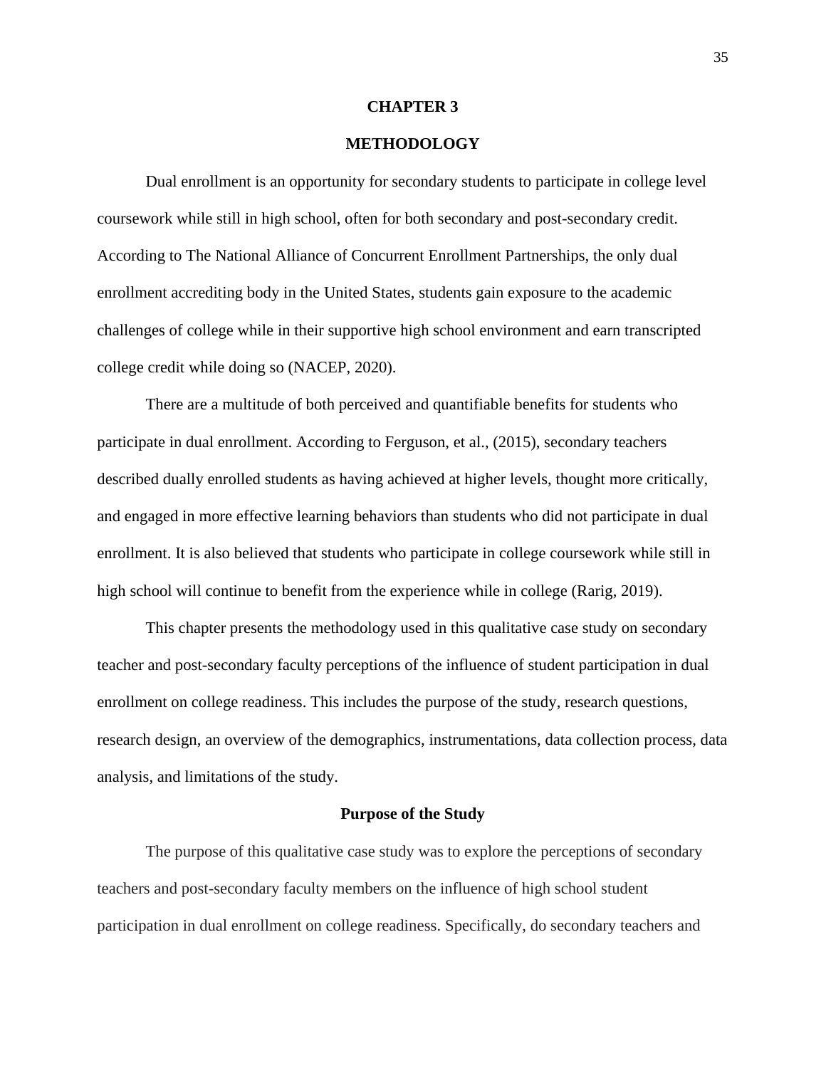# CHAPTER 3

# METHODOLOGY

Dual enrollment is an opportunity for secondary students to participate in college level coursework while still in high school, often for both secondary and post-secondary credit. According to The National Alliance of Concurrent Enrollment Partnerships, the only dual enrollment accrediting body in the United States, students gain exposure to the academic challenges of college while in their supportive high school environment and earn transcripted college credit while doing so (NACEP, 2020).

There are a multitude of both perceived and quantifiable benefits for students who participate in dual enrollment. According to Ferguson, et al., (2015), secondary teachers described dually enrolled students as having achieved at higher levels, thought more critically, and engaged in more effective learning behaviors than students who did not participate in dual enrollment. It is also believed that students who participate in college coursework while still in high school will continue to benefit from the experience while in college (Rarig, 2019).

This chapter presents the methodology used in this qualitative case study on secondary teacher and post-secondary faculty perceptions of the influence of student participation in dual enrollment on college readiness. This includes the purpose of the study, research questions, research design, an overview of the demographics, instrumentations, data collection process, data analysis, and limitations of the study.

## Purpose of the Study

The purpose of this qualitative case study was to explore the perceptions of secondary teachers and post-secondary faculty members on the influence of high school student participation in dual enrollment on college readiness. Specifically, do secondary teachers and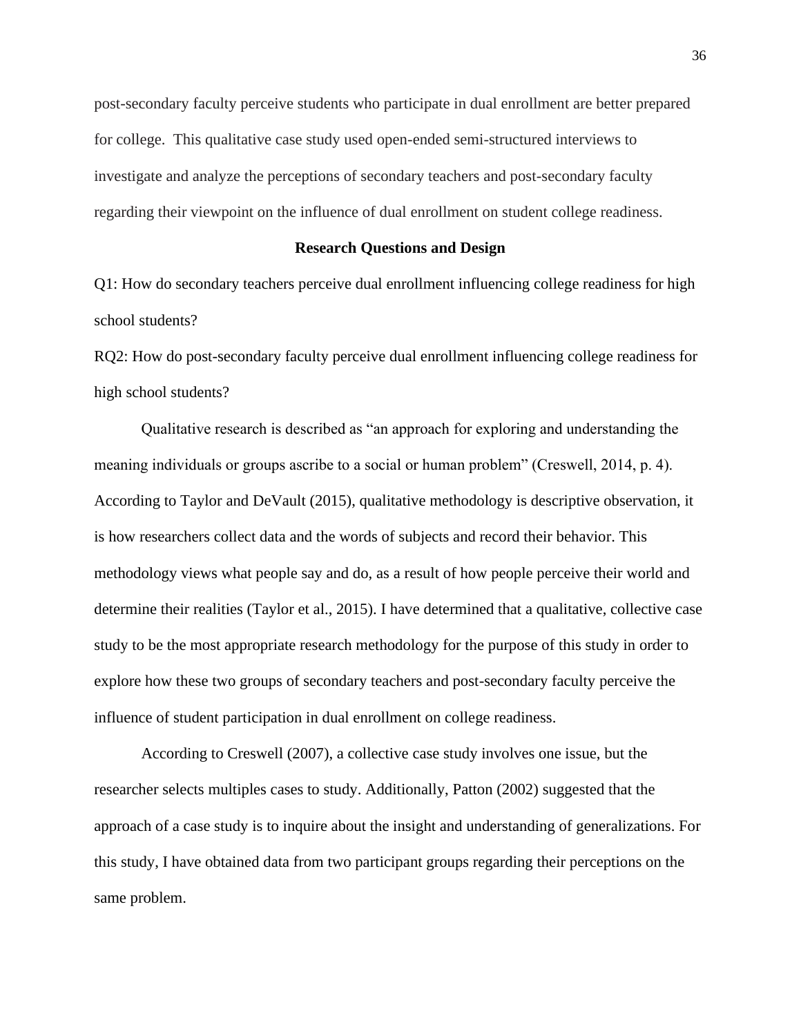post-secondary faculty perceive students who participate in dual enrollment are better prepared for college. This qualitative case study used open-ended semi-structured interviews to investigate and analyze the perceptions of secondary teachers and post-secondary faculty regarding their viewpoint on the influence of dual enrollment on student college readiness.

## Research Questions and Design

Q1: How do secondary teachers perceive dual enrollment influencing college readiness for high school students?

RQ2: How do post-secondary faculty perceive dual enrollment influencing college readiness for high school students?

Qualitative research is described as "an approach for exploring and understanding the meaning individuals or groups ascribe to a social or human problem" (Creswell, 2014, p. 4). According to Taylor and DeVault (2015), qualitative methodology is descriptive observation, it is how researchers collect data and the words of subjects and record their behavior. This methodology views what people say and do, as a result of how people perceive their world and determine their realities (Taylor et al., 2015). I have determined that a qualitative, collective case study to be the most appropriate research methodology for the purpose of this study in order to explore how these two groups of secondary teachers and post-secondary faculty perceive the influence of student participation in dual enrollment on college readiness.

According to Creswell (2007), a collective case study involves one issue, but the researcher selects multiples cases to study. Additionally, Patton (2002) suggested that the approach of a case study is to inquire about the insight and understanding of generalizations. For this study, I have obtained data from two participant groups regarding their perceptions on the same problem.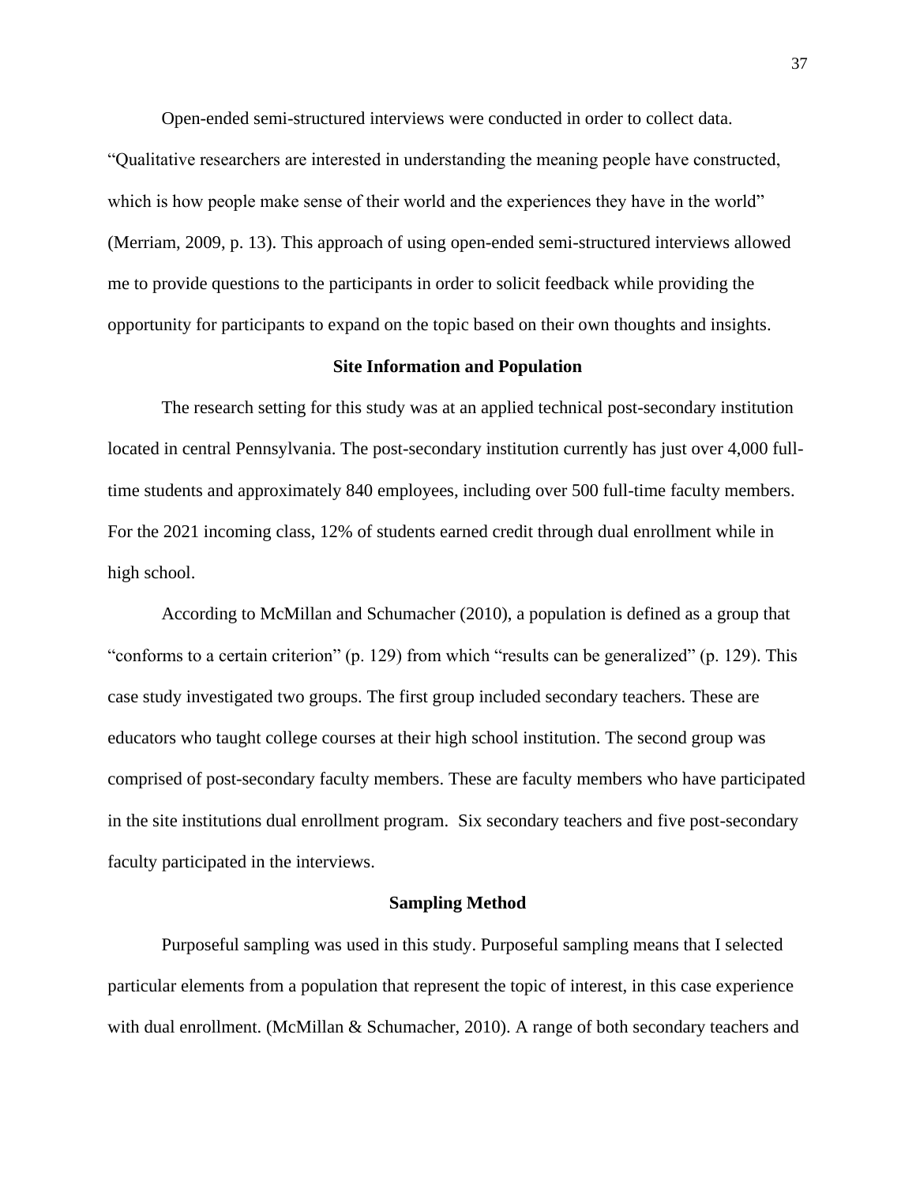Open-ended semi-structured interviews were conducted in order to collect data. "Qualitative researchers are interested in understanding the meaning people have constructed, which is how people make sense of their world and the experiences they have in the world" (Merriam, 2009, p. 13). This approach of using open-ended semi-structured interviews allowed me to provide questions to the participants in order to solicit feedback while providing the opportunity for participants to expand on the topic based on their own thoughts and insights.

## Site Information and Population

The research setting for this study was at an applied technical post-secondary institution located in central Pennsylvania. The post-secondary institution currently has just over 4,000 full-time students and approximately 840 employees, including over 500 full-time faculty members. For the 2021 incoming class, 12% of students earned credit through dual enrollment while in high school.

According to McMillan and Schumacher (2010), a population is defined as a group that "conforms to a certain criterion" (p. 129) from which "results can be generalized" (p. 129). This case study investigated two groups. The first group included secondary teachers. These are educators who taught college courses at their high school institution. The second group was comprised of post-secondary faculty members. These are faculty members who have participated in the site institutions dual enrollment program.  Six secondary teachers and five post-secondary faculty participated in the interviews.

## Sampling Method

Purposeful sampling was used in this study. Purposeful sampling means that I selected particular elements from a population that represent the topic of interest, in this case experience with dual enrollment. (McMillan & Schumacher, 2010). A range of both secondary teachers and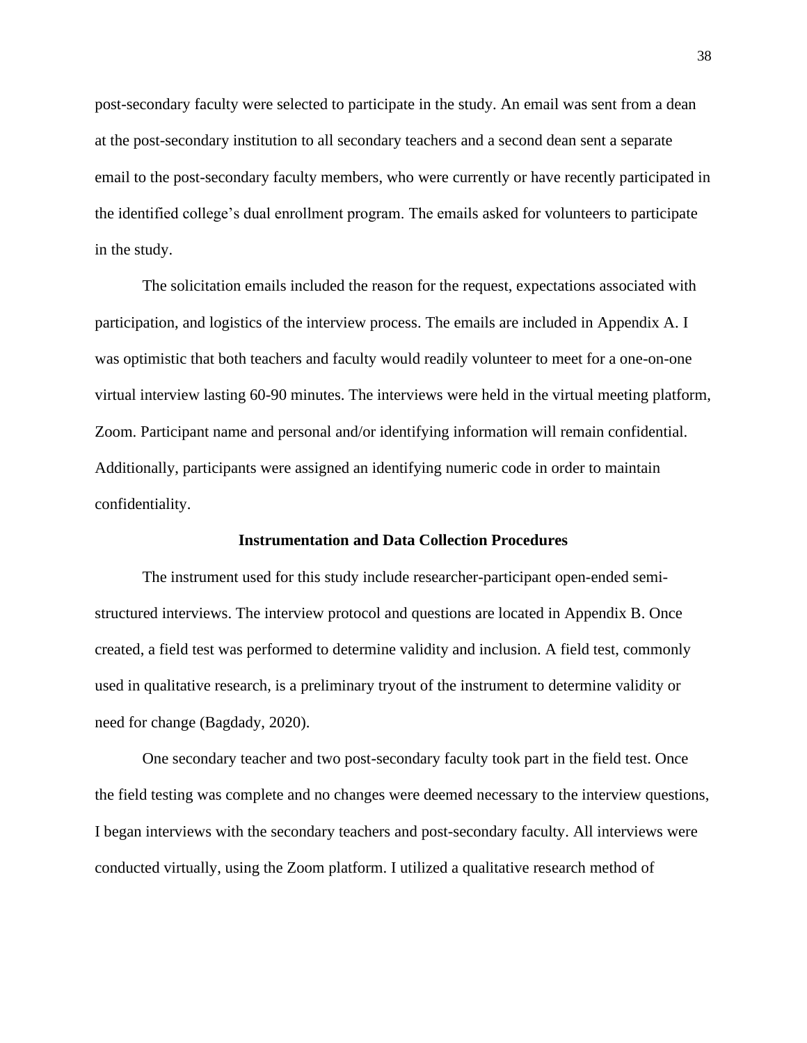post-secondary faculty were selected to participate in the study. An email was sent from a dean at the post-secondary institution to all secondary teachers and a second dean sent a separate email to the post-secondary faculty members, who were currently or have recently participated in the identified college's dual enrollment program. The emails asked for volunteers to participate in the study.

The solicitation emails included the reason for the request, expectations associated with participation, and logistics of the interview process. The emails are included in Appendix A. I was optimistic that both teachers and faculty would readily volunteer to meet for a one-on-one virtual interview lasting 60-90 minutes. The interviews were held in the virtual meeting platform, Zoom. Participant name and personal and/or identifying information will remain confidential. Additionally, participants were assigned an identifying numeric code in order to maintain confidentiality.

## Instrumentation and Data Collection Procedures

The instrument used for this study include researcher-participant open-ended semi-structured interviews. The interview protocol and questions are located in Appendix B. Once created, a field test was performed to determine validity and inclusion. A field test, commonly used in qualitative research, is a preliminary tryout of the instrument to determine validity or need for change (Bagdady, 2020).

One secondary teacher and two post-secondary faculty took part in the field test. Once the field testing was complete and no changes were deemed necessary to the interview questions, I began interviews with the secondary teachers and post-secondary faculty. All interviews were conducted virtually, using the Zoom platform. I utilized a qualitative research method of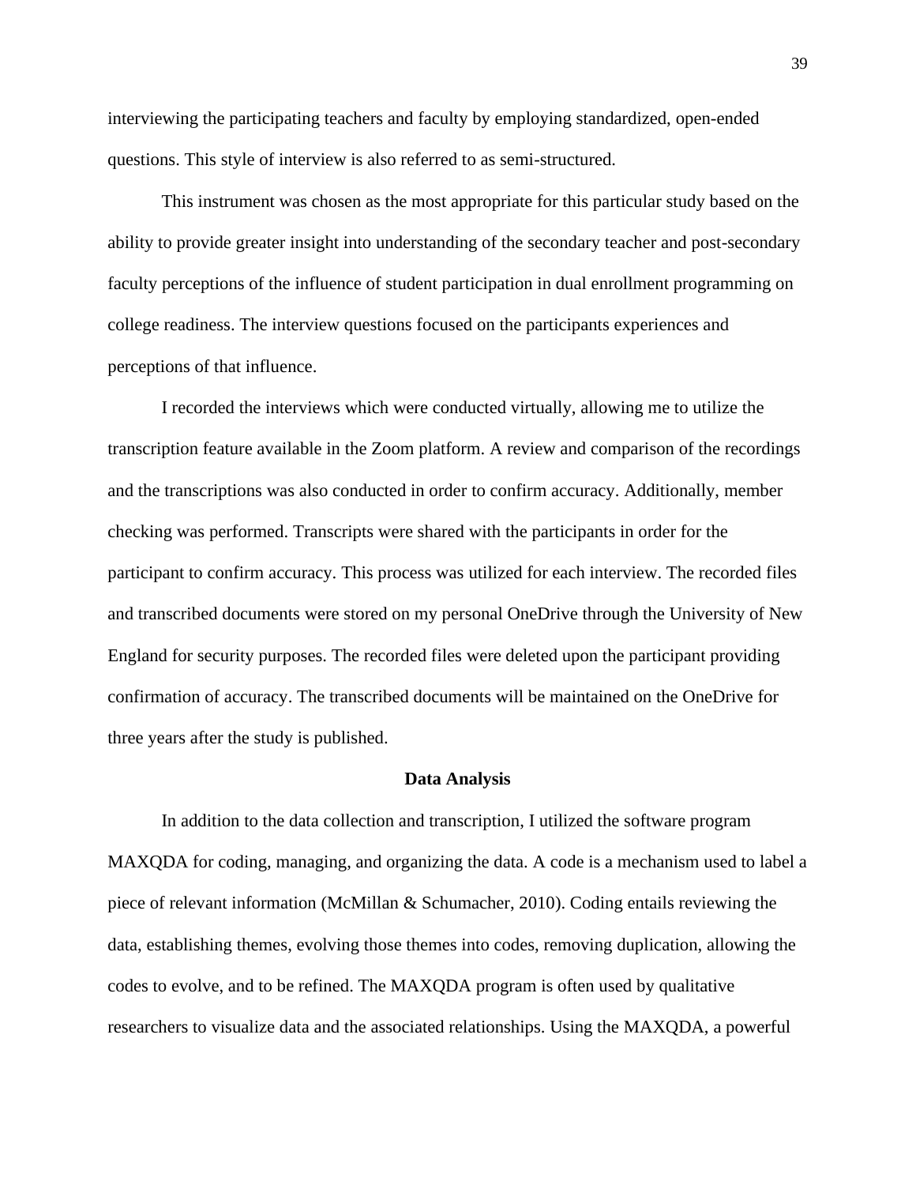interviewing the participating teachers and faculty by employing standardized, open-ended questions. This style of interview is also referred to as semi-structured.

This instrument was chosen as the most appropriate for this particular study based on the ability to provide greater insight into understanding of the secondary teacher and post-secondary faculty perceptions of the influence of student participation in dual enrollment programming on college readiness. The interview questions focused on the participants experiences and perceptions of that influence.

I recorded the interviews which were conducted virtually, allowing me to utilize the transcription feature available in the Zoom platform. A review and comparison of the recordings and the transcriptions was also conducted in order to confirm accuracy. Additionally, member checking was performed. Transcripts were shared with the participants in order for the participant to confirm accuracy. This process was utilized for each interview. The recorded files and transcribed documents were stored on my personal OneDrive through the University of New England for security purposes. The recorded files were deleted upon the participant providing confirmation of accuracy. The transcribed documents will be maintained on the OneDrive for three years after the study is published.

## Data Analysis

In addition to the data collection and transcription, I utilized the software program MAXQDA for coding, managing, and organizing the data. A code is a mechanism used to label a piece of relevant information (McMillan & Schumacher, 2010). Coding entails reviewing the data, establishing themes, evolving those themes into codes, removing duplication, allowing the codes to evolve, and to be refined. The MAXQDA program is often used by qualitative researchers to visualize data and the associated relationships. Using the MAXQDA, a powerful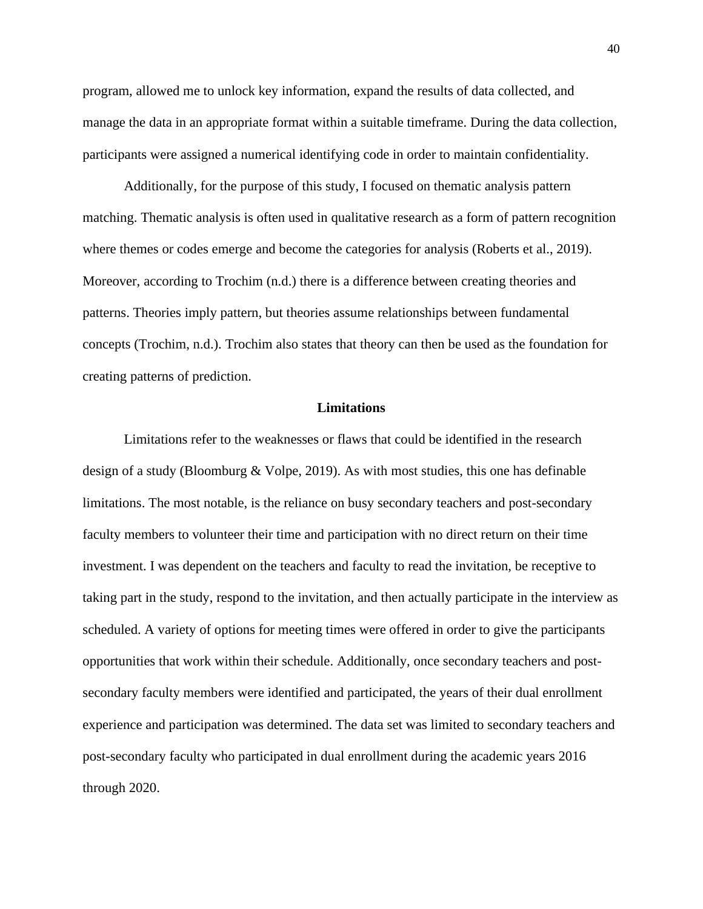program, allowed me to unlock key information, expand the results of data collected, and manage the data in an appropriate format within a suitable timeframe. During the data collection, participants were assigned a numerical identifying code in order to maintain confidentiality.

Additionally, for the purpose of this study, I focused on thematic analysis pattern matching. Thematic analysis is often used in qualitative research as a form of pattern recognition where themes or codes emerge and become the categories for analysis (Roberts et al., 2019). Moreover, according to Trochim (n.d.) there is a difference between creating theories and patterns. Theories imply pattern, but theories assume relationships between fundamental concepts (Trochim, n.d.). Trochim also states that theory can then be used as the foundation for creating patterns of prediction.

## Limitations

Limitations refer to the weaknesses or flaws that could be identified in the research design of a study (Bloomburg & Volpe, 2019). As with most studies, this one has definable limitations. The most notable, is the reliance on busy secondary teachers and post-secondary faculty members to volunteer their time and participation with no direct return on their time investment. I was dependent on the teachers and faculty to read the invitation, be receptive to taking part in the study, respond to the invitation, and then actually participate in the interview as scheduled. A variety of options for meeting times were offered in order to give the participants opportunities that work within their schedule. Additionally, once secondary teachers and post-secondary faculty members were identified and participated, the years of their dual enrollment experience and participation was determined. The data set was limited to secondary teachers and post-secondary faculty who participated in dual enrollment during the academic years 2016 through 2020.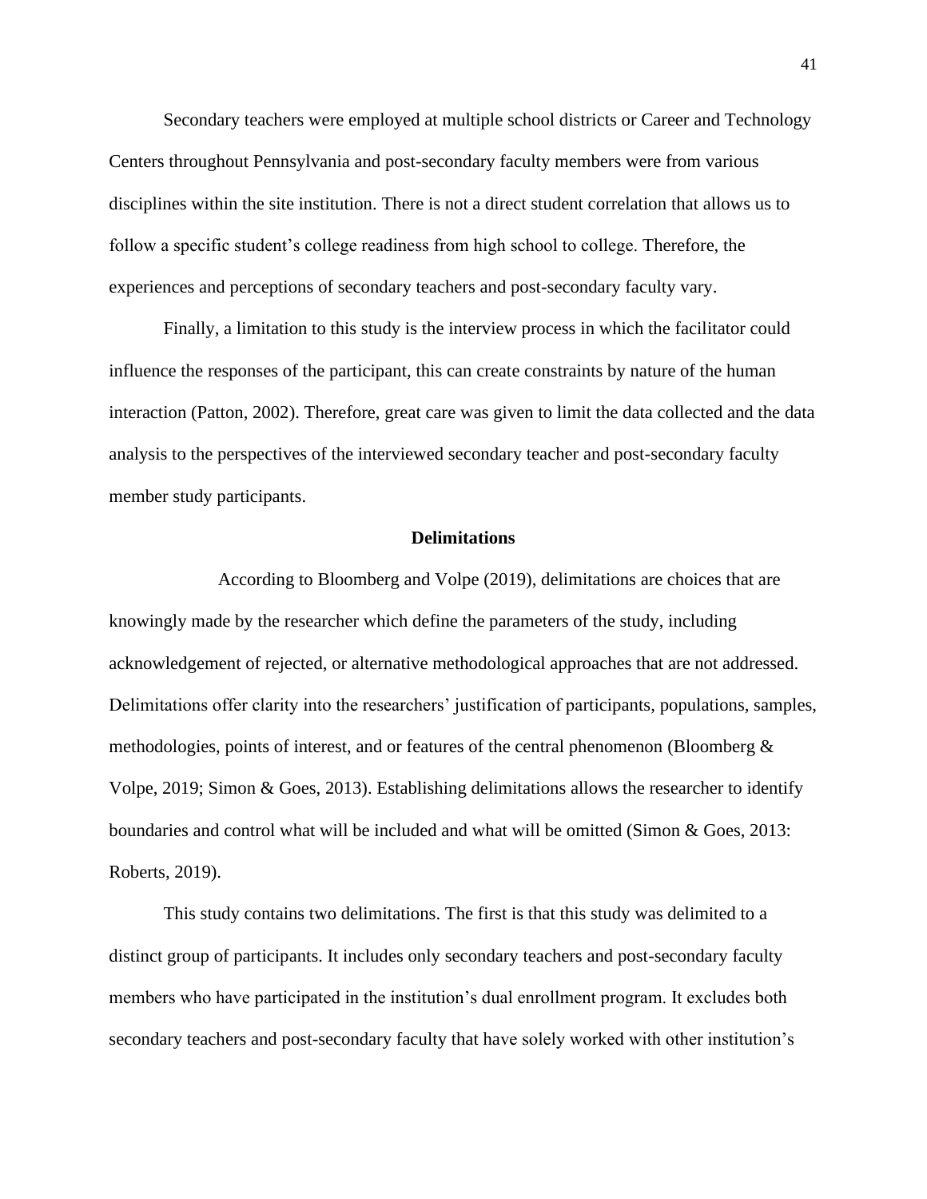Secondary teachers were employed at multiple school districts or Career and Technology Centers throughout Pennsylvania and post-secondary faculty members were from various disciplines within the site institution. There is not a direct student correlation that allows us to follow a specific student's college readiness from high school to college. Therefore, the experiences and perceptions of secondary teachers and post-secondary faculty vary.

Finally, a limitation to this study is the interview process in which the facilitator could influence the responses of the participant, this can create constraints by nature of the human interaction (Patton, 2002). Therefore, great care was given to limit the data collected and the data analysis to the perspectives of the interviewed secondary teacher and post-secondary faculty member study participants.

## Delimitations

According to Bloomberg and Volpe (2019), delimitations are choices that are knowingly made by the researcher which define the parameters of the study, including acknowledgement of rejected, or alternative methodological approaches that are not addressed. Delimitations offer clarity into the researchers' justification of participants, populations, samples, methodologies, points of interest, and or features of the central phenomenon (Bloomberg & Volpe, 2019; Simon & Goes, 2013). Establishing delimitations allows the researcher to identify boundaries and control what will be included and what will be omitted (Simon & Goes, 2013: Roberts, 2019).

This study contains two delimitations. The first is that this study was delimited to a distinct group of participants. It includes only secondary teachers and post-secondary faculty members who have participated in the institution's dual enrollment program. It excludes both secondary teachers and post-secondary faculty that have solely worked with other institution's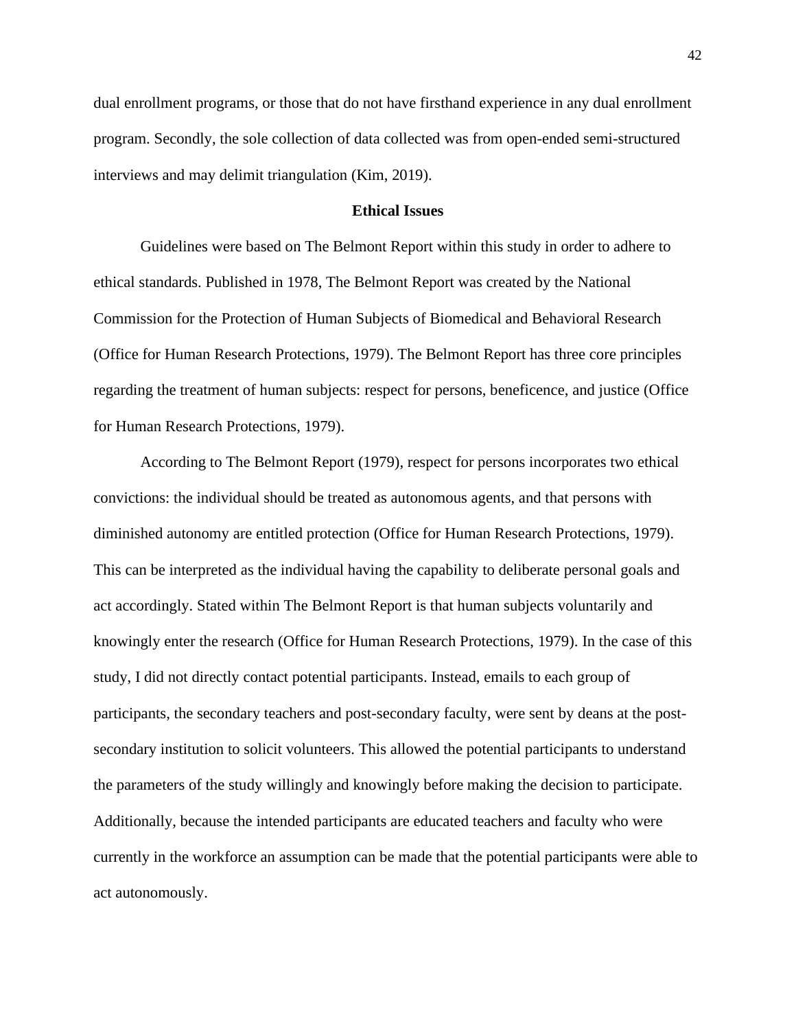dual enrollment programs, or those that do not have firsthand experience in any dual enrollment program. Secondly, the sole collection of data collected was from open-ended semi-structured interviews and may delimit triangulation (Kim, 2019).

## Ethical Issues

Guidelines were based on The Belmont Report within this study in order to adhere to ethical standards. Published in 1978, The Belmont Report was created by the National Commission for the Protection of Human Subjects of Biomedical and Behavioral Research (Office for Human Research Protections, 1979). The Belmont Report has three core principles regarding the treatment of human subjects: respect for persons, beneficence, and justice (Office for Human Research Protections, 1979).

According to The Belmont Report (1979), respect for persons incorporates two ethical convictions: the individual should be treated as autonomous agents, and that persons with diminished autonomy are entitled protection (Office for Human Research Protections, 1979). This can be interpreted as the individual having the capability to deliberate personal goals and act accordingly. Stated within The Belmont Report is that human subjects voluntarily and knowingly enter the research (Office for Human Research Protections, 1979). In the case of this study, I did not directly contact potential participants. Instead, emails to each group of participants, the secondary teachers and post-secondary faculty, were sent by deans at the post-secondary institution to solicit volunteers. This allowed the potential participants to understand the parameters of the study willingly and knowingly before making the decision to participate. Additionally, because the intended participants are educated teachers and faculty who were currently in the workforce an assumption can be made that the potential participants were able to act autonomously.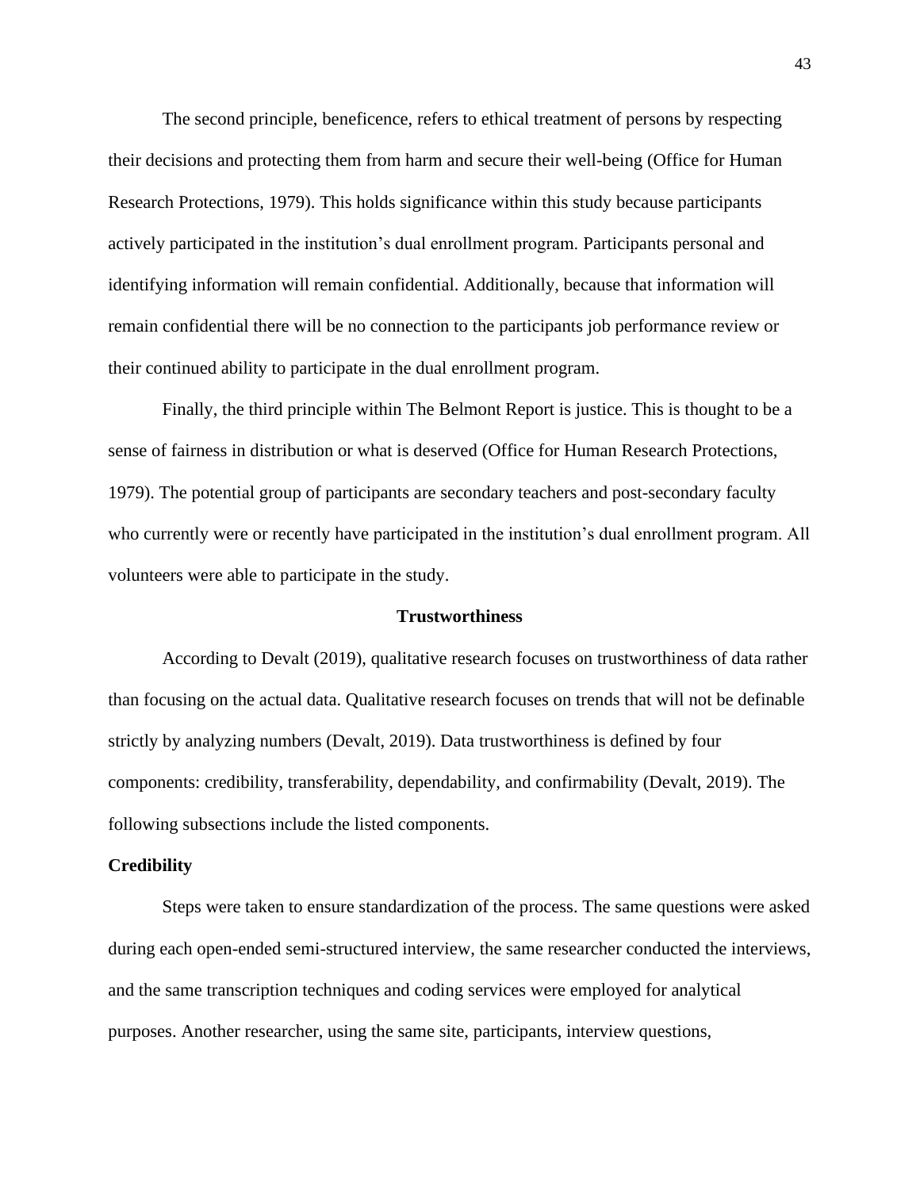The second principle, beneficence, refers to ethical treatment of persons by respecting their decisions and protecting them from harm and secure their well-being (Office for Human Research Protections, 1979). This holds significance within this study because participants actively participated in the institution's dual enrollment program. Participants personal and identifying information will remain confidential. Additionally, because that information will remain confidential there will be no connection to the participants job performance review or their continued ability to participate in the dual enrollment program.

Finally, the third principle within The Belmont Report is justice. This is thought to be a sense of fairness in distribution or what is deserved (Office for Human Research Protections, 1979). The potential group of participants are secondary teachers and post-secondary faculty who currently were or recently have participated in the institution's dual enrollment program. All volunteers were able to participate in the study.

## Trustworthiness

According to Devalt (2019), qualitative research focuses on trustworthiness of data rather than focusing on the actual data. Qualitative research focuses on trends that will not be definable strictly by analyzing numbers (Devalt, 2019). Data trustworthiness is defined by four components: credibility, transferability, dependability, and confirmability (Devalt, 2019). The following subsections include the listed components.

### Credibility

Steps were taken to ensure standardization of the process. The same questions were asked during each open-ended semi-structured interview, the same researcher conducted the interviews, and the same transcription techniques and coding services were employed for analytical purposes. Another researcher, using the same site, participants, interview questions,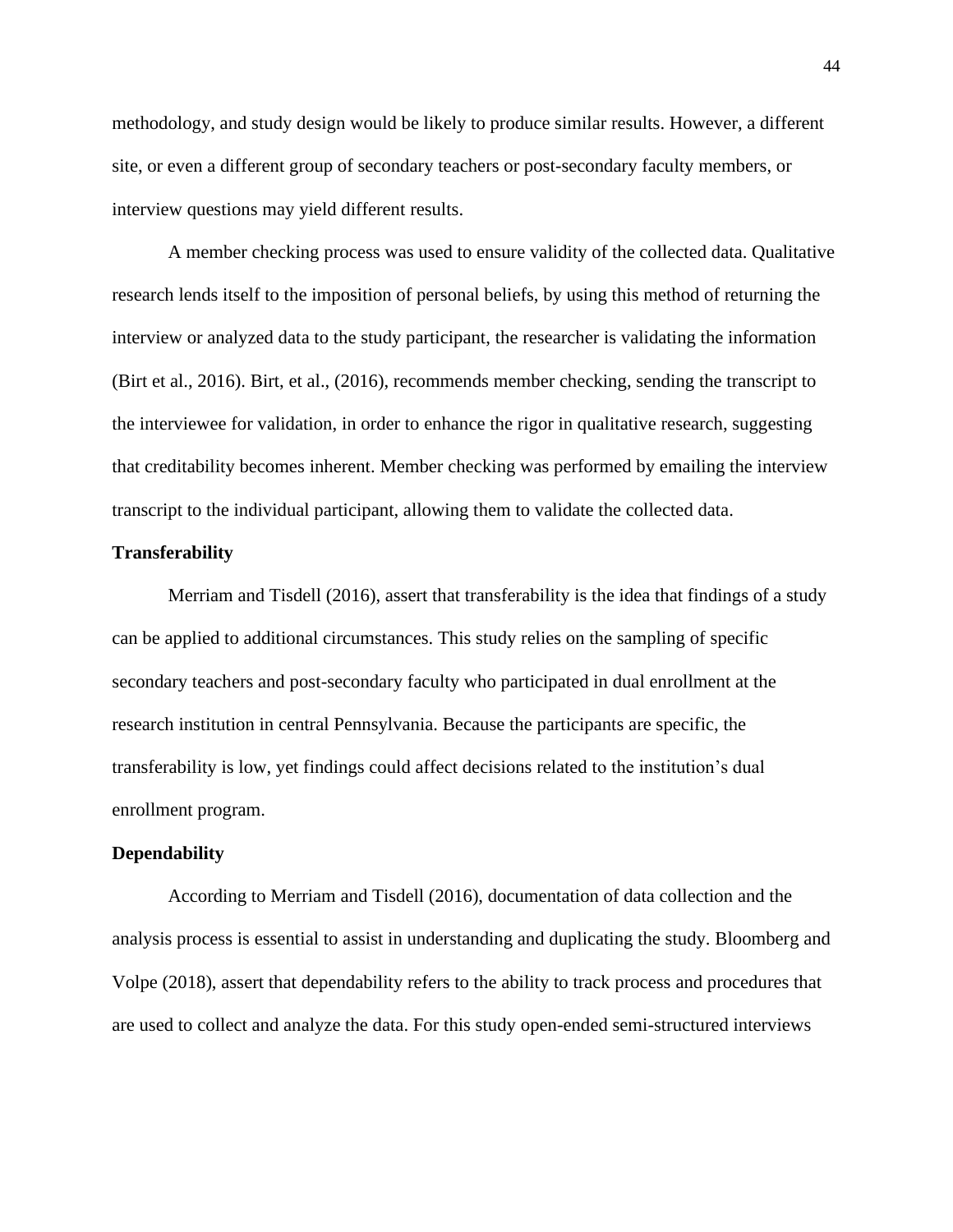methodology, and study design would be likely to produce similar results. However, a different site, or even a different group of secondary teachers or post-secondary faculty members, or interview questions may yield different results.

A member checking process was used to ensure validity of the collected data. Qualitative research lends itself to the imposition of personal beliefs, by using this method of returning the interview or analyzed data to the study participant, the researcher is validating the information (Birt et al., 2016). Birt, et al., (2016), recommends member checking, sending the transcript to the interviewee for validation, in order to enhance the rigor in qualitative research, suggesting that creditability becomes inherent. Member checking was performed by emailing the interview transcript to the individual participant, allowing them to validate the collected data.

### Transferability

Merriam and Tisdell (2016), assert that transferability is the idea that findings of a study can be applied to additional circumstances. This study relies on the sampling of specific secondary teachers and post-secondary faculty who participated in dual enrollment at the research institution in central Pennsylvania. Because the participants are specific, the transferability is low, yet findings could affect decisions related to the institution's dual enrollment program.

### Dependability

According to Merriam and Tisdell (2016), documentation of data collection and the analysis process is essential to assist in understanding and duplicating the study. Bloomberg and Volpe (2018), assert that dependability refers to the ability to track process and procedures that are used to collect and analyze the data. For this study open-ended semi-structured interviews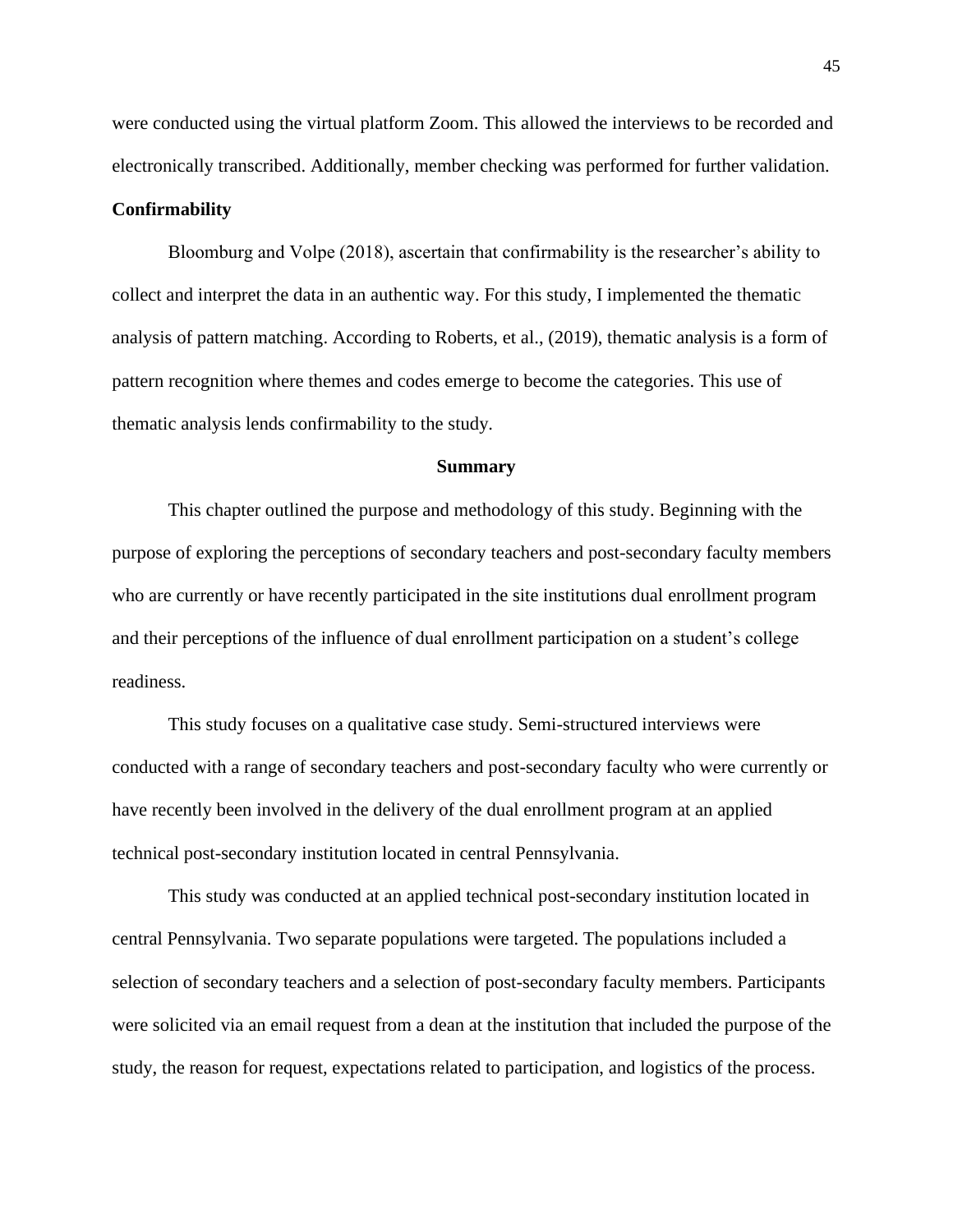were conducted using the virtual platform Zoom. This allowed the interviews to be recorded and electronically transcribed. Additionally, member checking was performed for further validation.

### Confirmability

Bloomburg and Volpe (2018), ascertain that confirmability is the researcher's ability to collect and interpret the data in an authentic way. For this study, I implemented the thematic analysis of pattern matching. According to Roberts, et al., (2019), thematic analysis is a form of pattern recognition where themes and codes emerge to become the categories. This use of thematic analysis lends confirmability to the study.

## Summary

This chapter outlined the purpose and methodology of this study. Beginning with the purpose of exploring the perceptions of secondary teachers and post-secondary faculty members who are currently or have recently participated in the site institutions dual enrollment program and their perceptions of the influence of dual enrollment participation on a student's college readiness.

This study focuses on a qualitative case study. Semi-structured interviews were conducted with a range of secondary teachers and post-secondary faculty who were currently or have recently been involved in the delivery of the dual enrollment program at an applied technical post-secondary institution located in central Pennsylvania.

This study was conducted at an applied technical post-secondary institution located in central Pennsylvania. Two separate populations were targeted. The populations included a selection of secondary teachers and a selection of post-secondary faculty members. Participants were solicited via an email request from a dean at the institution that included the purpose of the study, the reason for request, expectations related to participation, and logistics of the process.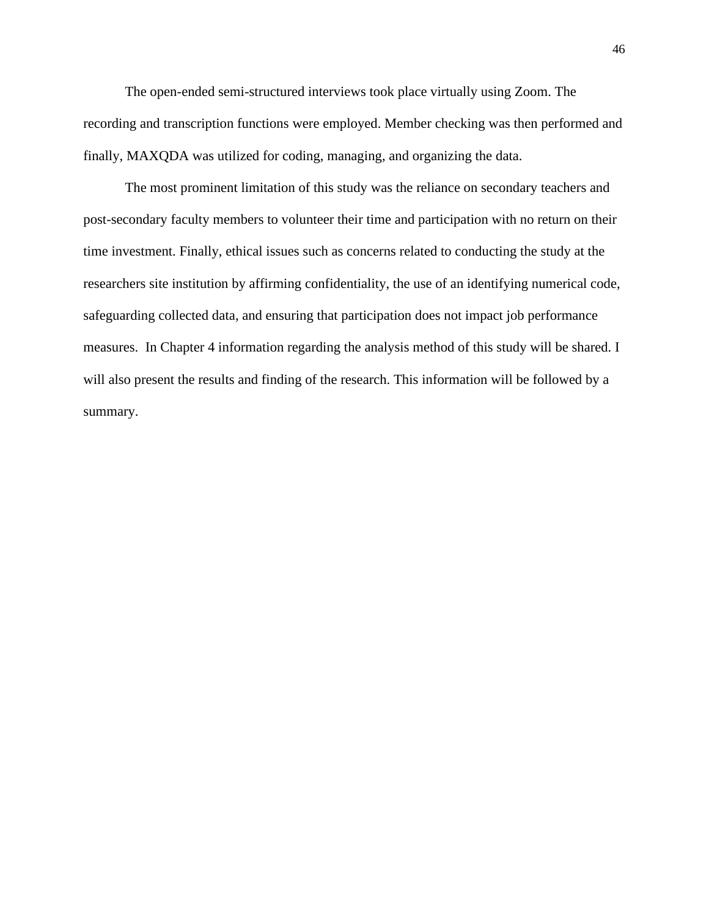The open-ended semi-structured interviews took place virtually using Zoom. The recording and transcription functions were employed. Member checking was then performed and finally, MAXQDA was utilized for coding, managing, and organizing the data.

The most prominent limitation of this study was the reliance on secondary teachers and post-secondary faculty members to volunteer their time and participation with no return on their time investment. Finally, ethical issues such as concerns related to conducting the study at the researchers site institution by affirming confidentiality, the use of an identifying numerical code, safeguarding collected data, and ensuring that participation does not impact job performance measures. In Chapter 4 information regarding the analysis method of this study will be shared. I will also present the results and finding of the research. This information will be followed by a summary.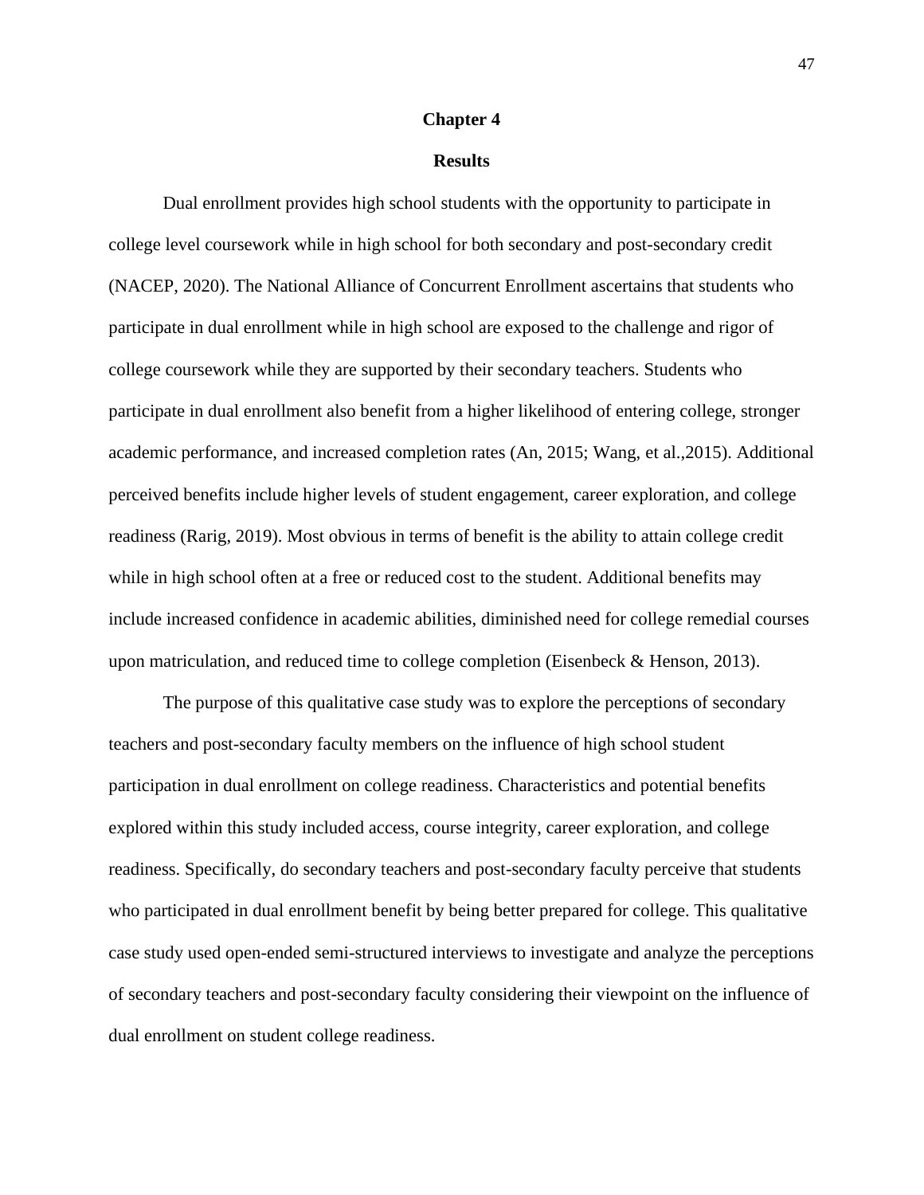# Chapter 4

## Results

Dual enrollment provides high school students with the opportunity to participate in college level coursework while in high school for both secondary and post-secondary credit (NACEP, 2020). The National Alliance of Concurrent Enrollment ascertains that students who participate in dual enrollment while in high school are exposed to the challenge and rigor of college coursework while they are supported by their secondary teachers. Students who participate in dual enrollment also benefit from a higher likelihood of entering college, stronger academic performance, and increased completion rates (An, 2015; Wang, et al.,2015). Additional perceived benefits include higher levels of student engagement, career exploration, and college readiness (Rarig, 2019). Most obvious in terms of benefit is the ability to attain college credit while in high school often at a free or reduced cost to the student. Additional benefits may include increased confidence in academic abilities, diminished need for college remedial courses upon matriculation, and reduced time to college completion (Eisenbeck & Henson, 2013).

The purpose of this qualitative case study was to explore the perceptions of secondary teachers and post-secondary faculty members on the influence of high school student participation in dual enrollment on college readiness. Characteristics and potential benefits explored within this study included access, course integrity, career exploration, and college readiness. Specifically, do secondary teachers and post-secondary faculty perceive that students who participated in dual enrollment benefit by being better prepared for college. This qualitative case study used open-ended semi-structured interviews to investigate and analyze the perceptions of secondary teachers and post-secondary faculty considering their viewpoint on the influence of dual enrollment on student college readiness.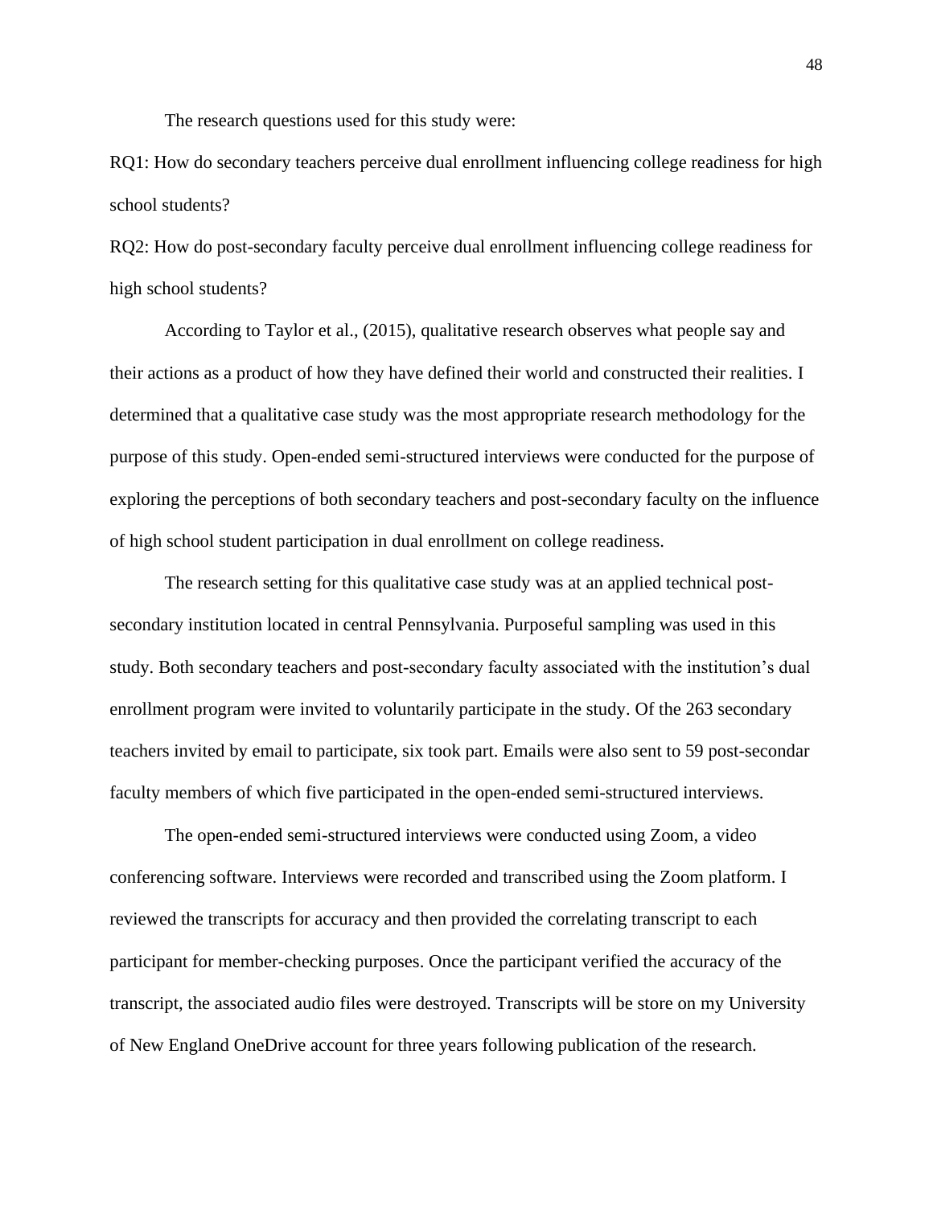The research questions used for this study were:

RQ1: How do secondary teachers perceive dual enrollment influencing college readiness for high school students?

RQ2: How do post-secondary faculty perceive dual enrollment influencing college readiness for high school students?

According to Taylor et al., (2015), qualitative research observes what people say and their actions as a product of how they have defined their world and constructed their realities. I determined that a qualitative case study was the most appropriate research methodology for the purpose of this study. Open-ended semi-structured interviews were conducted for the purpose of exploring the perceptions of both secondary teachers and post-secondary faculty on the influence of high school student participation in dual enrollment on college readiness.

The research setting for this qualitative case study was at an applied technical post-secondary institution located in central Pennsylvania. Purposeful sampling was used in this study. Both secondary teachers and post-secondary faculty associated with the institution's dual enrollment program were invited to voluntarily participate in the study. Of the 263 secondary teachers invited by email to participate, six took part. Emails were also sent to 59 post-secondar faculty members of which five participated in the open-ended semi-structured interviews.

The open-ended semi-structured interviews were conducted using Zoom, a video conferencing software. Interviews were recorded and transcribed using the Zoom platform. I reviewed the transcripts for accuracy and then provided the correlating transcript to each participant for member-checking purposes. Once the participant verified the accuracy of the transcript, the associated audio files were destroyed. Transcripts will be store on my University of New England OneDrive account for three years following publication of the research.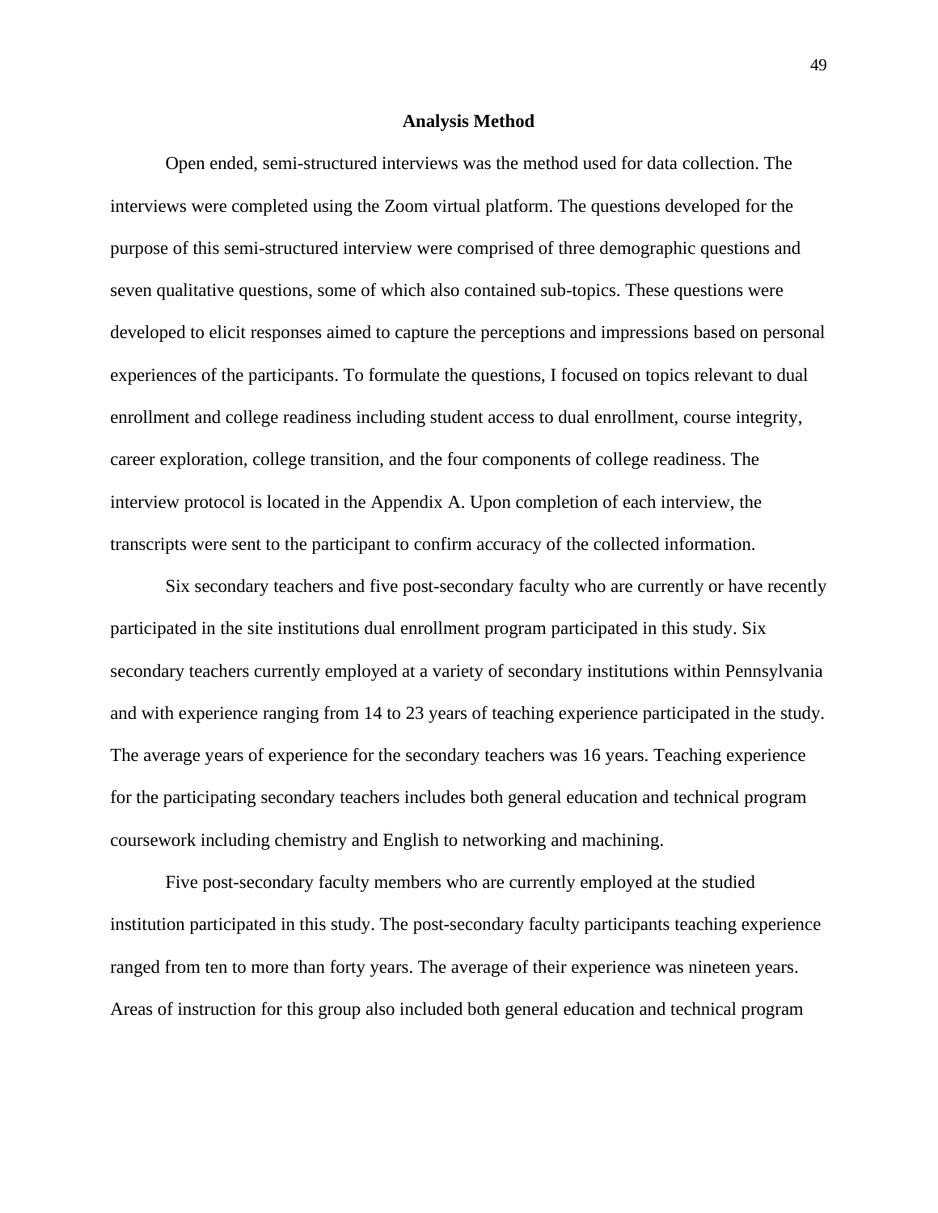## Analysis Method

Open ended, semi-structured interviews was the method used for data collection. The interviews were completed using the Zoom virtual platform. The questions developed for the purpose of this semi-structured interview were comprised of three demographic questions and seven qualitative questions, some of which also contained sub-topics. These questions were developed to elicit responses aimed to capture the perceptions and impressions based on personal experiences of the participants. To formulate the questions, I focused on topics relevant to dual enrollment and college readiness including student access to dual enrollment, course integrity, career exploration, college transition, and the four components of college readiness. The interview protocol is located in the Appendix A. Upon completion of each interview, the transcripts were sent to the participant to confirm accuracy of the collected information.

Six secondary teachers and five post-secondary faculty who are currently or have recently participated in the site institutions dual enrollment program participated in this study. Six secondary teachers currently employed at a variety of secondary institutions within Pennsylvania and with experience ranging from 14 to 23 years of teaching experience participated in the study. The average years of experience for the secondary teachers was 16 years. Teaching experience for the participating secondary teachers includes both general education and technical program coursework including chemistry and English to networking and machining.

Five post-secondary faculty members who are currently employed at the studied institution participated in this study. The post-secondary faculty participants teaching experience ranged from ten to more than forty years. The average of their experience was nineteen years. Areas of instruction for this group also included both general education and technical program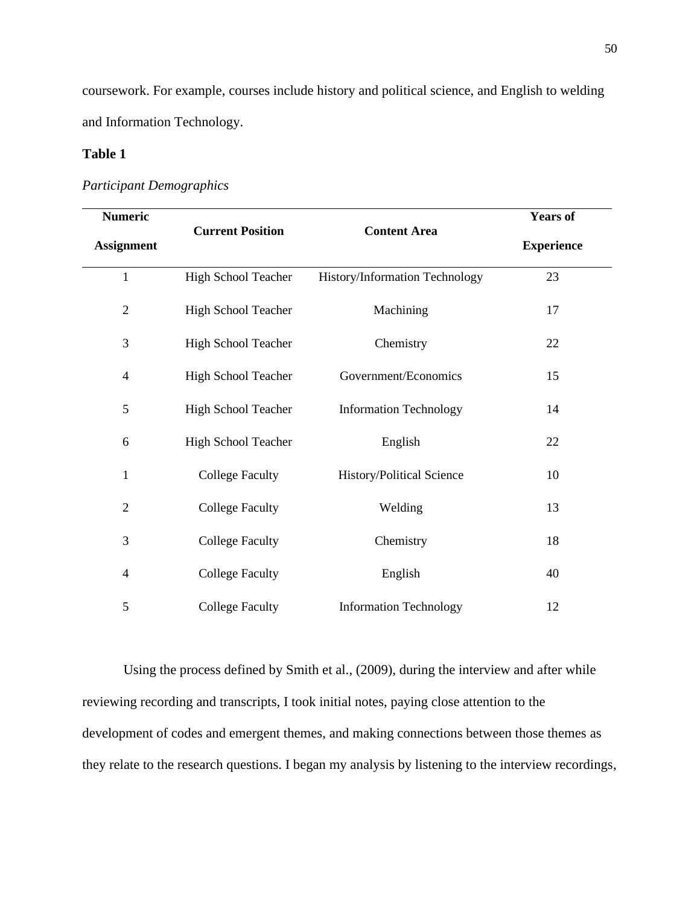coursework. For example, courses include history and political science, and English to welding and Information Technology.

**Table 1**

*Participant Demographics*

| Numeric Assignment | Current Position | Content Area | Years of Experience |
|---|---|---|---|
| 1 | High School Teacher | History/Information Technology | 23 |
| 2 | High School Teacher | Machining | 17 |
| 3 | High School Teacher | Chemistry | 22 |
| 4 | High School Teacher | Government/Economics | 15 |
| 5 | High School Teacher | Information Technology | 14 |
| 6 | High School Teacher | English | 22 |
| 1 | College Faculty | History/Political Science | 10 |
| 2 | College Faculty | Welding | 13 |
| 3 | College Faculty | Chemistry | 18 |
| 4 | College Faculty | English | 40 |
| 5 | College Faculty | Information Technology | 12 |

Using the process defined by Smith et al., (2009), during the interview and after while reviewing recording and transcripts, I took initial notes, paying close attention to the development of codes and emergent themes, and making connections between those themes as they relate to the research questions. I began my analysis by listening to the interview recordings,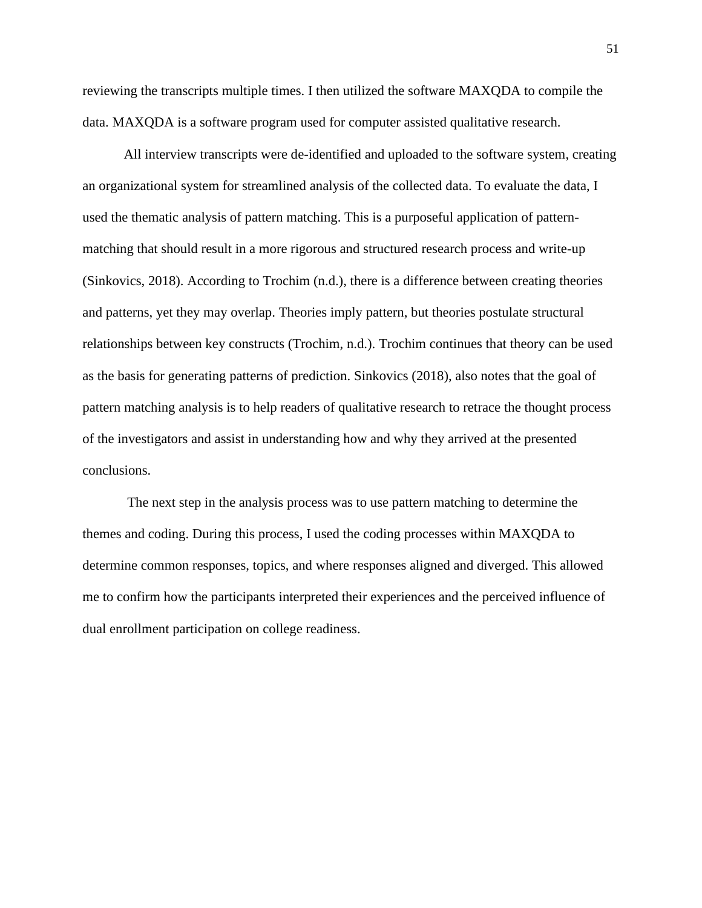reviewing the transcripts multiple times. I then utilized the software MAXQDA to compile the data. MAXQDA is a software program used for computer assisted qualitative research.

All interview transcripts were de-identified and uploaded to the software system, creating an organizational system for streamlined analysis of the collected data. To evaluate the data, I used the thematic analysis of pattern matching. This is a purposeful application of pattern-matching that should result in a more rigorous and structured research process and write-up (Sinkovics, 2018). According to Trochim (n.d.), there is a difference between creating theories and patterns, yet they may overlap. Theories imply pattern, but theories postulate structural relationships between key constructs (Trochim, n.d.). Trochim continues that theory can be used as the basis for generating patterns of prediction. Sinkovics (2018), also notes that the goal of pattern matching analysis is to help readers of qualitative research to retrace the thought process of the investigators and assist in understanding how and why they arrived at the presented conclusions.

The next step in the analysis process was to use pattern matching to determine the themes and coding. During this process, I used the coding processes within MAXQDA to determine common responses, topics, and where responses aligned and diverged. This allowed me to confirm how the participants interpreted their experiences and the perceived influence of dual enrollment participation on college readiness.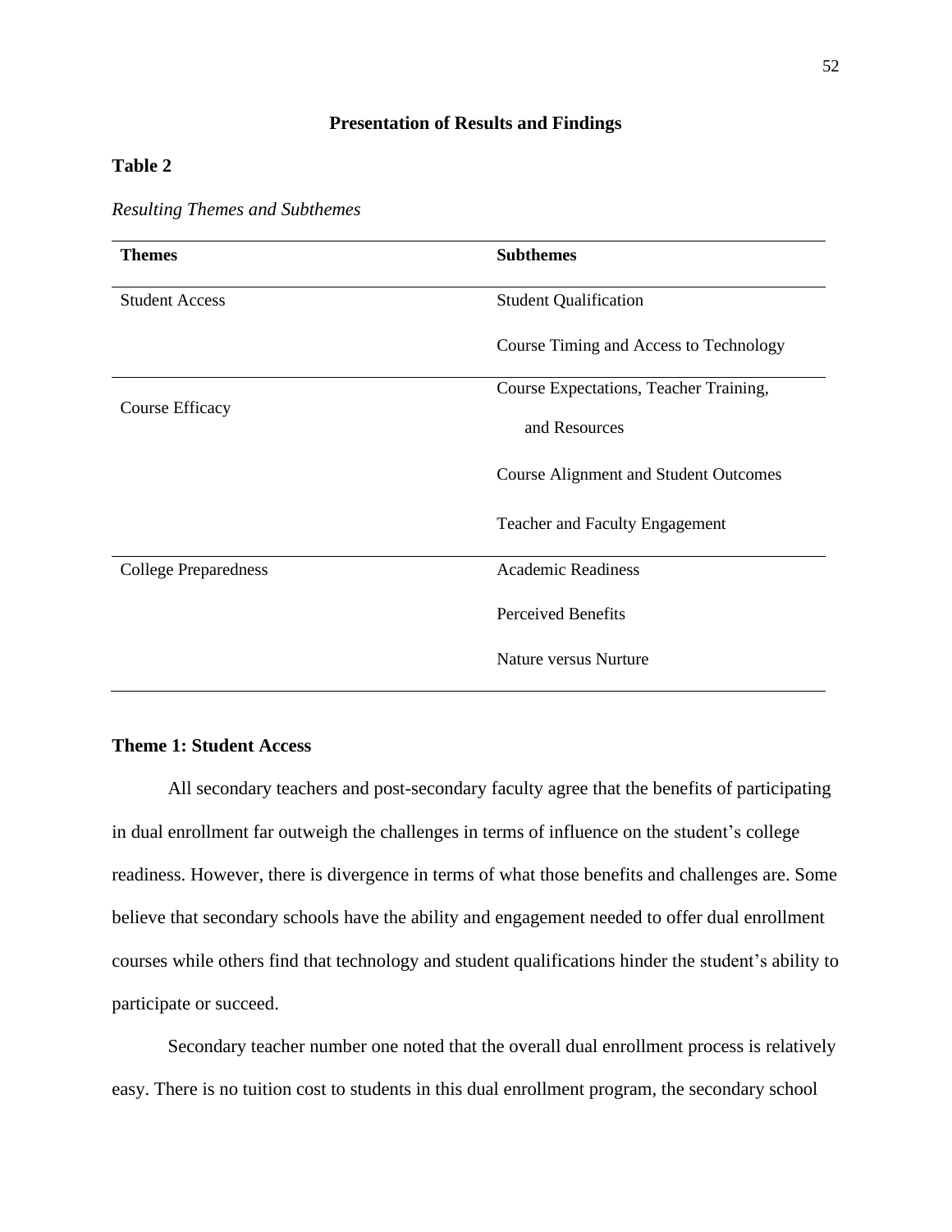## Presentation of Results and Findings

**Table 2**

*Resulting Themes and Subthemes*

| Themes | Subthemes |
| --- | --- |
| Student Access | Student Qualification |
| | Course Timing and Access to Technology |
| Course Efficacy | Course Expectations, Teacher Training, and Resources |
| | Course Alignment and Student Outcomes |
| | Teacher and Faculty Engagement |
| College Preparedness | Academic Readiness |
| | Perceived Benefits |
| | Nature versus Nurture |

### Theme 1: Student Access

All secondary teachers and post-secondary faculty agree that the benefits of participating in dual enrollment far outweigh the challenges in terms of influence on the student's college readiness. However, there is divergence in terms of what those benefits and challenges are. Some believe that secondary schools have the ability and engagement needed to offer dual enrollment courses while others find that technology and student qualifications hinder the student's ability to participate or succeed.

Secondary teacher number one noted that the overall dual enrollment process is relatively easy. There is no tuition cost to students in this dual enrollment program, the secondary school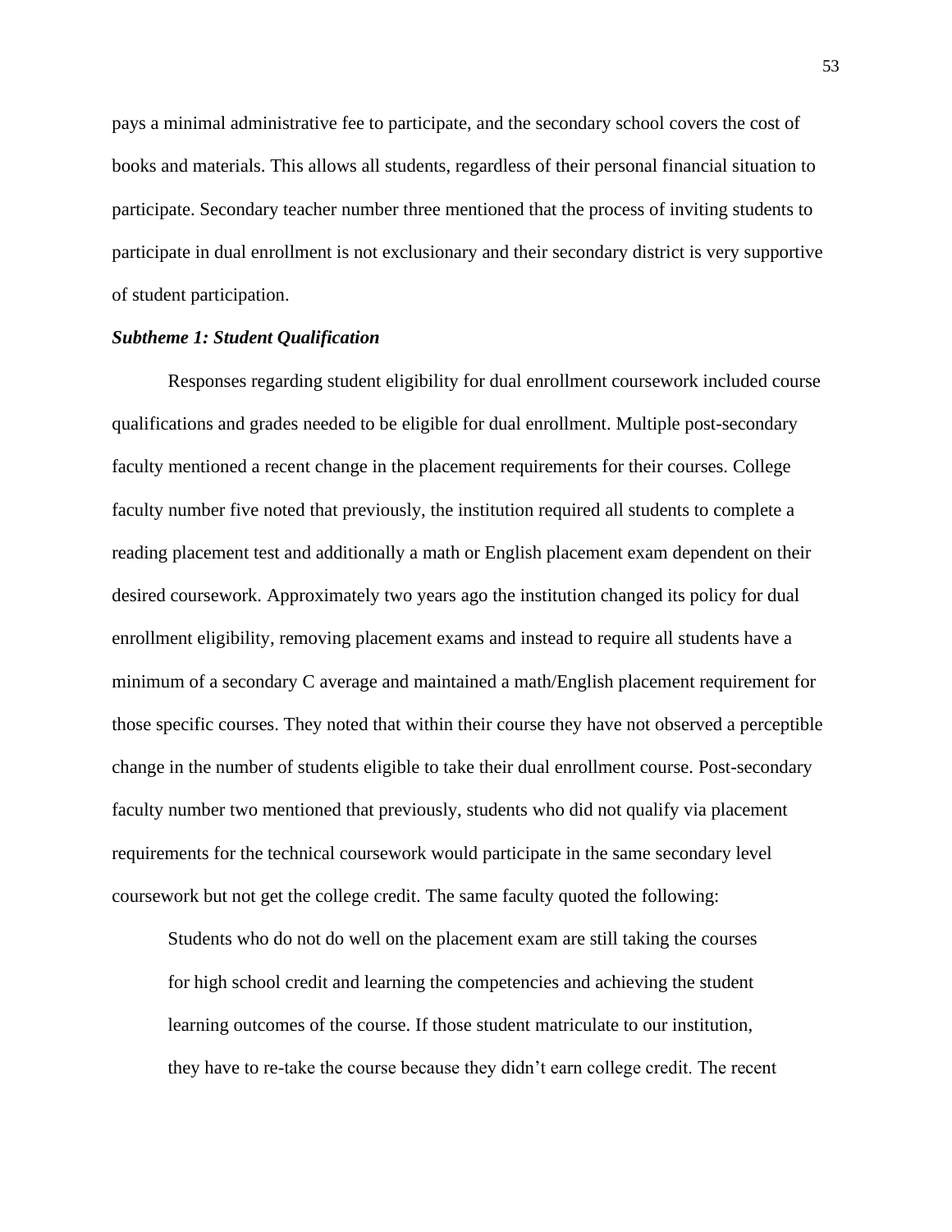pays a minimal administrative fee to participate, and the secondary school covers the cost of books and materials. This allows all students, regardless of their personal financial situation to participate. Secondary teacher number three mentioned that the process of inviting students to participate in dual enrollment is not exclusionary and their secondary district is very supportive of student participation.

***Subtheme 1: Student Qualification***

Responses regarding student eligibility for dual enrollment coursework included course qualifications and grades needed to be eligible for dual enrollment. Multiple post-secondary faculty mentioned a recent change in the placement requirements for their courses. College faculty number five noted that previously, the institution required all students to complete a reading placement test and additionally a math or English placement exam dependent on their desired coursework. Approximately two years ago the institution changed its policy for dual enrollment eligibility, removing placement exams and instead to require all students have a minimum of a secondary C average and maintained a math/English placement requirement for those specific courses. They noted that within their course they have not observed a perceptible change in the number of students eligible to take their dual enrollment course. Post-secondary faculty number two mentioned that previously, students who did not qualify via placement requirements for the technical coursework would participate in the same secondary level coursework but not get the college credit. The same faculty quoted the following:

> Students who do not do well on the placement exam are still taking the courses for high school credit and learning the competencies and achieving the student learning outcomes of the course. If those student matriculate to our institution, they have to re-take the course because they didn't earn college credit. The recent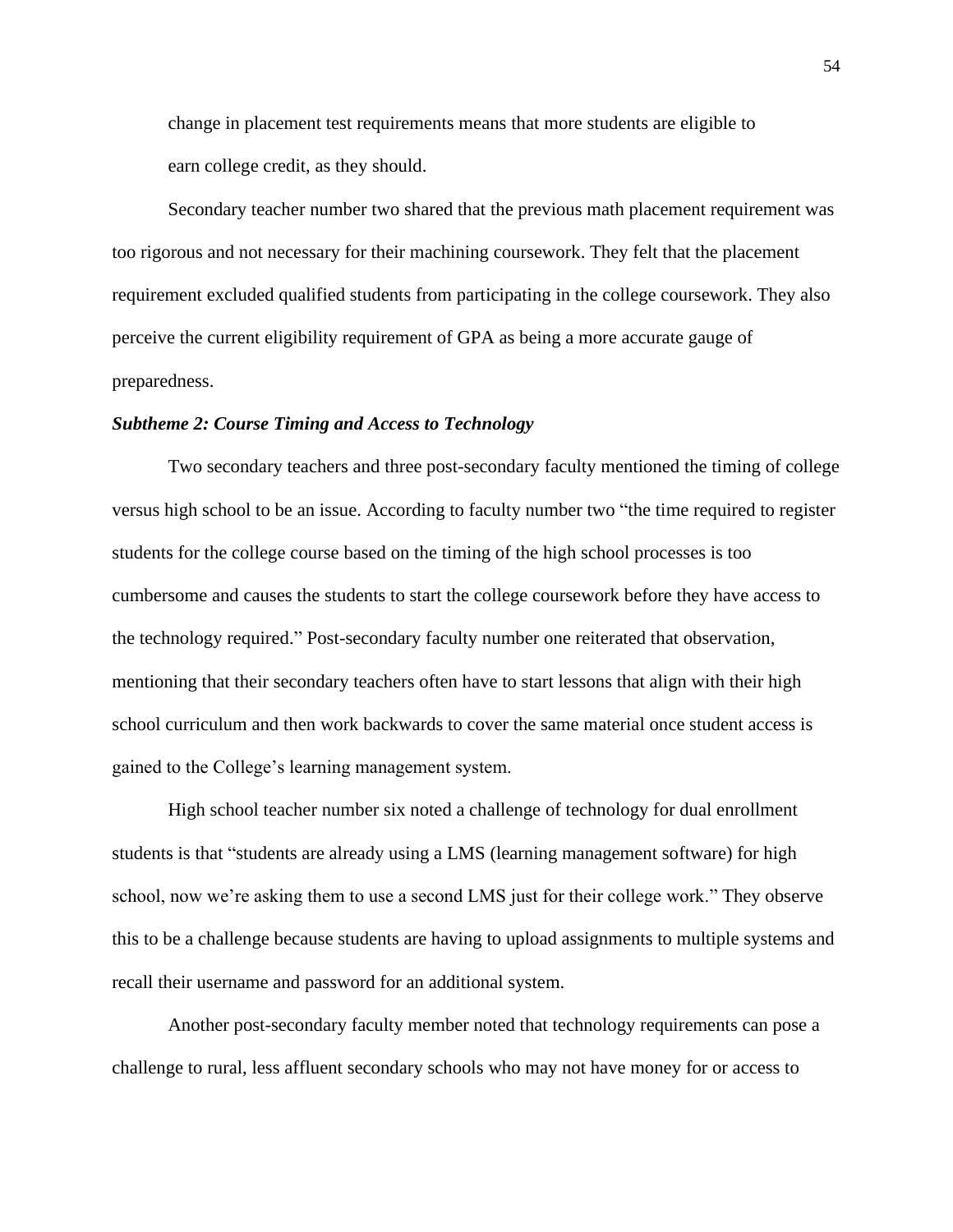change in placement test requirements means that more students are eligible to earn college credit, as they should.

Secondary teacher number two shared that the previous math placement requirement was too rigorous and not necessary for their machining coursework. They felt that the placement requirement excluded qualified students from participating in the college coursework. They also perceive the current eligibility requirement of GPA as being a more accurate gauge of preparedness.

***Subtheme 2: Course Timing and Access to Technology***

Two secondary teachers and three post-secondary faculty mentioned the timing of college versus high school to be an issue. According to faculty number two "the time required to register students for the college course based on the timing of the high school processes is too cumbersome and causes the students to start the college coursework before they have access to the technology required." Post-secondary faculty number one reiterated that observation, mentioning that their secondary teachers often have to start lessons that align with their high school curriculum and then work backwards to cover the same material once student access is gained to the College's learning management system.

High school teacher number six noted a challenge of technology for dual enrollment students is that "students are already using a LMS (learning management software) for high school, now we're asking them to use a second LMS just for their college work." They observe this to be a challenge because students are having to upload assignments to multiple systems and recall their username and password for an additional system.

Another post-secondary faculty member noted that technology requirements can pose a challenge to rural, less affluent secondary schools who may not have money for or access to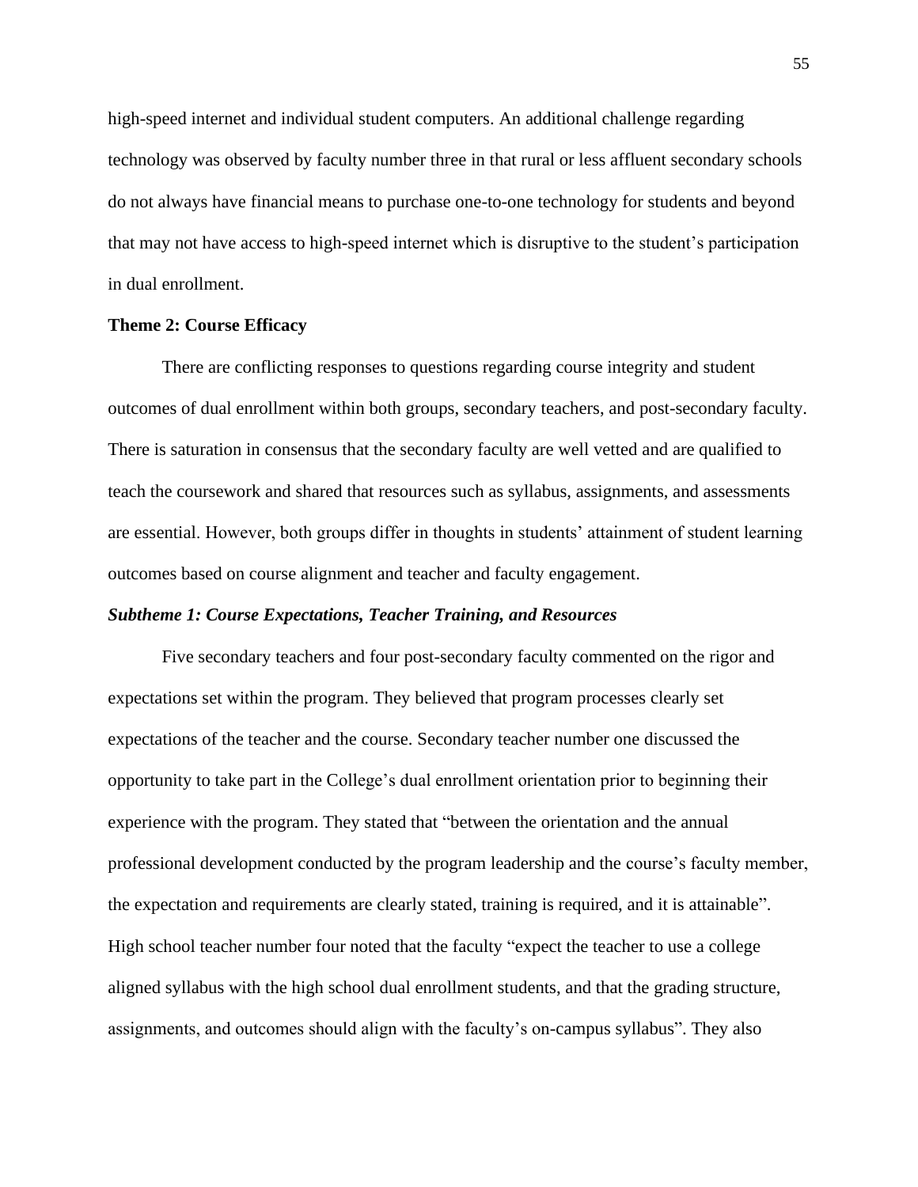high-speed internet and individual student computers. An additional challenge regarding technology was observed by faculty number three in that rural or less affluent secondary schools do not always have financial means to purchase one-to-one technology for students and beyond that may not have access to high-speed internet which is disruptive to the student's participation in dual enrollment.

### Theme 2: Course Efficacy

There are conflicting responses to questions regarding course integrity and student outcomes of dual enrollment within both groups, secondary teachers, and post-secondary faculty. There is saturation in consensus that the secondary faculty are well vetted and are qualified to teach the coursework and shared that resources such as syllabus, assignments, and assessments are essential. However, both groups differ in thoughts in students' attainment of student learning outcomes based on course alignment and teacher and faculty engagement.

#### *Subtheme 1: Course Expectations, Teacher Training, and Resources*

Five secondary teachers and four post-secondary faculty commented on the rigor and expectations set within the program. They believed that program processes clearly set expectations of the teacher and the course. Secondary teacher number one discussed the opportunity to take part in the College's dual enrollment orientation prior to beginning their experience with the program. They stated that "between the orientation and the annual professional development conducted by the program leadership and the course's faculty member, the expectation and requirements are clearly stated, training is required, and it is attainable". High school teacher number four noted that the faculty "expect the teacher to use a college aligned syllabus with the high school dual enrollment students, and that the grading structure, assignments, and outcomes should align with the faculty's on-campus syllabus". They also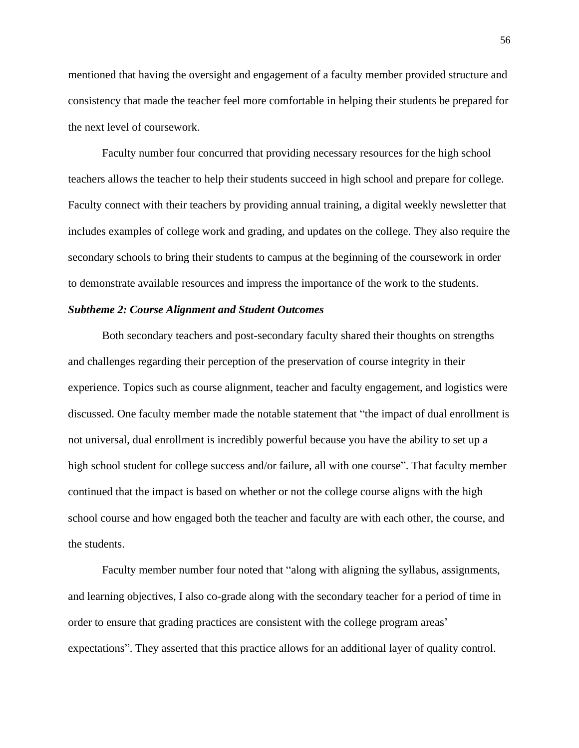mentioned that having the oversight and engagement of a faculty member provided structure and consistency that made the teacher feel more comfortable in helping their students be prepared for the next level of coursework.

Faculty number four concurred that providing necessary resources for the high school teachers allows the teacher to help their students succeed in high school and prepare for college. Faculty connect with their teachers by providing annual training, a digital weekly newsletter that includes examples of college work and grading, and updates on the college. They also require the secondary schools to bring their students to campus at the beginning of the coursework in order to demonstrate available resources and impress the importance of the work to the students.

### *Subtheme 2: Course Alignment and Student Outcomes*

Both secondary teachers and post-secondary faculty shared their thoughts on strengths and challenges regarding their perception of the preservation of course integrity in their experience. Topics such as course alignment, teacher and faculty engagement, and logistics were discussed. One faculty member made the notable statement that "the impact of dual enrollment is not universal, dual enrollment is incredibly powerful because you have the ability to set up a high school student for college success and/or failure, all with one course". That faculty member continued that the impact is based on whether or not the college course aligns with the high school course and how engaged both the teacher and faculty are with each other, the course, and the students.

Faculty member number four noted that "along with aligning the syllabus, assignments, and learning objectives, I also co-grade along with the secondary teacher for a period of time in order to ensure that grading practices are consistent with the college program areas' expectations". They asserted that this practice allows for an additional layer of quality control.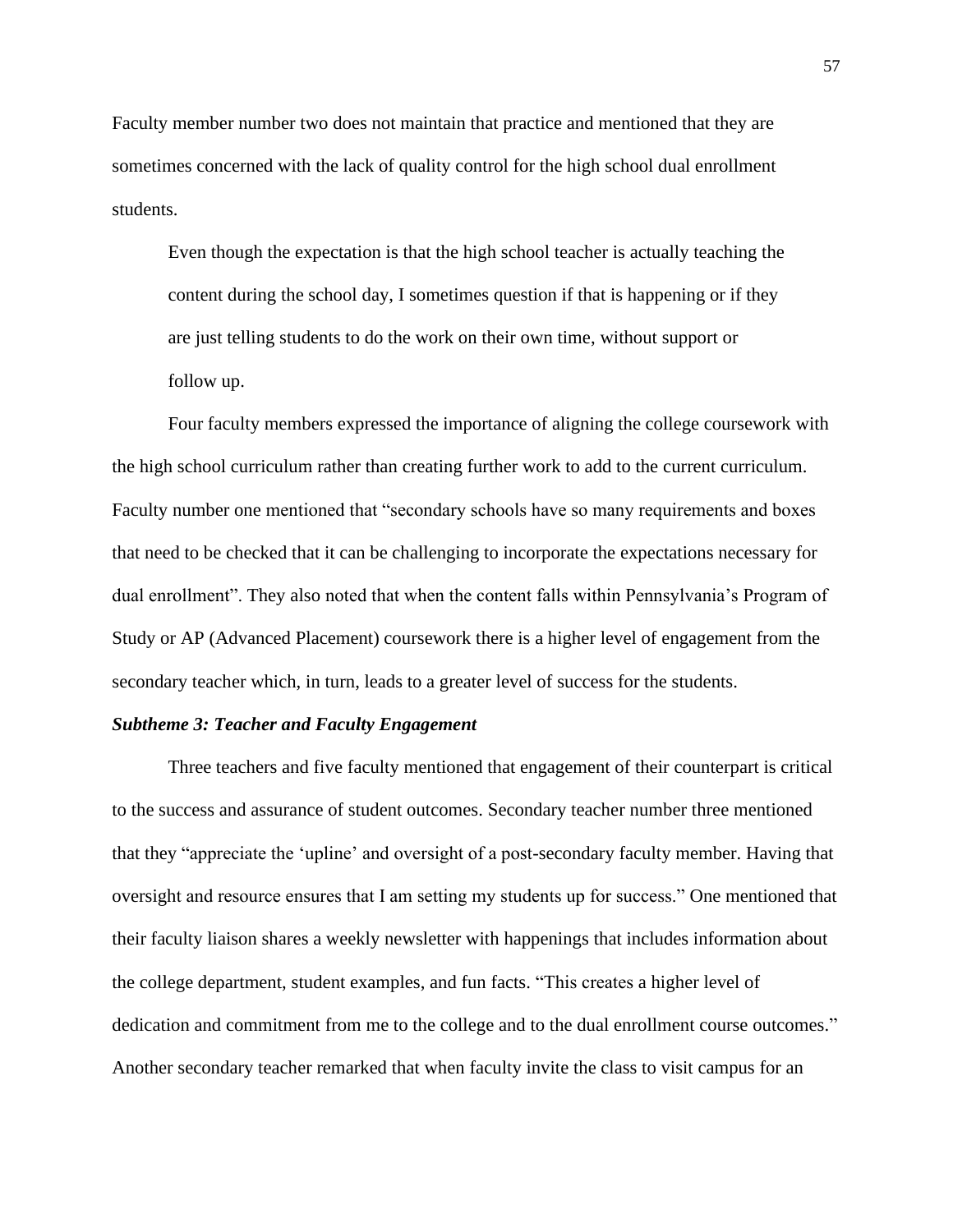Faculty member number two does not maintain that practice and mentioned that they are sometimes concerned with the lack of quality control for the high school dual enrollment students.

> Even though the expectation is that the high school teacher is actually teaching the content during the school day, I sometimes question if that is happening or if they are just telling students to do the work on their own time, without support or follow up.

Four faculty members expressed the importance of aligning the college coursework with the high school curriculum rather than creating further work to add to the current curriculum. Faculty number one mentioned that "secondary schools have so many requirements and boxes that need to be checked that it can be challenging to incorporate the expectations necessary for dual enrollment". They also noted that when the content falls within Pennsylvania's Program of Study or AP (Advanced Placement) coursework there is a higher level of engagement from the secondary teacher which, in turn, leads to a greater level of success for the students.

***Subtheme 3: Teacher and Faculty Engagement***

Three teachers and five faculty mentioned that engagement of their counterpart is critical to the success and assurance of student outcomes. Secondary teacher number three mentioned that they "appreciate the 'upline' and oversight of a post-secondary faculty member. Having that oversight and resource ensures that I am setting my students up for success." One mentioned that their faculty liaison shares a weekly newsletter with happenings that includes information about the college department, student examples, and fun facts. "This creates a higher level of dedication and commitment from me to the college and to the dual enrollment course outcomes." Another secondary teacher remarked that when faculty invite the class to visit campus for an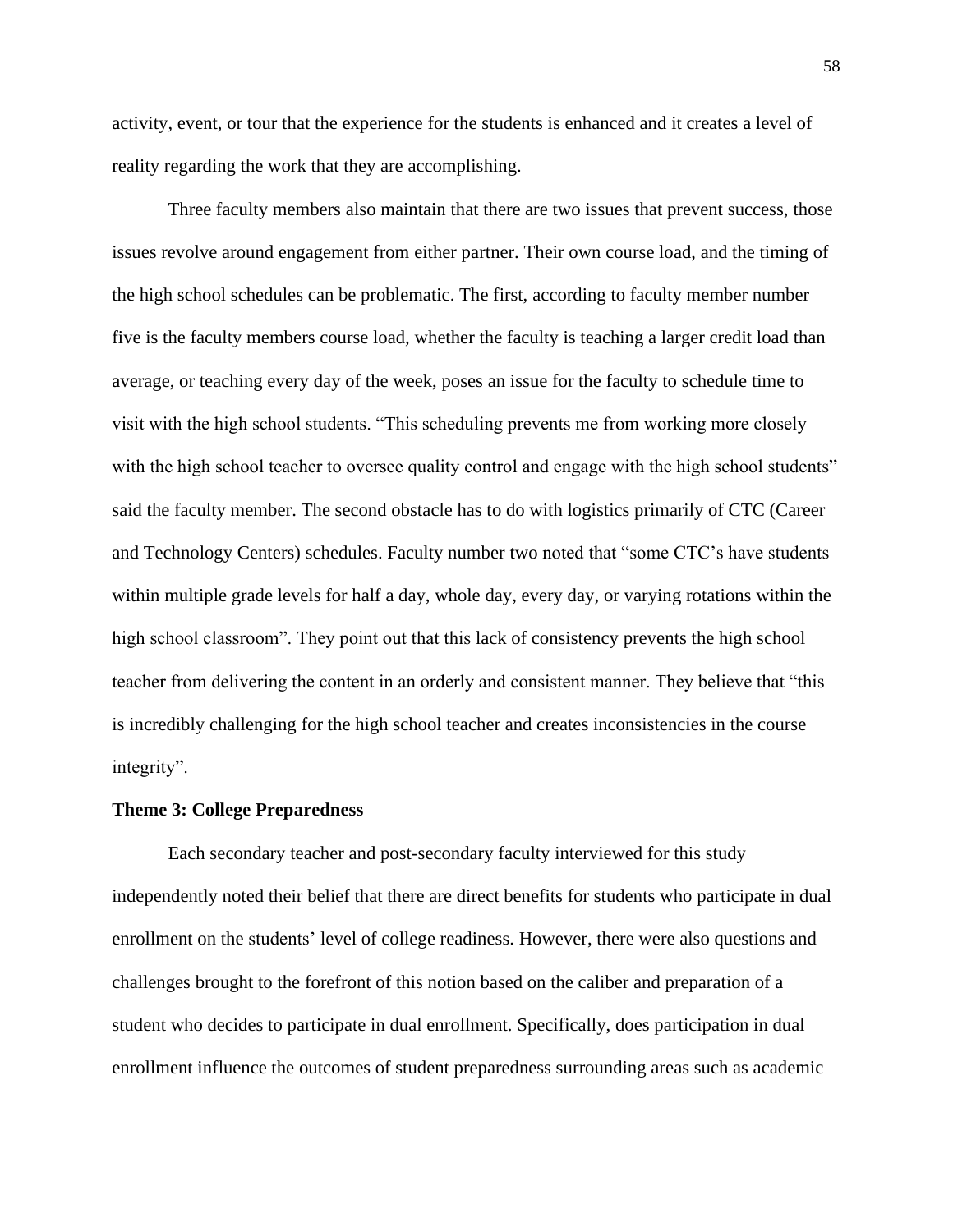activity, event, or tour that the experience for the students is enhanced and it creates a level of reality regarding the work that they are accomplishing.

Three faculty members also maintain that there are two issues that prevent success, those issues revolve around engagement from either partner. Their own course load, and the timing of the high school schedules can be problematic. The first, according to faculty member number five is the faculty members course load, whether the faculty is teaching a larger credit load than average, or teaching every day of the week, poses an issue for the faculty to schedule time to visit with the high school students. “This scheduling prevents me from working more closely with the high school teacher to oversee quality control and engage with the high school students” said the faculty member. The second obstacle has to do with logistics primarily of CTC (Career and Technology Centers) schedules. Faculty number two noted that “some CTC’s have students within multiple grade levels for half a day, whole day, every day, or varying rotations within the high school classroom”. They point out that this lack of consistency prevents the high school teacher from delivering the content in an orderly and consistent manner. They believe that “this is incredibly challenging for the high school teacher and creates inconsistencies in the course integrity”.

### Theme 3: College Preparedness

Each secondary teacher and post-secondary faculty interviewed for this study independently noted their belief that there are direct benefits for students who participate in dual enrollment on the students’ level of college readiness. However, there were also questions and challenges brought to the forefront of this notion based on the caliber and preparation of a student who decides to participate in dual enrollment. Specifically, does participation in dual enrollment influence the outcomes of student preparedness surrounding areas such as academic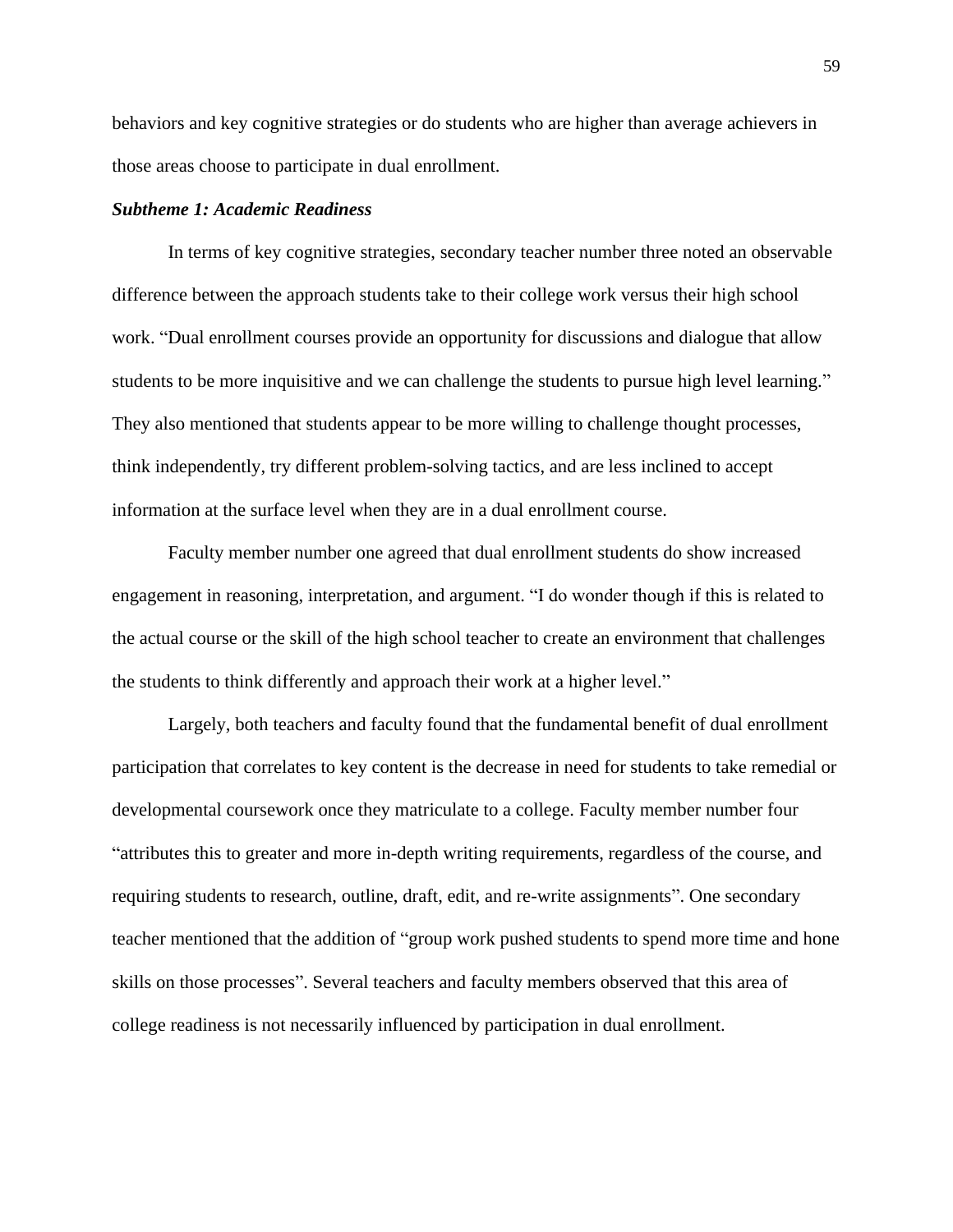behaviors and key cognitive strategies or do students who are higher than average achievers in those areas choose to participate in dual enrollment.

### ***Subtheme 1: Academic Readiness***

In terms of key cognitive strategies, secondary teacher number three noted an observable difference between the approach students take to their college work versus their high school work. “Dual enrollment courses provide an opportunity for discussions and dialogue that allow students to be more inquisitive and we can challenge the students to pursue high level learning.” They also mentioned that students appear to be more willing to challenge thought processes, think independently, try different problem-solving tactics, and are less inclined to accept information at the surface level when they are in a dual enrollment course.

Faculty member number one agreed that dual enrollment students do show increased engagement in reasoning, interpretation, and argument. “I do wonder though if this is related to the actual course or the skill of the high school teacher to create an environment that challenges the students to think differently and approach their work at a higher level.”

Largely, both teachers and faculty found that the fundamental benefit of dual enrollment participation that correlates to key content is the decrease in need for students to take remedial or developmental coursework once they matriculate to a college. Faculty member number four “attributes this to greater and more in-depth writing requirements, regardless of the course, and requiring students to research, outline, draft, edit, and re-write assignments”. One secondary teacher mentioned that the addition of “group work pushed students to spend more time and hone skills on those processes”. Several teachers and faculty members observed that this area of college readiness is not necessarily influenced by participation in dual enrollment.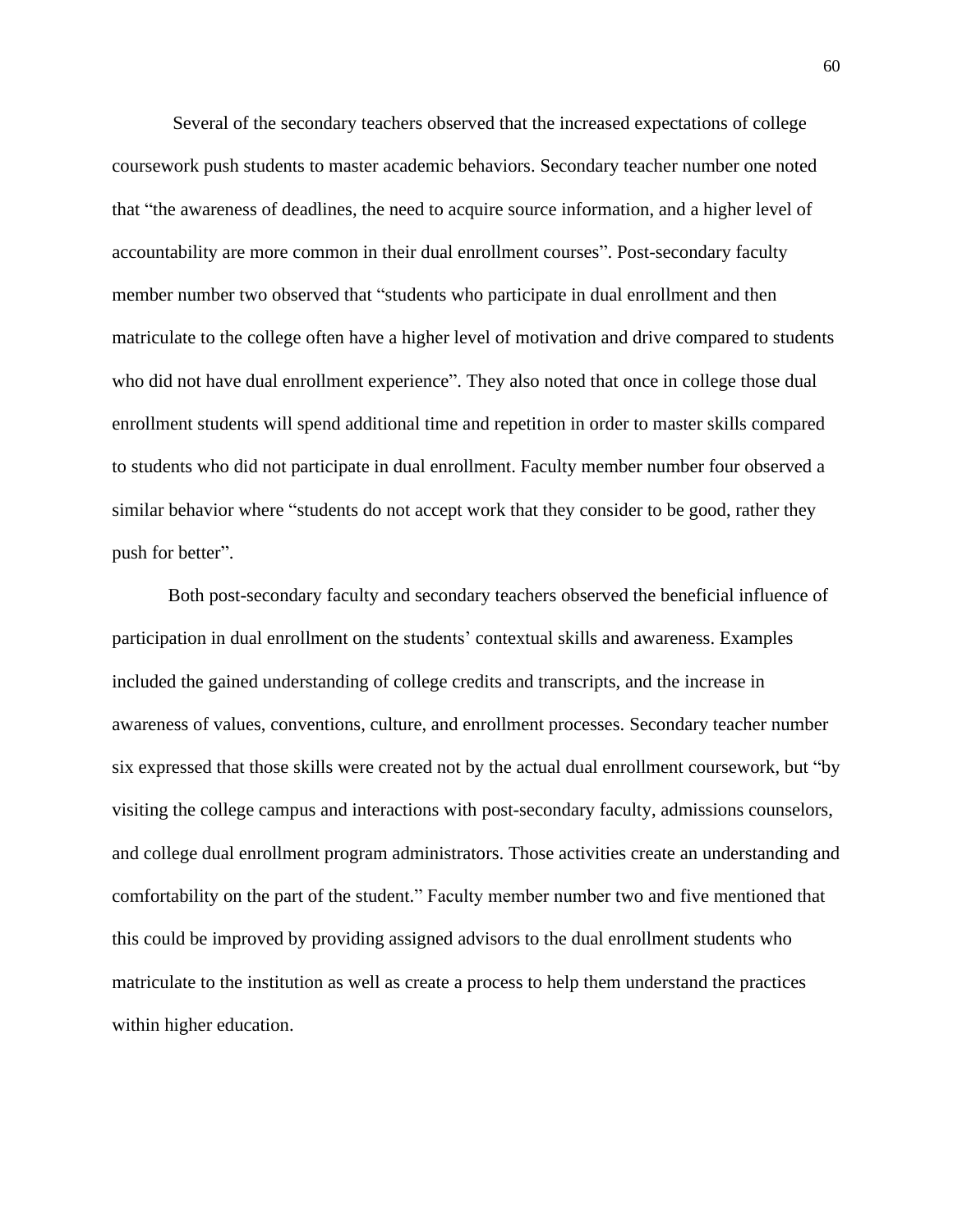Several of the secondary teachers observed that the increased expectations of college coursework push students to master academic behaviors. Secondary teacher number one noted that "the awareness of deadlines, the need to acquire source information, and a higher level of accountability are more common in their dual enrollment courses". Post-secondary faculty member number two observed that "students who participate in dual enrollment and then matriculate to the college often have a higher level of motivation and drive compared to students who did not have dual enrollment experience". They also noted that once in college those dual enrollment students will spend additional time and repetition in order to master skills compared to students who did not participate in dual enrollment. Faculty member number four observed a similar behavior where "students do not accept work that they consider to be good, rather they push for better".

Both post-secondary faculty and secondary teachers observed the beneficial influence of participation in dual enrollment on the students' contextual skills and awareness. Examples included the gained understanding of college credits and transcripts, and the increase in awareness of values, conventions, culture, and enrollment processes. Secondary teacher number six expressed that those skills were created not by the actual dual enrollment coursework, but "by visiting the college campus and interactions with post-secondary faculty, admissions counselors, and college dual enrollment program administrators. Those activities create an understanding and comfortability on the part of the student." Faculty member number two and five mentioned that this could be improved by providing assigned advisors to the dual enrollment students who matriculate to the institution as well as create a process to help them understand the practices within higher education.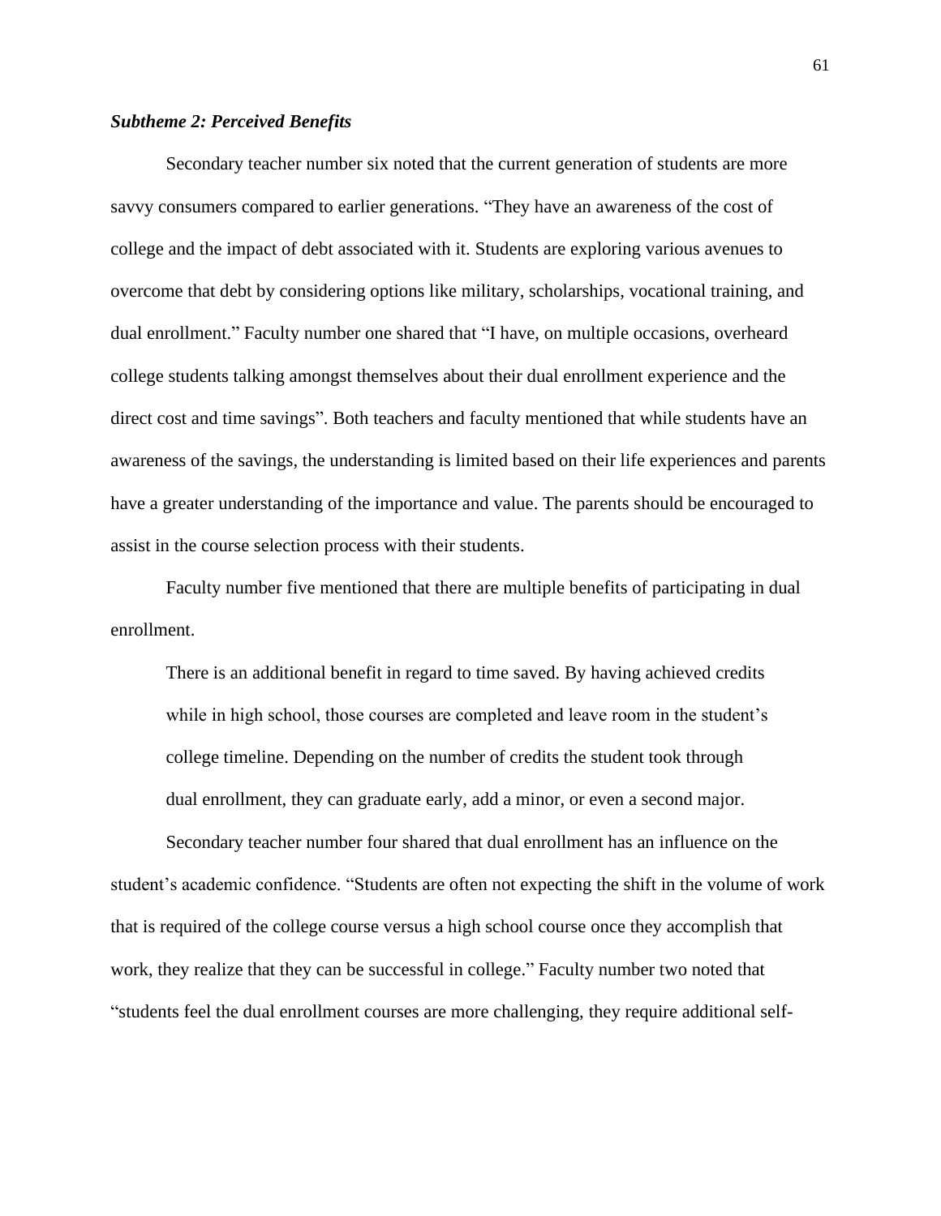***Subtheme 2: Perceived Benefits***

Secondary teacher number six noted that the current generation of students are more savvy consumers compared to earlier generations. “They have an awareness of the cost of college and the impact of debt associated with it. Students are exploring various avenues to overcome that debt by considering options like military, scholarships, vocational training, and dual enrollment.” Faculty number one shared that “I have, on multiple occasions, overheard college students talking amongst themselves about their dual enrollment experience and the direct cost and time savings”. Both teachers and faculty mentioned that while students have an awareness of the savings, the understanding is limited based on their life experiences and parents have a greater understanding of the importance and value. The parents should be encouraged to assist in the course selection process with their students.

Faculty number five mentioned that there are multiple benefits of participating in dual enrollment.

> There is an additional benefit in regard to time saved. By having achieved credits while in high school, those courses are completed and leave room in the student’s college timeline. Depending on the number of credits the student took through dual enrollment, they can graduate early, add a minor, or even a second major.

Secondary teacher number four shared that dual enrollment has an influence on the student’s academic confidence. “Students are often not expecting the shift in the volume of work that is required of the college course versus a high school course once they accomplish that work, they realize that they can be successful in college.” Faculty number two noted that “students feel the dual enrollment courses are more challenging, they require additional self-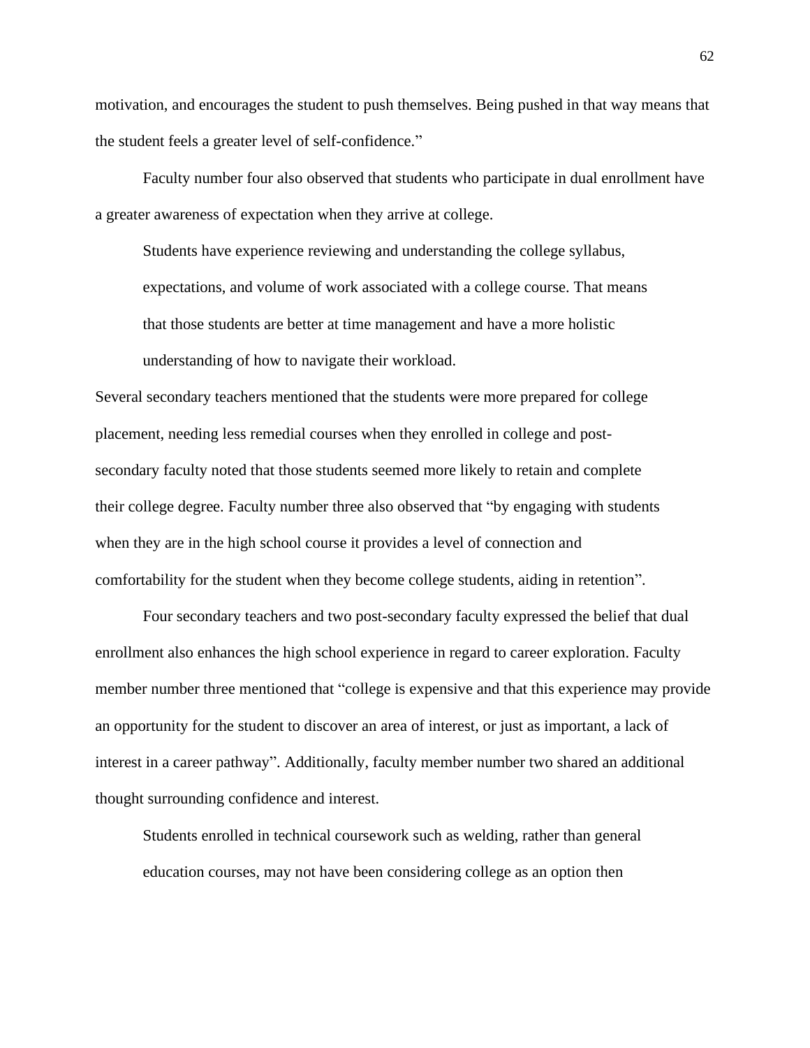motivation, and encourages the student to push themselves. Being pushed in that way means that the student feels a greater level of self-confidence."

Faculty number four also observed that students who participate in dual enrollment have a greater awareness of expectation when they arrive at college.

> Students have experience reviewing and understanding the college syllabus, expectations, and volume of work associated with a college course. That means that those students are better at time management and have a more holistic understanding of how to navigate their workload.

Several secondary teachers mentioned that the students were more prepared for college placement, needing less remedial courses when they enrolled in college and post-secondary faculty noted that those students seemed more likely to retain and complete their college degree. Faculty number three also observed that "by engaging with students when they are in the high school course it provides a level of connection and comfortability for the student when they become college students, aiding in retention".

Four secondary teachers and two post-secondary faculty expressed the belief that dual enrollment also enhances the high school experience in regard to career exploration. Faculty member number three mentioned that "college is expensive and that this experience may provide an opportunity for the student to discover an area of interest, or just as important, a lack of interest in a career pathway". Additionally, faculty member number two shared an additional thought surrounding confidence and interest.

> Students enrolled in technical coursework such as welding, rather than general education courses, may not have been considering college as an option then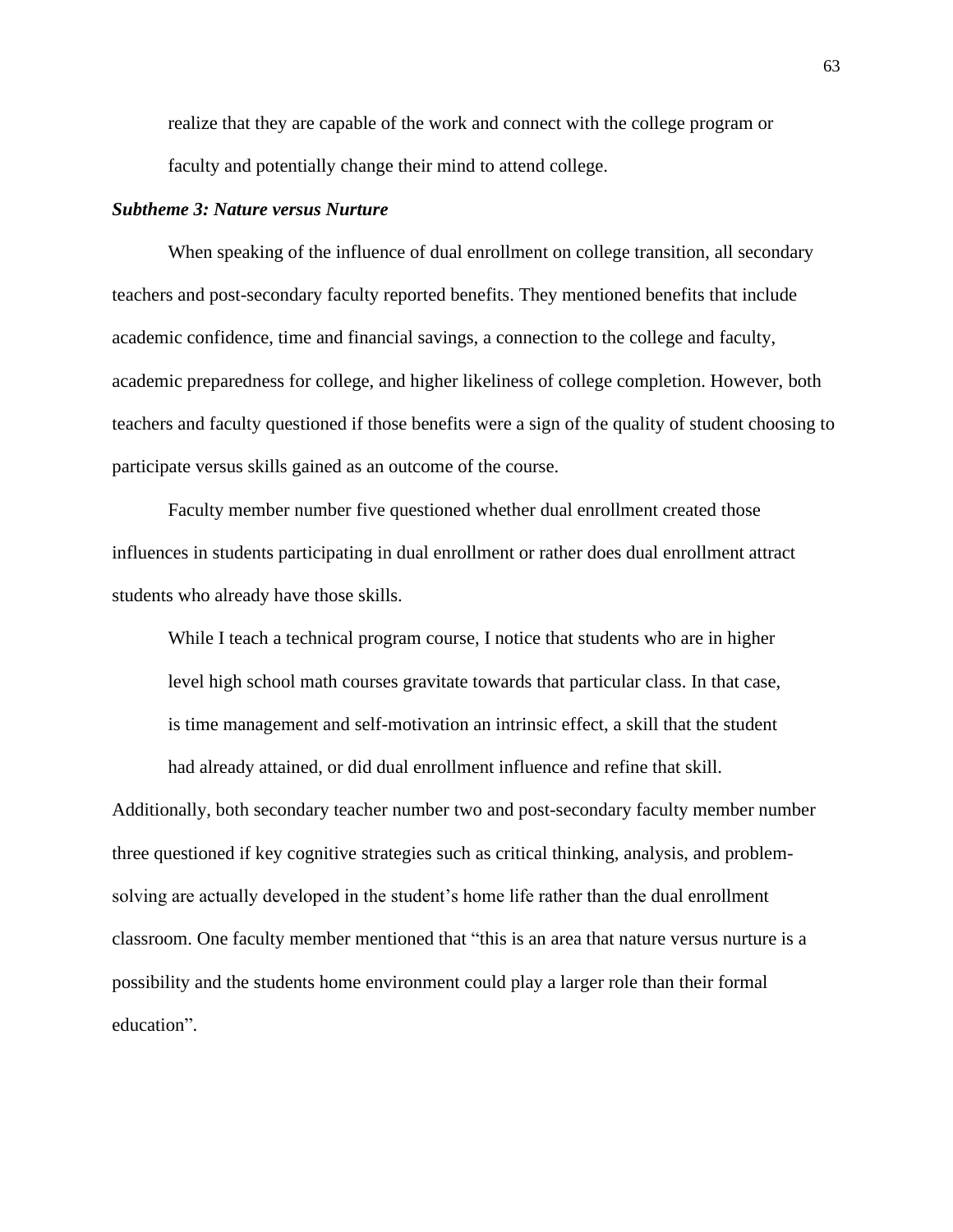> realize that they are capable of the work and connect with the college program or faculty and potentially change their mind to attend college.

***Subtheme 3: Nature versus Nurture***

When speaking of the influence of dual enrollment on college transition, all secondary teachers and post-secondary faculty reported benefits. They mentioned benefits that include academic confidence, time and financial savings, a connection to the college and faculty, academic preparedness for college, and higher likeliness of college completion. However, both teachers and faculty questioned if those benefits were a sign of the quality of student choosing to participate versus skills gained as an outcome of the course.

Faculty member number five questioned whether dual enrollment created those influences in students participating in dual enrollment or rather does dual enrollment attract students who already have those skills.

> While I teach a technical program course, I notice that students who are in higher level high school math courses gravitate towards that particular class. In that case, is time management and self-motivation an intrinsic effect, a skill that the student had already attained, or did dual enrollment influence and refine that skill.

Additionally, both secondary teacher number two and post-secondary faculty member number three questioned if key cognitive strategies such as critical thinking, analysis, and problem-solving are actually developed in the student's home life rather than the dual enrollment classroom. One faculty member mentioned that "this is an area that nature versus nurture is a possibility and the students home environment could play a larger role than their formal education".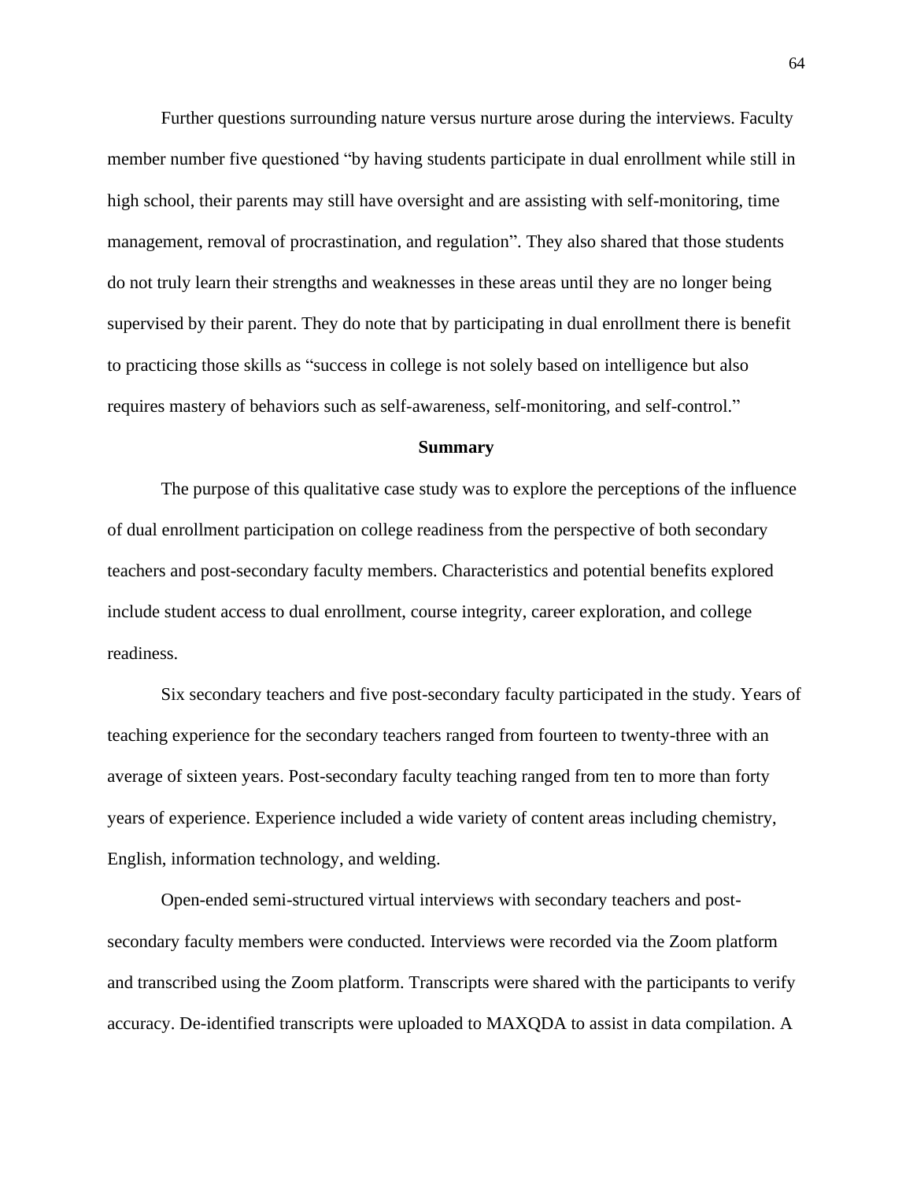Further questions surrounding nature versus nurture arose during the interviews. Faculty member number five questioned “by having students participate in dual enrollment while still in high school, their parents may still have oversight and are assisting with self-monitoring, time management, removal of procrastination, and regulation”. They also shared that those students do not truly learn their strengths and weaknesses in these areas until they are no longer being supervised by their parent. They do note that by participating in dual enrollment there is benefit to practicing those skills as “success in college is not solely based on intelligence but also requires mastery of behaviors such as self-awareness, self-monitoring, and self-control.”

## Summary

The purpose of this qualitative case study was to explore the perceptions of the influence of dual enrollment participation on college readiness from the perspective of both secondary teachers and post-secondary faculty members. Characteristics and potential benefits explored include student access to dual enrollment, course integrity, career exploration, and college readiness.

Six secondary teachers and five post-secondary faculty participated in the study. Years of teaching experience for the secondary teachers ranged from fourteen to twenty-three with an average of sixteen years. Post-secondary faculty teaching ranged from ten to more than forty years of experience. Experience included a wide variety of content areas including chemistry, English, information technology, and welding.

Open-ended semi-structured virtual interviews with secondary teachers and post-secondary faculty members were conducted. Interviews were recorded via the Zoom platform and transcribed using the Zoom platform. Transcripts were shared with the participants to verify accuracy. De-identified transcripts were uploaded to MAXQDA to assist in data compilation. A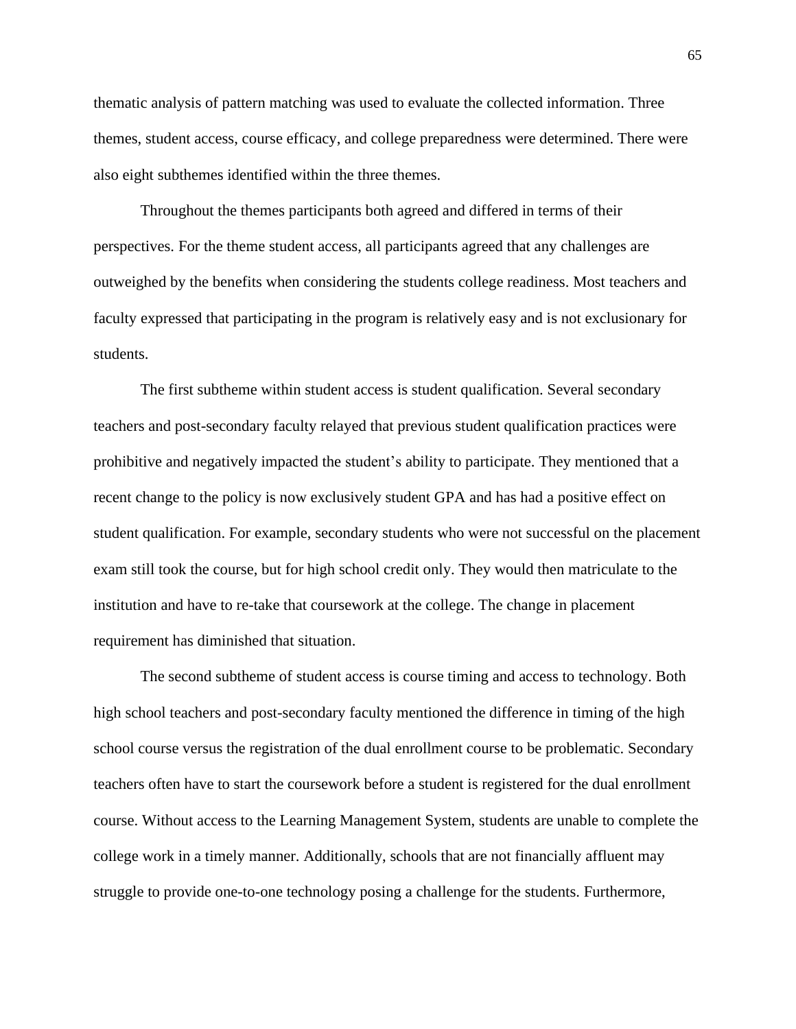thematic analysis of pattern matching was used to evaluate the collected information. Three themes, student access, course efficacy, and college preparedness were determined. There were also eight subthemes identified within the three themes.

Throughout the themes participants both agreed and differed in terms of their perspectives. For the theme student access, all participants agreed that any challenges are outweighed by the benefits when considering the students college readiness. Most teachers and faculty expressed that participating in the program is relatively easy and is not exclusionary for students.

The first subtheme within student access is student qualification. Several secondary teachers and post-secondary faculty relayed that previous student qualification practices were prohibitive and negatively impacted the student's ability to participate. They mentioned that a recent change to the policy is now exclusively student GPA and has had a positive effect on student qualification. For example, secondary students who were not successful on the placement exam still took the course, but for high school credit only. They would then matriculate to the institution and have to re-take that coursework at the college. The change in placement requirement has diminished that situation.

The second subtheme of student access is course timing and access to technology. Both high school teachers and post-secondary faculty mentioned the difference in timing of the high school course versus the registration of the dual enrollment course to be problematic. Secondary teachers often have to start the coursework before a student is registered for the dual enrollment course. Without access to the Learning Management System, students are unable to complete the college work in a timely manner. Additionally, schools that are not financially affluent may struggle to provide one-to-one technology posing a challenge for the students. Furthermore,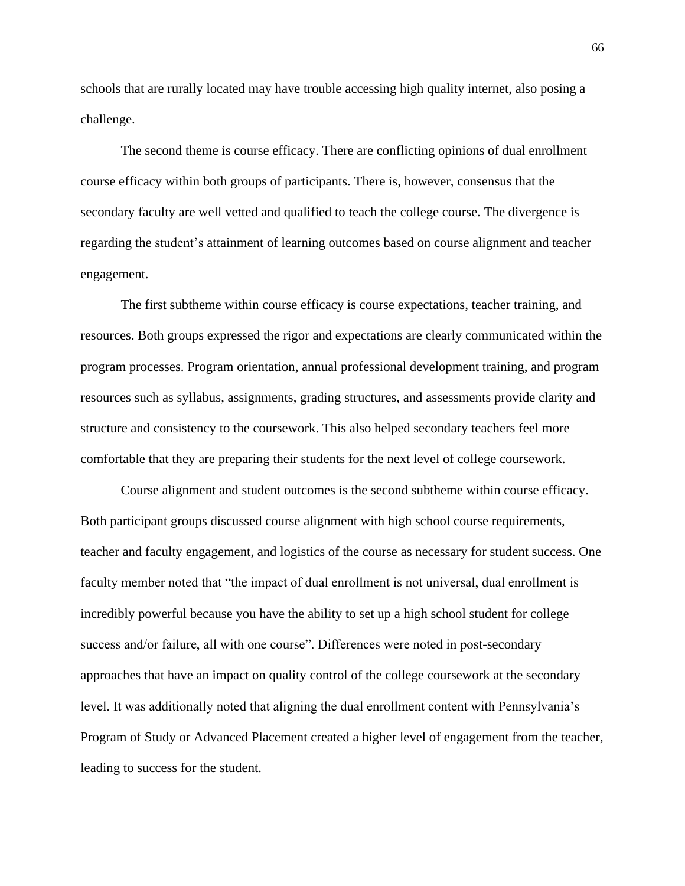schools that are rurally located may have trouble accessing high quality internet, also posing a challenge.

The second theme is course efficacy. There are conflicting opinions of dual enrollment course efficacy within both groups of participants. There is, however, consensus that the secondary faculty are well vetted and qualified to teach the college course. The divergence is regarding the student's attainment of learning outcomes based on course alignment and teacher engagement.

The first subtheme within course efficacy is course expectations, teacher training, and resources. Both groups expressed the rigor and expectations are clearly communicated within the program processes. Program orientation, annual professional development training, and program resources such as syllabus, assignments, grading structures, and assessments provide clarity and structure and consistency to the coursework. This also helped secondary teachers feel more comfortable that they are preparing their students for the next level of college coursework.

Course alignment and student outcomes is the second subtheme within course efficacy. Both participant groups discussed course alignment with high school course requirements, teacher and faculty engagement, and logistics of the course as necessary for student success. One faculty member noted that "the impact of dual enrollment is not universal, dual enrollment is incredibly powerful because you have the ability to set up a high school student for college success and/or failure, all with one course". Differences were noted in post-secondary approaches that have an impact on quality control of the college coursework at the secondary level. It was additionally noted that aligning the dual enrollment content with Pennsylvania's Program of Study or Advanced Placement created a higher level of engagement from the teacher, leading to success for the student.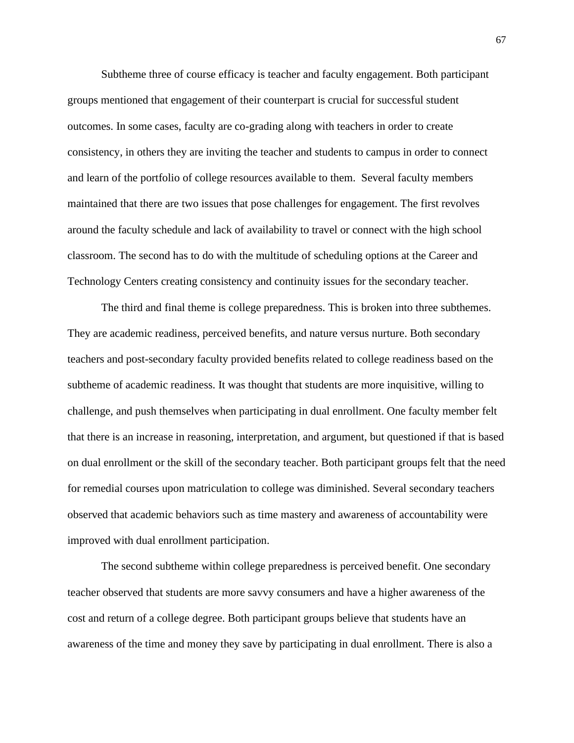Subtheme three of course efficacy is teacher and faculty engagement. Both participant groups mentioned that engagement of their counterpart is crucial for successful student outcomes. In some cases, faculty are co-grading along with teachers in order to create consistency, in others they are inviting the teacher and students to campus in order to connect and learn of the portfolio of college resources available to them. Several faculty members maintained that there are two issues that pose challenges for engagement. The first revolves around the faculty schedule and lack of availability to travel or connect with the high school classroom. The second has to do with the multitude of scheduling options at the Career and Technology Centers creating consistency and continuity issues for the secondary teacher.

The third and final theme is college preparedness. This is broken into three subthemes. They are academic readiness, perceived benefits, and nature versus nurture. Both secondary teachers and post-secondary faculty provided benefits related to college readiness based on the subtheme of academic readiness. It was thought that students are more inquisitive, willing to challenge, and push themselves when participating in dual enrollment. One faculty member felt that there is an increase in reasoning, interpretation, and argument, but questioned if that is based on dual enrollment or the skill of the secondary teacher. Both participant groups felt that the need for remedial courses upon matriculation to college was diminished. Several secondary teachers observed that academic behaviors such as time mastery and awareness of accountability were improved with dual enrollment participation.

The second subtheme within college preparedness is perceived benefit. One secondary teacher observed that students are more savvy consumers and have a higher awareness of the cost and return of a college degree. Both participant groups believe that students have an awareness of the time and money they save by participating in dual enrollment. There is also a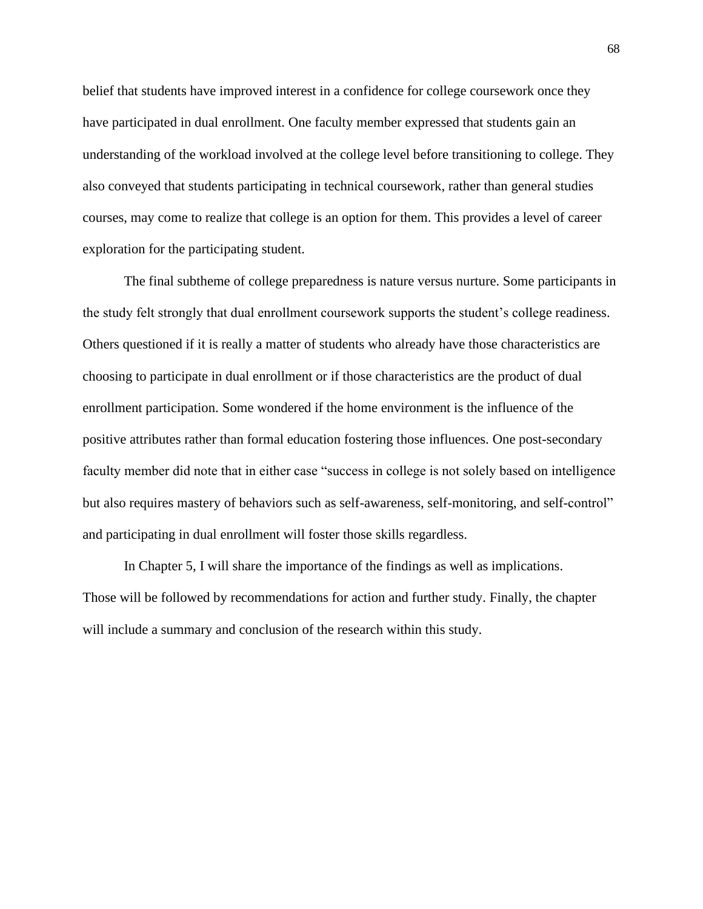belief that students have improved interest in a confidence for college coursework once they have participated in dual enrollment. One faculty member expressed that students gain an understanding of the workload involved at the college level before transitioning to college. They also conveyed that students participating in technical coursework, rather than general studies courses, may come to realize that college is an option for them. This provides a level of career exploration for the participating student.

The final subtheme of college preparedness is nature versus nurture. Some participants in the study felt strongly that dual enrollment coursework supports the student's college readiness. Others questioned if it is really a matter of students who already have those characteristics are choosing to participate in dual enrollment or if those characteristics are the product of dual enrollment participation. Some wondered if the home environment is the influence of the positive attributes rather than formal education fostering those influences. One post-secondary faculty member did note that in either case "success in college is not solely based on intelligence but also requires mastery of behaviors such as self-awareness, self-monitoring, and self-control" and participating in dual enrollment will foster those skills regardless.

In Chapter 5, I will share the importance of the findings as well as implications. Those will be followed by recommendations for action and further study. Finally, the chapter will include a summary and conclusion of the research within this study.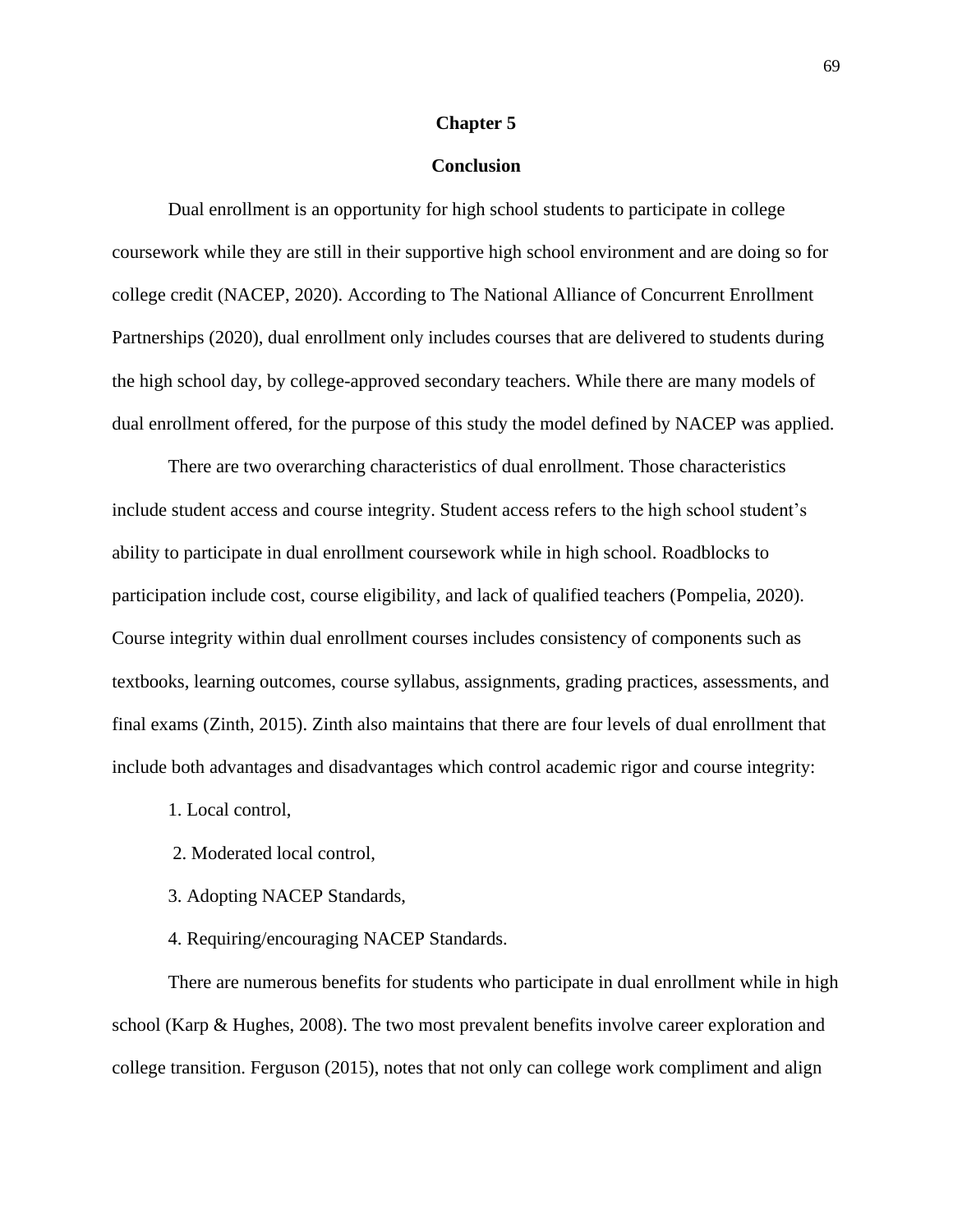# Chapter 5

## Conclusion

Dual enrollment is an opportunity for high school students to participate in college coursework while they are still in their supportive high school environment and are doing so for college credit (NACEP, 2020). According to The National Alliance of Concurrent Enrollment Partnerships (2020), dual enrollment only includes courses that are delivered to students during the high school day, by college-approved secondary teachers. While there are many models of dual enrollment offered, for the purpose of this study the model defined by NACEP was applied.

There are two overarching characteristics of dual enrollment. Those characteristics include student access and course integrity. Student access refers to the high school student's ability to participate in dual enrollment coursework while in high school. Roadblocks to participation include cost, course eligibility, and lack of qualified teachers (Pompelia, 2020). Course integrity within dual enrollment courses includes consistency of components such as textbooks, learning outcomes, course syllabus, assignments, grading practices, assessments, and final exams (Zinth, 2015). Zinth also maintains that there are four levels of dual enrollment that include both advantages and disadvantages which control academic rigor and course integrity:

1. Local control,
2. Moderated local control,
3. Adopting NACEP Standards,
4. Requiring/encouraging NACEP Standards.

There are numerous benefits for students who participate in dual enrollment while in high school (Karp & Hughes, 2008). The two most prevalent benefits involve career exploration and college transition. Ferguson (2015), notes that not only can college work compliment and align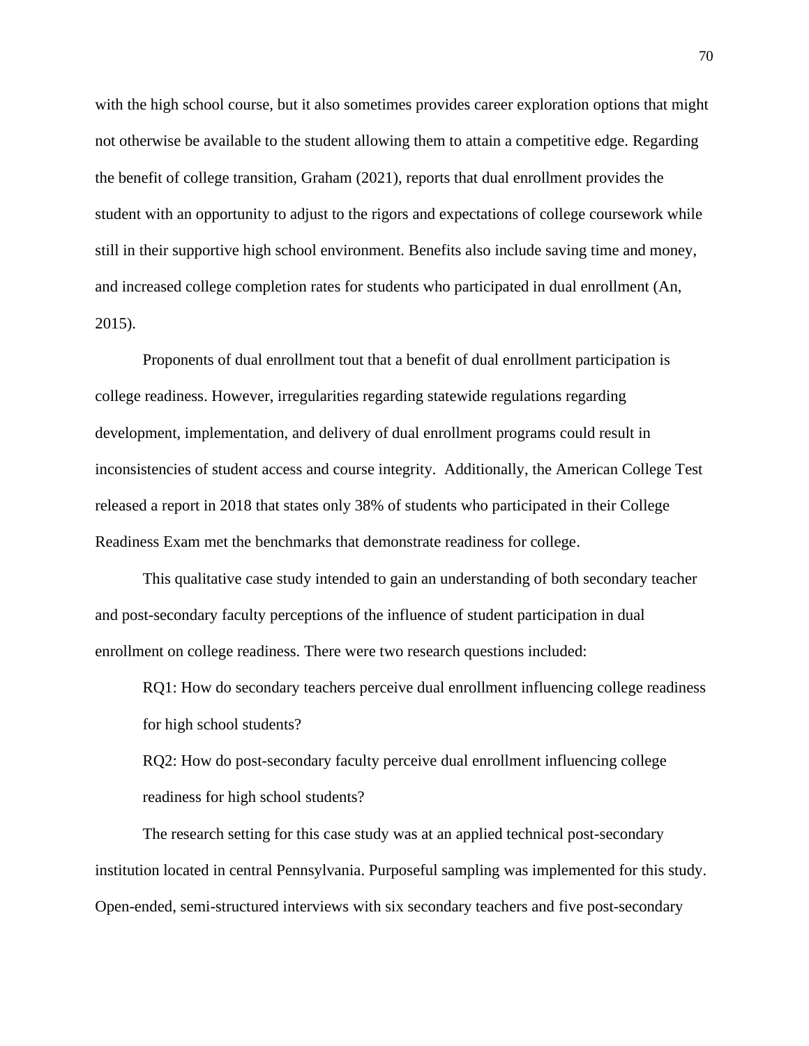with the high school course, but it also sometimes provides career exploration options that might not otherwise be available to the student allowing them to attain a competitive edge. Regarding the benefit of college transition, Graham (2021), reports that dual enrollment provides the student with an opportunity to adjust to the rigors and expectations of college coursework while still in their supportive high school environment. Benefits also include saving time and money, and increased college completion rates for students who participated in dual enrollment (An, 2015).

Proponents of dual enrollment tout that a benefit of dual enrollment participation is college readiness. However, irregularities regarding statewide regulations regarding development, implementation, and delivery of dual enrollment programs could result in inconsistencies of student access and course integrity. Additionally, the American College Test released a report in 2018 that states only 38% of students who participated in their College Readiness Exam met the benchmarks that demonstrate readiness for college.

This qualitative case study intended to gain an understanding of both secondary teacher and post-secondary faculty perceptions of the influence of student participation in dual enrollment on college readiness. There were two research questions included:

RQ1: How do secondary teachers perceive dual enrollment influencing college readiness for high school students?

RQ2: How do post-secondary faculty perceive dual enrollment influencing college readiness for high school students?

The research setting for this case study was at an applied technical post-secondary institution located in central Pennsylvania. Purposeful sampling was implemented for this study. Open-ended, semi-structured interviews with six secondary teachers and five post-secondary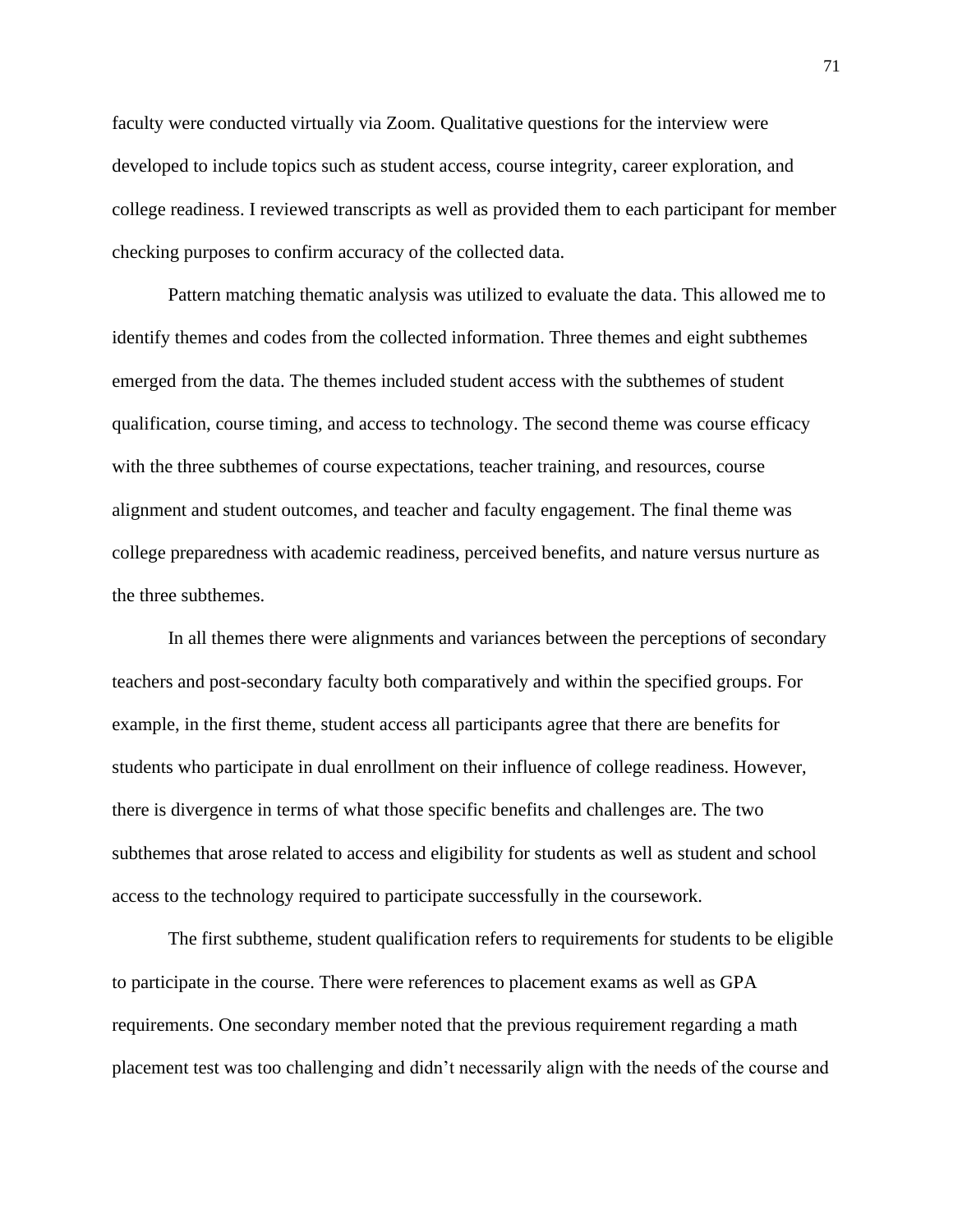faculty were conducted virtually via Zoom. Qualitative questions for the interview were developed to include topics such as student access, course integrity, career exploration, and college readiness. I reviewed transcripts as well as provided them to each participant for member checking purposes to confirm accuracy of the collected data.

Pattern matching thematic analysis was utilized to evaluate the data. This allowed me to identify themes and codes from the collected information. Three themes and eight subthemes emerged from the data. The themes included student access with the subthemes of student qualification, course timing, and access to technology. The second theme was course efficacy with the three subthemes of course expectations, teacher training, and resources, course alignment and student outcomes, and teacher and faculty engagement. The final theme was college preparedness with academic readiness, perceived benefits, and nature versus nurture as the three subthemes.

In all themes there were alignments and variances between the perceptions of secondary teachers and post-secondary faculty both comparatively and within the specified groups. For example, in the first theme, student access all participants agree that there are benefits for students who participate in dual enrollment on their influence of college readiness. However, there is divergence in terms of what those specific benefits and challenges are. The two subthemes that arose related to access and eligibility for students as well as student and school access to the technology required to participate successfully in the coursework.

The first subtheme, student qualification refers to requirements for students to be eligible to participate in the course. There were references to placement exams as well as GPA requirements. One secondary member noted that the previous requirement regarding a math placement test was too challenging and didn't necessarily align with the needs of the course and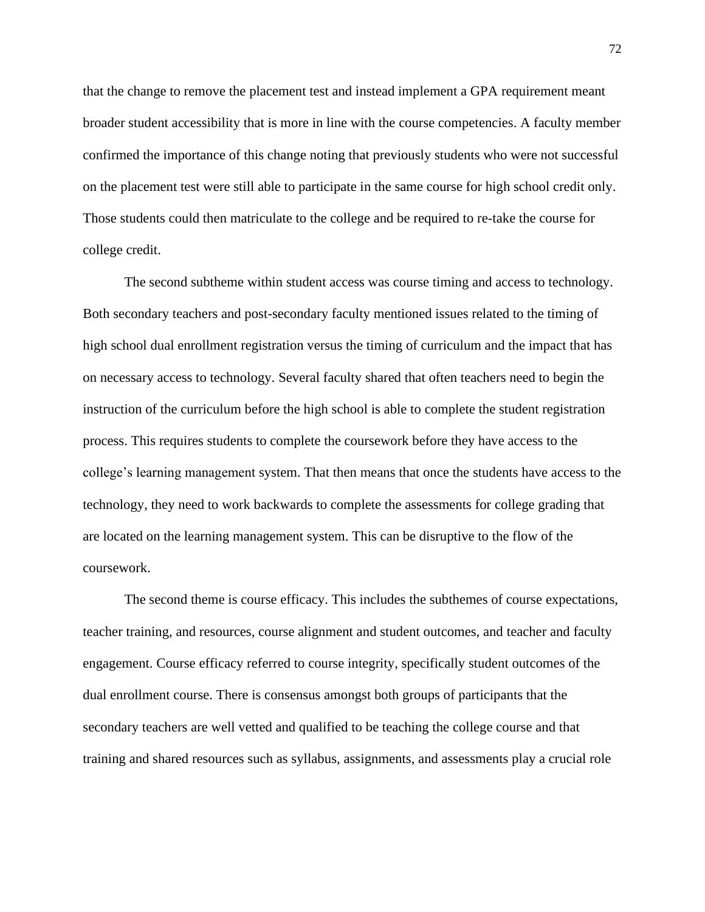that the change to remove the placement test and instead implement a GPA requirement meant broader student accessibility that is more in line with the course competencies. A faculty member confirmed the importance of this change noting that previously students who were not successful on the placement test were still able to participate in the same course for high school credit only. Those students could then matriculate to the college and be required to re-take the course for college credit.

The second subtheme within student access was course timing and access to technology. Both secondary teachers and post-secondary faculty mentioned issues related to the timing of high school dual enrollment registration versus the timing of curriculum and the impact that has on necessary access to technology. Several faculty shared that often teachers need to begin the instruction of the curriculum before the high school is able to complete the student registration process. This requires students to complete the coursework before they have access to the college's learning management system. That then means that once the students have access to the technology, they need to work backwards to complete the assessments for college grading that are located on the learning management system. This can be disruptive to the flow of the coursework.

The second theme is course efficacy. This includes the subthemes of course expectations, teacher training, and resources, course alignment and student outcomes, and teacher and faculty engagement. Course efficacy referred to course integrity, specifically student outcomes of the dual enrollment course. There is consensus amongst both groups of participants that the secondary teachers are well vetted and qualified to be teaching the college course and that training and shared resources such as syllabus, assignments, and assessments play a crucial role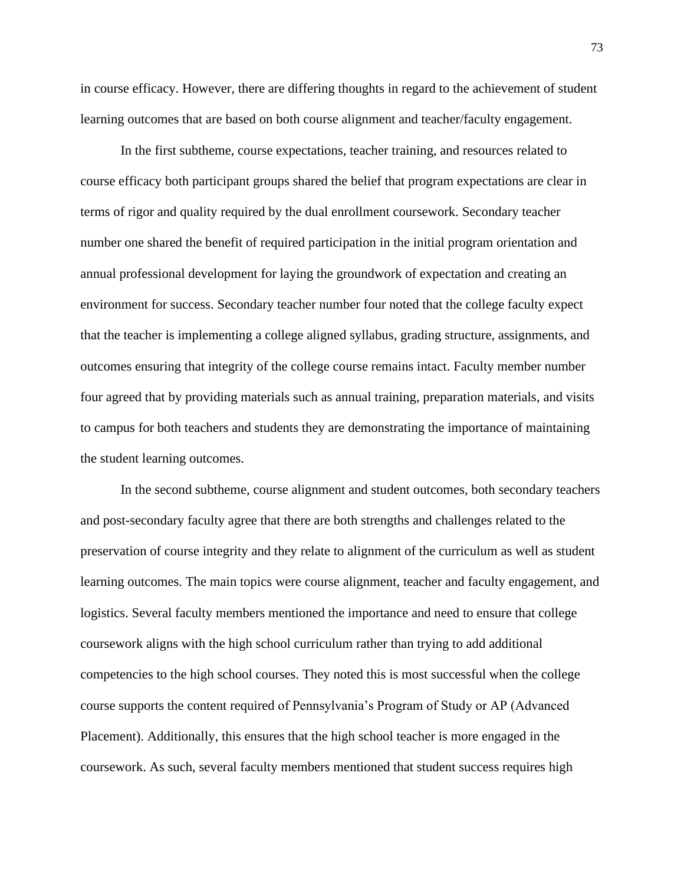in course efficacy. However, there are differing thoughts in regard to the achievement of student learning outcomes that are based on both course alignment and teacher/faculty engagement.

In the first subtheme, course expectations, teacher training, and resources related to course efficacy both participant groups shared the belief that program expectations are clear in terms of rigor and quality required by the dual enrollment coursework. Secondary teacher number one shared the benefit of required participation in the initial program orientation and annual professional development for laying the groundwork of expectation and creating an environment for success. Secondary teacher number four noted that the college faculty expect that the teacher is implementing a college aligned syllabus, grading structure, assignments, and outcomes ensuring that integrity of the college course remains intact. Faculty member number four agreed that by providing materials such as annual training, preparation materials, and visits to campus for both teachers and students they are demonstrating the importance of maintaining the student learning outcomes.

In the second subtheme, course alignment and student outcomes, both secondary teachers and post-secondary faculty agree that there are both strengths and challenges related to the preservation of course integrity and they relate to alignment of the curriculum as well as student learning outcomes. The main topics were course alignment, teacher and faculty engagement, and logistics. Several faculty members mentioned the importance and need to ensure that college coursework aligns with the high school curriculum rather than trying to add additional competencies to the high school courses. They noted this is most successful when the college course supports the content required of Pennsylvania's Program of Study or AP (Advanced Placement). Additionally, this ensures that the high school teacher is more engaged in the coursework. As such, several faculty members mentioned that student success requires high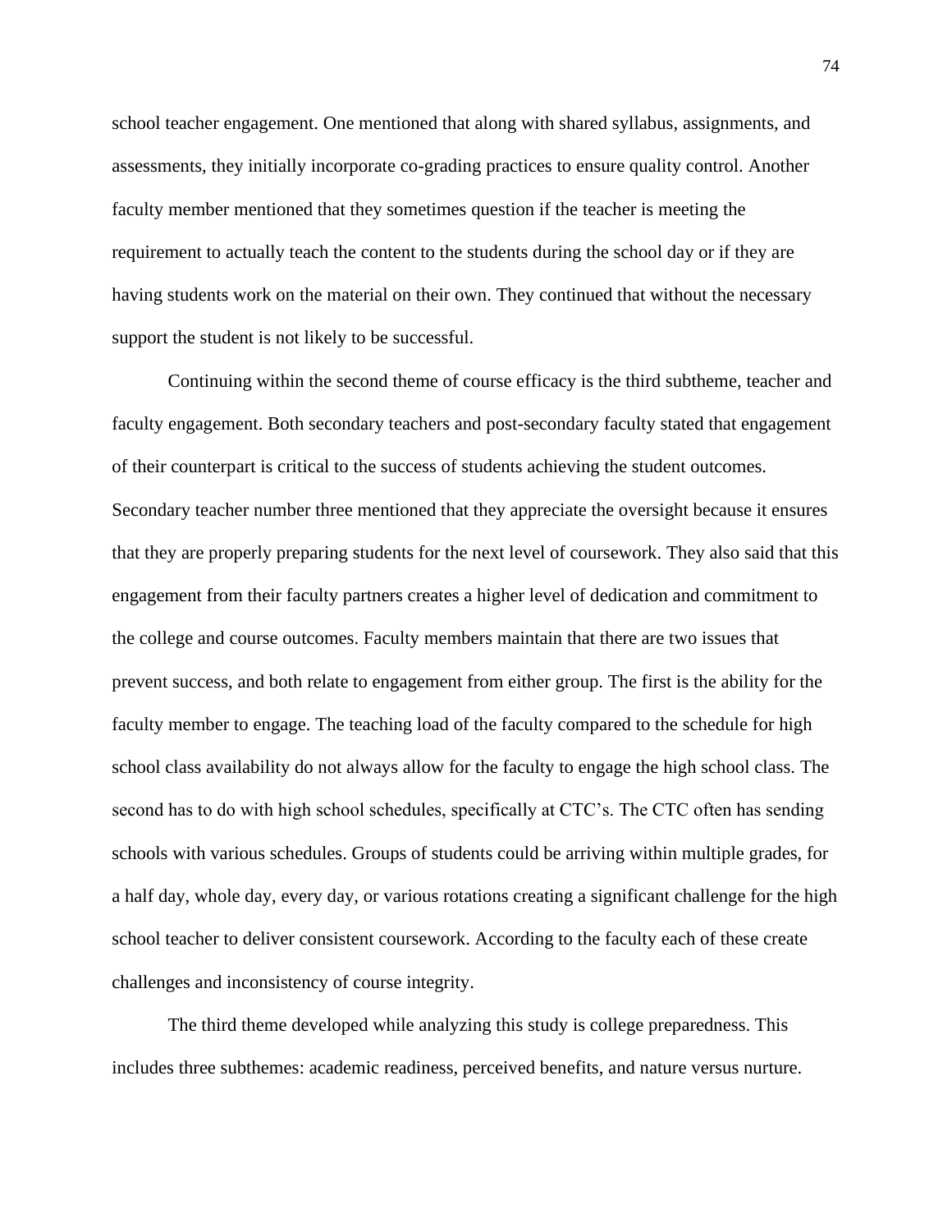school teacher engagement. One mentioned that along with shared syllabus, assignments, and assessments, they initially incorporate co-grading practices to ensure quality control. Another faculty member mentioned that they sometimes question if the teacher is meeting the requirement to actually teach the content to the students during the school day or if they are having students work on the material on their own. They continued that without the necessary support the student is not likely to be successful.

Continuing within the second theme of course efficacy is the third subtheme, teacher and faculty engagement. Both secondary teachers and post-secondary faculty stated that engagement of their counterpart is critical to the success of students achieving the student outcomes. Secondary teacher number three mentioned that they appreciate the oversight because it ensures that they are properly preparing students for the next level of coursework. They also said that this engagement from their faculty partners creates a higher level of dedication and commitment to the college and course outcomes. Faculty members maintain that there are two issues that prevent success, and both relate to engagement from either group. The first is the ability for the faculty member to engage. The teaching load of the faculty compared to the schedule for high school class availability do not always allow for the faculty to engage the high school class. The second has to do with high school schedules, specifically at CTC's. The CTC often has sending schools with various schedules. Groups of students could be arriving within multiple grades, for a half day, whole day, every day, or various rotations creating a significant challenge for the high school teacher to deliver consistent coursework. According to the faculty each of these create challenges and inconsistency of course integrity.

The third theme developed while analyzing this study is college preparedness. This includes three subthemes: academic readiness, perceived benefits, and nature versus nurture.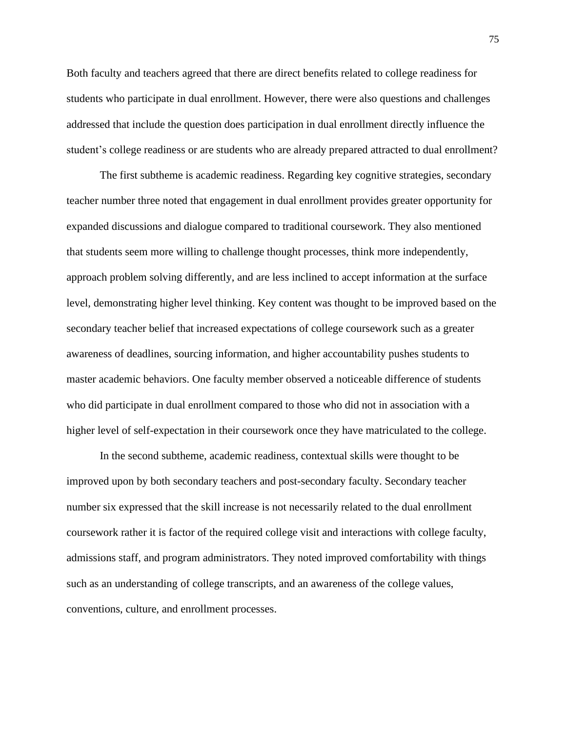Both faculty and teachers agreed that there are direct benefits related to college readiness for students who participate in dual enrollment. However, there were also questions and challenges addressed that include the question does participation in dual enrollment directly influence the student's college readiness or are students who are already prepared attracted to dual enrollment?

The first subtheme is academic readiness. Regarding key cognitive strategies, secondary teacher number three noted that engagement in dual enrollment provides greater opportunity for expanded discussions and dialogue compared to traditional coursework. They also mentioned that students seem more willing to challenge thought processes, think more independently, approach problem solving differently, and are less inclined to accept information at the surface level, demonstrating higher level thinking. Key content was thought to be improved based on the secondary teacher belief that increased expectations of college coursework such as a greater awareness of deadlines, sourcing information, and higher accountability pushes students to master academic behaviors. One faculty member observed a noticeable difference of students who did participate in dual enrollment compared to those who did not in association with a higher level of self-expectation in their coursework once they have matriculated to the college.

In the second subtheme, academic readiness, contextual skills were thought to be improved upon by both secondary teachers and post-secondary faculty. Secondary teacher number six expressed that the skill increase is not necessarily related to the dual enrollment coursework rather it is factor of the required college visit and interactions with college faculty, admissions staff, and program administrators. They noted improved comfortability with things such as an understanding of college transcripts, and an awareness of the college values, conventions, culture, and enrollment processes.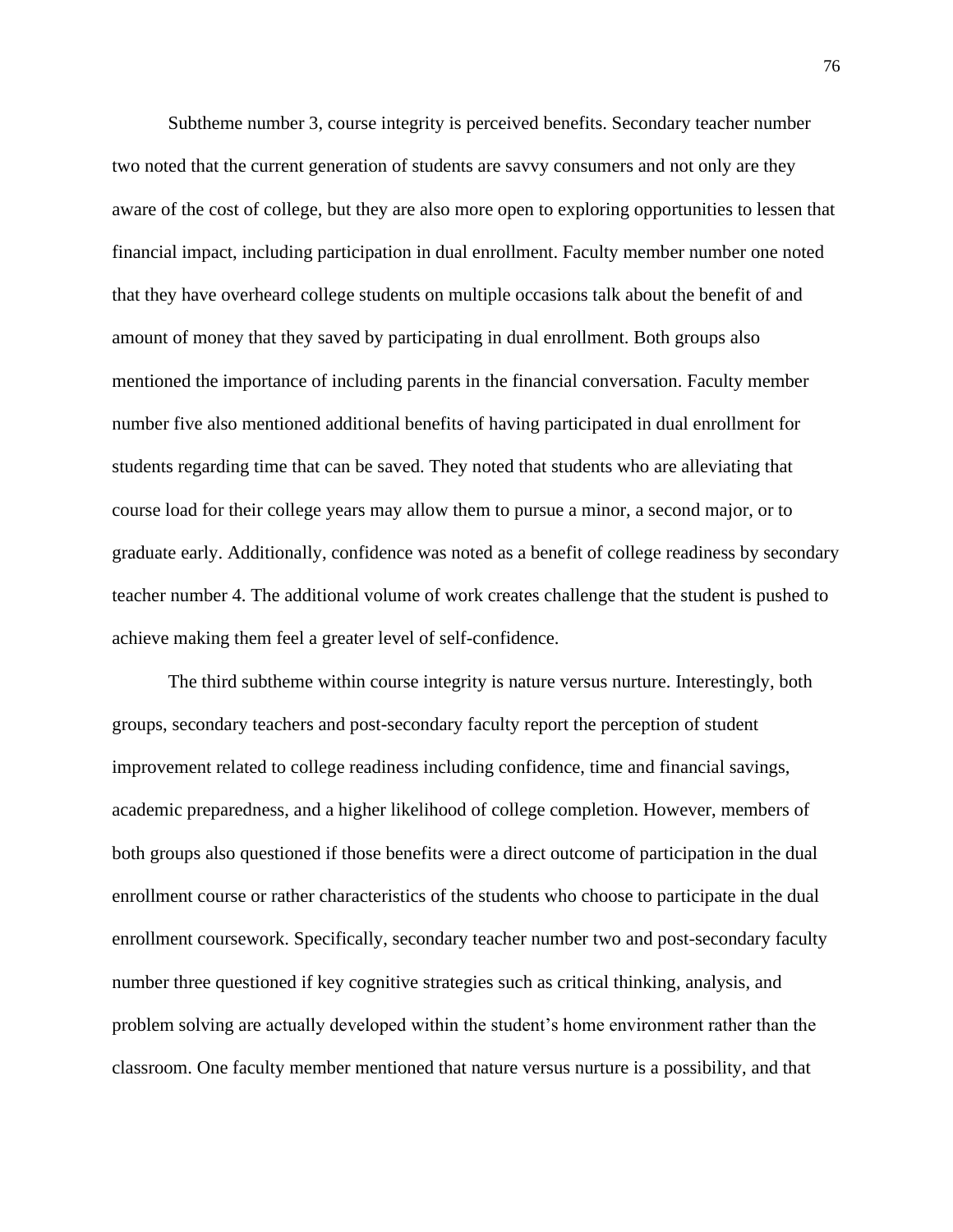Subtheme number 3, course integrity is perceived benefits. Secondary teacher number two noted that the current generation of students are savvy consumers and not only are they aware of the cost of college, but they are also more open to exploring opportunities to lessen that financial impact, including participation in dual enrollment. Faculty member number one noted that they have overheard college students on multiple occasions talk about the benefit of and amount of money that they saved by participating in dual enrollment. Both groups also mentioned the importance of including parents in the financial conversation. Faculty member number five also mentioned additional benefits of having participated in dual enrollment for students regarding time that can be saved. They noted that students who are alleviating that course load for their college years may allow them to pursue a minor, a second major, or to graduate early. Additionally, confidence was noted as a benefit of college readiness by secondary teacher number 4. The additional volume of work creates challenge that the student is pushed to achieve making them feel a greater level of self-confidence.

The third subtheme within course integrity is nature versus nurture. Interestingly, both groups, secondary teachers and post-secondary faculty report the perception of student improvement related to college readiness including confidence, time and financial savings, academic preparedness, and a higher likelihood of college completion. However, members of both groups also questioned if those benefits were a direct outcome of participation in the dual enrollment course or rather characteristics of the students who choose to participate in the dual enrollment coursework. Specifically, secondary teacher number two and post-secondary faculty number three questioned if key cognitive strategies such as critical thinking, analysis, and problem solving are actually developed within the student's home environment rather than the classroom. One faculty member mentioned that nature versus nurture is a possibility, and that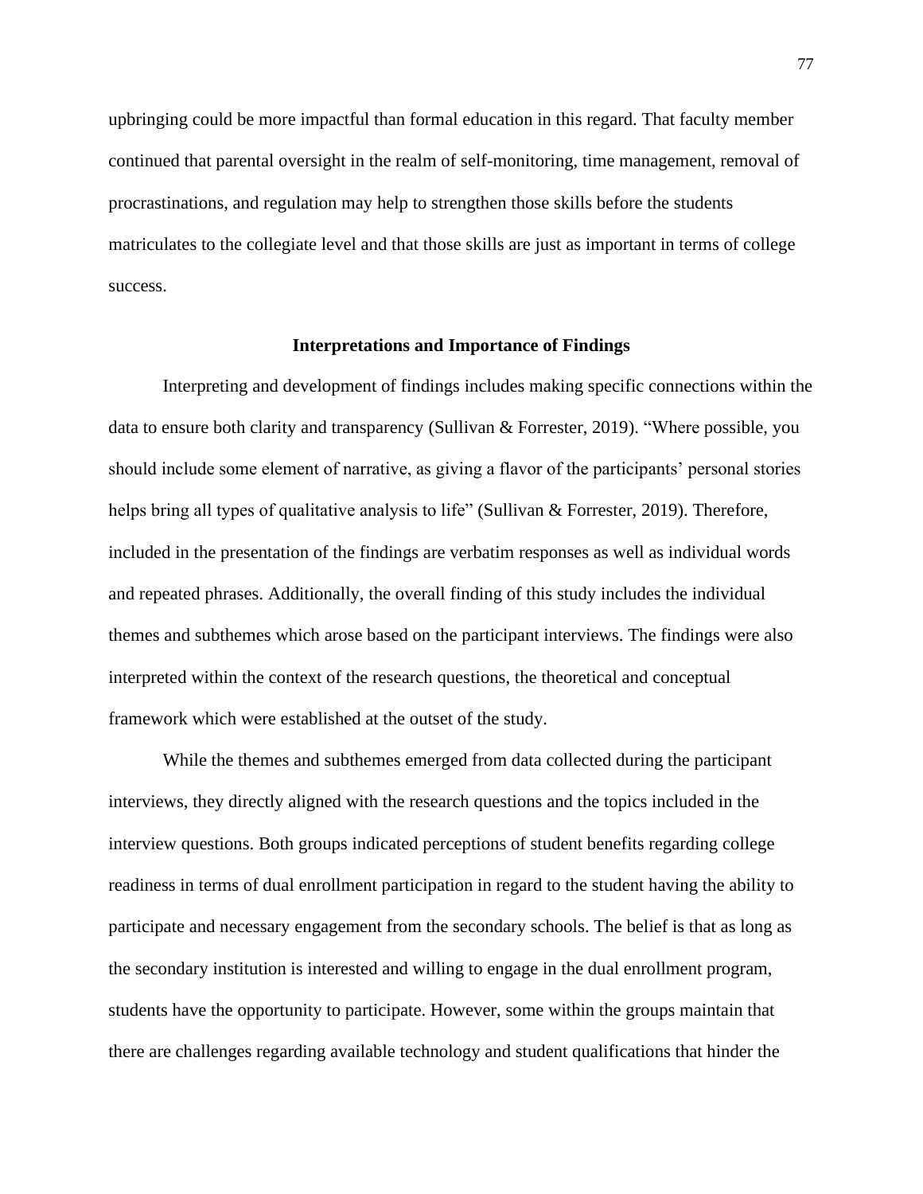upbringing could be more impactful than formal education in this regard. That faculty member continued that parental oversight in the realm of self-monitoring, time management, removal of procrastinations, and regulation may help to strengthen those skills before the students matriculates to the collegiate level and that those skills are just as important in terms of college success.

## Interpretations and Importance of Findings

Interpreting and development of findings includes making specific connections within the data to ensure both clarity and transparency (Sullivan & Forrester, 2019). "Where possible, you should include some element of narrative, as giving a flavor of the participants' personal stories helps bring all types of qualitative analysis to life" (Sullivan & Forrester, 2019). Therefore, included in the presentation of the findings are verbatim responses as well as individual words and repeated phrases. Additionally, the overall finding of this study includes the individual themes and subthemes which arose based on the participant interviews. The findings were also interpreted within the context of the research questions, the theoretical and conceptual framework which were established at the outset of the study.

While the themes and subthemes emerged from data collected during the participant interviews, they directly aligned with the research questions and the topics included in the interview questions. Both groups indicated perceptions of student benefits regarding college readiness in terms of dual enrollment participation in regard to the student having the ability to participate and necessary engagement from the secondary schools. The belief is that as long as the secondary institution is interested and willing to engage in the dual enrollment program, students have the opportunity to participate. However, some within the groups maintain that there are challenges regarding available technology and student qualifications that hinder the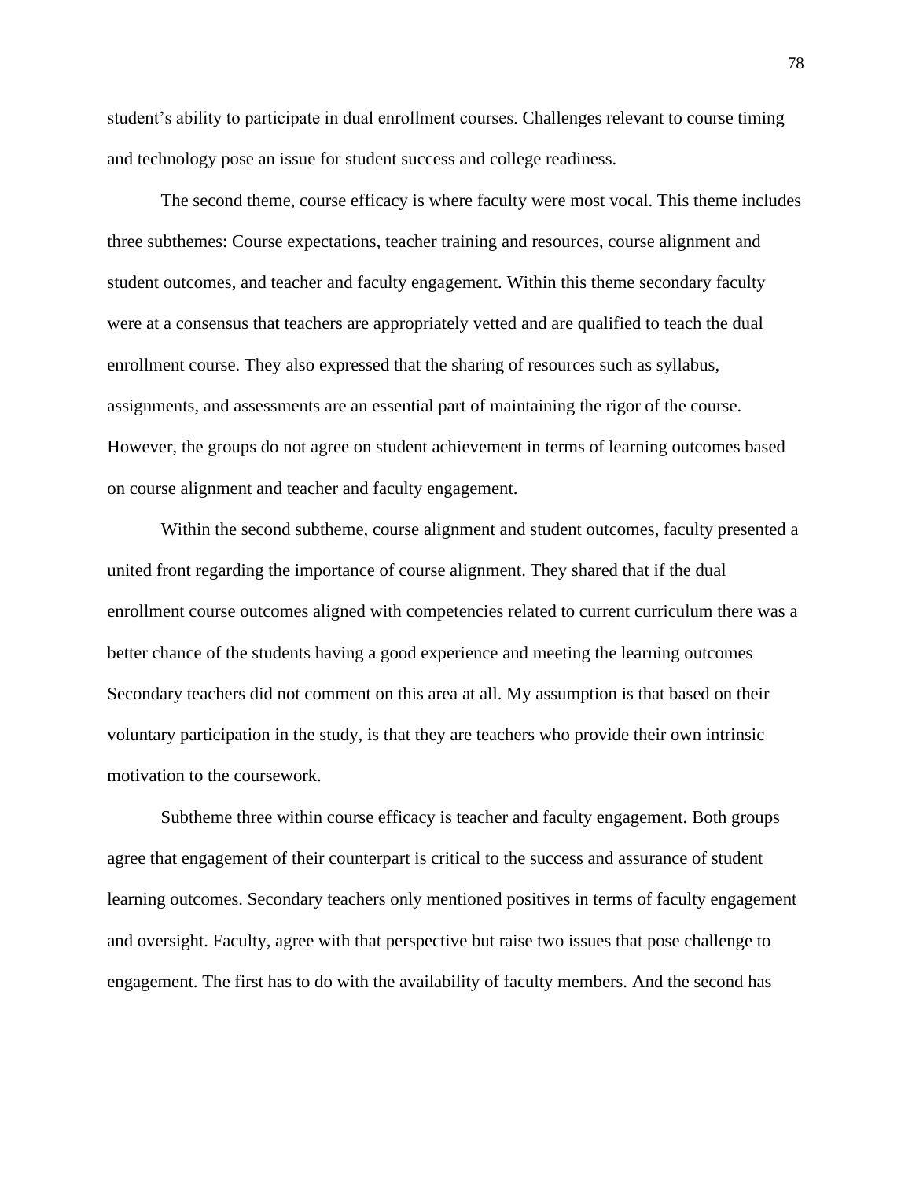student's ability to participate in dual enrollment courses. Challenges relevant to course timing and technology pose an issue for student success and college readiness.

The second theme, course efficacy is where faculty were most vocal. This theme includes three subthemes: Course expectations, teacher training and resources, course alignment and student outcomes, and teacher and faculty engagement. Within this theme secondary faculty were at a consensus that teachers are appropriately vetted and are qualified to teach the dual enrollment course. They also expressed that the sharing of resources such as syllabus, assignments, and assessments are an essential part of maintaining the rigor of the course. However, the groups do not agree on student achievement in terms of learning outcomes based on course alignment and teacher and faculty engagement.

Within the second subtheme, course alignment and student outcomes, faculty presented a united front regarding the importance of course alignment. They shared that if the dual enrollment course outcomes aligned with competencies related to current curriculum there was a better chance of the students having a good experience and meeting the learning outcomes Secondary teachers did not comment on this area at all. My assumption is that based on their voluntary participation in the study, is that they are teachers who provide their own intrinsic motivation to the coursework.

Subtheme three within course efficacy is teacher and faculty engagement. Both groups agree that engagement of their counterpart is critical to the success and assurance of student learning outcomes. Secondary teachers only mentioned positives in terms of faculty engagement and oversight. Faculty, agree with that perspective but raise two issues that pose challenge to engagement. The first has to do with the availability of faculty members. And the second has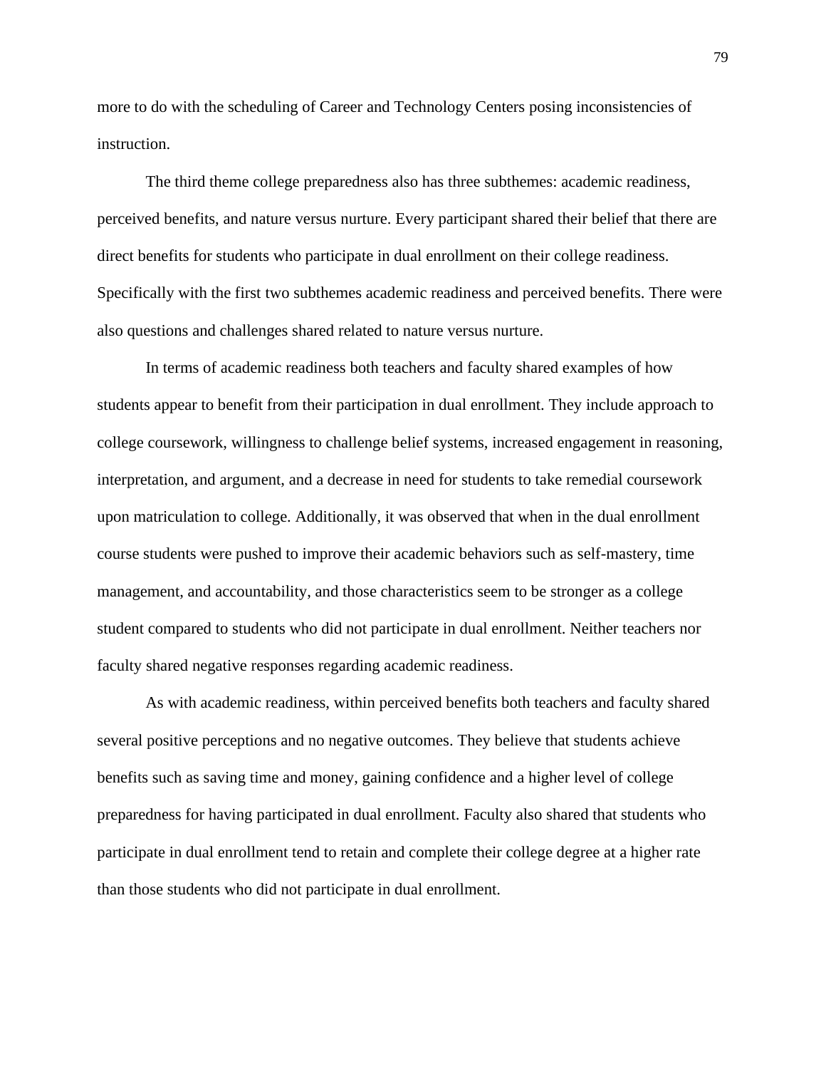more to do with the scheduling of Career and Technology Centers posing inconsistencies of instruction.

The third theme college preparedness also has three subthemes: academic readiness, perceived benefits, and nature versus nurture. Every participant shared their belief that there are direct benefits for students who participate in dual enrollment on their college readiness. Specifically with the first two subthemes academic readiness and perceived benefits. There were also questions and challenges shared related to nature versus nurture.

In terms of academic readiness both teachers and faculty shared examples of how students appear to benefit from their participation in dual enrollment. They include approach to college coursework, willingness to challenge belief systems, increased engagement in reasoning, interpretation, and argument, and a decrease in need for students to take remedial coursework upon matriculation to college. Additionally, it was observed that when in the dual enrollment course students were pushed to improve their academic behaviors such as self-mastery, time management, and accountability, and those characteristics seem to be stronger as a college student compared to students who did not participate in dual enrollment. Neither teachers nor faculty shared negative responses regarding academic readiness.

As with academic readiness, within perceived benefits both teachers and faculty shared several positive perceptions and no negative outcomes. They believe that students achieve benefits such as saving time and money, gaining confidence and a higher level of college preparedness for having participated in dual enrollment. Faculty also shared that students who participate in dual enrollment tend to retain and complete their college degree at a higher rate than those students who did not participate in dual enrollment.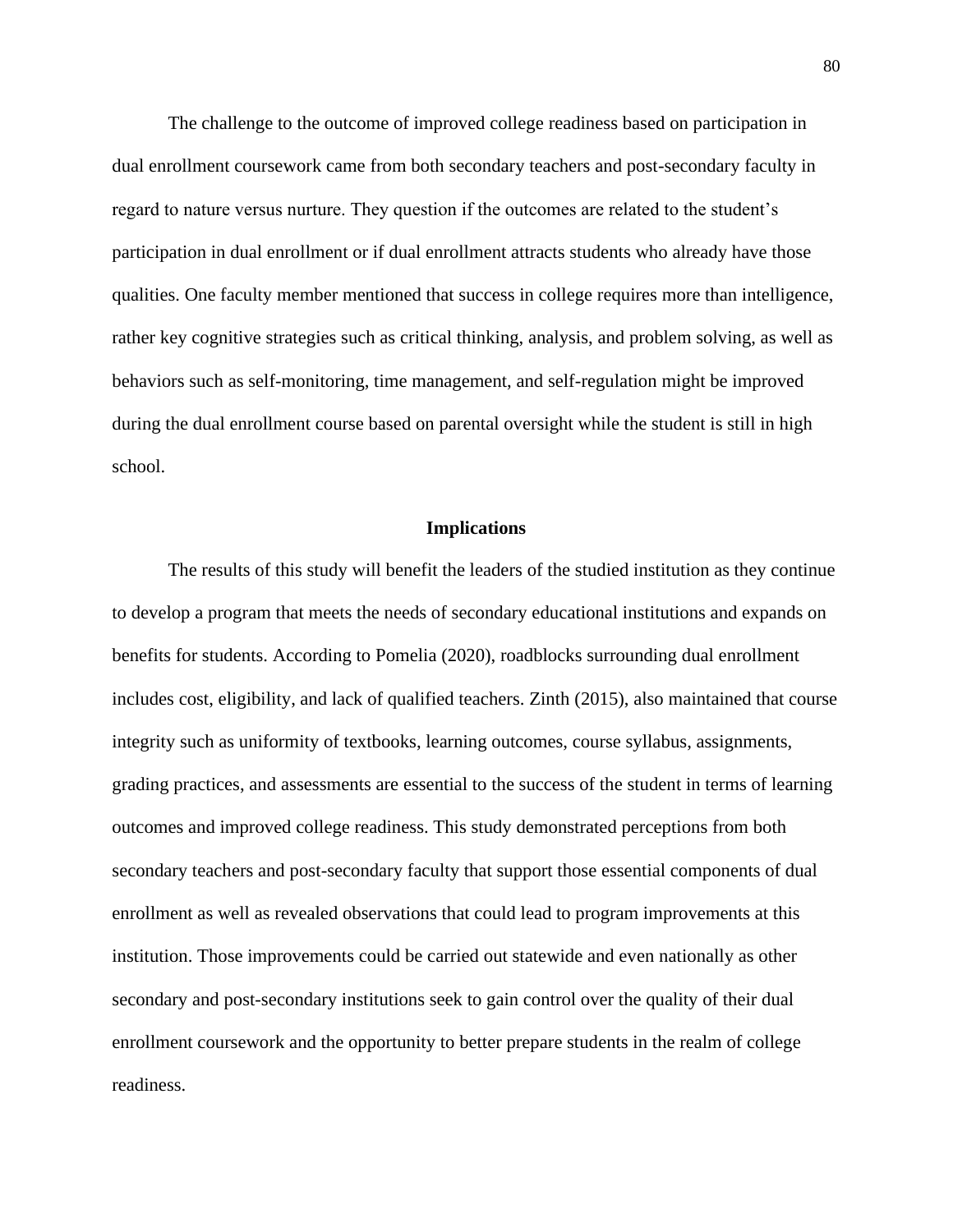The challenge to the outcome of improved college readiness based on participation in dual enrollment coursework came from both secondary teachers and post-secondary faculty in regard to nature versus nurture. They question if the outcomes are related to the student's participation in dual enrollment or if dual enrollment attracts students who already have those qualities. One faculty member mentioned that success in college requires more than intelligence, rather key cognitive strategies such as critical thinking, analysis, and problem solving, as well as behaviors such as self-monitoring, time management, and self-regulation might be improved during the dual enrollment course based on parental oversight while the student is still in high school.

## Implications

The results of this study will benefit the leaders of the studied institution as they continue to develop a program that meets the needs of secondary educational institutions and expands on benefits for students. According to Pomelia (2020), roadblocks surrounding dual enrollment includes cost, eligibility, and lack of qualified teachers. Zinth (2015), also maintained that course integrity such as uniformity of textbooks, learning outcomes, course syllabus, assignments, grading practices, and assessments are essential to the success of the student in terms of learning outcomes and improved college readiness. This study demonstrated perceptions from both secondary teachers and post-secondary faculty that support those essential components of dual enrollment as well as revealed observations that could lead to program improvements at this institution. Those improvements could be carried out statewide and even nationally as other secondary and post-secondary institutions seek to gain control over the quality of their dual enrollment coursework and the opportunity to better prepare students in the realm of college readiness.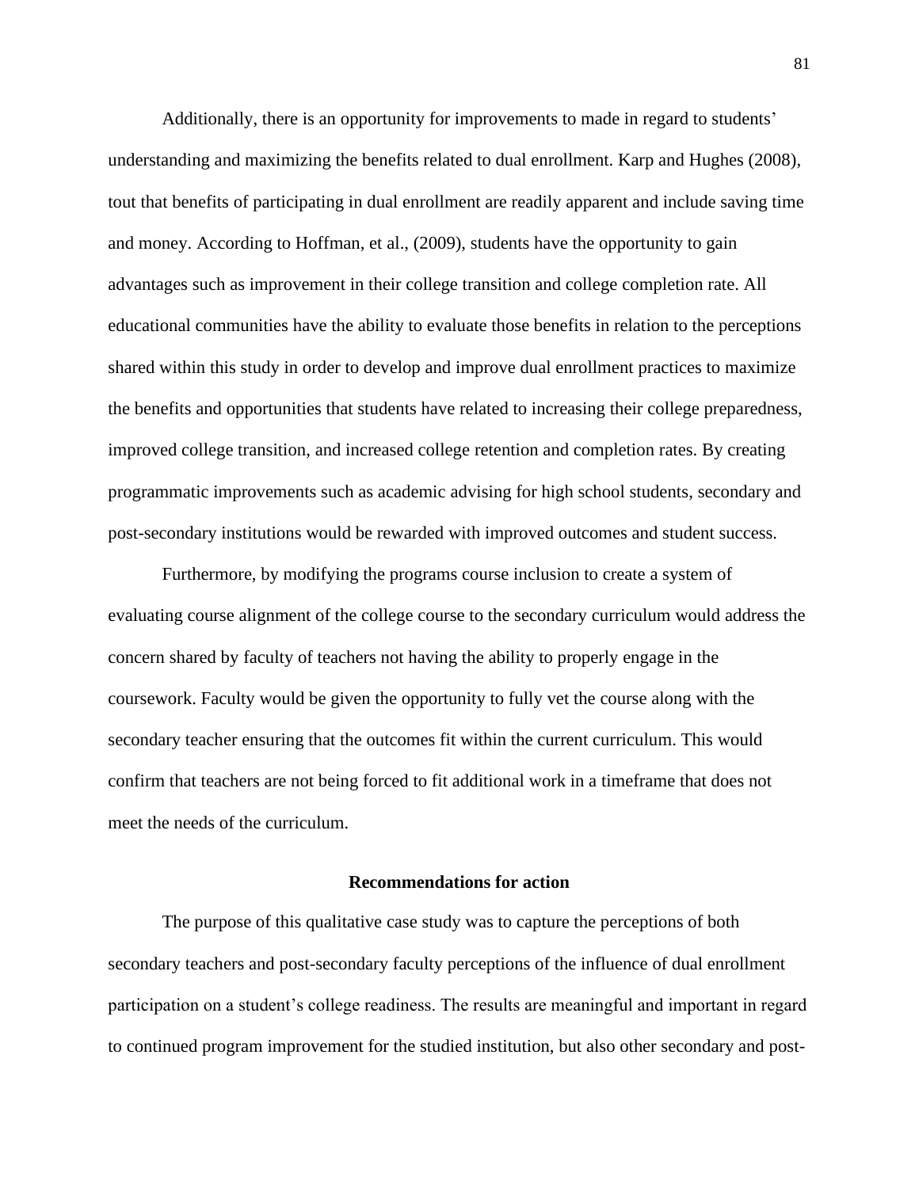Additionally, there is an opportunity for improvements to made in regard to students' understanding and maximizing the benefits related to dual enrollment. Karp and Hughes (2008), tout that benefits of participating in dual enrollment are readily apparent and include saving time and money. According to Hoffman, et al., (2009), students have the opportunity to gain advantages such as improvement in their college transition and college completion rate. All educational communities have the ability to evaluate those benefits in relation to the perceptions shared within this study in order to develop and improve dual enrollment practices to maximize the benefits and opportunities that students have related to increasing their college preparedness, improved college transition, and increased college retention and completion rates. By creating programmatic improvements such as academic advising for high school students, secondary and post-secondary institutions would be rewarded with improved outcomes and student success.

Furthermore, by modifying the programs course inclusion to create a system of evaluating course alignment of the college course to the secondary curriculum would address the concern shared by faculty of teachers not having the ability to properly engage in the coursework. Faculty would be given the opportunity to fully vet the course along with the secondary teacher ensuring that the outcomes fit within the current curriculum. This would confirm that teachers are not being forced to fit additional work in a timeframe that does not meet the needs of the curriculum.

## Recommendations for action

The purpose of this qualitative case study was to capture the perceptions of both secondary teachers and post-secondary faculty perceptions of the influence of dual enrollment participation on a student's college readiness. The results are meaningful and important in regard to continued program improvement for the studied institution, but also other secondary and post-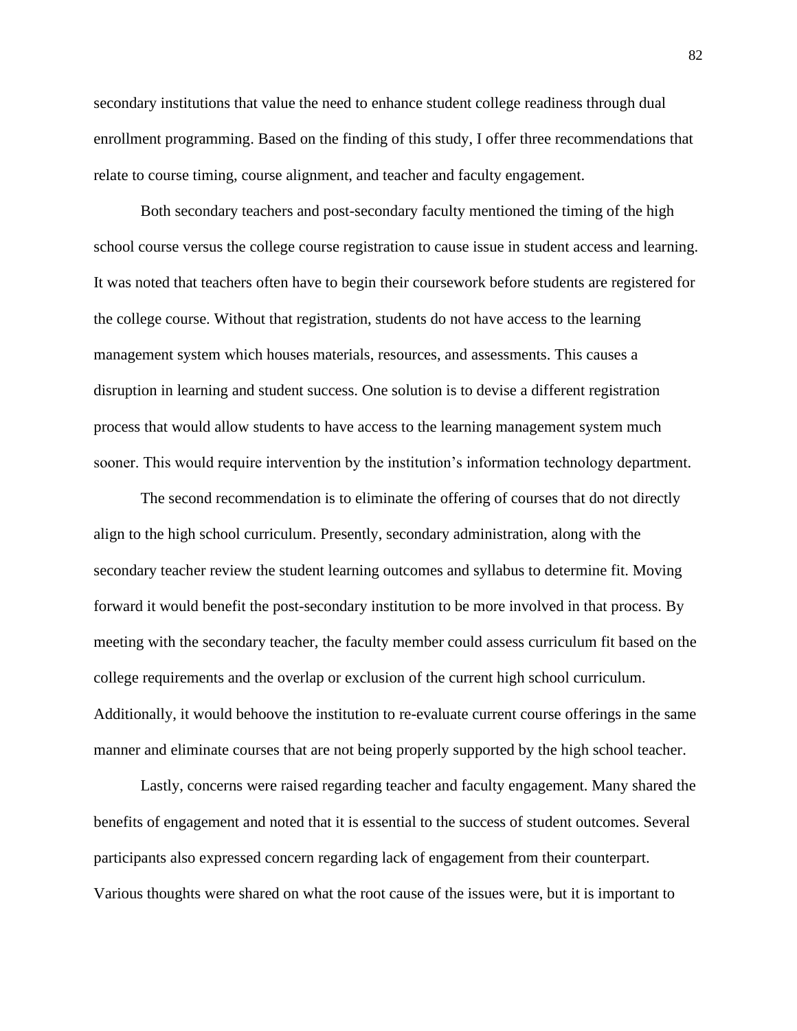secondary institutions that value the need to enhance student college readiness through dual enrollment programming. Based on the finding of this study, I offer three recommendations that relate to course timing, course alignment, and teacher and faculty engagement.

Both secondary teachers and post-secondary faculty mentioned the timing of the high school course versus the college course registration to cause issue in student access and learning. It was noted that teachers often have to begin their coursework before students are registered for the college course. Without that registration, students do not have access to the learning management system which houses materials, resources, and assessments. This causes a disruption in learning and student success. One solution is to devise a different registration process that would allow students to have access to the learning management system much sooner. This would require intervention by the institution's information technology department.

The second recommendation is to eliminate the offering of courses that do not directly align to the high school curriculum. Presently, secondary administration, along with the secondary teacher review the student learning outcomes and syllabus to determine fit. Moving forward it would benefit the post-secondary institution to be more involved in that process. By meeting with the secondary teacher, the faculty member could assess curriculum fit based on the college requirements and the overlap or exclusion of the current high school curriculum. Additionally, it would behoove the institution to re-evaluate current course offerings in the same manner and eliminate courses that are not being properly supported by the high school teacher.

Lastly, concerns were raised regarding teacher and faculty engagement. Many shared the benefits of engagement and noted that it is essential to the success of student outcomes. Several participants also expressed concern regarding lack of engagement from their counterpart. Various thoughts were shared on what the root cause of the issues were, but it is important to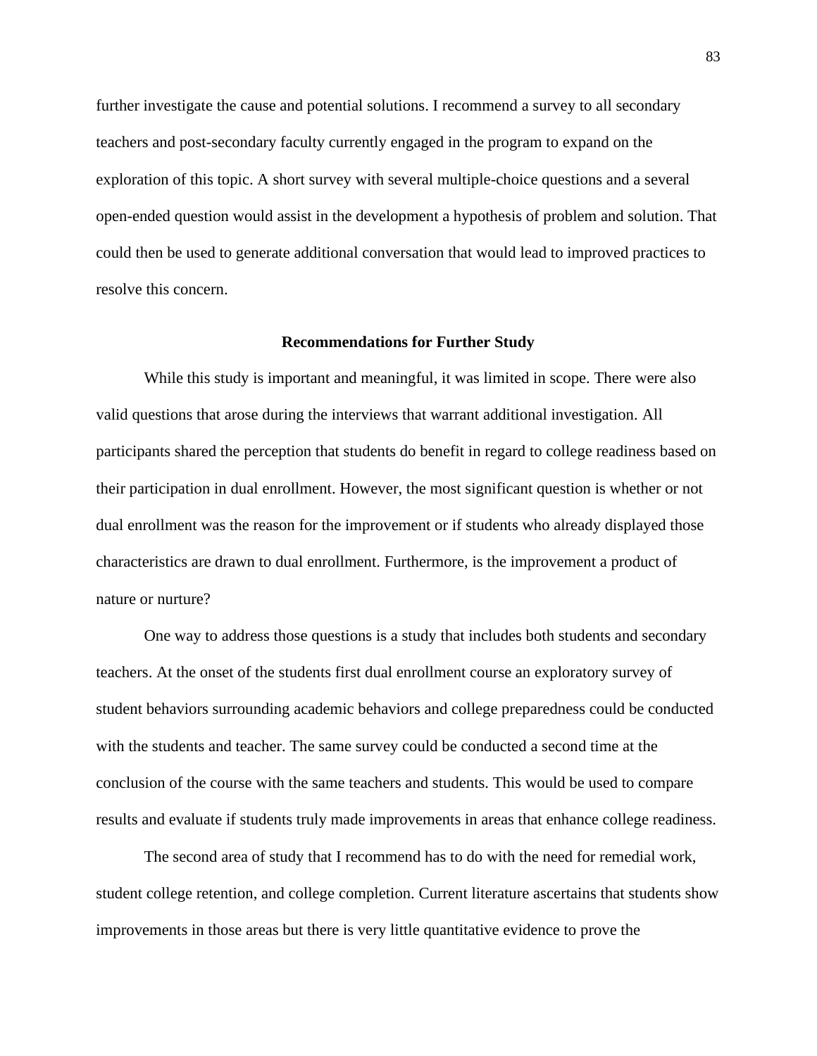further investigate the cause and potential solutions. I recommend a survey to all secondary teachers and post-secondary faculty currently engaged in the program to expand on the exploration of this topic. A short survey with several multiple-choice questions and a several open-ended question would assist in the development a hypothesis of problem and solution. That could then be used to generate additional conversation that would lead to improved practices to resolve this concern.

## Recommendations for Further Study

While this study is important and meaningful, it was limited in scope. There were also valid questions that arose during the interviews that warrant additional investigation. All participants shared the perception that students do benefit in regard to college readiness based on their participation in dual enrollment. However, the most significant question is whether or not dual enrollment was the reason for the improvement or if students who already displayed those characteristics are drawn to dual enrollment. Furthermore, is the improvement a product of nature or nurture?

One way to address those questions is a study that includes both students and secondary teachers. At the onset of the students first dual enrollment course an exploratory survey of student behaviors surrounding academic behaviors and college preparedness could be conducted with the students and teacher. The same survey could be conducted a second time at the conclusion of the course with the same teachers and students. This would be used to compare results and evaluate if students truly made improvements in areas that enhance college readiness.

The second area of study that I recommend has to do with the need for remedial work, student college retention, and college completion. Current literature ascertains that students show improvements in those areas but there is very little quantitative evidence to prove the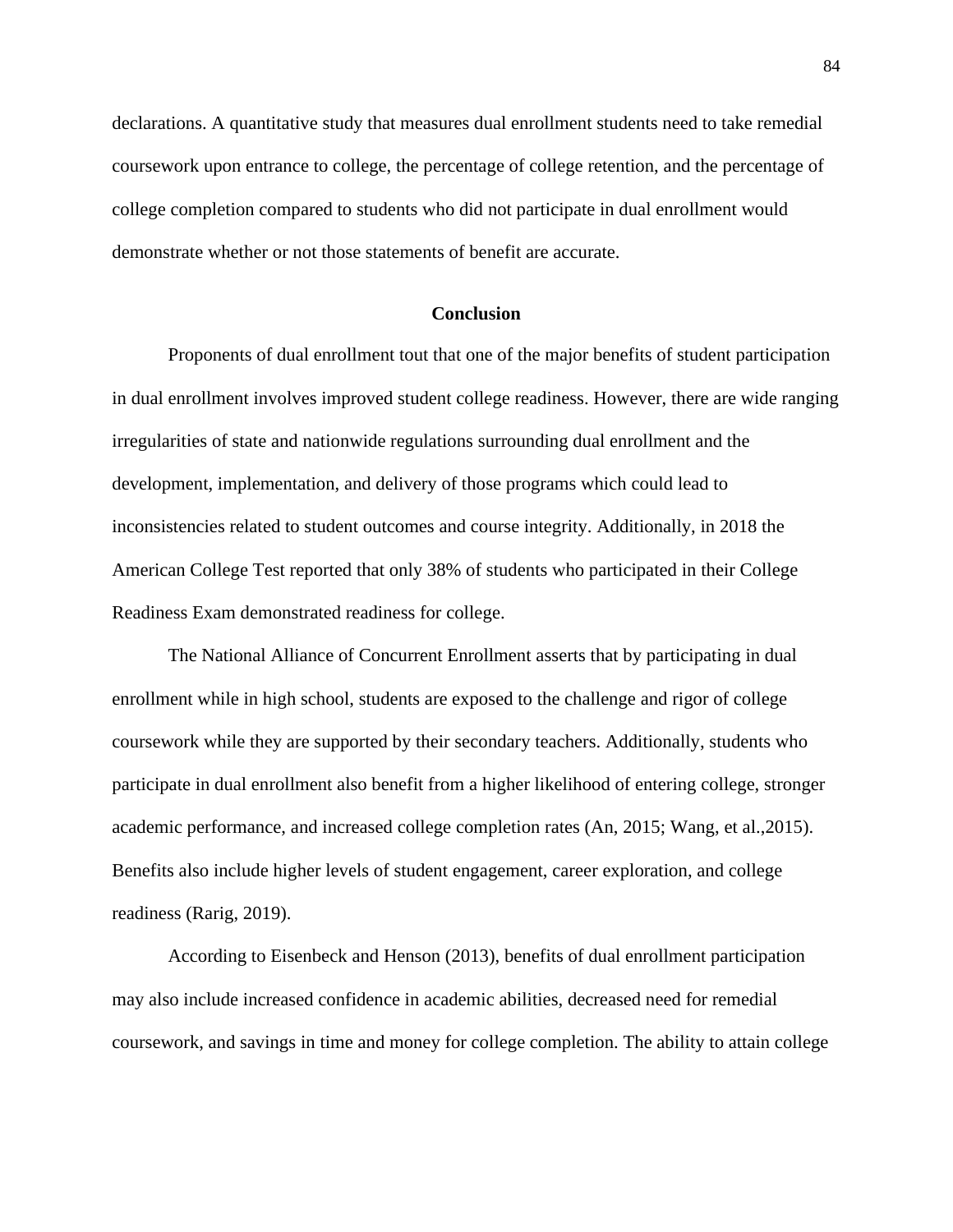declarations. A quantitative study that measures dual enrollment students need to take remedial coursework upon entrance to college, the percentage of college retention, and the percentage of college completion compared to students who did not participate in dual enrollment would demonstrate whether or not those statements of benefit are accurate.

## Conclusion

Proponents of dual enrollment tout that one of the major benefits of student participation in dual enrollment involves improved student college readiness. However, there are wide ranging irregularities of state and nationwide regulations surrounding dual enrollment and the development, implementation, and delivery of those programs which could lead to inconsistencies related to student outcomes and course integrity. Additionally, in 2018 the American College Test reported that only 38% of students who participated in their College Readiness Exam demonstrated readiness for college.

The National Alliance of Concurrent Enrollment asserts that by participating in dual enrollment while in high school, students are exposed to the challenge and rigor of college coursework while they are supported by their secondary teachers. Additionally, students who participate in dual enrollment also benefit from a higher likelihood of entering college, stronger academic performance, and increased college completion rates (An, 2015; Wang, et al.,2015). Benefits also include higher levels of student engagement, career exploration, and college readiness (Rarig, 2019).

According to Eisenbeck and Henson (2013), benefits of dual enrollment participation may also include increased confidence in academic abilities, decreased need for remedial coursework, and savings in time and money for college completion. The ability to attain college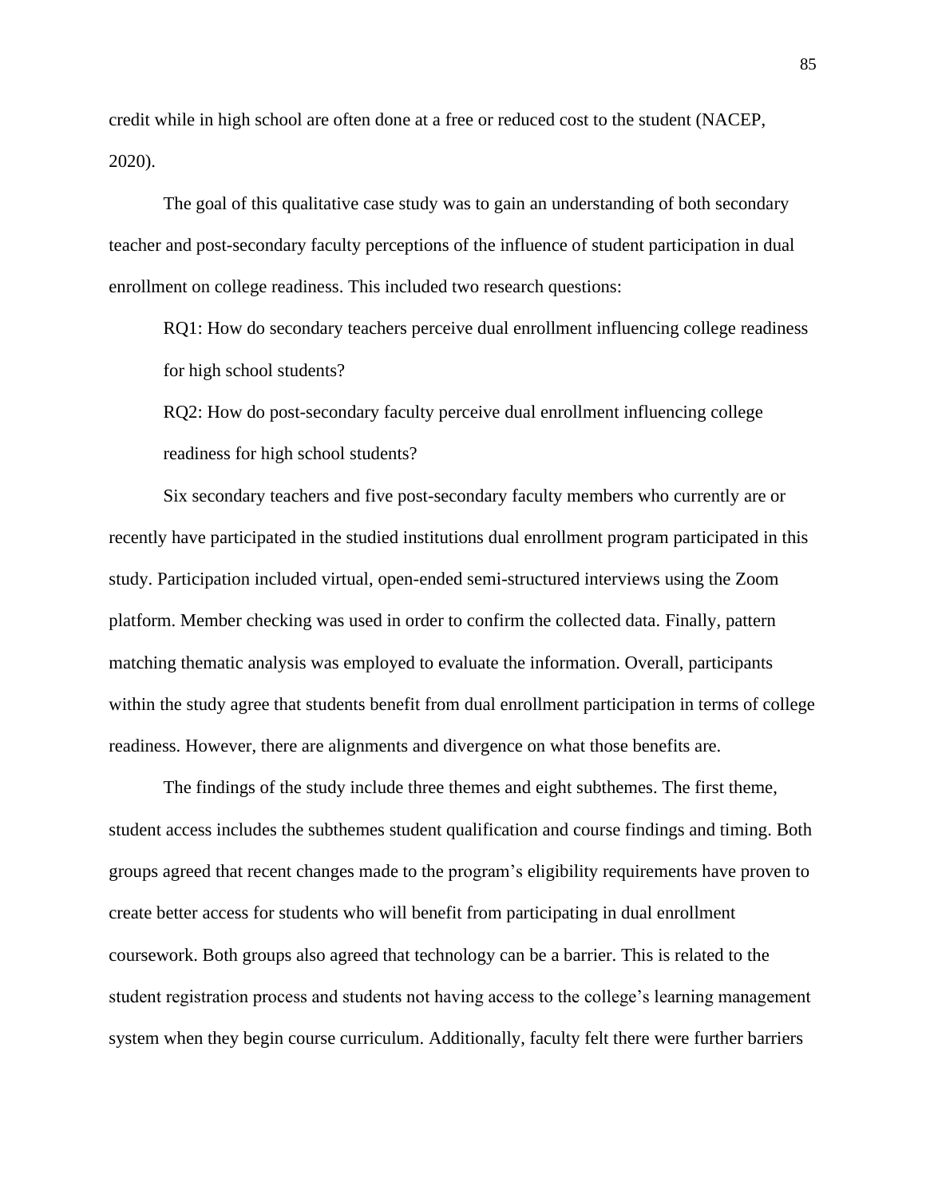credit while in high school are often done at a free or reduced cost to the student (NACEP, 2020).

The goal of this qualitative case study was to gain an understanding of both secondary teacher and post-secondary faculty perceptions of the influence of student participation in dual enrollment on college readiness. This included two research questions:

RQ1: How do secondary teachers perceive dual enrollment influencing college readiness for high school students?

RQ2: How do post-secondary faculty perceive dual enrollment influencing college readiness for high school students?

Six secondary teachers and five post-secondary faculty members who currently are or recently have participated in the studied institutions dual enrollment program participated in this study. Participation included virtual, open-ended semi-structured interviews using the Zoom platform. Member checking was used in order to confirm the collected data. Finally, pattern matching thematic analysis was employed to evaluate the information. Overall, participants within the study agree that students benefit from dual enrollment participation in terms of college readiness. However, there are alignments and divergence on what those benefits are.

The findings of the study include three themes and eight subthemes. The first theme, student access includes the subthemes student qualification and course findings and timing. Both groups agreed that recent changes made to the program's eligibility requirements have proven to create better access for students who will benefit from participating in dual enrollment coursework. Both groups also agreed that technology can be a barrier. This is related to the student registration process and students not having access to the college's learning management system when they begin course curriculum. Additionally, faculty felt there were further barriers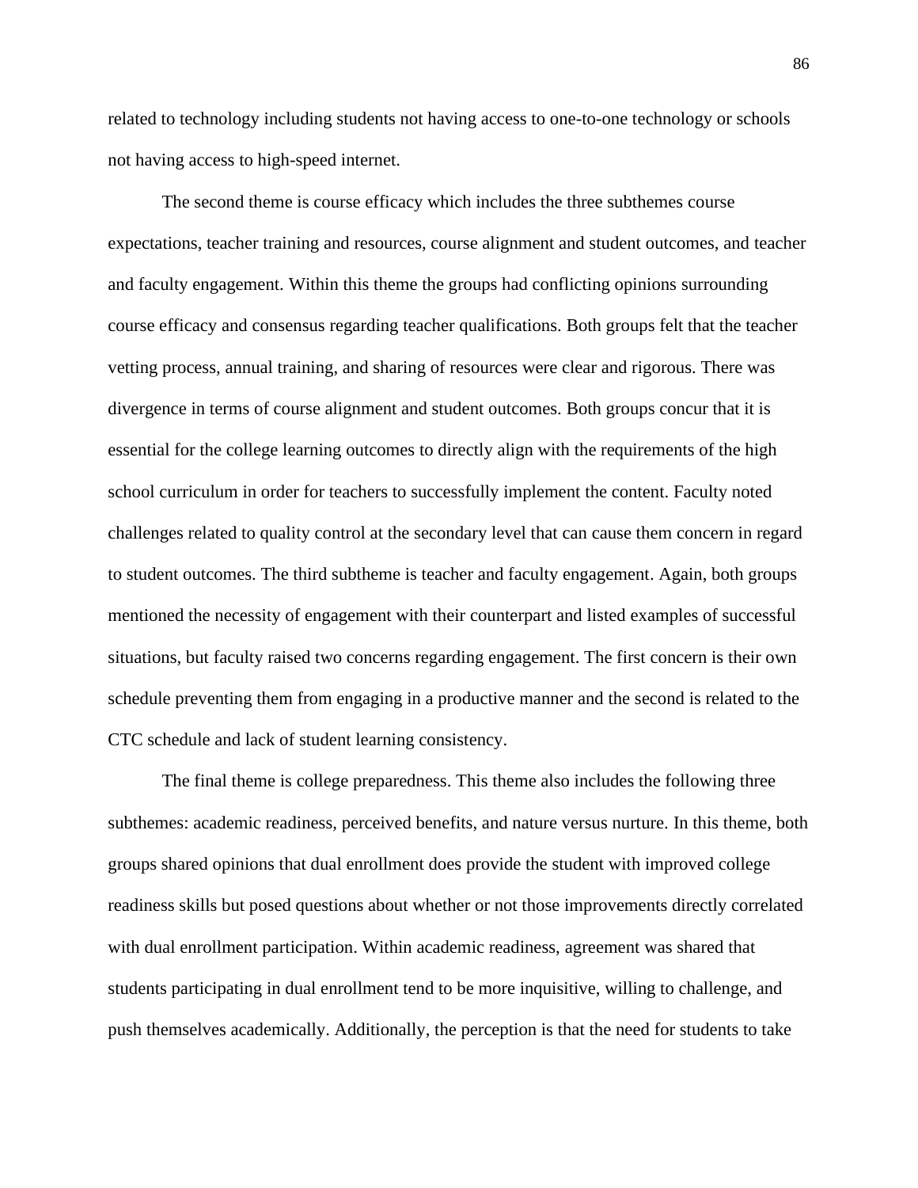related to technology including students not having access to one-to-one technology or schools not having access to high-speed internet.

The second theme is course efficacy which includes the three subthemes course expectations, teacher training and resources, course alignment and student outcomes, and teacher and faculty engagement. Within this theme the groups had conflicting opinions surrounding course efficacy and consensus regarding teacher qualifications. Both groups felt that the teacher vetting process, annual training, and sharing of resources were clear and rigorous. There was divergence in terms of course alignment and student outcomes. Both groups concur that it is essential for the college learning outcomes to directly align with the requirements of the high school curriculum in order for teachers to successfully implement the content. Faculty noted challenges related to quality control at the secondary level that can cause them concern in regard to student outcomes. The third subtheme is teacher and faculty engagement. Again, both groups mentioned the necessity of engagement with their counterpart and listed examples of successful situations, but faculty raised two concerns regarding engagement. The first concern is their own schedule preventing them from engaging in a productive manner and the second is related to the CTC schedule and lack of student learning consistency.

The final theme is college preparedness. This theme also includes the following three subthemes: academic readiness, perceived benefits, and nature versus nurture. In this theme, both groups shared opinions that dual enrollment does provide the student with improved college readiness skills but posed questions about whether or not those improvements directly correlated with dual enrollment participation. Within academic readiness, agreement was shared that students participating in dual enrollment tend to be more inquisitive, willing to challenge, and push themselves academically. Additionally, the perception is that the need for students to take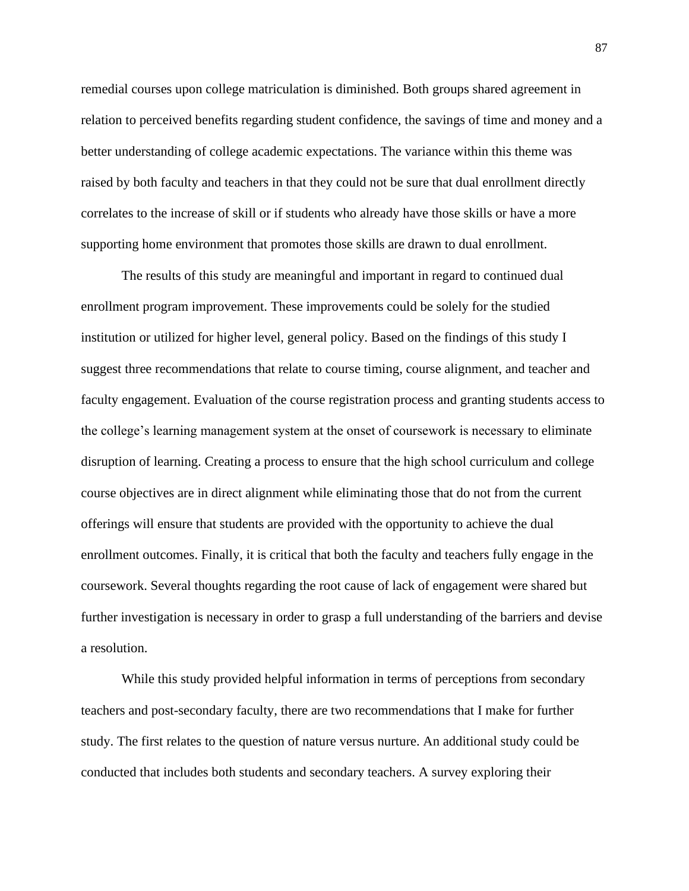remedial courses upon college matriculation is diminished. Both groups shared agreement in relation to perceived benefits regarding student confidence, the savings of time and money and a better understanding of college academic expectations. The variance within this theme was raised by both faculty and teachers in that they could not be sure that dual enrollment directly correlates to the increase of skill or if students who already have those skills or have a more supporting home environment that promotes those skills are drawn to dual enrollment.

The results of this study are meaningful and important in regard to continued dual enrollment program improvement. These improvements could be solely for the studied institution or utilized for higher level, general policy. Based on the findings of this study I suggest three recommendations that relate to course timing, course alignment, and teacher and faculty engagement. Evaluation of the course registration process and granting students access to the college's learning management system at the onset of coursework is necessary to eliminate disruption of learning. Creating a process to ensure that the high school curriculum and college course objectives are in direct alignment while eliminating those that do not from the current offerings will ensure that students are provided with the opportunity to achieve the dual enrollment outcomes. Finally, it is critical that both the faculty and teachers fully engage in the coursework. Several thoughts regarding the root cause of lack of engagement were shared but further investigation is necessary in order to grasp a full understanding of the barriers and devise a resolution.

While this study provided helpful information in terms of perceptions from secondary teachers and post-secondary faculty, there are two recommendations that I make for further study. The first relates to the question of nature versus nurture. An additional study could be conducted that includes both students and secondary teachers. A survey exploring their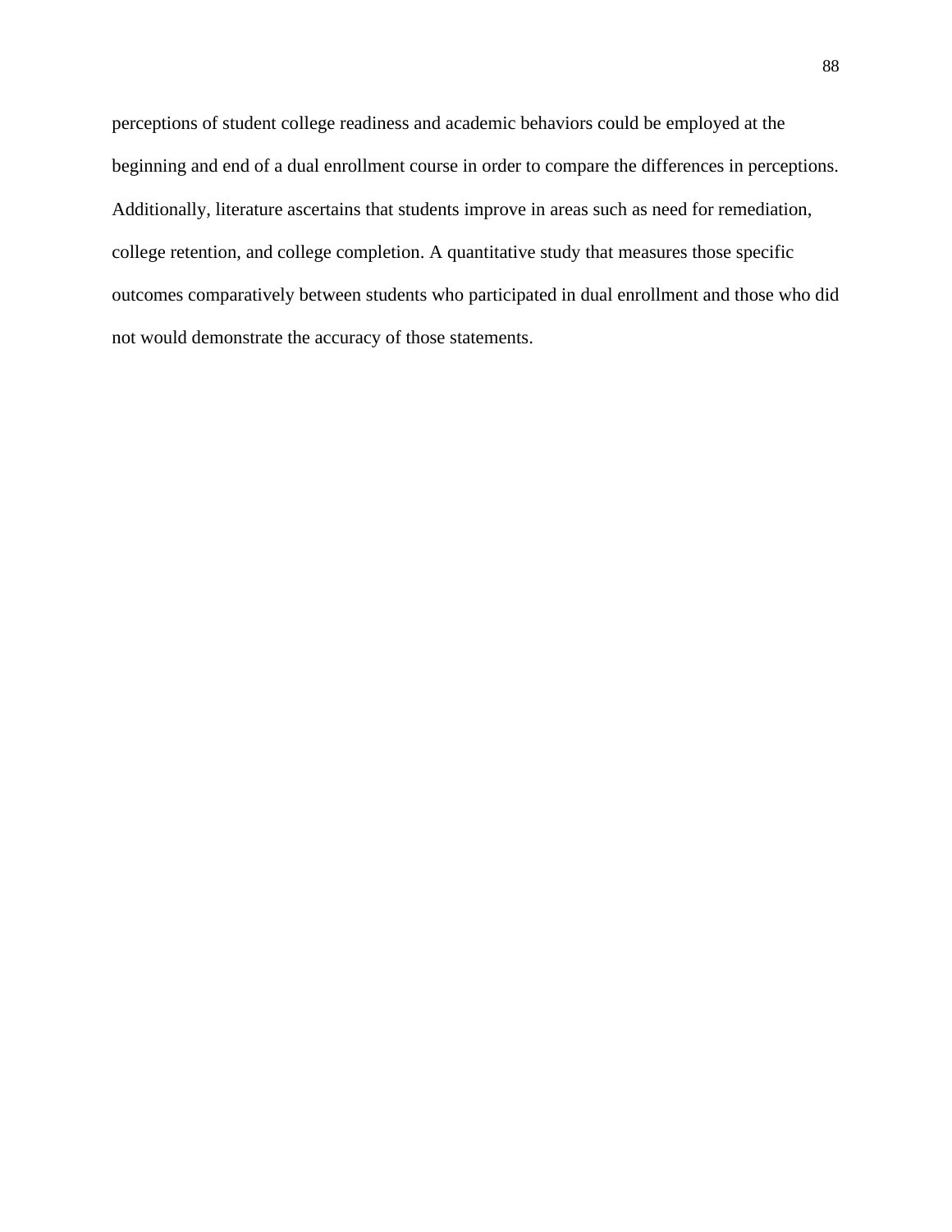perceptions of student college readiness and academic behaviors could be employed at the beginning and end of a dual enrollment course in order to compare the differences in perceptions. Additionally, literature ascertains that students improve in areas such as need for remediation, college retention, and college completion. A quantitative study that measures those specific outcomes comparatively between students who participated in dual enrollment and those who did not would demonstrate the accuracy of those statements.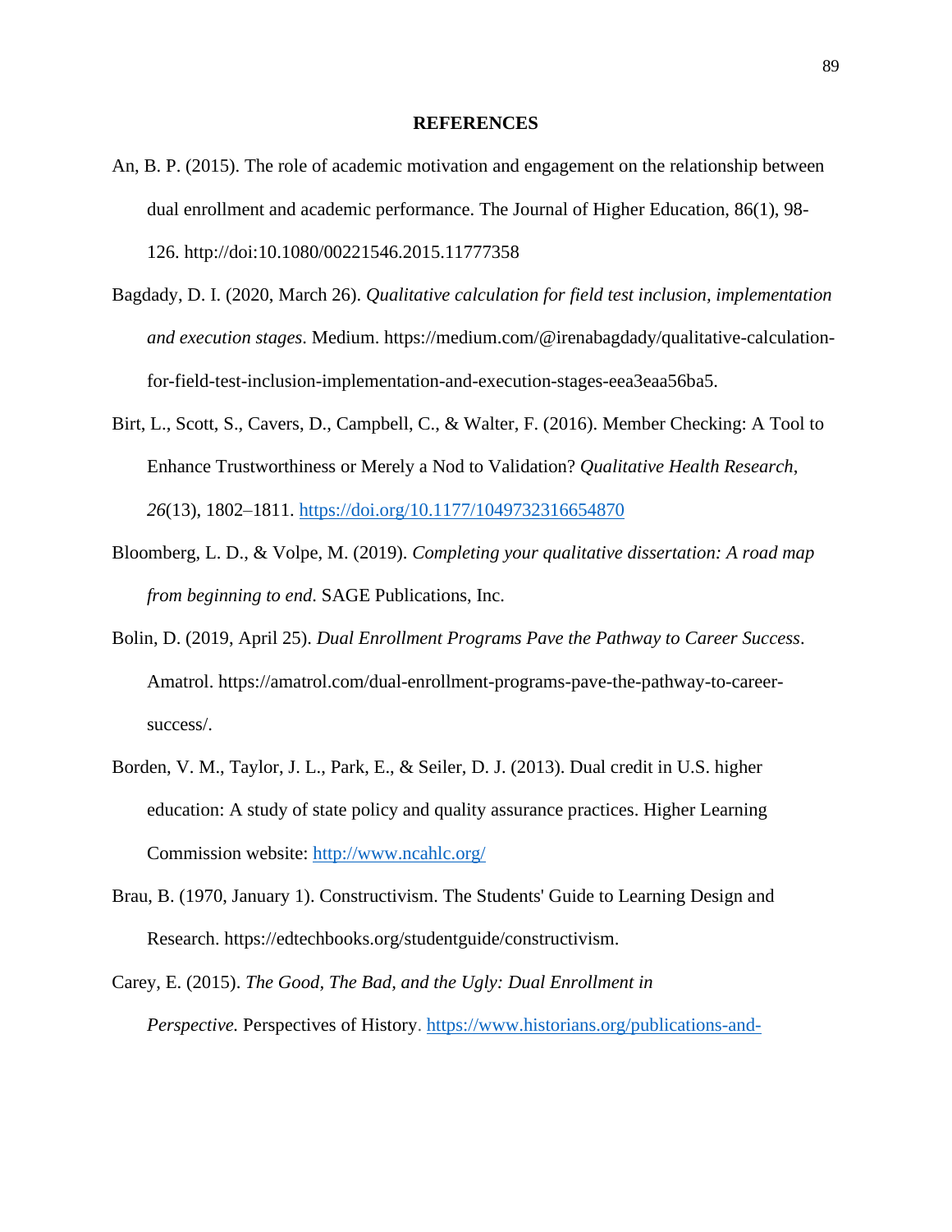# REFERENCES

An, B. P. (2015). The role of academic motivation and engagement on the relationship between dual enrollment and academic performance. The Journal of Higher Education, 86(1), 98-126. http://doi:10.1080/00221546.2015.11777358

Bagdady, D. I. (2020, March 26). *Qualitative calculation for field test inclusion, implementation and execution stages*. Medium. https://medium.com/@irenabagdady/qualitative-calculation-for-field-test-inclusion-implementation-and-execution-stages-eea3eaa56ba5.

Birt, L., Scott, S., Cavers, D., Campbell, C., & Walter, F. (2016). Member Checking: A Tool to Enhance Trustworthiness or Merely a Nod to Validation? *Qualitative Health Research*, *26*(13), 1802–1811. https://doi.org/10.1177/1049732316654870

Bloomberg, L. D., & Volpe, M. (2019). *Completing your qualitative dissertation: A road map from beginning to end*. SAGE Publications, Inc.

Bolin, D. (2019, April 25). *Dual Enrollment Programs Pave the Pathway to Career Success*. Amatrol. https://amatrol.com/dual-enrollment-programs-pave-the-pathway-to-career-success/.

Borden, V. M., Taylor, J. L., Park, E., & Seiler, D. J. (2013). Dual credit in U.S. higher education: A study of state policy and quality assurance practices. Higher Learning Commission website: http://www.ncahlc.org/

Brau, B. (1970, January 1). Constructivism. The Students' Guide to Learning Design and Research. https://edtechbooks.org/studentguide/constructivism.

Carey, E. (2015). *The Good, The Bad, and the Ugly: Dual Enrollment in Perspective.* Perspectives of History. https://www.historians.org/publications-and-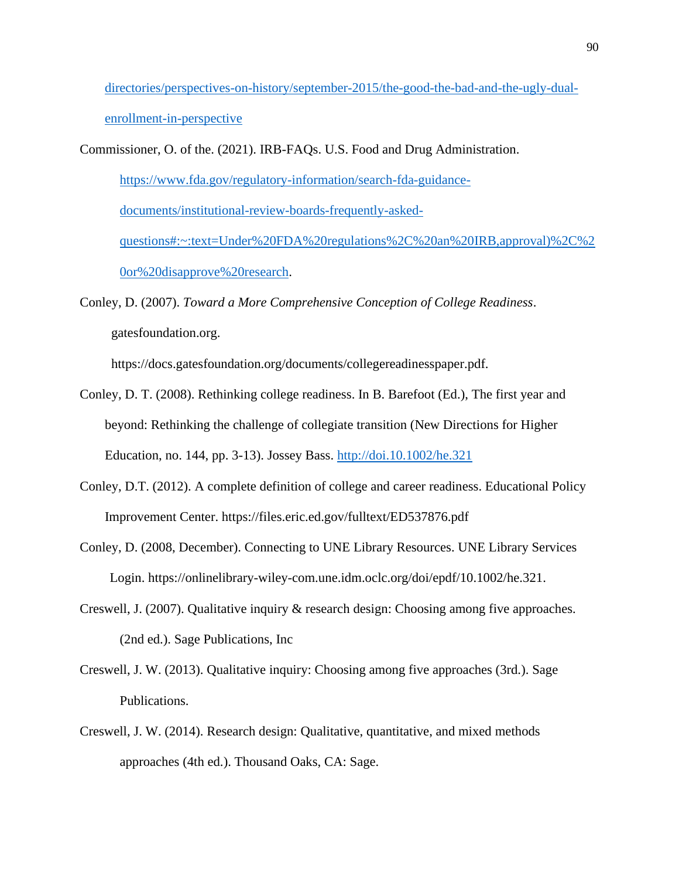directories/perspectives-on-history/september-2015/the-good-the-bad-and-the-ugly-dual-enrollment-in-perspective

Commissioner, O. of the. (2021). IRB-FAQs. U.S. Food and Drug Administration. https://www.fda.gov/regulatory-information/search-fda-guidance-documents/institutional-review-boards-frequently-asked-questions#:~:text=Under%20FDA%20regulations%2C%20an%20IRB,approval)%2C%20or%20disapprove%20research.

Conley, D. (2007). *Toward a More Comprehensive Conception of College Readiness*. gatesfoundation.org. https://docs.gatesfoundation.org/documents/collegereadinesspaper.pdf.

Conley, D. T. (2008). Rethinking college readiness. In B. Barefoot (Ed.), The first year and beyond: Rethinking the challenge of collegiate transition (New Directions for Higher Education, no. 144, pp. 3-13). Jossey Bass. http://doi.10.1002/he.321

Conley, D.T. (2012). A complete definition of college and career readiness. Educational Policy Improvement Center. https://files.eric.ed.gov/fulltext/ED537876.pdf

Conley, D. (2008, December). Connecting to UNE Library Resources. UNE Library Services Login. https://onlinelibrary-wiley-com.une.idm.oclc.org/doi/epdf/10.1002/he.321.

Creswell, J. (2007). Qualitative inquiry & research design: Choosing among five approaches. (2nd ed.). Sage Publications, Inc

Creswell, J. W. (2013). Qualitative inquiry: Choosing among five approaches (3rd.). Sage Publications.

Creswell, J. W. (2014). Research design: Qualitative, quantitative, and mixed methods approaches (4th ed.). Thousand Oaks, CA: Sage.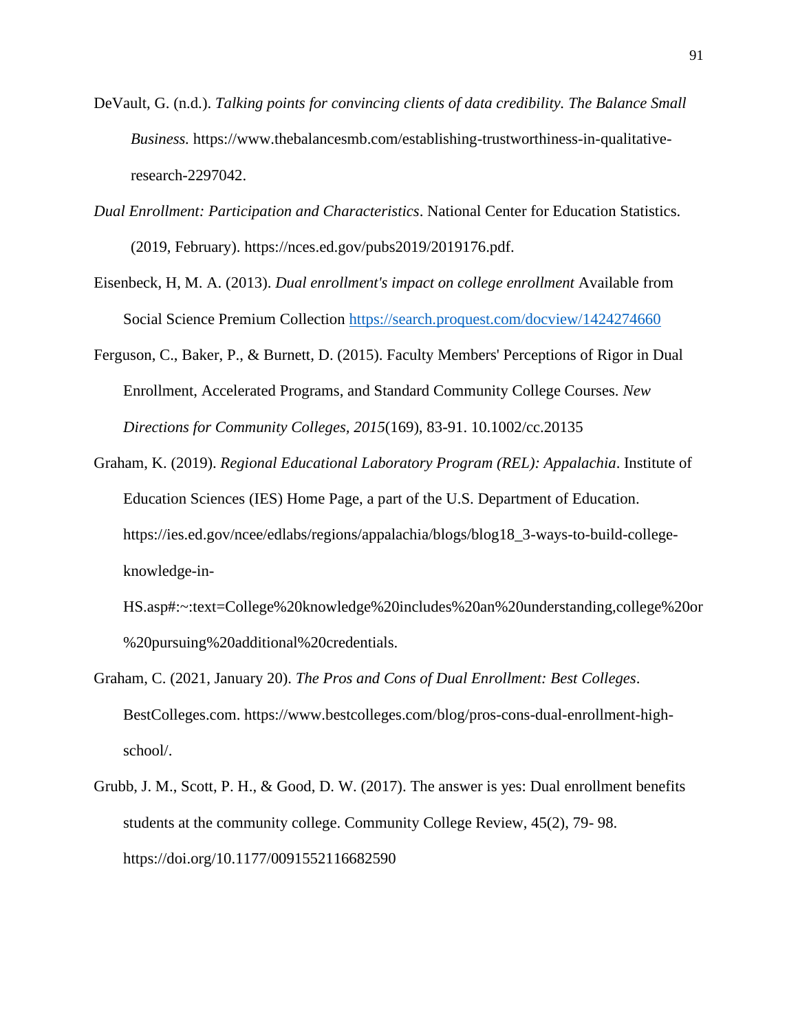DeVault, G. (n.d.). *Talking points for convincing clients of data credibility. The Balance Small Business.* https://www.thebalancesmb.com/establishing-trustworthiness-in-qualitative-research-2297042.

*Dual Enrollment: Participation and Characteristics*. National Center for Education Statistics. (2019, February). https://nces.ed.gov/pubs2019/2019176.pdf.

Eisenbeck, H, M. A. (2013). *Dual enrollment's impact on college enrollment* Available from Social Science Premium Collection https://search.proquest.com/docview/1424274660

Ferguson, C., Baker, P., & Burnett, D. (2015). Faculty Members' Perceptions of Rigor in Dual Enrollment, Accelerated Programs, and Standard Community College Courses. *New Directions for Community Colleges, 2015*(169), 83-91. 10.1002/cc.20135

Graham, K. (2019). *Regional Educational Laboratory Program (REL): Appalachia*. Institute of Education Sciences (IES) Home Page, a part of the U.S. Department of Education. https://ies.ed.gov/ncee/edlabs/regions/appalachia/blogs/blog18_3-ways-to-build-college-knowledge-in-HS.asp#:~:text=College%20knowledge%20includes%20an%20understanding,college%20or%20pursuing%20additional%20credentials.

Graham, C. (2021, January 20). *The Pros and Cons of Dual Enrollment: Best Colleges*. BestColleges.com. https://www.bestcolleges.com/blog/pros-cons-dual-enrollment-high-school/.

Grubb, J. M., Scott, P. H., & Good, D. W. (2017). The answer is yes: Dual enrollment benefits students at the community college. Community College Review, 45(2), 79- 98. https://doi.org/10.1177/0091552116682590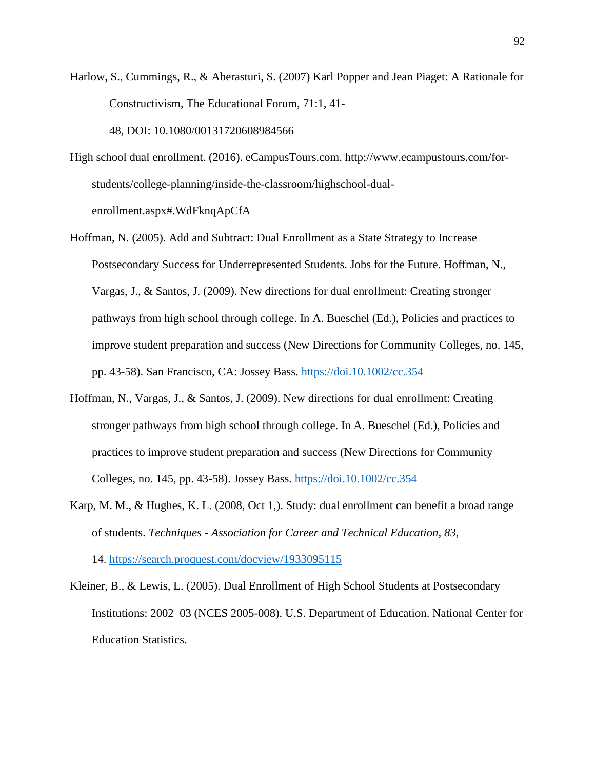Harlow, S., Cummings, R., & Aberasturi, S. (2007) Karl Popper and Jean Piaget: A Rationale for Constructivism, The Educational Forum, 71:1, 41-48, DOI: 10.1080/00131720608984566

High school dual enrollment. (2016). eCampusTours.com. http://www.ecampustours.com/for-students/college-planning/inside-the-classroom/highschool-dual-enrollment.aspx#.WdFknqApCfA

Hoffman, N. (2005). Add and Subtract: Dual Enrollment as a State Strategy to Increase Postsecondary Success for Underrepresented Students. Jobs for the Future. Hoffman, N., Vargas, J., & Santos, J. (2009). New directions for dual enrollment: Creating stronger pathways from high school through college. In A. Bueschel (Ed.), Policies and practices to improve student preparation and success (New Directions for Community Colleges, no. 145, pp. 43-58). San Francisco, CA: Jossey Bass. https://doi.10.1002/cc.354

Hoffman, N., Vargas, J., & Santos, J. (2009). New directions for dual enrollment: Creating stronger pathways from high school through college. In A. Bueschel (Ed.), Policies and practices to improve student preparation and success (New Directions for Community Colleges, no. 145, pp. 43-58). Jossey Bass. https://doi.10.1002/cc.354

Karp, M. M., & Hughes, K. L. (2008, Oct 1,). Study: dual enrollment can benefit a broad range of students. *Techniques - Association for Career and Technical Education*, *83*, 14. https://search.proquest.com/docview/1933095115

Kleiner, B., & Lewis, L. (2005). Dual Enrollment of High School Students at Postsecondary Institutions: 2002–03 (NCES 2005-008). U.S. Department of Education. National Center for Education Statistics.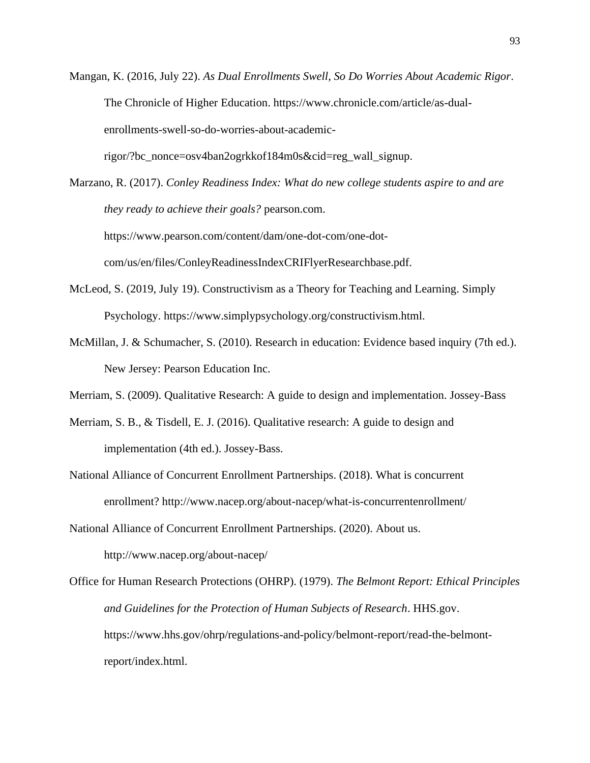Mangan, K. (2016, July 22). *As Dual Enrollments Swell, So Do Worries About Academic Rigor*. The Chronicle of Higher Education. https://www.chronicle.com/article/as-dual-enrollments-swell-so-do-worries-about-academic-rigor/?bc_nonce=osv4ban2ogrkkof184m0s&cid=reg_wall_signup.

Marzano, R. (2017). *Conley Readiness Index: What do new college students aspire to and are they ready to achieve their goals?* pearson.com. https://www.pearson.com/content/dam/one-dot-com/one-dot-com/us/en/files/ConleyReadinessIndexCRIFlyerResearchbase.pdf.

McLeod, S. (2019, July 19). Constructivism as a Theory for Teaching and Learning. Simply Psychology. https://www.simplypsychology.org/constructivism.html.

McMillan, J. & Schumacher, S. (2010). Research in education: Evidence based inquiry (7th ed.). New Jersey: Pearson Education Inc.

Merriam, S. (2009). Qualitative Research: A guide to design and implementation. Jossey-Bass

Merriam, S. B., & Tisdell, E. J. (2016). Qualitative research: A guide to design and implementation (4th ed.). Jossey-Bass.

National Alliance of Concurrent Enrollment Partnerships. (2018). What is concurrent enrollment? http://www.nacep.org/about-nacep/what-is-concurrentenrollment/

National Alliance of Concurrent Enrollment Partnerships. (2020). About us. http://www.nacep.org/about-nacep/

Office for Human Research Protections (OHRP). (1979). *The Belmont Report: Ethical Principles and Guidelines for the Protection of Human Subjects of Research*. HHS.gov. https://www.hhs.gov/ohrp/regulations-and-policy/belmont-report/read-the-belmont-report/index.html.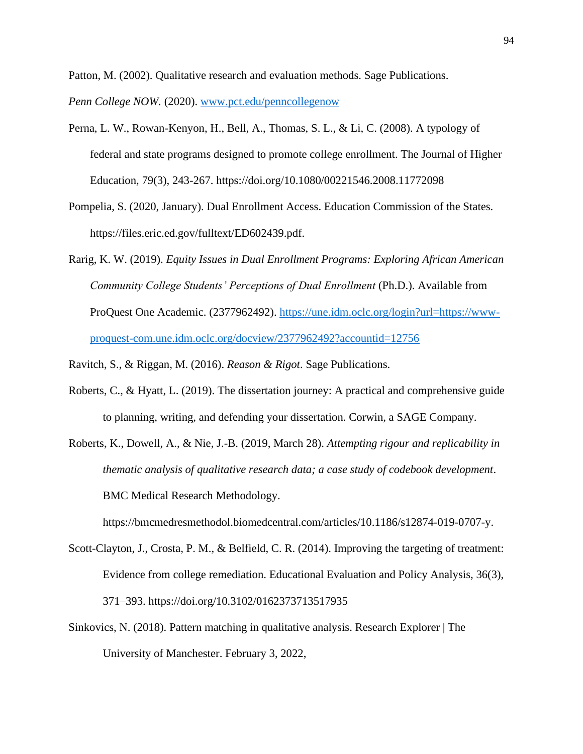Patton, M. (2002). Qualitative research and evaluation methods. Sage Publications.

*Penn College NOW.* (2020). www.pct.edu/penncollegenow

Perna, L. W., Rowan-Kenyon, H., Bell, A., Thomas, S. L., & Li, C. (2008). A typology of federal and state programs designed to promote college enrollment. The Journal of Higher Education, 79(3), 243-267. https://doi.org/10.1080/00221546.2008.11772098

Pompelia, S. (2020, January). Dual Enrollment Access. Education Commission of the States. https://files.eric.ed.gov/fulltext/ED602439.pdf.

Rarig, K. W. (2019). *Equity Issues in Dual Enrollment Programs: Exploring African American Community College Students' Perceptions of Dual Enrollment* (Ph.D.). Available from ProQuest One Academic. (2377962492). https://une.idm.oclc.org/login?url=https://www-proquest-com.une.idm.oclc.org/docview/2377962492?accountid=12756

Ravitch, S., & Riggan, M. (2016). *Reason & Rigot*. Sage Publications.

Roberts, C., & Hyatt, L. (2019). The dissertation journey: A practical and comprehensive guide to planning, writing, and defending your dissertation. Corwin, a SAGE Company.

Roberts, K., Dowell, A., & Nie, J.-B. (2019, March 28). *Attempting rigour and replicability in thematic analysis of qualitative research data; a case study of codebook development*. BMC Medical Research Methodology. https://bmcmedresmethodol.biomedcentral.com/articles/10.1186/s12874-019-0707-y.

Scott-Clayton, J., Crosta, P. M., & Belfield, C. R. (2014). Improving the targeting of treatment: Evidence from college remediation. Educational Evaluation and Policy Analysis, 36(3), 371–393. https://doi.org/10.3102/0162373713517935

Sinkovics, N. (2018). Pattern matching in qualitative analysis. Research Explorer | The University of Manchester. February 3, 2022,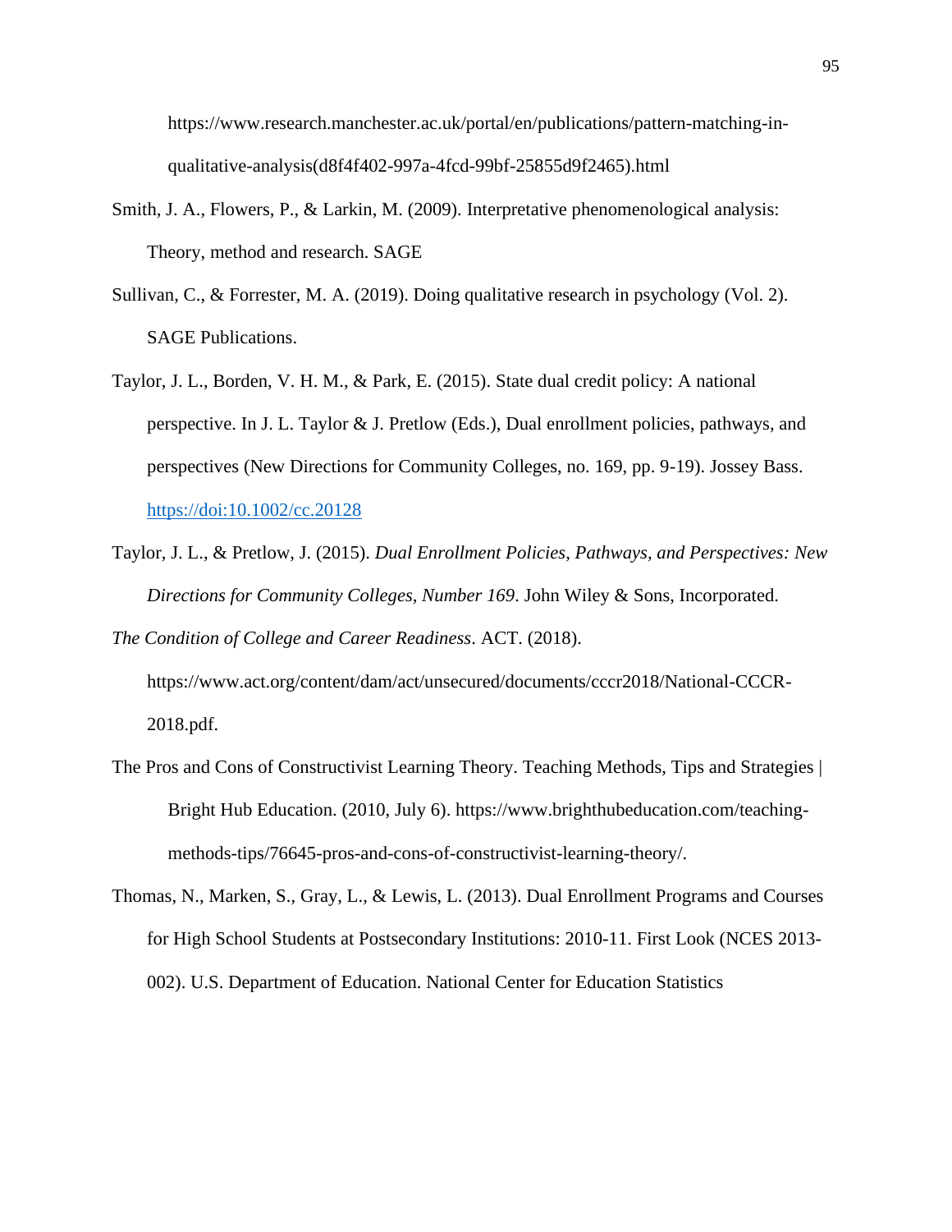https://www.research.manchester.ac.uk/portal/en/publications/pattern-matching-in-qualitative-analysis(d8f4f402-997a-4fcd-99bf-25855d9f2465).html

Smith, J. A., Flowers, P., & Larkin, M. (2009). Interpretative phenomenological analysis: Theory, method and research. SAGE

Sullivan, C., & Forrester, M. A. (2019). Doing qualitative research in psychology (Vol. 2). SAGE Publications.

Taylor, J. L., Borden, V. H. M., & Park, E. (2015). State dual credit policy: A national perspective. In J. L. Taylor & J. Pretlow (Eds.), Dual enrollment policies, pathways, and perspectives (New Directions for Community Colleges, no. 169, pp. 9-19). Jossey Bass. https://doi:10.1002/cc.20128

Taylor, J. L., & Pretlow, J. (2015). *Dual Enrollment Policies, Pathways, and Perspectives: New Directions for Community Colleges, Number 169*. John Wiley & Sons, Incorporated.

*The Condition of College and Career Readiness*. ACT. (2018). https://www.act.org/content/dam/act/unsecured/documents/cccr2018/National-CCCR-2018.pdf.

The Pros and Cons of Constructivist Learning Theory. Teaching Methods, Tips and Strategies | Bright Hub Education. (2010, July 6). https://www.brighthubeducation.com/teaching-methods-tips/76645-pros-and-cons-of-constructivist-learning-theory/.

Thomas, N., Marken, S., Gray, L., & Lewis, L. (2013). Dual Enrollment Programs and Courses for High School Students at Postsecondary Institutions: 2010-11. First Look (NCES 2013-002). U.S. Department of Education. National Center for Education Statistics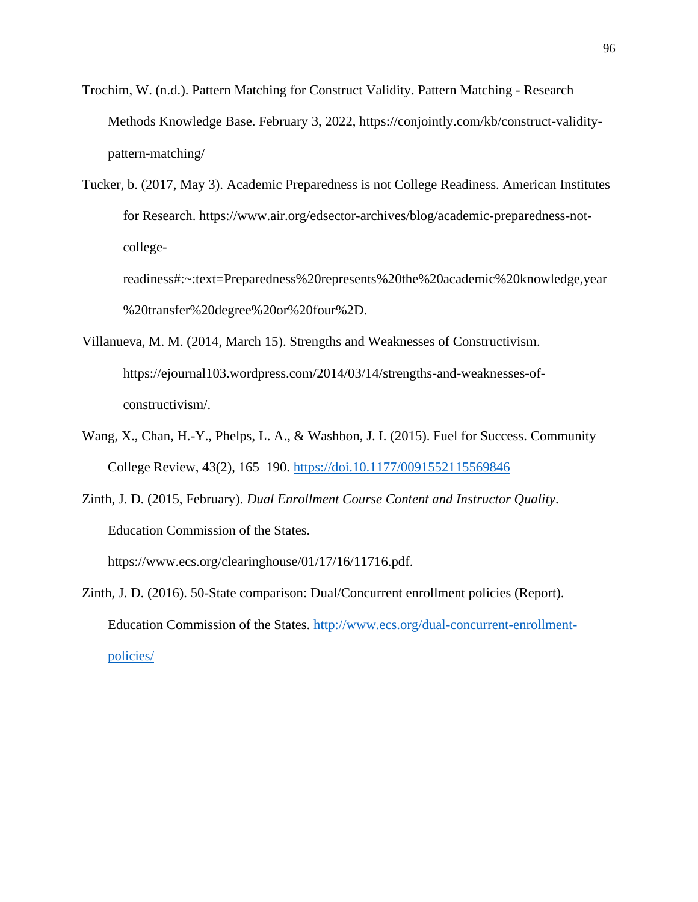Trochim, W. (n.d.). Pattern Matching for Construct Validity. Pattern Matching - Research Methods Knowledge Base. February 3, 2022, https://conjointly.com/kb/construct-validity-pattern-matching/

Tucker, b. (2017, May 3). Academic Preparedness is not College Readiness. American Institutes for Research. https://www.air.org/edsector-archives/blog/academic-preparedness-not-college-readiness#:~:text=Preparedness%20represents%20the%20academic%20knowledge,year%20transfer%20degree%20or%20four%2D.

Villanueva, M. M. (2014, March 15). Strengths and Weaknesses of Constructivism. https://ejournal103.wordpress.com/2014/03/14/strengths-and-weaknesses-of-constructivism/.

Wang, X., Chan, H.-Y., Phelps, L. A., & Washbon, J. I. (2015). Fuel for Success. Community College Review, 43(2), 165–190. https://doi.10.1177/0091552115569846

Zinth, J. D. (2015, February). *Dual Enrollment Course Content and Instructor Quality*. Education Commission of the States. https://www.ecs.org/clearinghouse/01/17/16/11716.pdf.

Zinth, J. D. (2016). 50-State comparison: Dual/Concurrent enrollment policies (Report). Education Commission of the States. http://www.ecs.org/dual-concurrent-enrollment-policies/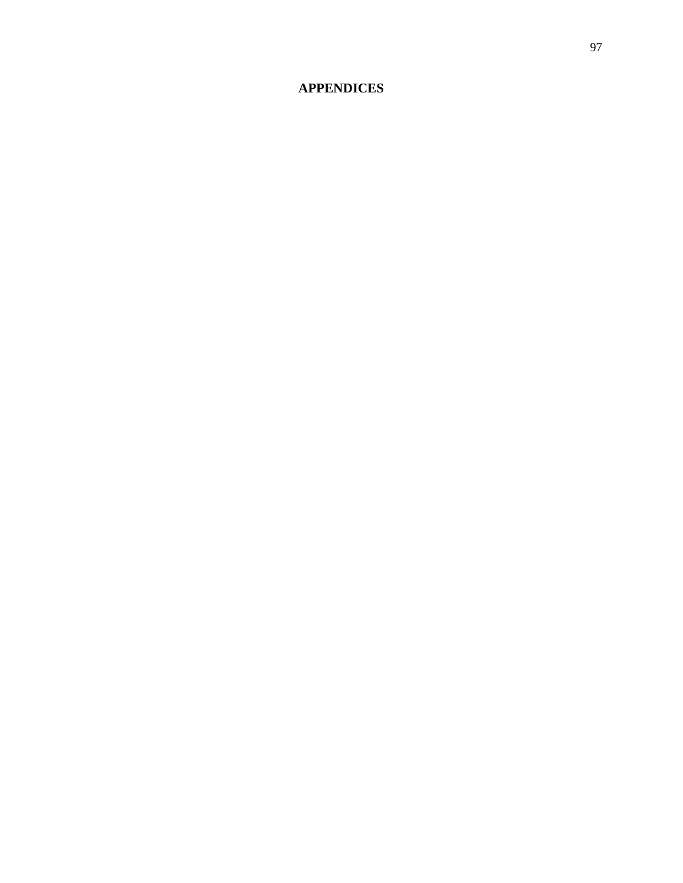# APPENDICES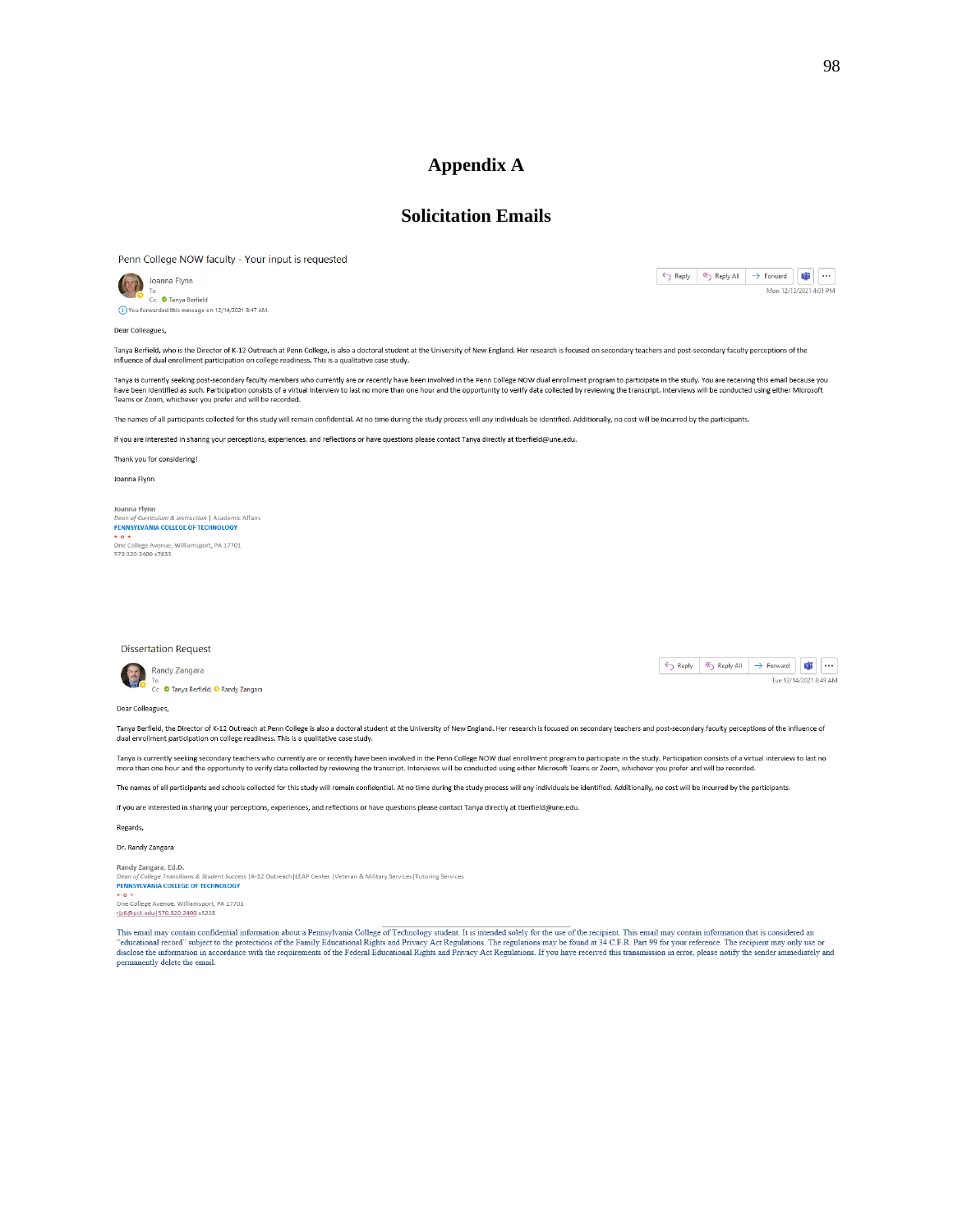# Appendix A

## Solicitation Emails

Penn College NOW faculty - Your input is requested

Joanna Flynn
To
Cc Tanya Berfield
You forwarded this message on 12/14/2021 8:47 AM.

Reply | Reply All | Forward

Mon 12/13/2021 4:01 PM

Dear Colleagues,

Tanya Berfield, who is the Director of K-12 Outreach at Penn College, is also a doctoral student at the University of New England. Her research is focused on secondary teachers and post-secondary faculty perceptions of the influence of dual enrollment participation on college readiness. This is a qualitative case study.

Tanya is currently seeking post-secondary faculty members who currently are or recently have been involved in the Penn College NOW dual enrollment program to participate in the study. You are receiving this email because you have been identified as such. Participation consists of a virtual interview to last no more than one hour and the opportunity to verify data collected by reviewing the transcript. Interviews will be conducted using either Microsoft Teams or Zoom, whichever you prefer and will be recorded.

The names of all participants collected for this study will remain confidential. At no time during the study process will any individuals be identified. Additionally, no cost will be incurred by the participants.

If you are interested in sharing your perceptions, experiences, and reflections or have questions please contact Tanya directly at tberfield@une.edu.

Thank you for considering!

Joanna Flynn

Joanna Flynn
*Dean of Curriculum & Instruction* | Academic Affairs
PENNSYLVANIA COLLEGE OF TECHNOLOGY
One College Avenue, Williamsport, PA 17701
570.320.2400 x7633

Dissertation Request

Randy Zangara
To
Cc Tanya Berfield; Randy Zangara

Reply | Reply All | Forward

Tue 12/14/2021 8:49 AM

Dear Colleagues,

Tanya Berfield, the Director of K-12 Outreach at Penn College is also a doctoral student at the University of New England. Her research is focused on secondary teachers and post-secondary faculty perceptions of the influence of dual enrollment participation on college readiness. This is a qualitative case study.

Tanya is currently seeking secondary teachers who currently are or recently have been involved in the Penn College NOW dual enrollment program to participate in the study. Participation consists of a virtual interview to last no more than one hour and the opportunity to verify data collected by reviewing the transcript. Interviews will be conducted using either Microsoft Teams or Zoom, whichever you prefer and will be recorded.

The names of all participants and schools collected for this study will remain confidential. At no time during the study process will any individuals be identified. Additionally, no cost will be incurred by the participants.

If you are interested in sharing your perceptions, experiences, and reflections or have questions please contact Tanya directly at tberfield@une.edu.

Regards,

Dr. Randy Zangara

Randy Zangara, Ed.D.
*Dean of College Transitions & Student Success* | K-12 Outreach | LEAP Center | Veteran & Military Services | Tutoring Services
PENNSYLVANIA COLLEGE OF TECHNOLOGY
One College Avenue, Williamsport, PA 17701
rjz6@pct.edu | 570.320.2400 x5228

This email may contain confidential information about a Pennsylvania College of Technology student. It is intended solely for the use of the recipient. This email may contain information that is considered an "educational record" subject to the protections of the Family Educational Rights and Privacy Act Regulations. The regulations may be found at 34 C.F.R. Part 99 for your reference. The recipient may only use or disclose the information in accordance with the requirements of the Federal Educational Rights and Privacy Act Regulations. If you have received this transmission in error, please notify the sender immediately and permanently delete the email.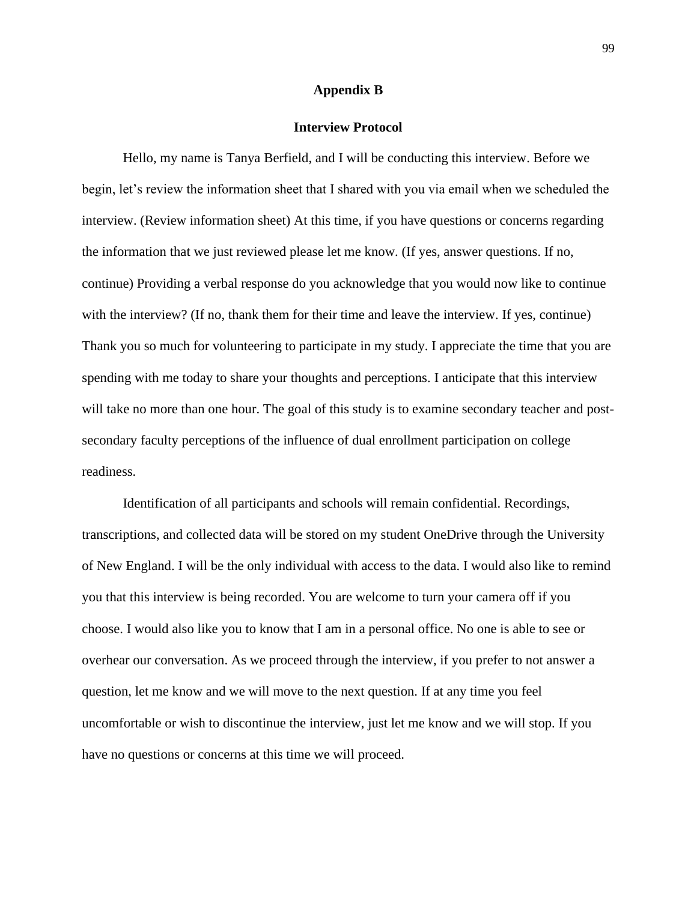# Appendix B

## Interview Protocol

Hello, my name is Tanya Berfield, and I will be conducting this interview. Before we begin, let's review the information sheet that I shared with you via email when we scheduled the interview. (Review information sheet) At this time, if you have questions or concerns regarding the information that we just reviewed please let me know. (If yes, answer questions. If no, continue) Providing a verbal response do you acknowledge that you would now like to continue with the interview? (If no, thank them for their time and leave the interview. If yes, continue) Thank you so much for volunteering to participate in my study. I appreciate the time that you are spending with me today to share your thoughts and perceptions. I anticipate that this interview will take no more than one hour. The goal of this study is to examine secondary teacher and post-secondary faculty perceptions of the influence of dual enrollment participation on college readiness.

Identification of all participants and schools will remain confidential. Recordings, transcriptions, and collected data will be stored on my student OneDrive through the University of New England. I will be the only individual with access to the data. I would also like to remind you that this interview is being recorded. You are welcome to turn your camera off if you choose. I would also like you to know that I am in a personal office. No one is able to see or overhear our conversation. As we proceed through the interview, if you prefer to not answer a question, let me know and we will move to the next question. If at any time you feel uncomfortable or wish to discontinue the interview, just let me know and we will stop. If you have no questions or concerns at this time we will proceed.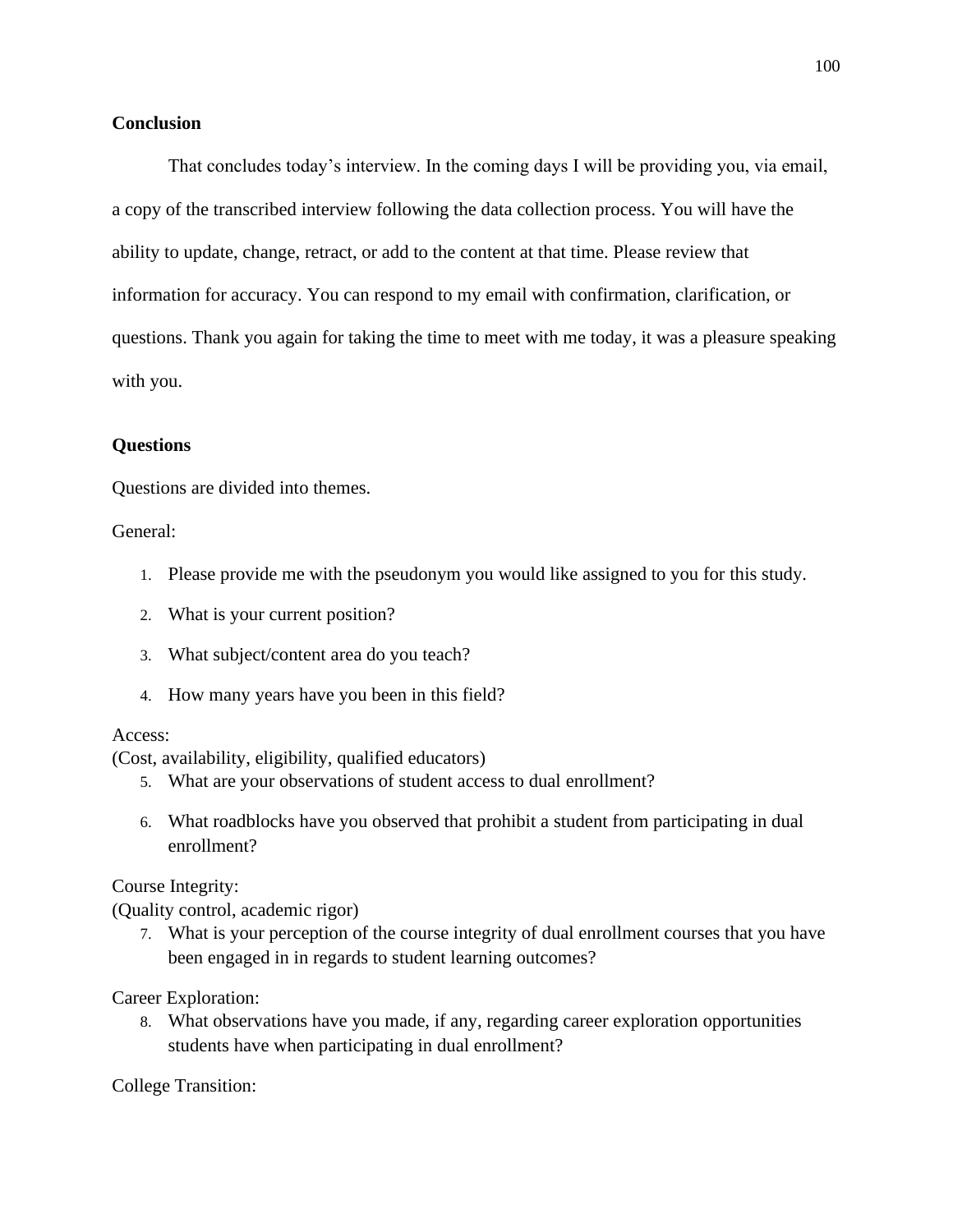**Conclusion**

That concludes today's interview. In the coming days I will be providing you, via email, a copy of the transcribed interview following the data collection process. You will have the ability to update, change, retract, or add to the content at that time. Please review that information for accuracy. You can respond to my email with confirmation, clarification, or questions. Thank you again for taking the time to meet with me today, it was a pleasure speaking with you.

**Questions**

Questions are divided into themes.

General:

1. Please provide me with the pseudonym you would like assigned to you for this study.
2. What is your current position?
3. What subject/content area do you teach?
4. How many years have you been in this field?

Access:
(Cost, availability, eligibility, qualified educators)

5. What are your observations of student access to dual enrollment?
6. What roadblocks have you observed that prohibit a student from participating in dual enrollment?

Course Integrity:
(Quality control, academic rigor)

7. What is your perception of the course integrity of dual enrollment courses that you have been engaged in in regards to student learning outcomes?

Career Exploration:

8. What observations have you made, if any, regarding career exploration opportunities students have when participating in dual enrollment?

College Transition: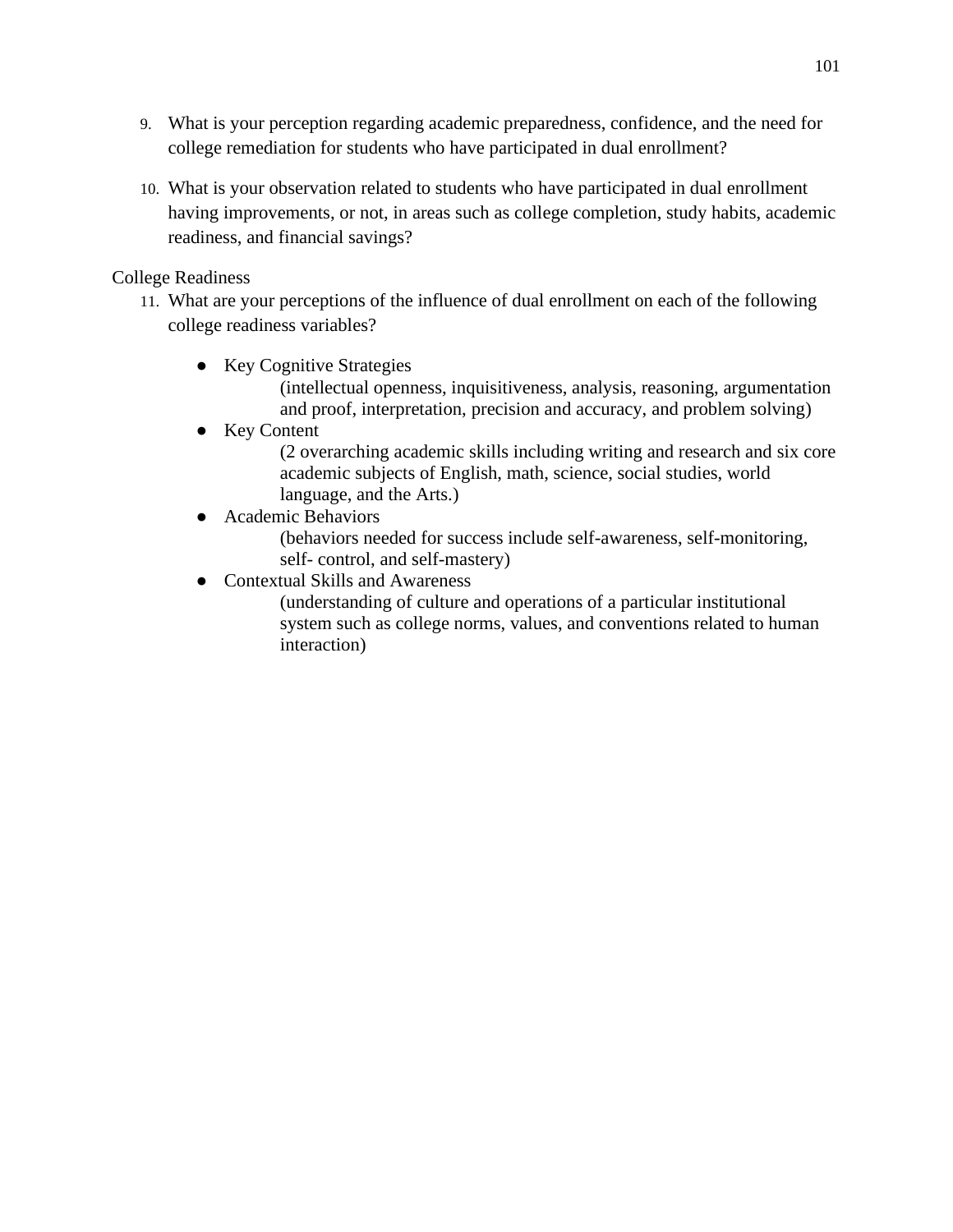9. What is your perception regarding academic preparedness, confidence, and the need for college remediation for students who have participated in dual enrollment?

10. What is your observation related to students who have participated in dual enrollment having improvements, or not, in areas such as college completion, study habits, academic readiness, and financial savings?

College Readiness

11. What are your perceptions of the influence of dual enrollment on each of the following college readiness variables?

    - Key Cognitive Strategies
      (intellectual openness, inquisitiveness, analysis, reasoning, argumentation and proof, interpretation, precision and accuracy, and problem solving)
    - Key Content
      (2 overarching academic skills including writing and research and six core academic subjects of English, math, science, social studies, world language, and the Arts.)
    - Academic Behaviors
      (behaviors needed for success include self-awareness, self-monitoring, self- control, and self-mastery)
    - Contextual Skills and Awareness
      (understanding of culture and operations of a particular institutional system such as college norms, values, and conventions related to human interaction)